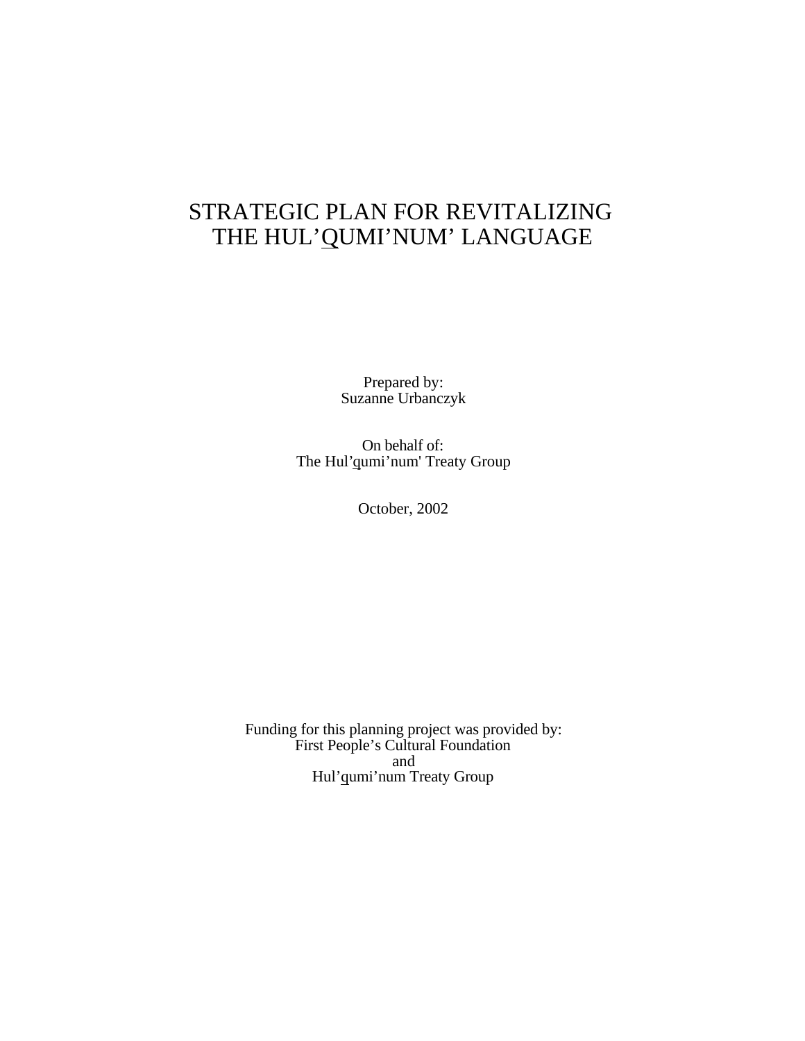# STRATEGIC PLAN FOR REVITALIZING THE HUL'QUMI'NUM' LANGUAGE

Prepared by:
Suzanne Urbanczyk

On behalf of:
The Hul'qumi'num' Treaty Group

October, 2002

Funding for this planning project was provided by:
First People's Cultural Foundation
and
Hul'qumi'num Treaty Group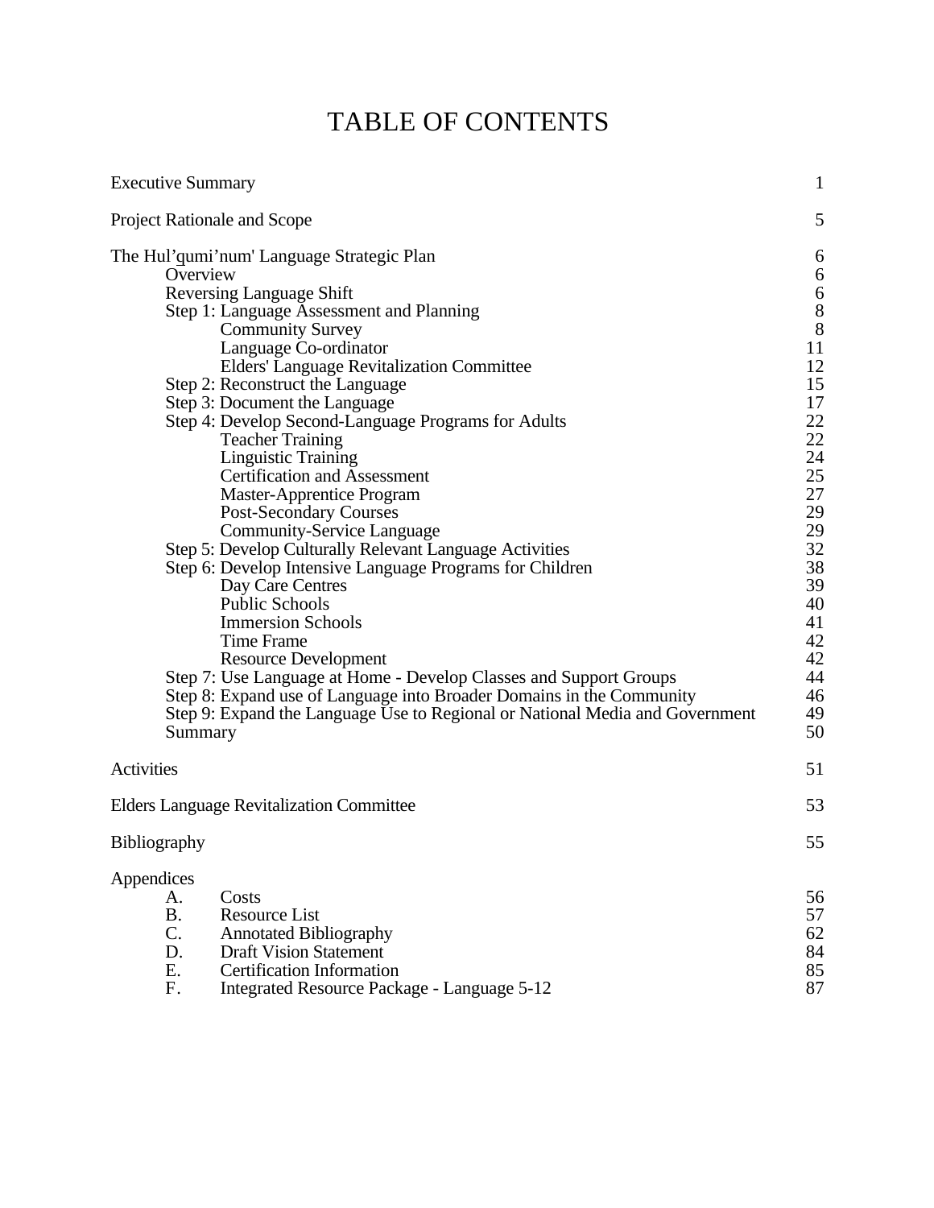# TABLE OF CONTENTS

| | |
|---|---|
| Executive Summary | 1 |
| Project Rationale and Scope | 5 |
| The Hul'qumi'num' Language Strategic Plan | 6 |
| &nbsp;&nbsp;&nbsp;&nbsp;Overview | 6 |
| &nbsp;&nbsp;&nbsp;&nbsp;Reversing Language Shift | 6 |
| &nbsp;&nbsp;&nbsp;&nbsp;Step 1: Language Assessment and Planning | 8 |
| &nbsp;&nbsp;&nbsp;&nbsp;&nbsp;&nbsp;&nbsp;&nbsp;Community Survey | 8 |
| &nbsp;&nbsp;&nbsp;&nbsp;&nbsp;&nbsp;&nbsp;&nbsp;Language Co-ordinator | 11 |
| &nbsp;&nbsp;&nbsp;&nbsp;&nbsp;&nbsp;&nbsp;&nbsp;Elders' Language Revitalization Committee | 12 |
| &nbsp;&nbsp;&nbsp;&nbsp;Step 2: Reconstruct the Language | 15 |
| &nbsp;&nbsp;&nbsp;&nbsp;Step 3: Document the Language | 17 |
| &nbsp;&nbsp;&nbsp;&nbsp;Step 4: Develop Second-Language Programs for Adults | 22 |
| &nbsp;&nbsp;&nbsp;&nbsp;&nbsp;&nbsp;&nbsp;&nbsp;Teacher Training | 22 |
| &nbsp;&nbsp;&nbsp;&nbsp;&nbsp;&nbsp;&nbsp;&nbsp;Linguistic Training | 24 |
| &nbsp;&nbsp;&nbsp;&nbsp;&nbsp;&nbsp;&nbsp;&nbsp;Certification and Assessment | 25 |
| &nbsp;&nbsp;&nbsp;&nbsp;&nbsp;&nbsp;&nbsp;&nbsp;Master-Apprentice Program | 27 |
| &nbsp;&nbsp;&nbsp;&nbsp;&nbsp;&nbsp;&nbsp;&nbsp;Post-Secondary Courses | 29 |
| &nbsp;&nbsp;&nbsp;&nbsp;&nbsp;&nbsp;&nbsp;&nbsp;Community-Service Language | 29 |
| &nbsp;&nbsp;&nbsp;&nbsp;Step 5: Develop Culturally Relevant Language Activities | 32 |
| &nbsp;&nbsp;&nbsp;&nbsp;Step 6: Develop Intensive Language Programs for Children | 38 |
| &nbsp;&nbsp;&nbsp;&nbsp;&nbsp;&nbsp;&nbsp;&nbsp;Day Care Centres | 39 |
| &nbsp;&nbsp;&nbsp;&nbsp;&nbsp;&nbsp;&nbsp;&nbsp;Public Schools | 40 |
| &nbsp;&nbsp;&nbsp;&nbsp;&nbsp;&nbsp;&nbsp;&nbsp;Immersion Schools | 41 |
| &nbsp;&nbsp;&nbsp;&nbsp;&nbsp;&nbsp;&nbsp;&nbsp;Time Frame | 42 |
| &nbsp;&nbsp;&nbsp;&nbsp;&nbsp;&nbsp;&nbsp;&nbsp;Resource Development | 42 |
| &nbsp;&nbsp;&nbsp;&nbsp;Step 7: Use Language at Home - Develop Classes and Support Groups | 44 |
| &nbsp;&nbsp;&nbsp;&nbsp;Step 8: Expand use of Language into Broader Domains in the Community | 46 |
| &nbsp;&nbsp;&nbsp;&nbsp;Step 9: Expand the Language Use to Regional or National Media and Government | 49 |
| &nbsp;&nbsp;&nbsp;&nbsp;Summary | 50 |
| Activities | 51 |
| Elders Language Revitalization Committee | 53 |
| Bibliography | 55 |
| Appendices | |
| &nbsp;&nbsp;&nbsp;&nbsp;A. Costs | 56 |
| &nbsp;&nbsp;&nbsp;&nbsp;B. Resource List | 57 |
| &nbsp;&nbsp;&nbsp;&nbsp;C. Annotated Bibliography | 62 |
| &nbsp;&nbsp;&nbsp;&nbsp;D. Draft Vision Statement | 84 |
| &nbsp;&nbsp;&nbsp;&nbsp;E. Certification Information | 85 |
| &nbsp;&nbsp;&nbsp;&nbsp;F. Integrated Resource Package - Language 5-12 | 87 |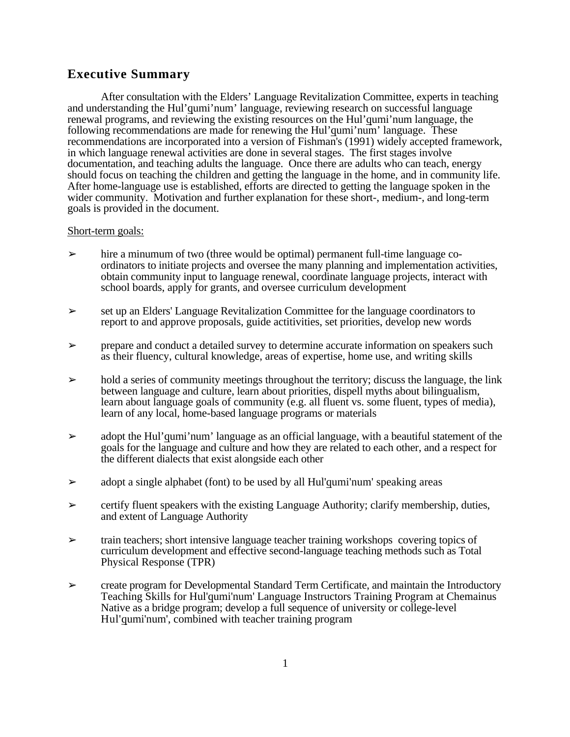## Executive Summary

After consultation with the Elders' Language Revitalization Committee, experts in teaching and understanding the Hul'q̱umi'num' language, reviewing research on successful language renewal programs, and reviewing the existing resources on the Hul'q̱umi'num language, the following recommendations are made for renewing the Hul'q̱umi'num' language. These recommendations are incorporated into a version of Fishman's (1991) widely accepted framework, in which language renewal activities are done in several stages. The first stages involve documentation, and teaching adults the language. Once there are adults who can teach, energy should focus on teaching the children and getting the language in the home, and in community life. After home-language use is established, efforts are directed to getting the language spoken in the wider community. Motivation and further explanation for these short-, medium-, and long-term goals is provided in the document.

Short-term goals:

- ➢ hire a minumum of two (three would be optimal) permanent full-time language co-ordinators to initiate projects and oversee the many planning and implementation activities, obtain community input to language renewal, coordinate language projects, interact with school boards, apply for grants, and oversee curriculum development
- ➢ set up an Elders' Language Revitalization Committee for the language coordinators to report to and approve proposals, guide actitivities, set priorities, develop new words
- ➢ prepare and conduct a detailed survey to determine accurate information on speakers such as their fluency, cultural knowledge, areas of expertise, home use, and writing skills
- ➢ hold a series of community meetings throughout the territory; discuss the language, the link between language and culture, learn about priorities, dispell myths about bilingualism, learn about language goals of community (e.g. all fluent vs. some fluent, types of media), learn of any local, home-based language programs or materials
- ➢ adopt the Hul'q̱umi'num' language as an official language, with a beautiful statement of the goals for the language and culture and how they are related to each other, and a respect for the different dialects that exist alongside each other
- ➢ adopt a single alphabet (font) to be used by all Hul'q̱umi'num' speaking areas
- ➢ certify fluent speakers with the existing Language Authority; clarify membership, duties, and extent of Language Authority
- ➢ train teachers; short intensive language teacher training workshops covering topics of curriculum development and effective second-language teaching methods such as Total Physical Response (TPR)
- ➢ create program for Developmental Standard Term Certificate, and maintain the Introductory Teaching Skills for Hul'q̱umi'num' Language Instructors Training Program at Chemainus Native as a bridge program; develop a full sequence of university or college-level Hul'q̱umi'num', combined with teacher training program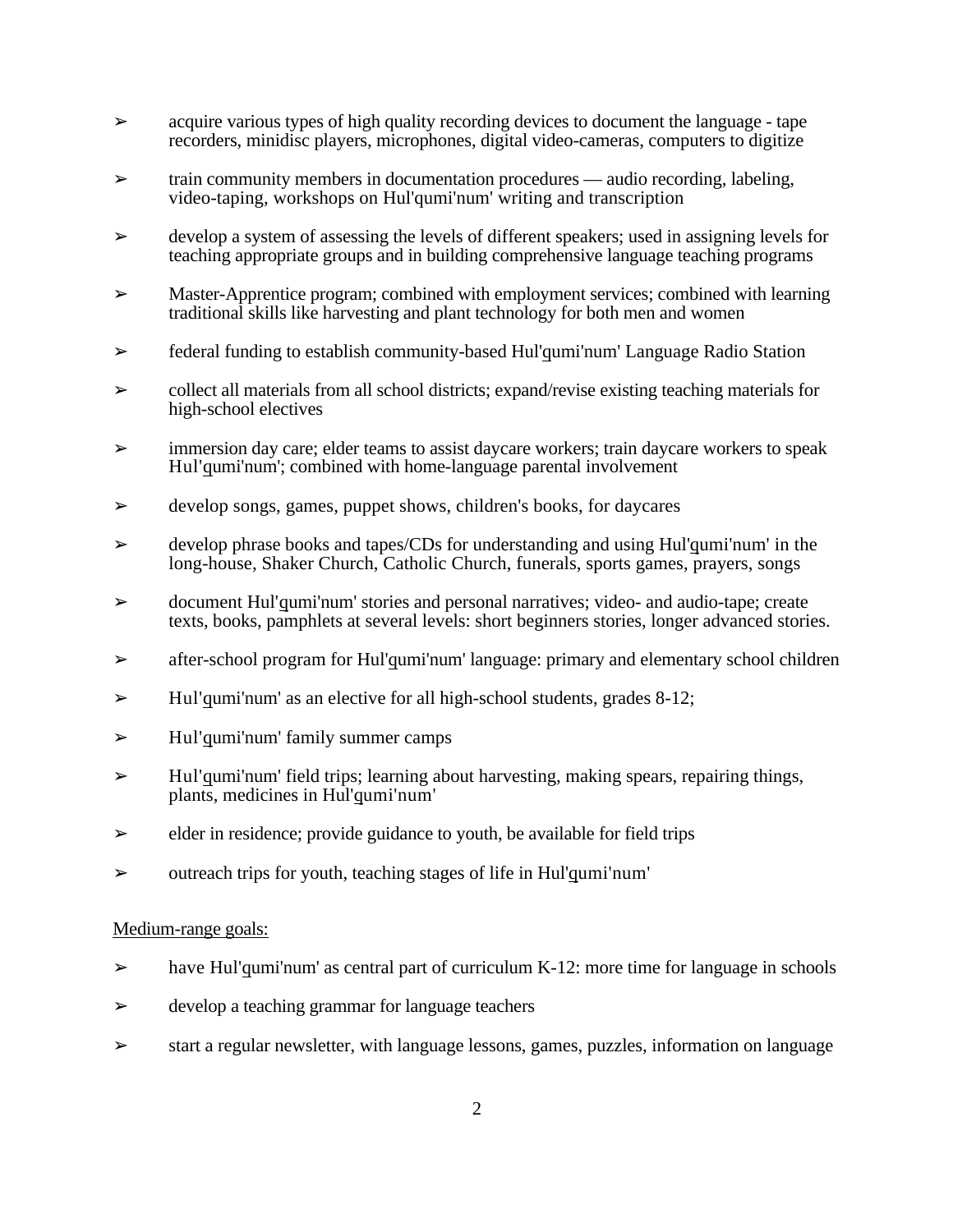- acquire various types of high quality recording devices to document the language - tape recorders, minidisc players, microphones, digital video-cameras, computers to digitize
- train community members in documentation procedures — audio recording, labeling, video-taping, workshops on Hul'qumi'num' writing and transcription
- develop a system of assessing the levels of different speakers; used in assigning levels for teaching appropriate groups and in building comprehensive language teaching programs
- Master-Apprentice program; combined with employment services; combined with learning traditional skills like harvesting and plant technology for both men and women
- federal funding to establish community-based Hul'q̱umi'num' Language Radio Station
- collect all materials from all school districts; expand/revise existing teaching materials for high-school electives
- immersion day care; elder teams to assist daycare workers; train daycare workers to speak Hul'q̱umi'num'; combined with home-language parental involvement
- develop songs, games, puppet shows, children's books, for daycares
- develop phrase books and tapes/CDs for understanding and using Hul'q̱umi'num' in the long-house, Shaker Church, Catholic Church, funerals, sports games, prayers, songs
- document Hul'q̱umi'num' stories and personal narratives; video- and audio-tape; create texts, books, pamphlets at several levels: short beginners stories, longer advanced stories.
- after-school program for Hul'q̱umi'num' language: primary and elementary school children
- Hul'q̱umi'num' as an elective for all high-school students, grades 8-12;
- Hul'q̱umi'num' family summer camps
- Hul'q̱umi'num' field trips; learning about harvesting, making spears, repairing things, plants, medicines in Hul'q̱umi'num'
- elder in residence; provide guidance to youth, be available for field trips
- outreach trips for youth, teaching stages of life in Hul'q̱umi'num'

<u>Medium-range goals:</u>

- have Hul'q̱umi'num' as central part of curriculum K-12: more time for language in schools
- develop a teaching grammar for language teachers
- start a regular newsletter, with language lessons, games, puzzles, information on language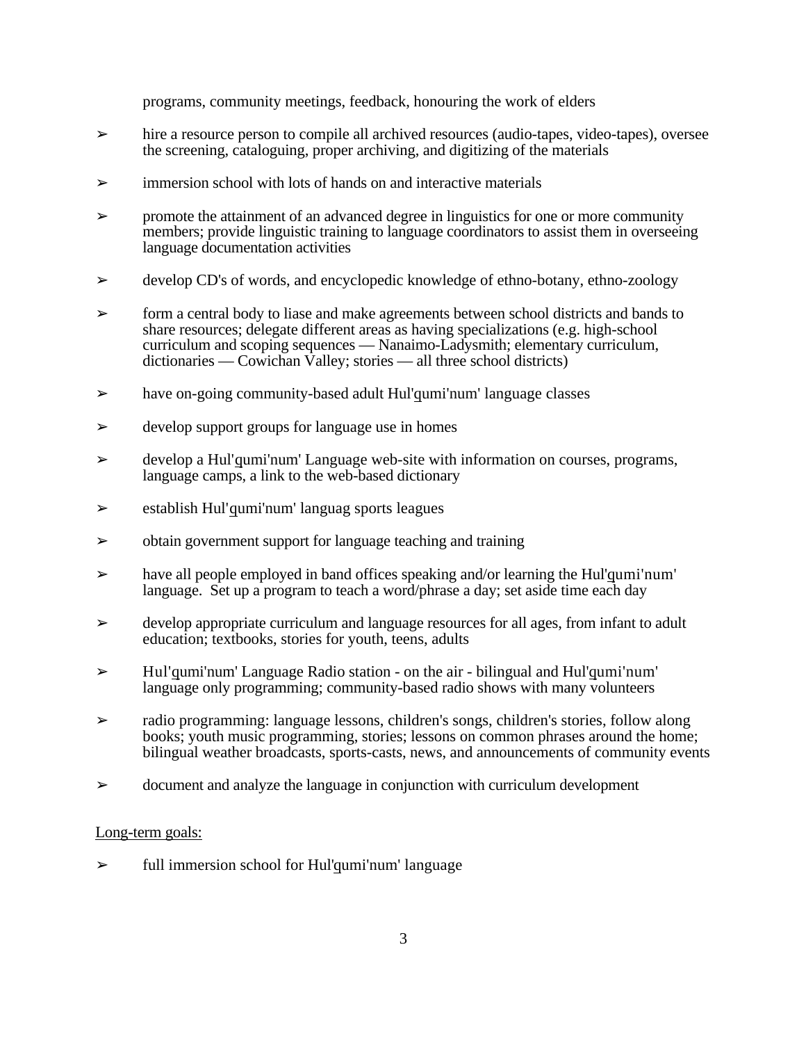programs, community meetings, feedback, honouring the work of elders

- hire a resource person to compile all archived resources (audio-tapes, video-tapes), oversee the screening, cataloguing, proper archiving, and digitizing of the materials
- immersion school with lots of hands on and interactive materials
- promote the attainment of an advanced degree in linguistics for one or more community members; provide linguistic training to language coordinators to assist them in overseeing language documentation activities
- develop CD's of words, and encyclopedic knowledge of ethno-botany, ethno-zoology
- form a central body to liase and make agreements between school districts and bands to share resources; delegate different areas as having specializations (e.g. high-school curriculum and scoping sequences — Nanaimo-Ladysmith; elementary curriculum, dictionaries — Cowichan Valley; stories — all three school districts)
- have on-going community-based adult Hul'q̱umi'num' language classes
- develop support groups for language use in homes
- develop a Hul'q̱umi'num' Language web-site with information on courses, programs, language camps, a link to the web-based dictionary
- establish Hul'q̱umi'num' languag sports leagues
- obtain government support for language teaching and training
- have all people employed in band offices speaking and/or learning the Hul'q̱umi'num' language. Set up a program to teach a word/phrase a day; set aside time each day
- develop appropriate curriculum and language resources for all ages, from infant to adult education; textbooks, stories for youth, teens, adults
- Hul'q̱umi'num' Language Radio station - on the air - bilingual and Hul'q̱umi'num' language only programming; community-based radio shows with many volunteers
- radio programming: language lessons, children's songs, children's stories, follow along books; youth music programming, stories; lessons on common phrases around the home; bilingual weather broadcasts, sports-casts, news, and announcements of community events
- document and analyze the language in conjunction with curriculum development

Long-term goals:

- full immersion school for Hul'q̱umi'num' language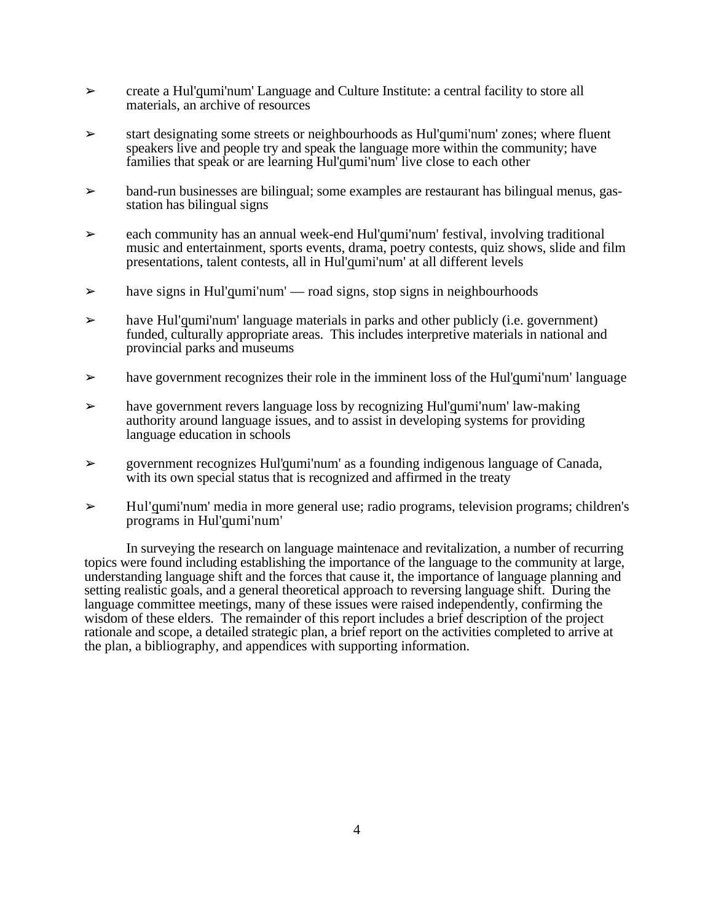- create a Hul'q̱umi'num' Language and Culture Institute: a central facility to store all materials, an archive of resources

- start designating some streets or neighbourhoods as Hul'q̱umi'num' zones; where fluent speakers live and people try and speak the language more within the community; have families that speak or are learning Hul'q̱umi'num' live close to each other

- band-run businesses are bilingual; some examples are restaurant has bilingual menus, gas-station has bilingual signs

- each community has an annual week-end Hul'q̱umi'num' festival, involving traditional music and entertainment, sports events, drama, poetry contests, quiz shows, slide and film presentations, talent contests, all in Hul'q̱umi'num' at all different levels

- have signs in Hul'q̱umi'num' — road signs, stop signs in neighbourhoods

- have Hul'q̱umi'num' language materials in parks and other publicly (i.e. government) funded, culturally appropriate areas. This includes interpretive materials in national and provincial parks and museums

- have government recognizes their role in the imminent loss of the Hul'q̱umi'num' language

- have government revers language loss by recognizing Hul'q̱umi'num' law-making authority around language issues, and to assist in developing systems for providing language education in schools

- government recognizes Hul'q̱umi'num' as a founding indigenous language of Canada, with its own special status that is recognized and affirmed in the treaty

- Hul'q̱umi'num' media in more general use; radio programs, television programs; children's programs in Hul'q̱umi'num'

In surveying the research on language maintenace and revitalization, a number of recurring topics were found including establishing the importance of the language to the community at large, understanding language shift and the forces that cause it, the importance of language planning and setting realistic goals, and a general theoretical approach to reversing language shift. During the language committee meetings, many of these issues were raised independently, confirming the wisdom of these elders. The remainder of this report includes a brief description of the project rationale and scope, a detailed strategic plan, a brief report on the activities completed to arrive at the plan, a bibliography, and appendices with supporting information.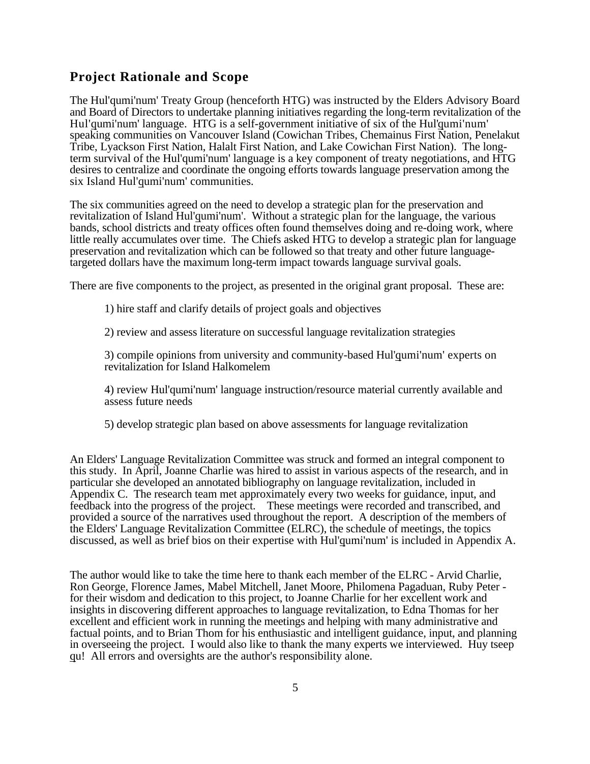## Project Rationale and Scope

The Hul'qumi'num' Treaty Group (henceforth HTG) was instructed by the Elders Advisory Board and Board of Directors to undertake planning initiatives regarding the long-term revitalization of the Hul'qumi'num' language. HTG is a self-government initiative of six of the Hul'qumi'num' speaking communities on Vancouver Island (Cowichan Tribes, Chemainus First Nation, Penelakut Tribe, Lyackson First Nation, Halalt First Nation, and Lake Cowichan First Nation). The long-term survival of the Hul'qumi'num' language is a key component of treaty negotiations, and HTG desires to centralize and coordinate the ongoing efforts towards language preservation among the six Island Hul'qumi'num' communities.

The six communities agreed on the need to develop a strategic plan for the preservation and revitalization of Island Hul'qumi'num'. Without a strategic plan for the language, the various bands, school districts and treaty offices often found themselves doing and re-doing work, where little really accumulates over time. The Chiefs asked HTG to develop a strategic plan for language preservation and revitalization which can be followed so that treaty and other future language-targeted dollars have the maximum long-term impact towards language survival goals.

There are five components to the project, as presented in the original grant proposal. These are:

1) hire staff and clarify details of project goals and objectives

2) review and assess literature on successful language revitalization strategies

3) compile opinions from university and community-based Hul'qumi'num' experts on revitalization for Island Halkomelem

4) review Hul'qumi'num' language instruction/resource material currently available and assess future needs

5) develop strategic plan based on above assessments for language revitalization

An Elders' Language Revitalization Committee was struck and formed an integral component to this study. In April, Joanne Charlie was hired to assist in various aspects of the research, and in particular she developed an annotated bibliography on language revitalization, included in Appendix C. The research team met approximately every two weeks for guidance, input, and feedback into the progress of the project. These meetings were recorded and transcribed, and provided a source of the narratives used throughout the report. A description of the members of the Elders' Language Revitalization Committee (ELRC), the schedule of meetings, the topics discussed, as well as brief bios on their expertise with Hul'qumi'num' is included in Appendix A.

The author would like to take the time here to thank each member of the ELRC - Arvid Charlie, Ron George, Florence James, Mabel Mitchell, Janet Moore, Philomena Pagaduan, Ruby Peter - for their wisdom and dedication to this project, to Joanne Charlie for her excellent work and insights in discovering different approaches to language revitalization, to Edna Thomas for her excellent and efficient work in running the meetings and helping with many administrative and factual points, and to Brian Thom for his enthusiastic and intelligent guidance, input, and planning in overseeing the project. I would also like to thank the many experts we interviewed. Huy tseep qu! All errors and oversights are the author's responsibility alone.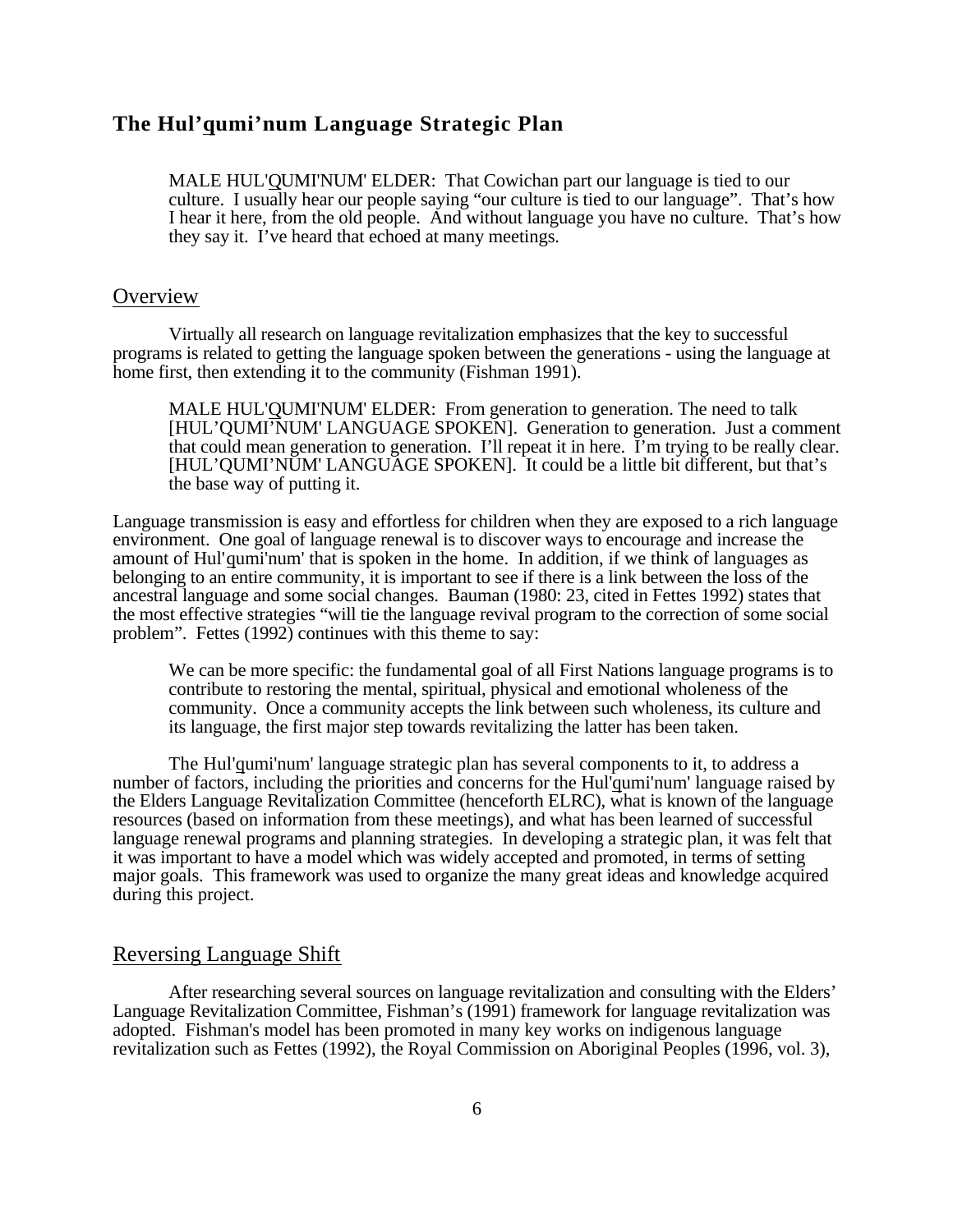## The Hul'qumi'num Language Strategic Plan

> MALE HUL'QUMI'NUM' ELDER: That Cowichan part our language is tied to our culture. I usually hear our people saying "our culture is tied to our language". That's how I hear it here, from the old people. And without language you have no culture. That's how they say it. I've heard that echoed at many meetings.

### Overview

Virtually all research on language revitalization emphasizes that the key to successful programs is related to getting the language spoken between the generations - using the language at home first, then extending it to the community (Fishman 1991).

> MALE HUL'QUMI'NUM' ELDER: From generation to generation. The need to talk [HUL'QUMI'NUM' LANGUAGE SPOKEN]. Generation to generation. Just a comment that could mean generation to generation. I'll repeat it in here. I'm trying to be really clear. [HUL'QUMI'NUM' LANGUAGE SPOKEN]. It could be a little bit different, but that's the base way of putting it.

Language transmission is easy and effortless for children when they are exposed to a rich language environment. One goal of language renewal is to discover ways to encourage and increase the amount of Hul'qumi'num' that is spoken in the home. In addition, if we think of languages as belonging to an entire community, it is important to see if there is a link between the loss of the ancestral language and some social changes. Bauman (1980: 23, cited in Fettes 1992) states that the most effective strategies "will tie the language revival program to the correction of some social problem". Fettes (1992) continues with this theme to say:

> We can be more specific: the fundamental goal of all First Nations language programs is to contribute to restoring the mental, spiritual, physical and emotional wholeness of the community. Once a community accepts the link between such wholeness, its culture and its language, the first major step towards revitalizing the latter has been taken.

The Hul'qumi'num' language strategic plan has several components to it, to address a number of factors, including the priorities and concerns for the Hul'qumi'num' language raised by the Elders Language Revitalization Committee (henceforth ELRC), what is known of the language resources (based on information from these meetings), and what has been learned of successful language renewal programs and planning strategies. In developing a strategic plan, it was felt that it was important to have a model which was widely accepted and promoted, in terms of setting major goals. This framework was used to organize the many great ideas and knowledge acquired during this project.

### Reversing Language Shift

After researching several sources on language revitalization and consulting with the Elders' Language Revitalization Committee, Fishman's (1991) framework for language revitalization was adopted. Fishman's model has been promoted in many key works on indigenous language revitalization such as Fettes (1992), the Royal Commission on Aboriginal Peoples (1996, vol. 3),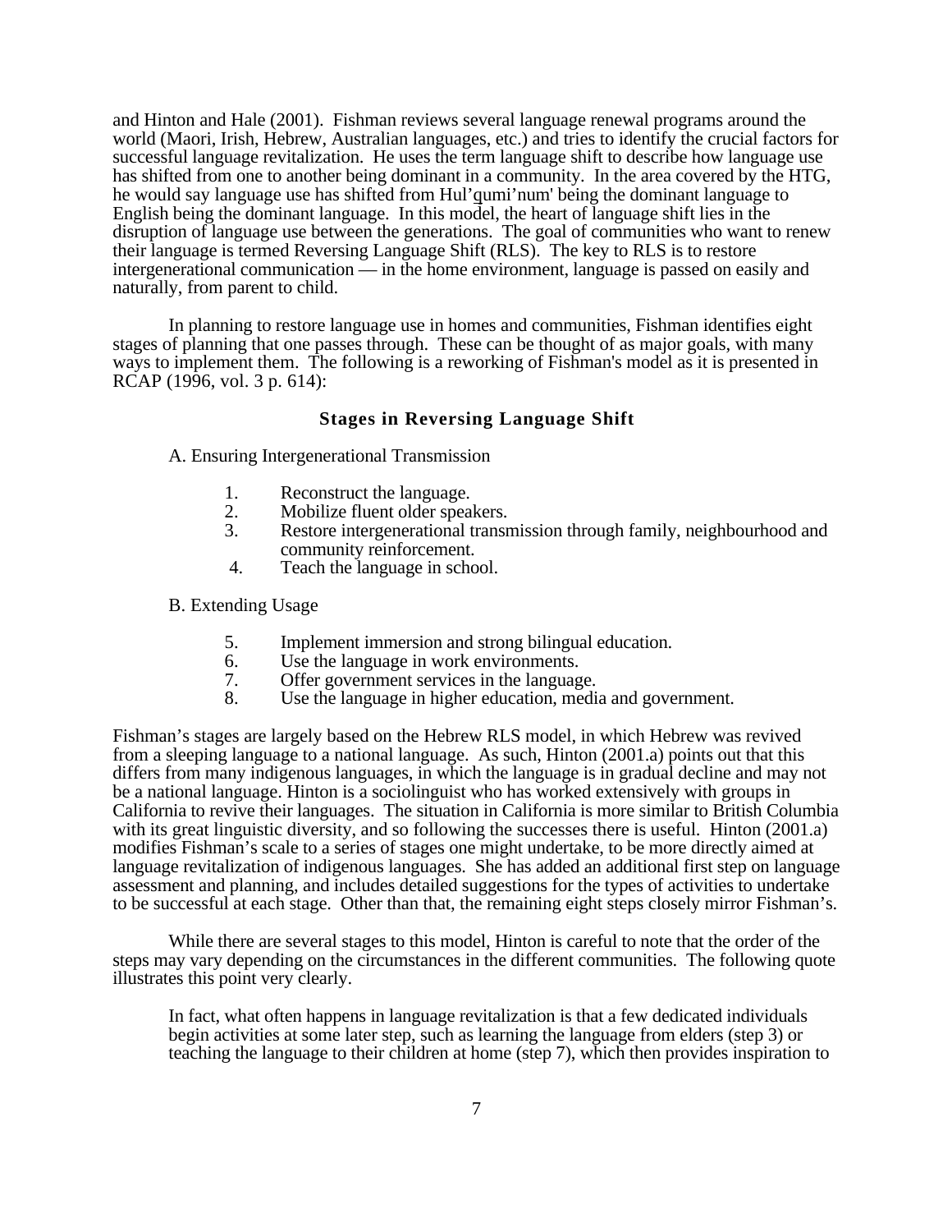and Hinton and Hale (2001). Fishman reviews several language renewal programs around the world (Maori, Irish, Hebrew, Australian languages, etc.) and tries to identify the crucial factors for successful language revitalization. He uses the term language shift to describe how language use has shifted from one to another being dominant in a community. In the area covered by the HTG, he would say language use has shifted from Hul'q̱umi'num' being the dominant language to English being the dominant language. In this model, the heart of language shift lies in the disruption of language use between the generations. The goal of communities who want to renew their language is termed Reversing Language Shift (RLS). The key to RLS is to restore intergenerational communication — in the home environment, language is passed on easily and naturally, from parent to child.

In planning to restore language use in homes and communities, Fishman identifies eight stages of planning that one passes through. These can be thought of as major goals, with many ways to implement them. The following is a reworking of Fishman's model as it is presented in RCAP (1996, vol. 3 p. 614):

### Stages in Reversing Language Shift

A. Ensuring Intergenerational Transmission

1. Reconstruct the language.
2. Mobilize fluent older speakers.
3. Restore intergenerational transmission through family, neighbourhood and community reinforcement.
4. Teach the language in school.

B. Extending Usage

5. Implement immersion and strong bilingual education.
6. Use the language in work environments.
7. Offer government services in the language.
8. Use the language in higher education, media and government.

Fishman's stages are largely based on the Hebrew RLS model, in which Hebrew was revived from a sleeping language to a national language. As such, Hinton (2001.a) points out that this differs from many indigenous languages, in which the language is in gradual decline and may not be a national language. Hinton is a sociolinguist who has worked extensively with groups in California to revive their languages. The situation in California is more similar to British Columbia with its great linguistic diversity, and so following the successes there is useful. Hinton (2001.a) modifies Fishman's scale to a series of stages one might undertake, to be more directly aimed at language revitalization of indigenous languages. She has added an additional first step on language assessment and planning, and includes detailed suggestions for the types of activities to undertake to be successful at each stage. Other than that, the remaining eight steps closely mirror Fishman's.

While there are several stages to this model, Hinton is careful to note that the order of the steps may vary depending on the circumstances in the different communities. The following quote illustrates this point very clearly.

> In fact, what often happens in language revitalization is that a few dedicated individuals begin activities at some later step, such as learning the language from elders (step 3) or teaching the language to their children at home (step 7), which then provides inspiration to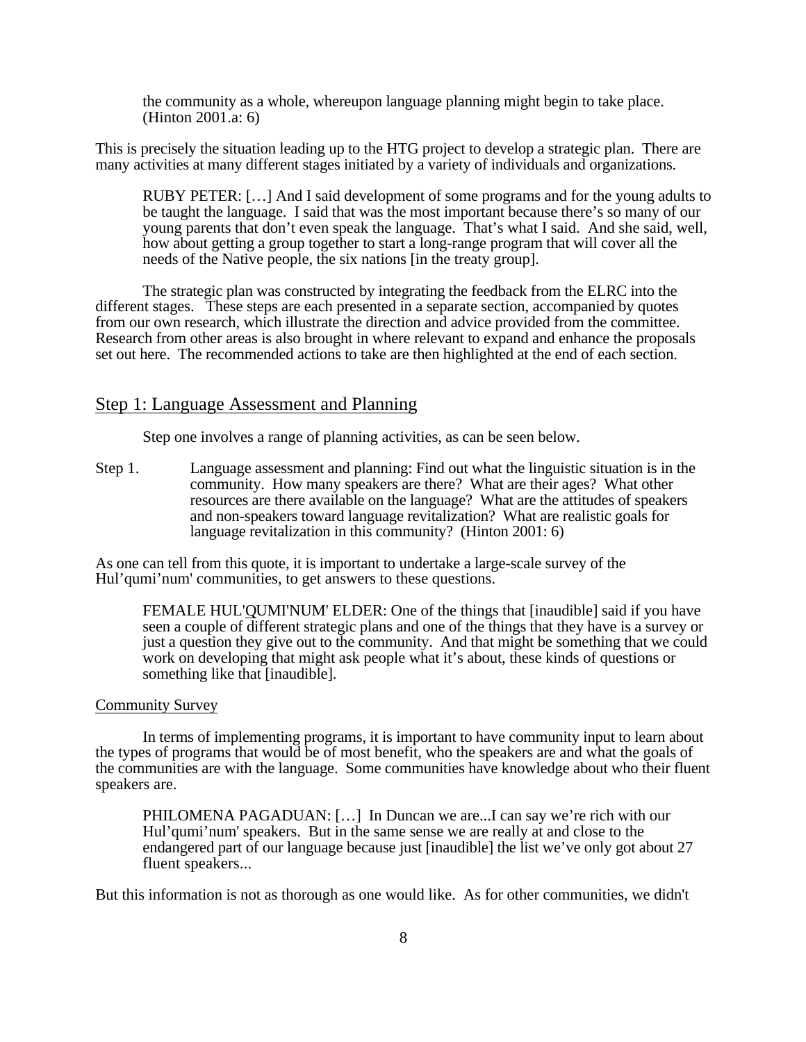> the community as a whole, whereupon language planning might begin to take place. (Hinton 2001.a: 6)

This is precisely the situation leading up to the HTG project to develop a strategic plan. There are many activities at many different stages initiated by a variety of individuals and organizations.

> RUBY PETER: […] And I said development of some programs and for the young adults to be taught the language. I said that was the most important because there's so many of our young parents that don't even speak the language. That's what I said. And she said, well, how about getting a group together to start a long-range program that will cover all the needs of the Native people, the six nations [in the treaty group].

The strategic plan was constructed by integrating the feedback from the ELRC into the different stages. These steps are each presented in a separate section, accompanied by quotes from our own research, which illustrate the direction and advice provided from the committee. Research from other areas is also brought in where relevant to expand and enhance the proposals set out here. The recommended actions to take are then highlighted at the end of each section.

## Step 1: Language Assessment and Planning

Step one involves a range of planning activities, as can be seen below.

Step 1. Language assessment and planning: Find out what the linguistic situation is in the community. How many speakers are there? What are their ages? What other resources are there available on the language? What are the attitudes of speakers and non-speakers toward language revitalization? What are realistic goals for language revitalization in this community? (Hinton 2001: 6)

As one can tell from this quote, it is important to undertake a large-scale survey of the Hul'qumi'num' communities, to get answers to these questions.

> FEMALE HUL'QUMI'NUM' ELDER: One of the things that [inaudible] said if you have seen a couple of different strategic plans and one of the things that they have is a survey or just a question they give out to the community. And that might be something that we could work on developing that might ask people what it's about, these kinds of questions or something like that [inaudible].

### Community Survey

In terms of implementing programs, it is important to have community input to learn about the types of programs that would be of most benefit, who the speakers are and what the goals of the communities are with the language. Some communities have knowledge about who their fluent speakers are.

> PHILOMENA PAGADUAN: […] In Duncan we are...I can say we're rich with our Hul'qumi'num' speakers. But in the same sense we are really at and close to the endangered part of our language because just [inaudible] the list we've only got about 27 fluent speakers...

But this information is not as thorough as one would like. As for other communities, we didn't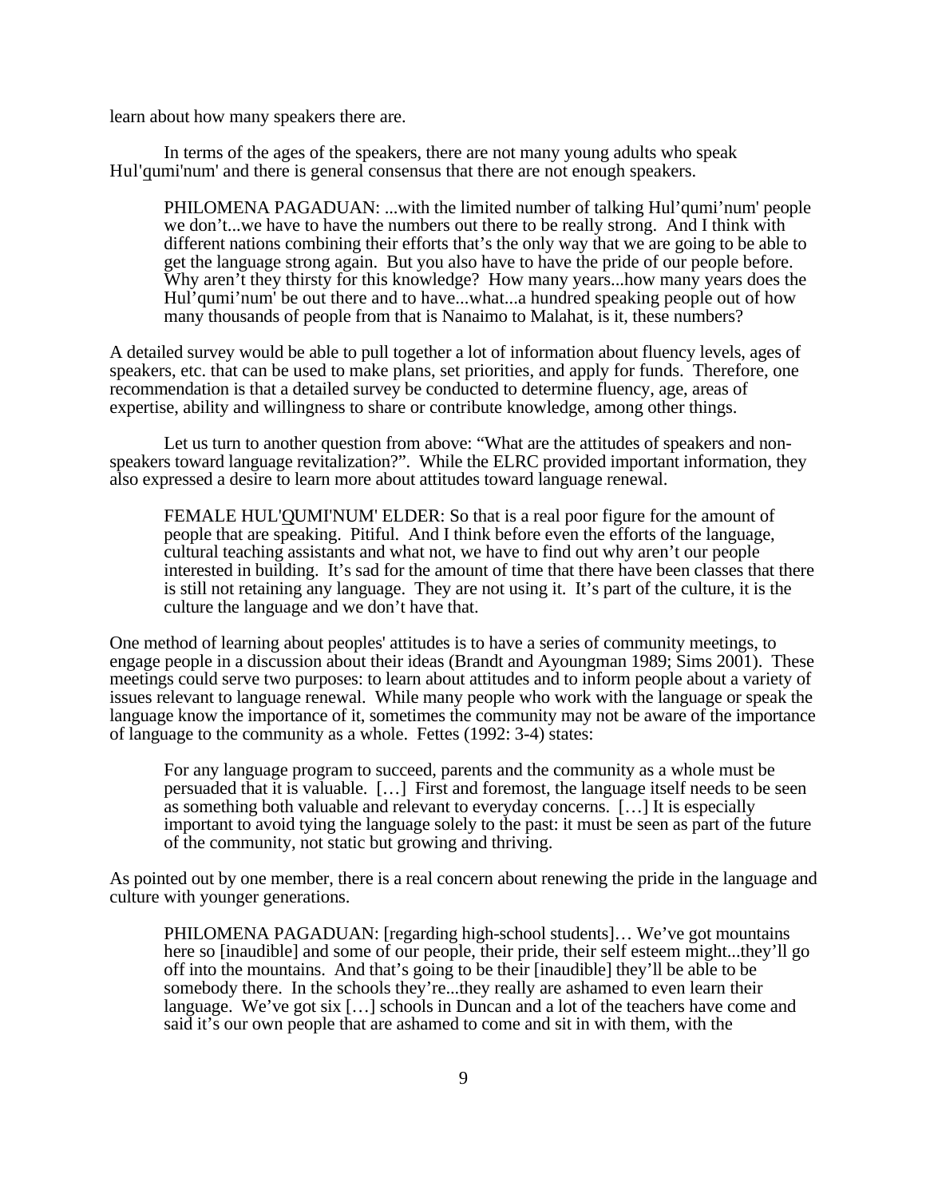learn about how many speakers there are.

In terms of the ages of the speakers, there are not many young adults who speak Hul'qumi'num' and there is general consensus that there are not enough speakers.

> PHILOMENA PAGADUAN: ...with the limited number of talking Hul’qumi’num' people we don’t...we have to have the numbers out there to be really strong. And I think with different nations combining their efforts that’s the only way that we are going to be able to get the language strong again. But you also have to have the pride of our people before. Why aren’t they thirsty for this knowledge? How many years...how many years does the Hul’qumi’num' be out there and to have...what...a hundred speaking people out of how many thousands of people from that is Nanaimo to Malahat, is it, these numbers?

A detailed survey would be able to pull together a lot of information about fluency levels, ages of speakers, etc. that can be used to make plans, set priorities, and apply for funds. Therefore, one recommendation is that a detailed survey be conducted to determine fluency, age, areas of expertise, ability and willingness to share or contribute knowledge, among other things.

Let us turn to another question from above: “What are the attitudes of speakers and non-speakers toward language revitalization?”. While the ELRC provided important information, they also expressed a desire to learn more about attitudes toward language renewal.

> FEMALE HUL'QUMI'NUM' ELDER: So that is a real poor figure for the amount of people that are speaking. Pitiful. And I think before even the efforts of the language, cultural teaching assistants and what not, we have to find out why aren’t our people interested in building. It’s sad for the amount of time that there have been classes that there is still not retaining any language. They are not using it. It’s part of the culture, it is the culture the language and we don’t have that.

One method of learning about peoples' attitudes is to have a series of community meetings, to engage people in a discussion about their ideas (Brandt and Ayoungman 1989; Sims 2001). These meetings could serve two purposes: to learn about attitudes and to inform people about a variety of issues relevant to language renewal. While many people who work with the language or speak the language know the importance of it, sometimes the community may not be aware of the importance of language to the community as a whole. Fettes (1992: 3-4) states:

> For any language program to succeed, parents and the community as a whole must be persuaded that it is valuable. […] First and foremost, the language itself needs to be seen as something both valuable and relevant to everyday concerns. […] It is especially important to avoid tying the language solely to the past: it must be seen as part of the future of the community, not static but growing and thriving.

As pointed out by one member, there is a real concern about renewing the pride in the language and culture with younger generations.

> PHILOMENA PAGADUAN: [regarding high-school students]… We’ve got mountains here so [inaudible] and some of our people, their pride, their self esteem might...they’ll go off into the mountains. And that’s going to be their [inaudible] they’ll be able to be somebody there. In the schools they’re...they really are ashamed to even learn their language. We’ve got six […] schools in Duncan and a lot of the teachers have come and said it’s our own people that are ashamed to come and sit in with them, with the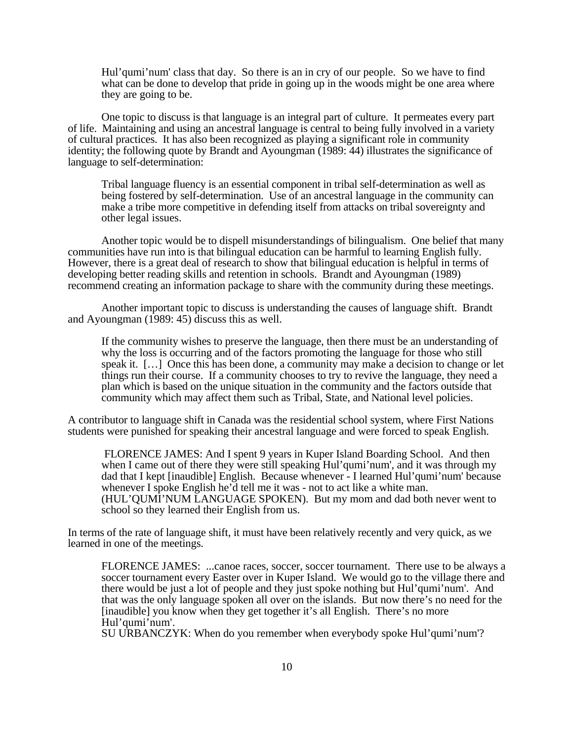> Hul'qumi'num' class that day. So there is an in cry of our people. So we have to find what can be done to develop that pride in going up in the woods might be one area where they are going to be.

One topic to discuss is that language is an integral part of culture. It permeates every part of life. Maintaining and using an ancestral language is central to being fully involved in a variety of cultural practices. It has also been recognized as playing a significant role in community identity; the following quote by Brandt and Ayoungman (1989: 44) illustrates the significance of language to self-determination:

> Tribal language fluency is an essential component in tribal self-determination as well as being fostered by self-determination. Use of an ancestral language in the community can make a tribe more competitive in defending itself from attacks on tribal sovereignty and other legal issues.

Another topic would be to dispell misunderstandings of bilingualism. One belief that many communities have run into is that bilingual education can be harmful to learning English fully. However, there is a great deal of research to show that bilingual education is helpful in terms of developing better reading skills and retention in schools. Brandt and Ayoungman (1989) recommend creating an information package to share with the community during these meetings.

Another important topic to discuss is understanding the causes of language shift. Brandt and Ayoungman (1989: 45) discuss this as well.

> If the community wishes to preserve the language, then there must be an understanding of why the loss is occurring and of the factors promoting the language for those who still speak it. […] Once this has been done, a community may make a decision to change or let things run their course. If a community chooses to try to revive the language, they need a plan which is based on the unique situation in the community and the factors outside that community which may affect them such as Tribal, State, and National level policies.

A contributor to language shift in Canada was the residential school system, where First Nations students were punished for speaking their ancestral language and were forced to speak English.

> FLORENCE JAMES: And I spent 9 years in Kuper Island Boarding School. And then when I came out of there they were still speaking Hul'qumi'num', and it was through my dad that I kept [inaudible] English. Because whenever - I learned Hul'qumi'num' because whenever I spoke English he'd tell me it was - not to act like a white man. (HUL'QUMI'NUM LANGUAGE SPOKEN). But my mom and dad both never went to school so they learned their English from us.

In terms of the rate of language shift, it must have been relatively recently and very quick, as we learned in one of the meetings.

> FLORENCE JAMES: ...canoe races, soccer, soccer tournament. There use to be always a soccer tournament every Easter over in Kuper Island. We would go to the village there and there would be just a lot of people and they just spoke nothing but Hul'qumi'num'. And that was the only language spoken all over on the islands. But now there's no need for the [inaudible] you know when they get together it's all English. There's no more Hul'qumi'num'.
> SU URBANCZYK: When do you remember when everybody spoke Hul'qumi'num'?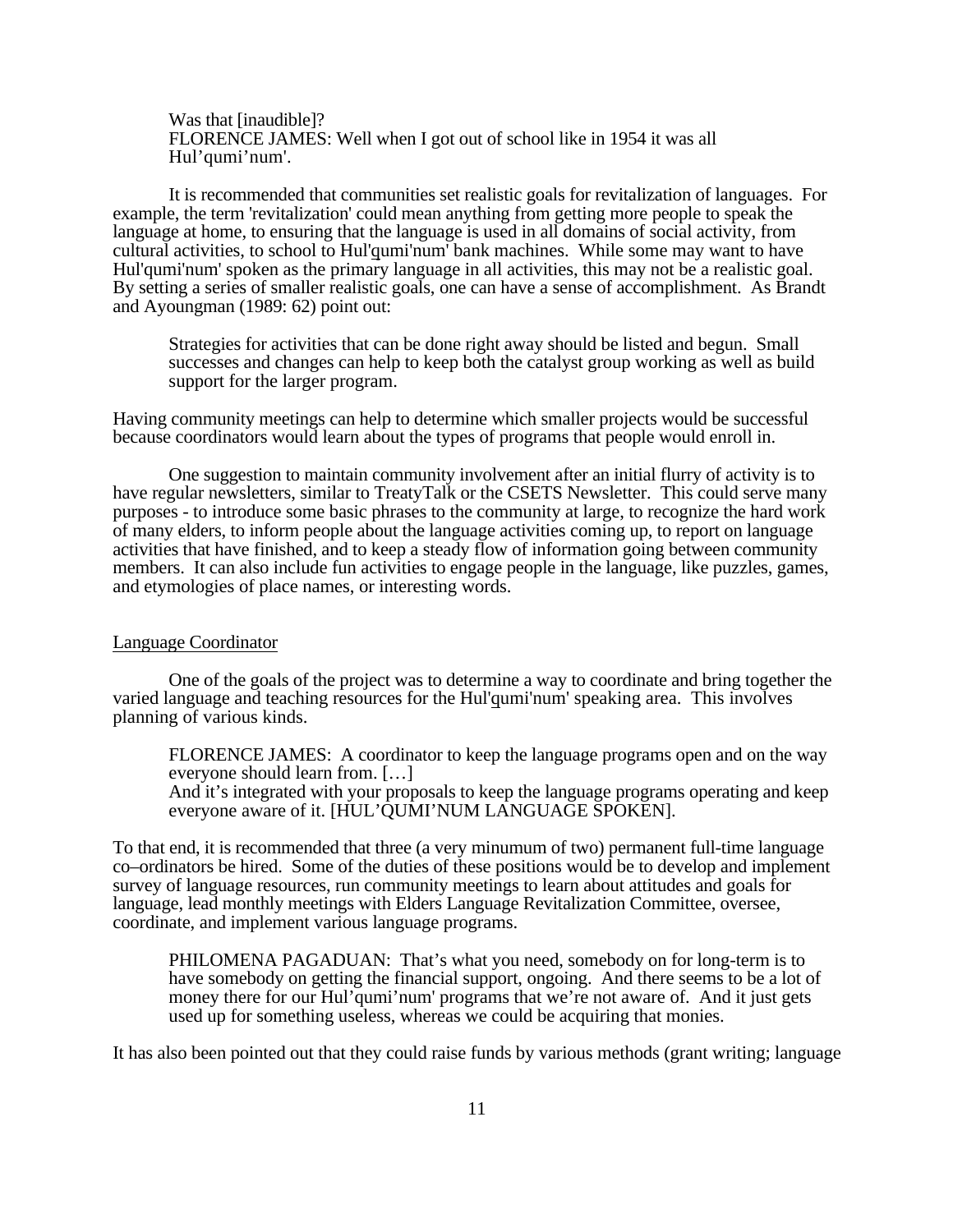> Was that [inaudible]?
> FLORENCE JAMES: Well when I got out of school like in 1954 it was all Hul'qumi'num'.

It is recommended that communities set realistic goals for revitalization of languages. For example, the term 'revitalization' could mean anything from getting more people to speak the language at home, to ensuring that the language is used in all domains of social activity, from cultural activities, to school to Hul'qumi'num' bank machines. While some may want to have Hul'qumi'num' spoken as the primary language in all activities, this may not be a realistic goal. By setting a series of smaller realistic goals, one can have a sense of accomplishment. As Brandt and Ayoungman (1989: 62) point out:

> Strategies for activities that can be done right away should be listed and begun. Small successes and changes can help to keep both the catalyst group working as well as build support for the larger program.

Having community meetings can help to determine which smaller projects would be successful because coordinators would learn about the types of programs that people would enroll in.

One suggestion to maintain community involvement after an initial flurry of activity is to have regular newsletters, similar to TreatyTalk or the CSETS Newsletter. This could serve many purposes - to introduce some basic phrases to the community at large, to recognize the hard work of many elders, to inform people about the language activities coming up, to report on language activities that have finished, and to keep a steady flow of information going between community members. It can also include fun activities to engage people in the language, like puzzles, games, and etymologies of place names, or interesting words.

## Language Coordinator

One of the goals of the project was to determine a way to coordinate and bring together the varied language and teaching resources for the Hul'qumi'num' speaking area. This involves planning of various kinds.

> FLORENCE JAMES: A coordinator to keep the language programs open and on the way everyone should learn from. […]
> And it's integrated with your proposals to keep the language programs operating and keep everyone aware of it. [HUL'QUMI'NUM LANGUAGE SPOKEN].

To that end, it is recommended that three (a very minumum of two) permanent full-time language co–ordinators be hired. Some of the duties of these positions would be to develop and implement survey of language resources, run community meetings to learn about attitudes and goals for language, lead monthly meetings with Elders Language Revitalization Committee, oversee, coordinate, and implement various language programs.

> PHILOMENA PAGADUAN: That's what you need, somebody on for long-term is to have somebody on getting the financial support, ongoing. And there seems to be a lot of money there for our Hul'qumi'num' programs that we're not aware of. And it just gets used up for something useless, whereas we could be acquiring that monies.

It has also been pointed out that they could raise funds by various methods (grant writing; language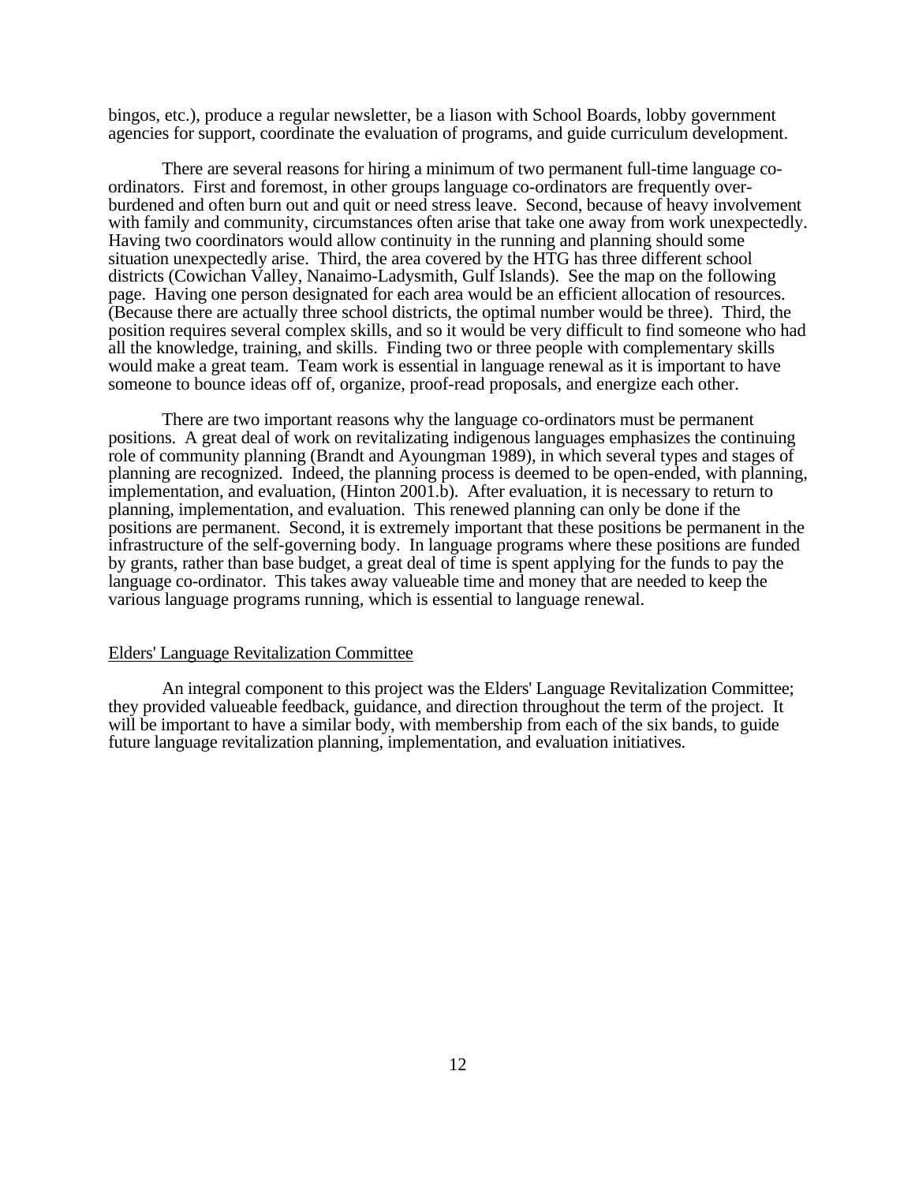bingos, etc.), produce a regular newsletter, be a liason with School Boards, lobby government agencies for support, coordinate the evaluation of programs, and guide curriculum development.

There are several reasons for hiring a minimum of two permanent full-time language co-ordinators. First and foremost, in other groups language co-ordinators are frequently over-burdened and often burn out and quit or need stress leave. Second, because of heavy involvement with family and community, circumstances often arise that take one away from work unexpectedly. Having two coordinators would allow continuity in the running and planning should some situation unexpectedly arise. Third, the area covered by the HTG has three different school districts (Cowichan Valley, Nanaimo-Ladysmith, Gulf Islands). See the map on the following page. Having one person designated for each area would be an efficient allocation of resources. (Because there are actually three school districts, the optimal number would be three). Third, the position requires several complex skills, and so it would be very difficult to find someone who had all the knowledge, training, and skills. Finding two or three people with complementary skills would make a great team. Team work is essential in language renewal as it is important to have someone to bounce ideas off of, organize, proof-read proposals, and energize each other.

There are two important reasons why the language co-ordinators must be permanent positions. A great deal of work on revitalizating indigenous languages emphasizes the continuing role of community planning (Brandt and Ayoungman 1989), in which several types and stages of planning are recognized. Indeed, the planning process is deemed to be open-ended, with planning, implementation, and evaluation, (Hinton 2001.b). After evaluation, it is necessary to return to planning, implementation, and evaluation. This renewed planning can only be done if the positions are permanent. Second, it is extremely important that these positions be permanent in the infrastructure of the self-governing body. In language programs where these positions are funded by grants, rather than base budget, a great deal of time is spent applying for the funds to pay the language co-ordinator. This takes away valueable time and money that are needed to keep the various language programs running, which is essential to language renewal.

## Elders' Language Revitalization Committee

An integral component to this project was the Elders' Language Revitalization Committee; they provided valueable feedback, guidance, and direction throughout the term of the project. It will be important to have a similar body, with membership from each of the six bands, to guide future language revitalization planning, implementation, and evaluation initiatives.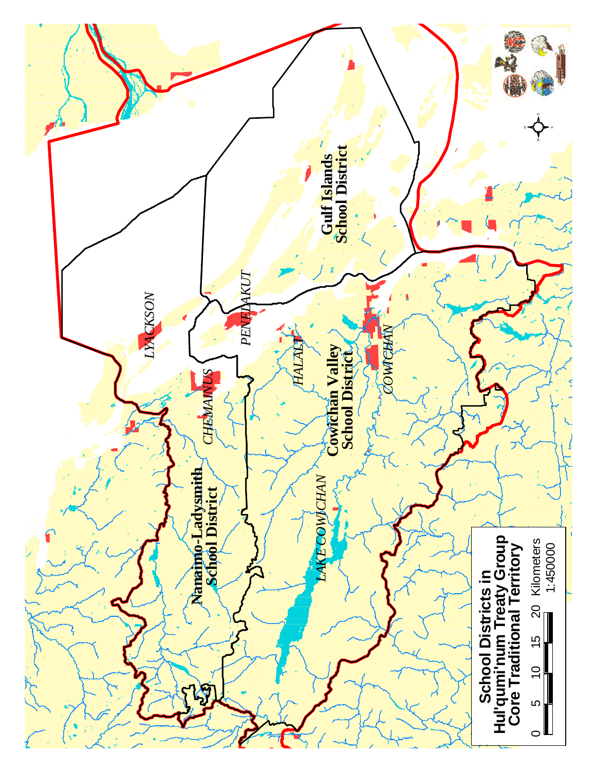# School Districts in Hul'qumi'num Treaty Group Core Traditional Territory

Gulf Islands School District

Cowichan Valley School District

Nanaimo-Ladysmith School District

*LYACKSON*

*PENELAKUT*

*CHEMAINUS*

*HALALT*

*COWICHAN*

*LAKE COWICHAN*

0 5 10 15 20 Kilometers

1:450000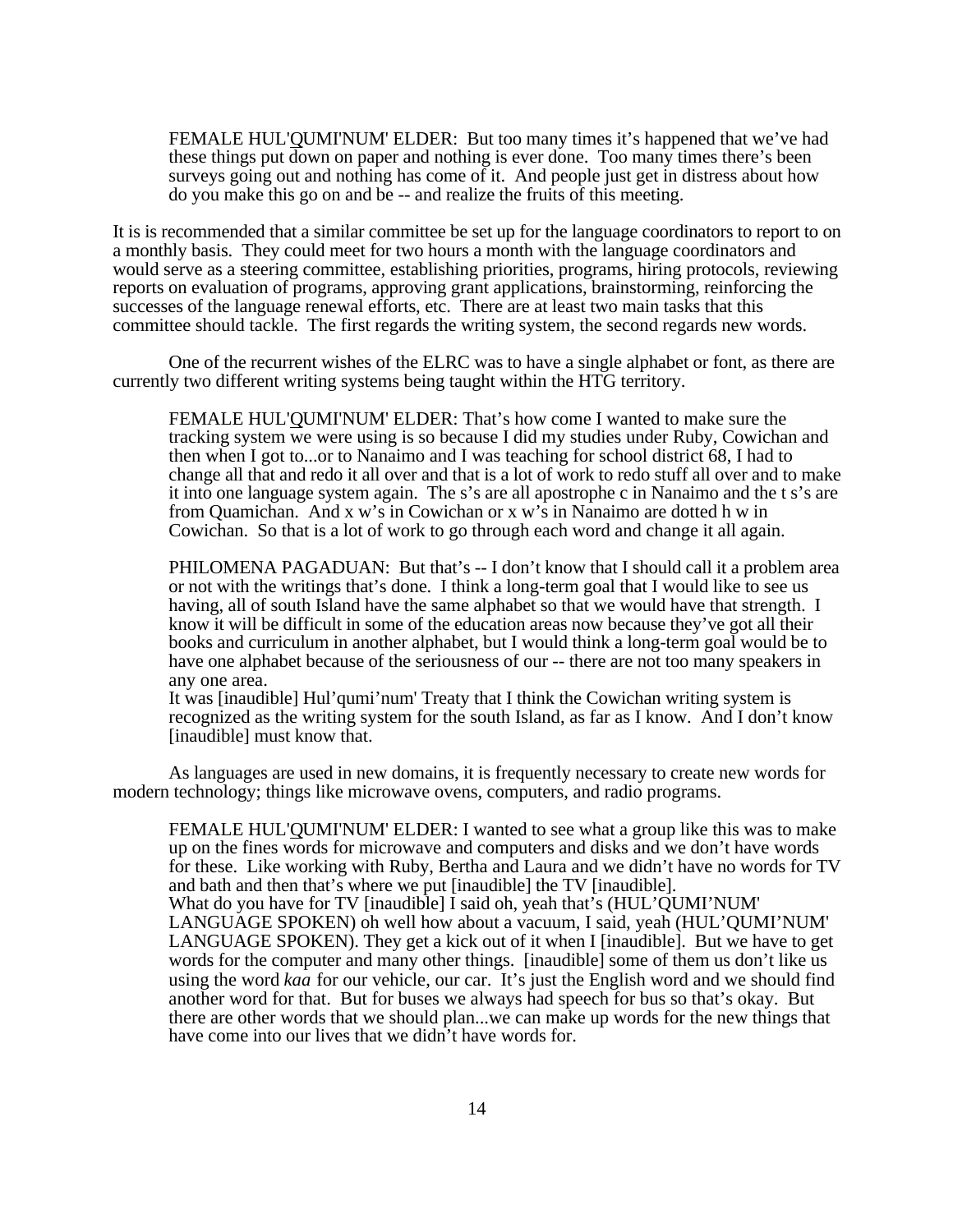> FEMALE HUL'Q̲UMI'NUM' ELDER: But too many times it's happened that we've had these things put down on paper and nothing is ever done. Too many times there's been surveys going out and nothing has come of it. And people just get in distress about how do you make this go on and be -- and realize the fruits of this meeting.

It is is recommended that a similar committee be set up for the language coordinators to report to on a monthly basis. They could meet for two hours a month with the language coordinators and would serve as a steering committee, establishing priorities, programs, hiring protocols, reviewing reports on evaluation of programs, approving grant applications, brainstorming, reinforcing the successes of the language renewal efforts, etc. There are at least two main tasks that this committee should tackle. The first regards the writing system, the second regards new words.

One of the recurrent wishes of the ELRC was to have a single alphabet or font, as there are currently two different writing systems being taught within the HTG territory.

> FEMALE HUL'Q̲UMI'NUM' ELDER: That's how come I wanted to make sure the tracking system we were using is so because I did my studies under Ruby, Cowichan and then when I got to...or to Nanaimo and I was teaching for school district 68, I had to change all that and redo it all over and that is a lot of work to redo stuff all over and to make it into one language system again. The s's are all apostrophe c in Nanaimo and the t s's are from Quamichan. And x w's in Cowichan or x w's in Nanaimo are dotted h w in Cowichan. So that is a lot of work to go through each word and change it all again.

> PHILOMENA PAGADUAN: But that's -- I don't know that I should call it a problem area or not with the writings that's done. I think a long-term goal that I would like to see us having, all of south Island have the same alphabet so that we would have that strength. I know it will be difficult in some of the education areas now because they've got all their books and curriculum in another alphabet, but I would think a long-term goal would be to have one alphabet because of the seriousness of our -- there are not too many speakers in any one area.
> It was [inaudible] Hul'qumi'num' Treaty that I think the Cowichan writing system is recognized as the writing system for the south Island, as far as I know. And I don't know [inaudible] must know that.

As languages are used in new domains, it is frequently necessary to create new words for modern technology; things like microwave ovens, computers, and radio programs.

> FEMALE HUL'Q̲UMI'NUM' ELDER: I wanted to see what a group like this was to make up on the fines words for microwave and computers and disks and we don't have words for these. Like working with Ruby, Bertha and Laura and we didn't have no words for TV and bath and then that's where we put [inaudible] the TV [inaudible].
> What do you have for TV [inaudible] I said oh, yeah that's (HUL'QUMI'NUM' LANGUAGE SPOKEN) oh well how about a vacuum, I said, yeah (HUL'QUMI'NUM' LANGUAGE SPOKEN). They get a kick out of it when I [inaudible]. But we have to get words for the computer and many other things. [inaudible] some of them us don't like us using the word *kaa* for our vehicle, our car. It's just the English word and we should find another word for that. But for buses we always had speech for bus so that's okay. But there are other words that we should plan...we can make up words for the new things that have come into our lives that we didn't have words for.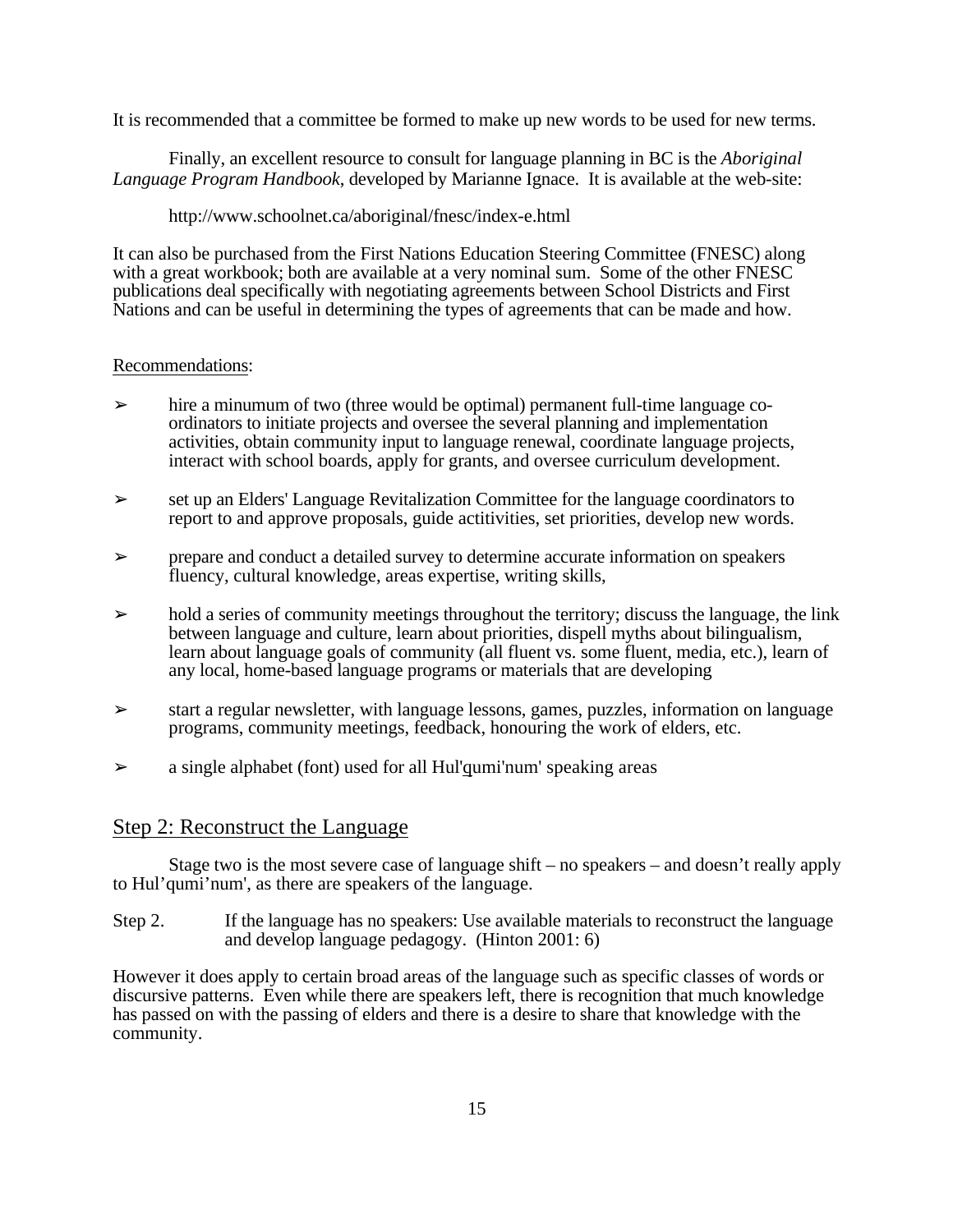It is recommended that a committee be formed to make up new words to be used for new terms.

Finally, an excellent resource to consult for language planning in BC is the *Aboriginal Language Program Handbook*, developed by Marianne Ignace. It is available at the web-site:

http://www.schoolnet.ca/aboriginal/fnesc/index-e.html

It can also be purchased from the First Nations Education Steering Committee (FNESC) along with a great workbook; both are available at a very nominal sum. Some of the other FNESC publications deal specifically with negotiating agreements between School Districts and First Nations and can be useful in determining the types of agreements that can be made and how.

Recommendations:

➢ hire a minumum of two (three would be optimal) permanent full-time language co-ordinators to initiate projects and oversee the several planning and implementation activities, obtain community input to language renewal, coordinate language projects, interact with school boards, apply for grants, and oversee curriculum development.

➢ set up an Elders' Language Revitalization Committee for the language coordinators to report to and approve proposals, guide actitivities, set priorities, develop new words.

➢ prepare and conduct a detailed survey to determine accurate information on speakers fluency, cultural knowledge, areas expertise, writing skills,

➢ hold a series of community meetings throughout the territory; discuss the language, the link between language and culture, learn about priorities, dispell myths about bilingualism, learn about language goals of community (all fluent vs. some fluent, media, etc.), learn of any local, home-based language programs or materials that are developing

➢ start a regular newsletter, with language lessons, games, puzzles, information on language programs, community meetings, feedback, honouring the work of elders, etc.

➢ a single alphabet (font) used for all Hul'q̲umi'num' speaking areas

## Step 2: Reconstruct the Language

Stage two is the most severe case of language shift – no speakers – and doesn't really apply to Hul'qumi'num', as there are speakers of the language.

Step 2. If the language has no speakers: Use available materials to reconstruct the language and develop language pedagogy. (Hinton 2001: 6)

However it does apply to certain broad areas of the language such as specific classes of words or discursive patterns. Even while there are speakers left, there is recognition that much knowledge has passed on with the passing of elders and there is a desire to share that knowledge with the community.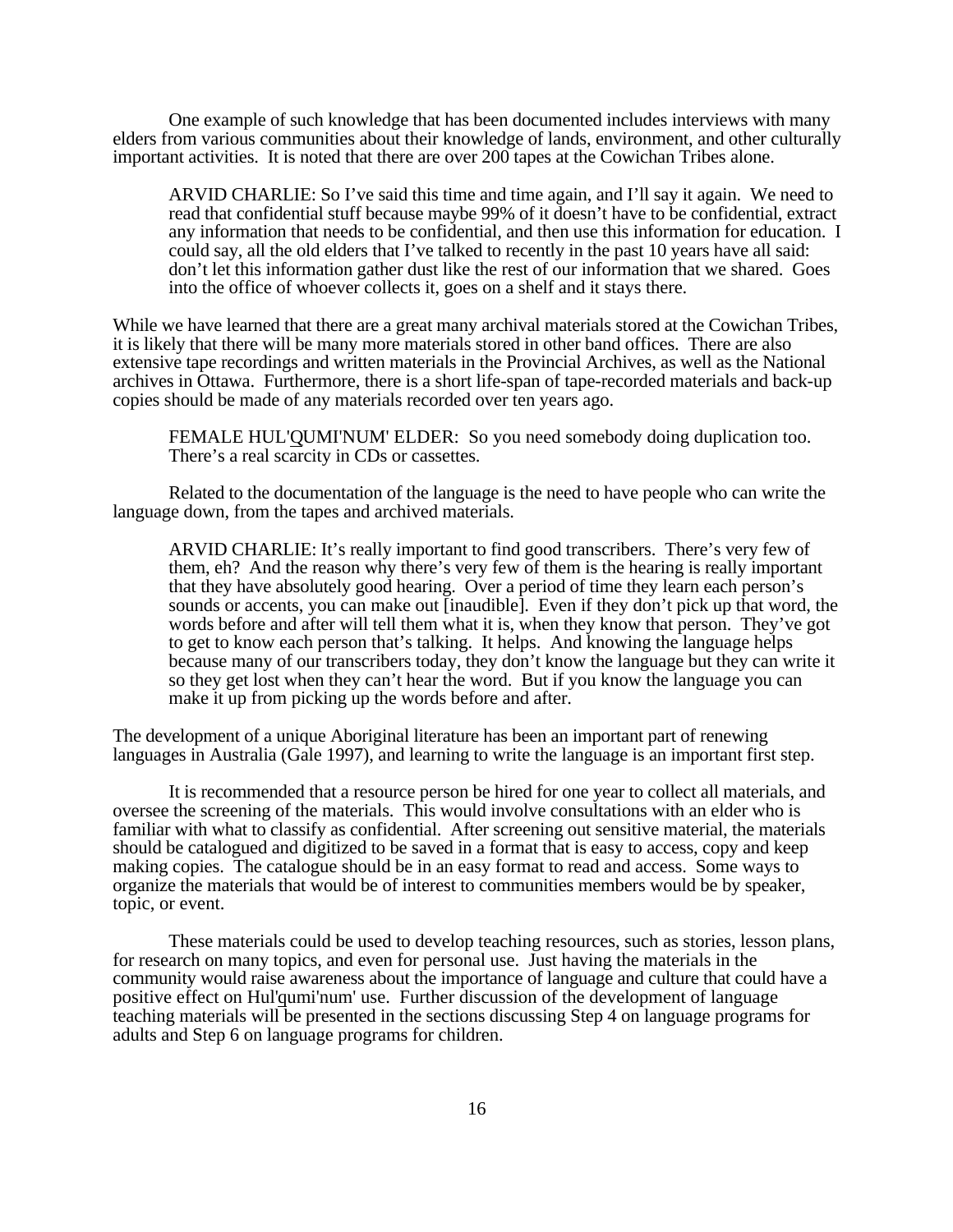One example of such knowledge that has been documented includes interviews with many elders from various communities about their knowledge of lands, environment, and other culturally important activities. It is noted that there are over 200 tapes at the Cowichan Tribes alone.

> ARVID CHARLIE: So I've said this time and time again, and I'll say it again. We need to read that confidential stuff because maybe 99% of it doesn't have to be confidential, extract any information that needs to be confidential, and then use this information for education. I could say, all the old elders that I've talked to recently in the past 10 years have all said: don't let this information gather dust like the rest of our information that we shared. Goes into the office of whoever collects it, goes on a shelf and it stays there.

While we have learned that there are a great many archival materials stored at the Cowichan Tribes, it is likely that there will be many more materials stored in other band offices. There are also extensive tape recordings and written materials in the Provincial Archives, as well as the National archives in Ottawa. Furthermore, there is a short life-span of tape-recorded materials and back-up copies should be made of any materials recorded over ten years ago.

> FEMALE HUL'Q̱UMI'NUM' ELDER: So you need somebody doing duplication too. There's a real scarcity in CDs or cassettes.

Related to the documentation of the language is the need to have people who can write the language down, from the tapes and archived materials.

> ARVID CHARLIE: It's really important to find good transcribers. There's very few of them, eh? And the reason why there's very few of them is the hearing is really important that they have absolutely good hearing. Over a period of time they learn each person's sounds or accents, you can make out [inaudible]. Even if they don't pick up that word, the words before and after will tell them what it is, when they know that person. They've got to get to know each person that's talking. It helps. And knowing the language helps because many of our transcribers today, they don't know the language but they can write it so they get lost when they can't hear the word. But if you know the language you can make it up from picking up the words before and after.

The development of a unique Aboriginal literature has been an important part of renewing languages in Australia (Gale 1997), and learning to write the language is an important first step.

It is recommended that a resource person be hired for one year to collect all materials, and oversee the screening of the materials. This would involve consultations with an elder who is familiar with what to classify as confidential. After screening out sensitive material, the materials should be catalogued and digitized to be saved in a format that is easy to access, copy and keep making copies. The catalogue should be in an easy format to read and access. Some ways to organize the materials that would be of interest to communities members would be by speaker, topic, or event.

These materials could be used to develop teaching resources, such as stories, lesson plans, for research on many topics, and even for personal use. Just having the materials in the community would raise awareness about the importance of language and culture that could have a positive effect on Hul'q̱umi'num' use. Further discussion of the development of language teaching materials will be presented in the sections discussing Step 4 on language programs for adults and Step 6 on language programs for children.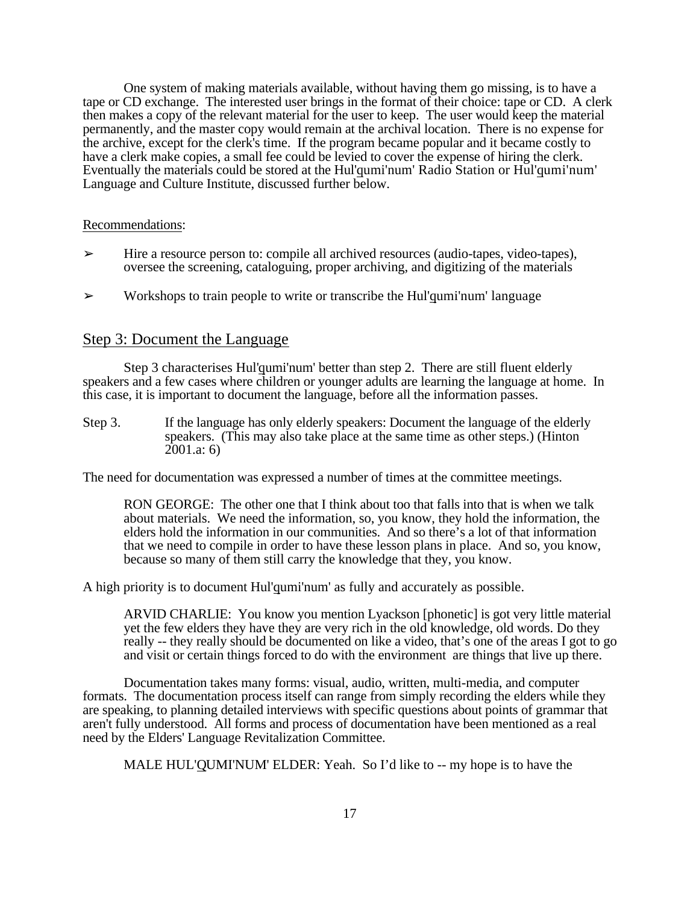One system of making materials available, without having them go missing, is to have a tape or CD exchange. The interested user brings in the format of their choice: tape or CD. A clerk then makes a copy of the relevant material for the user to keep. The user would keep the material permanently, and the master copy would remain at the archival location. There is no expense for the archive, except for the clerk's time. If the program became popular and it became costly to have a clerk make copies, a small fee could be levied to cover the expense of hiring the clerk. Eventually the materials could be stored at the Hul'q̱umi'num' Radio Station or Hul'q̱umi'num' Language and Culture Institute, discussed further below.

Recommendations:

- ➢ Hire a resource person to: compile all archived resources (audio-tapes, video-tapes), oversee the screening, cataloguing, proper archiving, and digitizing of the materials
- ➢ Workshops to train people to write or transcribe the Hul'q̱umi'num' language

## Step 3: Document the Language

Step 3 characterises Hul'q̱umi'num' better than step 2. There are still fluent elderly speakers and a few cases where children or younger adults are learning the language at home. In this case, it is important to document the language, before all the information passes.

Step 3. If the language has only elderly speakers: Document the language of the elderly speakers. (This may also take place at the same time as other steps.) (Hinton 2001.a: 6)

The need for documentation was expressed a number of times at the committee meetings.

> RON GEORGE: The other one that I think about too that falls into that is when we talk about materials. We need the information, so, you know, they hold the information, the elders hold the information in our communities. And so there's a lot of that information that we need to compile in order to have these lesson plans in place. And so, you know, because so many of them still carry the knowledge that they, you know.

A high priority is to document Hul'q̱umi'num' as fully and accurately as possible.

> ARVID CHARLIE: You know you mention Lyackson [phonetic] is got very little material yet the few elders they have they are very rich in the old knowledge, old words. Do they really -- they really should be documented on like a video, that's one of the areas I got to go and visit or certain things forced to do with the environment are things that live up there.

Documentation takes many forms: visual, audio, written, multi-media, and computer formats. The documentation process itself can range from simply recording the elders while they are speaking, to planning detailed interviews with specific questions about points of grammar that aren't fully understood. All forms and process of documentation have been mentioned as a real need by the Elders' Language Revitalization Committee.

> MALE HUL'Q̱UMI'NUM' ELDER: Yeah. So I'd like to -- my hope is to have the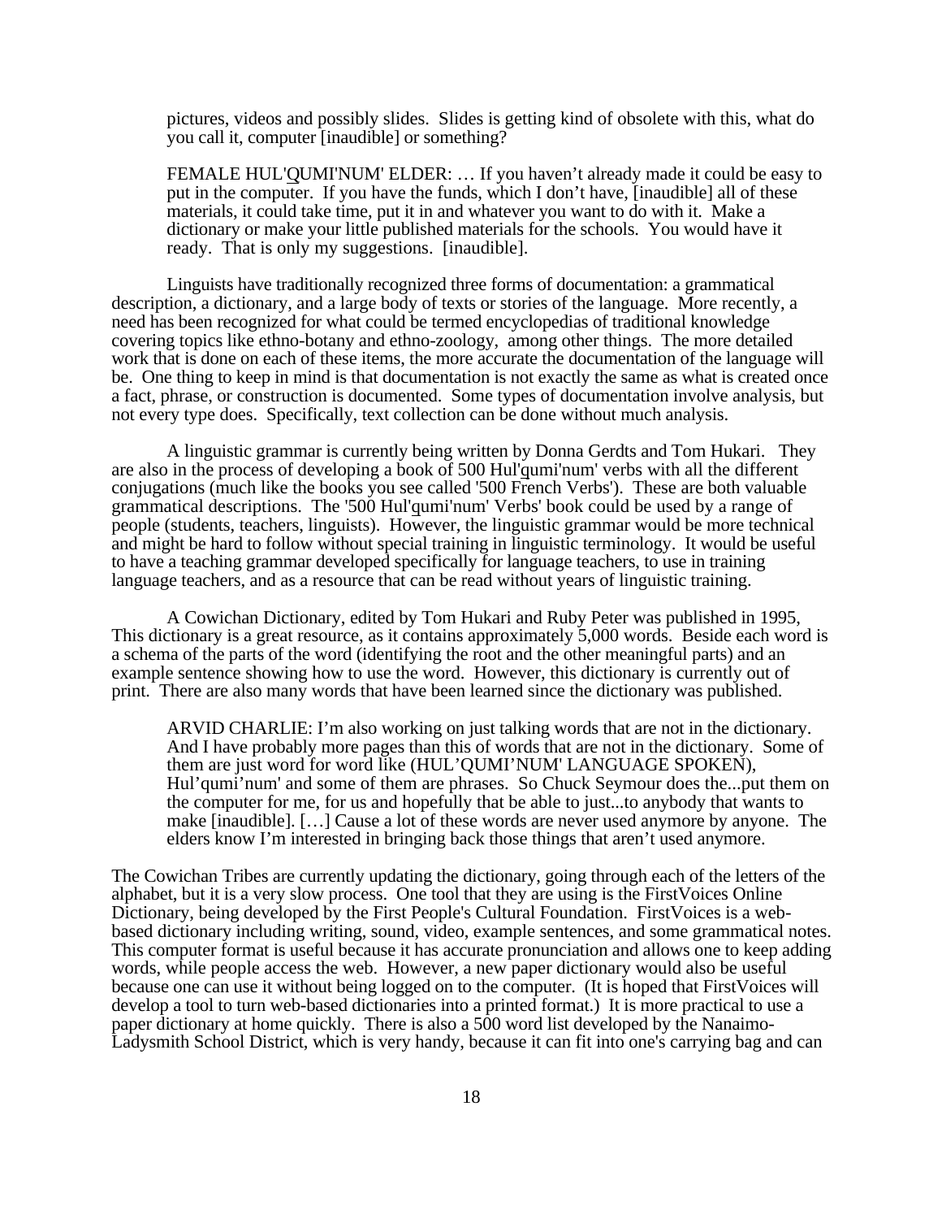pictures, videos and possibly slides. Slides is getting kind of obsolete with this, what do you call it, computer [inaudible] or something?

> FEMALE HUL'QUMI'NUM' ELDER: … If you haven't already made it could be easy to put in the computer. If you have the funds, which I don't have, [inaudible] all of these materials, it could take time, put it in and whatever you want to do with it. Make a dictionary or make your little published materials for the schools. You would have it ready. That is only my suggestions. [inaudible].

Linguists have traditionally recognized three forms of documentation: a grammatical description, a dictionary, and a large body of texts or stories of the language. More recently, a need has been recognized for what could be termed encyclopedias of traditional knowledge covering topics like ethno-botany and ethno-zoology, among other things. The more detailed work that is done on each of these items, the more accurate the documentation of the language will be. One thing to keep in mind is that documentation is not exactly the same as what is created once a fact, phrase, or construction is documented. Some types of documentation involve analysis, but not every type does. Specifically, text collection can be done without much analysis.

A linguistic grammar is currently being written by Donna Gerdts and Tom Hukari. They are also in the process of developing a book of 500 Hul'qumi'num' verbs with all the different conjugations (much like the books you see called '500 French Verbs'). These are both valuable grammatical descriptions. The '500 Hul'qumi'num' Verbs' book could be used by a range of people (students, teachers, linguists). However, the linguistic grammar would be more technical and might be hard to follow without special training in linguistic terminology. It would be useful to have a teaching grammar developed specifically for language teachers, to use in training language teachers, and as a resource that can be read without years of linguistic training.

A Cowichan Dictionary, edited by Tom Hukari and Ruby Peter was published in 1995, This dictionary is a great resource, as it contains approximately 5,000 words. Beside each word is a schema of the parts of the word (identifying the root and the other meaningful parts) and an example sentence showing how to use the word. However, this dictionary is currently out of print. There are also many words that have been learned since the dictionary was published.

> ARVID CHARLIE: I'm also working on just talking words that are not in the dictionary. And I have probably more pages than this of words that are not in the dictionary. Some of them are just word for word like (HUL'QUMI'NUM' LANGUAGE SPOKEN), Hul'qumi'num' and some of them are phrases. So Chuck Seymour does the...put them on the computer for me, for us and hopefully that be able to just...to anybody that wants to make [inaudible]. […] Cause a lot of these words are never used anymore by anyone. The elders know I'm interested in bringing back those things that aren't used anymore.

The Cowichan Tribes are currently updating the dictionary, going through each of the letters of the alphabet, but it is a very slow process. One tool that they are using is the FirstVoices Online Dictionary, being developed by the First People's Cultural Foundation. FirstVoices is a web-based dictionary including writing, sound, video, example sentences, and some grammatical notes. This computer format is useful because it has accurate pronunciation and allows one to keep adding words, while people access the web. However, a new paper dictionary would also be useful because one can use it without being logged on to the computer. (It is hoped that FirstVoices will develop a tool to turn web-based dictionaries into a printed format.) It is more practical to use a paper dictionary at home quickly. There is also a 500 word list developed by the Nanaimo-Ladysmith School District, which is very handy, because it can fit into one's carrying bag and can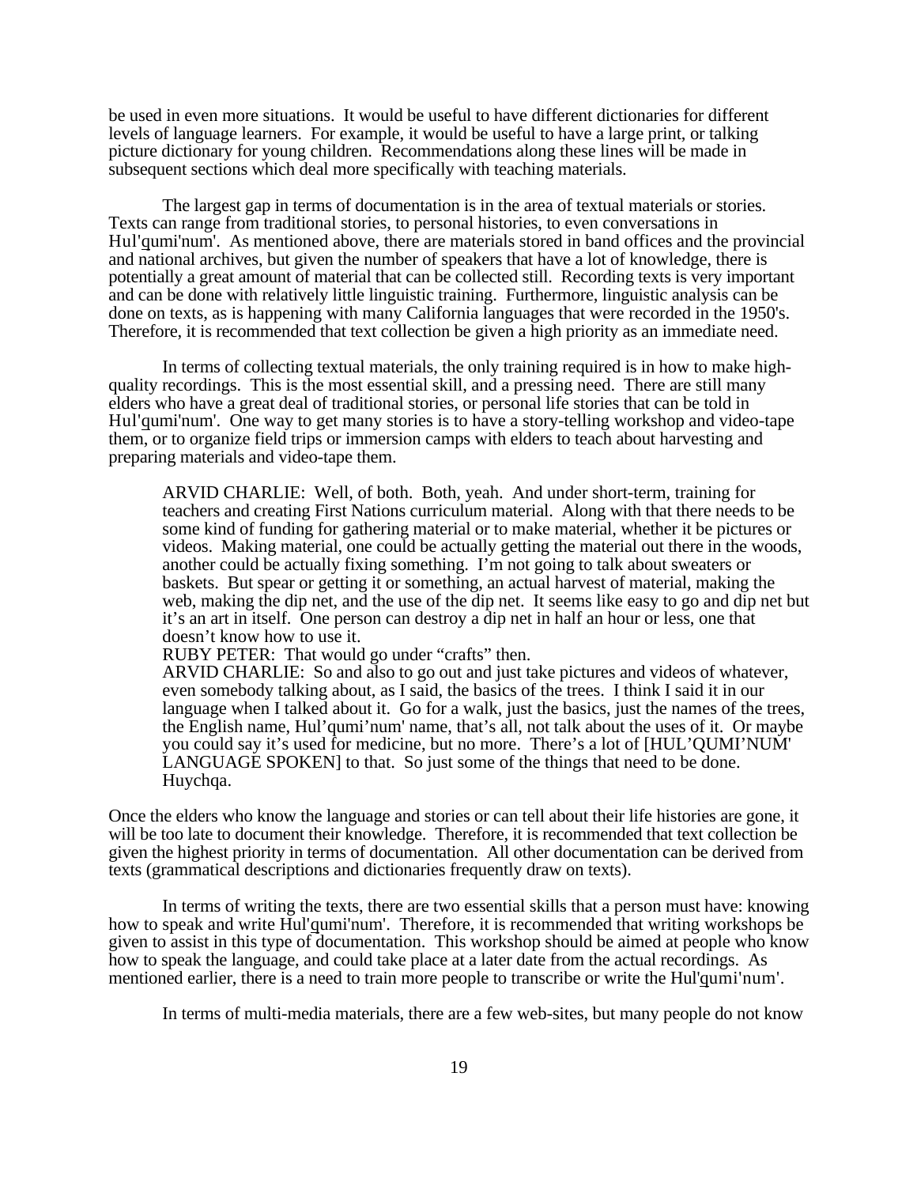be used in even more situations. It would be useful to have different dictionaries for different levels of language learners. For example, it would be useful to have a large print, or talking picture dictionary for young children. Recommendations along these lines will be made in subsequent sections which deal more specifically with teaching materials.

The largest gap in terms of documentation is in the area of textual materials or stories. Texts can range from traditional stories, to personal histories, to even conversations in Hul'qumi'num'. As mentioned above, there are materials stored in band offices and the provincial and national archives, but given the number of speakers that have a lot of knowledge, there is potentially a great amount of material that can be collected still. Recording texts is very important and can be done with relatively little linguistic training. Furthermore, linguistic analysis can be done on texts, as is happening with many California languages that were recorded in the 1950's. Therefore, it is recommended that text collection be given a high priority as an immediate need.

In terms of collecting textual materials, the only training required is in how to make high-quality recordings. This is the most essential skill, and a pressing need. There are still many elders who have a great deal of traditional stories, or personal life stories that can be told in Hul'qumi'num'. One way to get many stories is to have a story-telling workshop and video-tape them, or to organize field trips or immersion camps with elders to teach about harvesting and preparing materials and video-tape them.

> ARVID CHARLIE: Well, of both. Both, yeah. And under short-term, training for teachers and creating First Nations curriculum material. Along with that there needs to be some kind of funding for gathering material or to make material, whether it be pictures or videos. Making material, one could be actually getting the material out there in the woods, another could be actually fixing something. I'm not going to talk about sweaters or baskets. But spear or getting it or something, an actual harvest of material, making the web, making the dip net, and the use of the dip net. It seems like easy to go and dip net but it's an art in itself. One person can destroy a dip net in half an hour or less, one that doesn't know how to use it.
> RUBY PETER: That would go under "crafts" then.
> ARVID CHARLIE: So and also to go out and just take pictures and videos of whatever, even somebody talking about, as I said, the basics of the trees. I think I said it in our language when I talked about it. Go for a walk, just the basics, just the names of the trees, the English name, Hul'qumi'num' name, that's all, not talk about the uses of it. Or maybe you could say it's used for medicine, but no more. There's a lot of [HUL'QUMI'NUM' LANGUAGE SPOKEN] to that. So just some of the things that need to be done. Huychqa.

Once the elders who know the language and stories or can tell about their life histories are gone, it will be too late to document their knowledge. Therefore, it is recommended that text collection be given the highest priority in terms of documentation. All other documentation can be derived from texts (grammatical descriptions and dictionaries frequently draw on texts).

In terms of writing the texts, there are two essential skills that a person must have: knowing how to speak and write Hul'qumi'num'. Therefore, it is recommended that writing workshops be given to assist in this type of documentation. This workshop should be aimed at people who know how to speak the language, and could take place at a later date from the actual recordings. As mentioned earlier, there is a need to train more people to transcribe or write the Hul'qumi'num'.

In terms of multi-media materials, there are a few web-sites, but many people do not know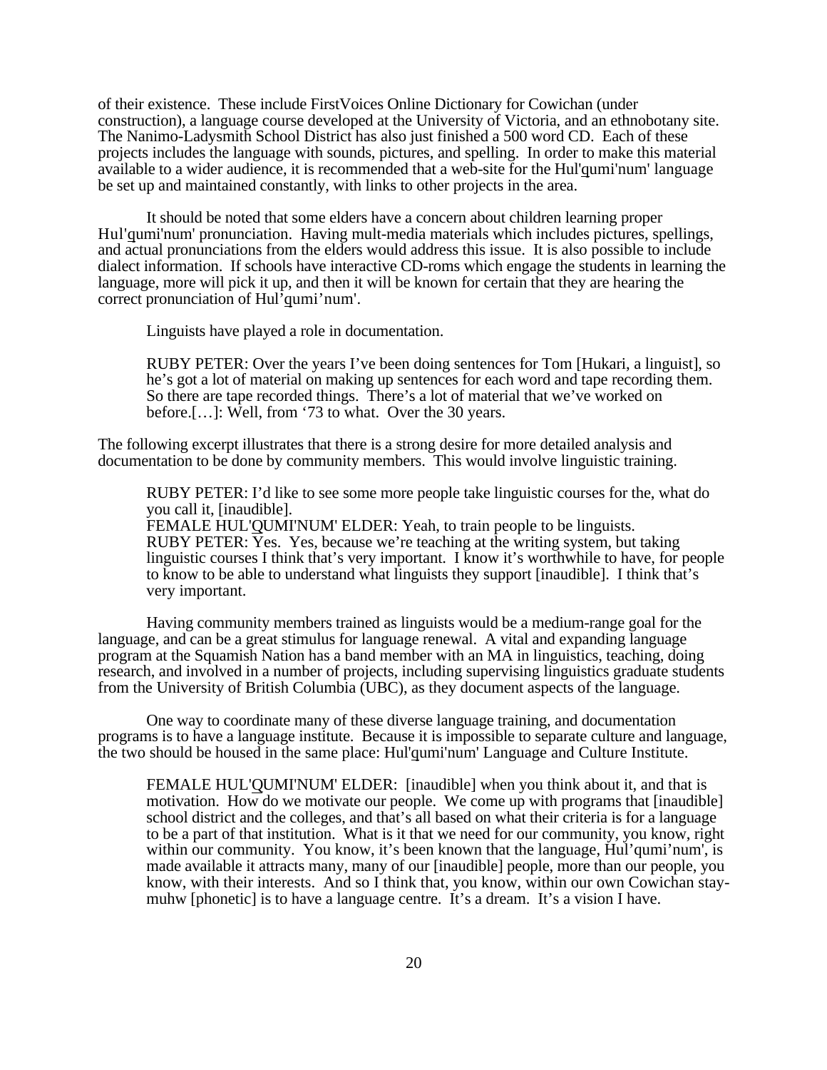of their existence. These include FirstVoices Online Dictionary for Cowichan (under construction), a language course developed at the University of Victoria, and an ethnobotany site. The Nanimo-Ladysmith School District has also just finished a 500 word CD. Each of these projects includes the language with sounds, pictures, and spelling. In order to make this material available to a wider audience, it is recommended that a web-site for the Hul'q̱umi'num' language be set up and maintained constantly, with links to other projects in the area.

It should be noted that some elders have a concern about children learning proper Hul'q̱umi'num' pronunciation. Having mult-media materials which includes pictures, spellings, and actual pronunciations from the elders would address this issue. It is also possible to include dialect information. If schools have interactive CD-roms which engage the students in learning the language, more will pick it up, and then it will be known for certain that they are hearing the correct pronunciation of Hul'q̱umi'num'.

Linguists have played a role in documentation.

> RUBY PETER: Over the years I've been doing sentences for Tom [Hukari, a linguist], so he's got a lot of material on making up sentences for each word and tape recording them. So there are tape recorded things. There's a lot of material that we've worked on before.[…]: Well, from '73 to what. Over the 30 years.

The following excerpt illustrates that there is a strong desire for more detailed analysis and documentation to be done by community members. This would involve linguistic training.

> RUBY PETER: I'd like to see some more people take linguistic courses for the, what do you call it, [inaudible].
> FEMALE HUL'Q̱UMI'NUM' ELDER: Yeah, to train people to be linguists.
> RUBY PETER: Yes. Yes, because we're teaching at the writing system, but taking linguistic courses I think that's very important. I know it's worthwhile to have, for people to know to be able to understand what linguists they support [inaudible]. I think that's very important.

Having community members trained as linguists would be a medium-range goal for the language, and can be a great stimulus for language renewal. A vital and expanding language program at the Squamish Nation has a band member with an MA in linguistics, teaching, doing research, and involved in a number of projects, including supervising linguistics graduate students from the University of British Columbia (UBC), as they document aspects of the language.

One way to coordinate many of these diverse language training, and documentation programs is to have a language institute. Because it is impossible to separate culture and language, the two should be housed in the same place: Hul'q̱umi'num' Language and Culture Institute.

> FEMALE HUL'Q̱UMI'NUM' ELDER: [inaudible] when you think about it, and that is motivation. How do we motivate our people. We come up with programs that [inaudible] school district and the colleges, and that's all based on what their criteria is for a language to be a part of that institution. What is it that we need for our community, you know, right within our community. You know, it's been known that the language, Hul'qumi'num', is made available it attracts many, many of our [inaudible] people, more than our people, you know, with their interests. And so I think that, you know, within our own Cowichan stay-muhw [phonetic] is to have a language centre. It's a dream. It's a vision I have.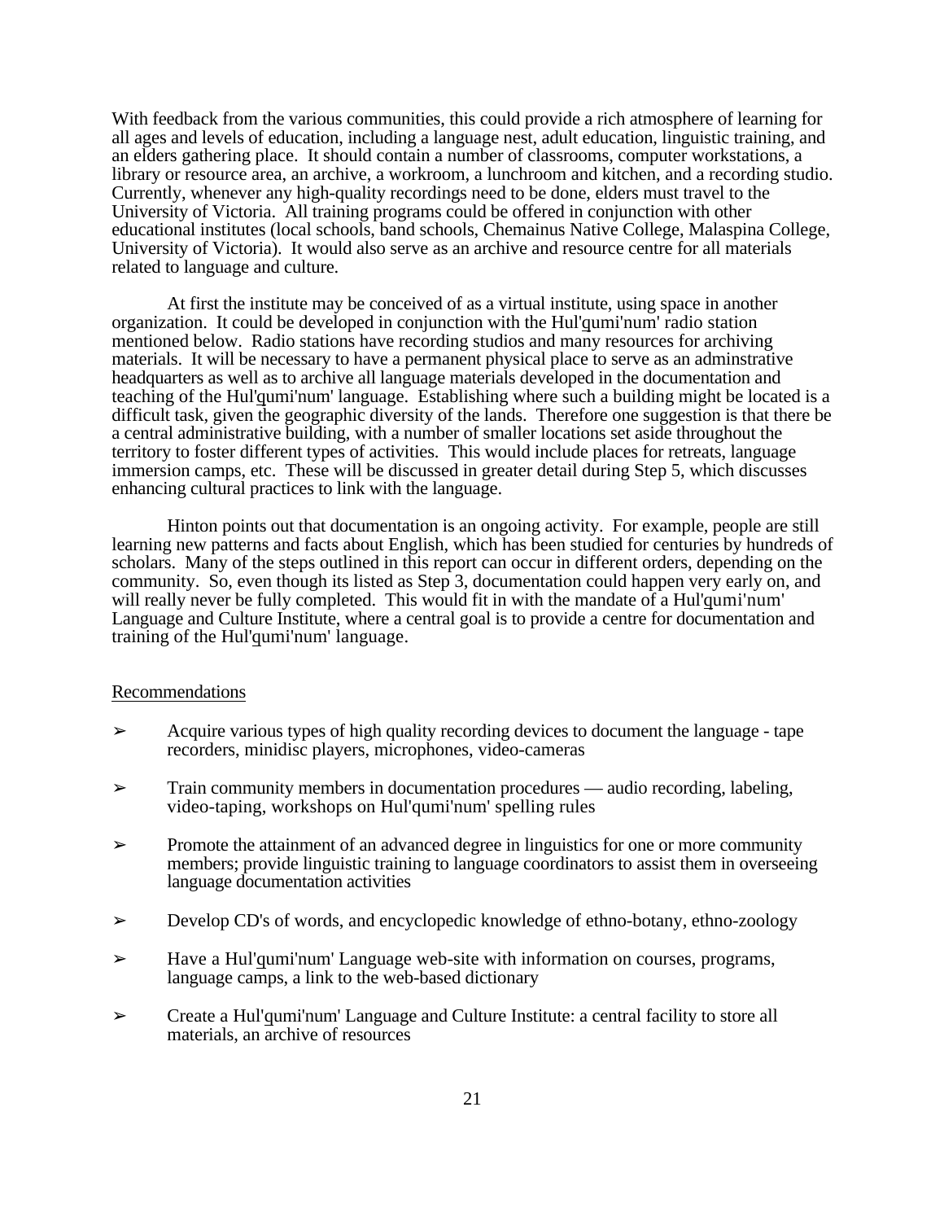With feedback from the various communities, this could provide a rich atmosphere of learning for all ages and levels of education, including a language nest, adult education, linguistic training, and an elders gathering place. It should contain a number of classrooms, computer workstations, a library or resource area, an archive, a workroom, a lunchroom and kitchen, and a recording studio. Currently, whenever any high-quality recordings need to be done, elders must travel to the University of Victoria. All training programs could be offered in conjunction with other educational institutes (local schools, band schools, Chemainus Native College, Malaspina College, University of Victoria). It would also serve as an archive and resource centre for all materials related to language and culture.

At first the institute may be conceived of as a virtual institute, using space in another organization. It could be developed in conjunction with the Hul'q̱umi'num' radio station mentioned below. Radio stations have recording studios and many resources for archiving materials. It will be necessary to have a permanent physical place to serve as an adminstrative headquarters as well as to archive all language materials developed in the documentation and teaching of the Hul'q̱umi'num' language. Establishing where such a building might be located is a difficult task, given the geographic diversity of the lands. Therefore one suggestion is that there be a central administrative building, with a number of smaller locations set aside throughout the territory to foster different types of activities. This would include places for retreats, language immersion camps, etc. These will be discussed in greater detail during Step 5, which discusses enhancing cultural practices to link with the language.

Hinton points out that documentation is an ongoing activity. For example, people are still learning new patterns and facts about English, which has been studied for centuries by hundreds of scholars. Many of the steps outlined in this report can occur in different orders, depending on the community. So, even though its listed as Step 3, documentation could happen very early on, and will really never be fully completed. This would fit in with the mandate of a Hul'q̱umi'num' Language and Culture Institute, where a central goal is to provide a centre for documentation and training of the Hul'q̱umi'num' language.

Recommendations

- Acquire various types of high quality recording devices to document the language - tape recorders, minidisc players, microphones, video-cameras
- Train community members in documentation procedures — audio recording, labeling, video-taping, workshops on Hul'qumi'num' spelling rules
- Promote the attainment of an advanced degree in linguistics for one or more community members; provide linguistic training to language coordinators to assist them in overseeing language documentation activities
- Develop CD's of words, and encyclopedic knowledge of ethno-botany, ethno-zoology
- Have a Hul'q̱umi'num' Language web-site with information on courses, programs, language camps, a link to the web-based dictionary
- Create a Hul'q̱umi'num' Language and Culture Institute: a central facility to store all materials, an archive of resources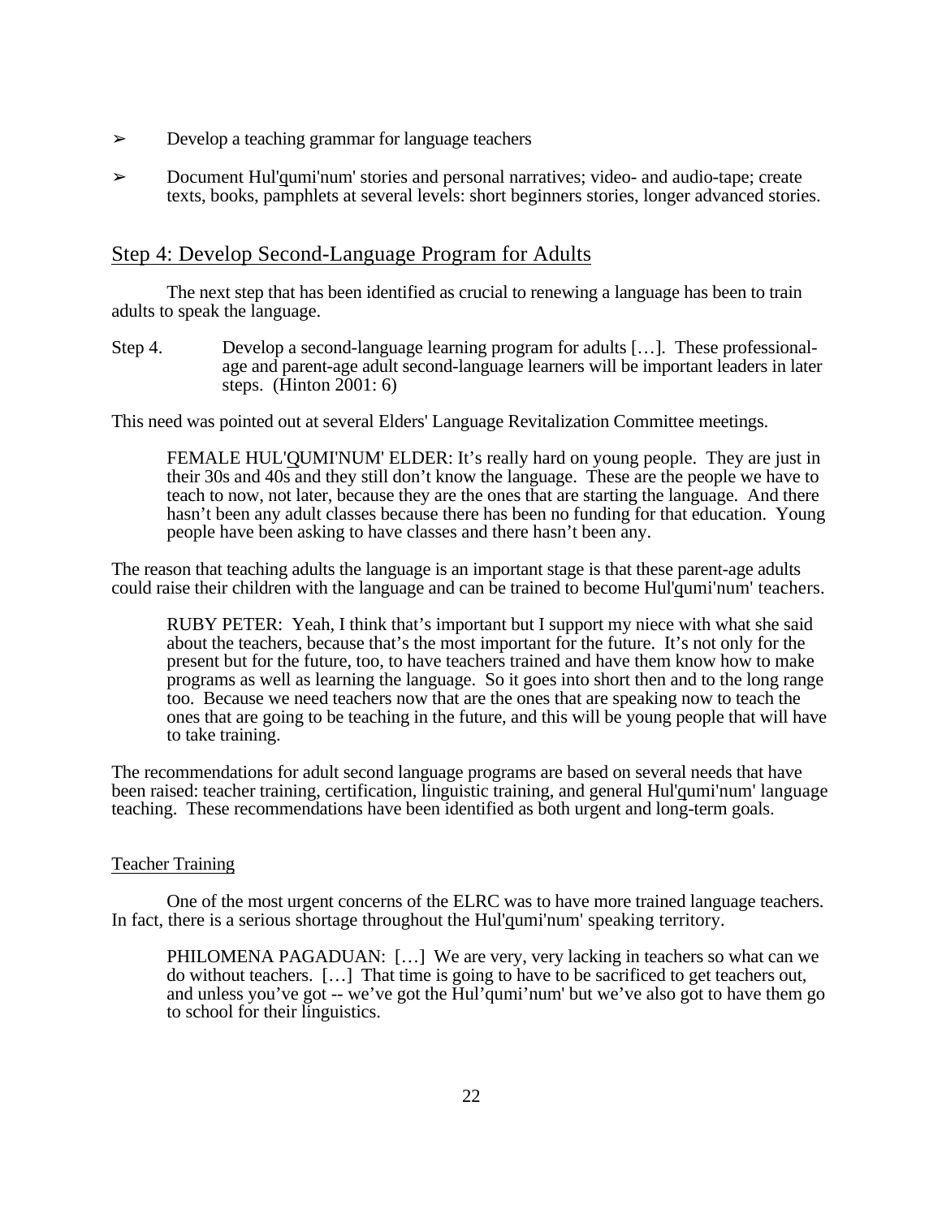- ➢ Develop a teaching grammar for language teachers
- ➢ Document Hul'q̱umi'num' stories and personal narratives; video- and audio-tape; create texts, books, pamphlets at several levels: short beginners stories, longer advanced stories.

## Step 4: Develop Second-Language Program for Adults

The next step that has been identified as crucial to renewing a language has been to train adults to speak the language.

Step 4. Develop a second-language learning program for adults […]. These professional-age and parent-age adult second-language learners will be important leaders in later steps. (Hinton 2001: 6)

This need was pointed out at several Elders' Language Revitalization Committee meetings.

> FEMALE HUL'QUMI'NUM' ELDER: It's really hard on young people. They are just in their 30s and 40s and they still don't know the language. These are the people we have to teach to now, not later, because they are the ones that are starting the language. And there hasn't been any adult classes because there has been no funding for that education. Young people have been asking to have classes and there hasn't been any.

The reason that teaching adults the language is an important stage is that these parent-age adults could raise their children with the language and can be trained to become Hul'q̱umi'num' teachers.

> RUBY PETER: Yeah, I think that's important but I support my niece with what she said about the teachers, because that's the most important for the future. It's not only for the present but for the future, too, to have teachers trained and have them know how to make programs as well as learning the language. So it goes into short then and to the long range too. Because we need teachers now that are the ones that are speaking now to teach the ones that are going to be teaching in the future, and this will be young people that will have to take training.

The recommendations for adult second language programs are based on several needs that have been raised: teacher training, certification, linguistic training, and general Hul'q̱umi'num' language teaching. These recommendations have been identified as both urgent and long-term goals.

### Teacher Training

One of the most urgent concerns of the ELRC was to have more trained language teachers. In fact, there is a serious shortage throughout the Hul'q̱umi'num' speaking territory.

> PHILOMENA PAGADUAN: […] We are very, very lacking in teachers so what can we do without teachers. […] That time is going to have to be sacrificed to get teachers out, and unless you've got -- we've got the Hul'qumi'num' but we've also got to have them go to school for their linguistics.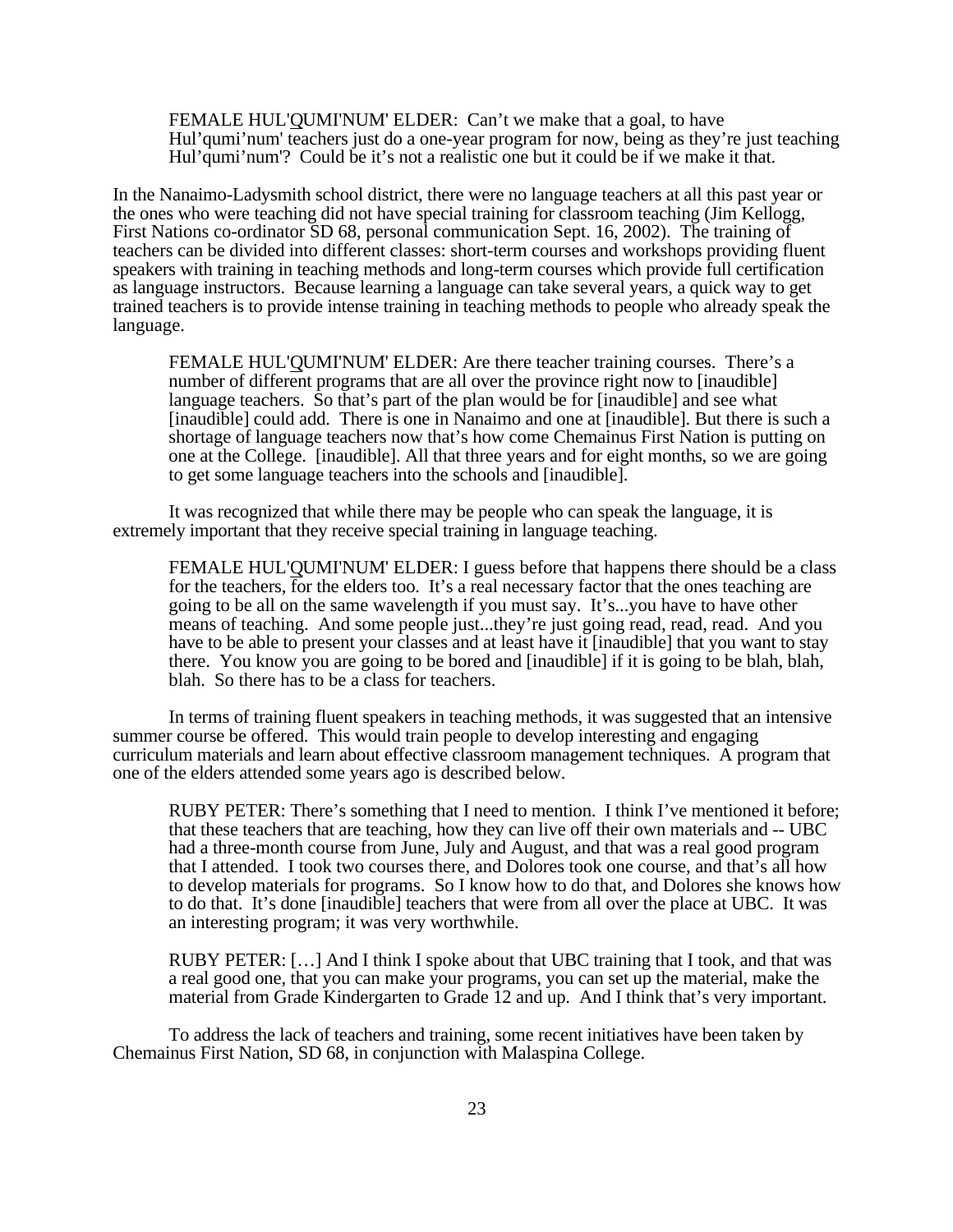> FEMALE HUL'Q̲UMI'NUM' ELDER: Can't we make that a goal, to have Hul'qumi'num' teachers just do a one-year program for now, being as they're just teaching Hul'qumi'num'? Could be it's not a realistic one but it could be if we make it that.

In the Nanaimo-Ladysmith school district, there were no language teachers at all this past year or the ones who were teaching did not have special training for classroom teaching (Jim Kellogg, First Nations co-ordinator SD 68, personal communication Sept. 16, 2002). The training of teachers can be divided into different classes: short-term courses and workshops providing fluent speakers with training in teaching methods and long-term courses which provide full certification as language instructors. Because learning a language can take several years, a quick way to get trained teachers is to provide intense training in teaching methods to people who already speak the language.

> FEMALE HUL'Q̲UMI'NUM' ELDER: Are there teacher training courses. There's a number of different programs that are all over the province right now to [inaudible] language teachers. So that's part of the plan would be for [inaudible] and see what [inaudible] could add. There is one in Nanaimo and one at [inaudible]. But there is such a shortage of language teachers now that's how come Chemainus First Nation is putting on one at the College. [inaudible]. All that three years and for eight months, so we are going to get some language teachers into the schools and [inaudible].

It was recognized that while there may be people who can speak the language, it is extremely important that they receive special training in language teaching.

> FEMALE HUL'Q̲UMI'NUM' ELDER: I guess before that happens there should be a class for the teachers, for the elders too. It's a real necessary factor that the ones teaching are going to be all on the same wavelength if you must say. It's...you have to have other means of teaching. And some people just...they're just going read, read, read. And you have to be able to present your classes and at least have it [inaudible] that you want to stay there. You know you are going to be bored and [inaudible] if it is going to be blah, blah, blah. So there has to be a class for teachers.

In terms of training fluent speakers in teaching methods, it was suggested that an intensive summer course be offered. This would train people to develop interesting and engaging curriculum materials and learn about effective classroom management techniques. A program that one of the elders attended some years ago is described below.

> RUBY PETER: There's something that I need to mention. I think I've mentioned it before; that these teachers that are teaching, how they can live off their own materials and -- UBC had a three-month course from June, July and August, and that was a real good program that I attended. I took two courses there, and Dolores took one course, and that's all how to develop materials for programs. So I know how to do that, and Dolores she knows how to do that. It's done [inaudible] teachers that were from all over the place at UBC. It was an interesting program; it was very worthwhile.

> RUBY PETER: […] And I think I spoke about that UBC training that I took, and that was a real good one, that you can make your programs, you can set up the material, make the material from Grade Kindergarten to Grade 12 and up. And I think that's very important.

To address the lack of teachers and training, some recent initiatives have been taken by Chemainus First Nation, SD 68, in conjunction with Malaspina College.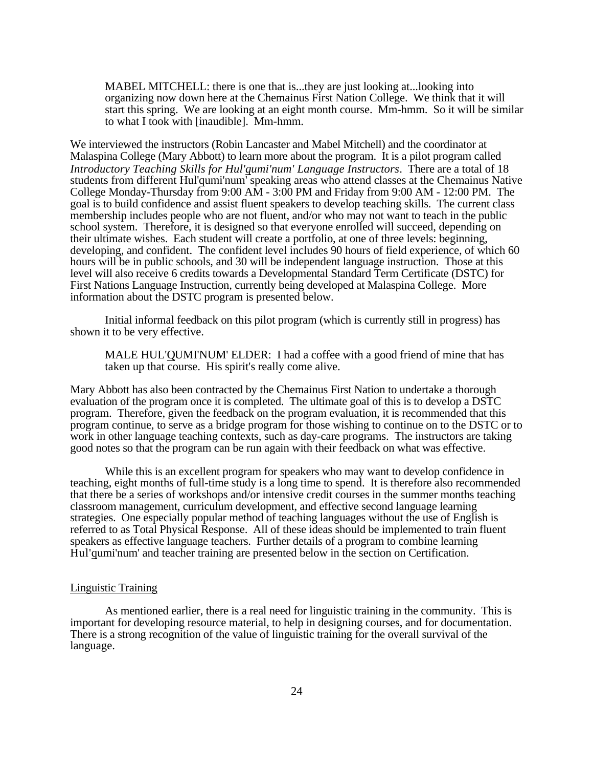> MABEL MITCHELL: there is one that is...they are just looking at...looking into organizing now down here at the Chemainus First Nation College. We think that it will start this spring. We are looking at an eight month course. Mm-hmm. So it will be similar to what I took with [inaudible]. Mm-hmm.

We interviewed the instructors (Robin Lancaster and Mabel Mitchell) and the coordinator at Malaspina College (Mary Abbott) to learn more about the program. It is a pilot program called *Introductory Teaching Skills for Hul'qumi'num' Language Instructors*. There are a total of 18 students from different Hul'qumi'num' speaking areas who attend classes at the Chemainus Native College Monday-Thursday from 9:00 AM - 3:00 PM and Friday from 9:00 AM - 12:00 PM. The goal is to build confidence and assist fluent speakers to develop teaching skills. The current class membership includes people who are not fluent, and/or who may not want to teach in the public school system. Therefore, it is designed so that everyone enrolled will succeed, depending on their ultimate wishes. Each student will create a portfolio, at one of three levels: beginning, developing, and confident. The confident level includes 90 hours of field experience, of which 60 hours will be in public schools, and 30 will be independent language instruction. Those at this level will also receive 6 credits towards a Developmental Standard Term Certificate (DSTC) for First Nations Language Instruction, currently being developed at Malaspina College. More information about the DSTC program is presented below.

Initial informal feedback on this pilot program (which is currently still in progress) has shown it to be very effective.

> MALE HUL'QUMI'NUM' ELDER: I had a coffee with a good friend of mine that has taken up that course. His spirit's really come alive.

Mary Abbott has also been contracted by the Chemainus First Nation to undertake a thorough evaluation of the program once it is completed. The ultimate goal of this is to develop a DSTC program. Therefore, given the feedback on the program evaluation, it is recommended that this program continue, to serve as a bridge program for those wishing to continue on to the DSTC or to work in other language teaching contexts, such as day-care programs. The instructors are taking good notes so that the program can be run again with their feedback on what was effective.

While this is an excellent program for speakers who may want to develop confidence in teaching, eight months of full-time study is a long time to spend. It is therefore also recommended that there be a series of workshops and/or intensive credit courses in the summer months teaching classroom management, curriculum development, and effective second language learning strategies. One especially popular method of teaching languages without the use of English is referred to as Total Physical Response. All of these ideas should be implemented to train fluent speakers as effective language teachers. Further details of a program to combine learning Hul'qumi'num' and teacher training are presented below in the section on Certification.

Linguistic Training

As mentioned earlier, there is a real need for linguistic training in the community. This is important for developing resource material, to help in designing courses, and for documentation. There is a strong recognition of the value of linguistic training for the overall survival of the language.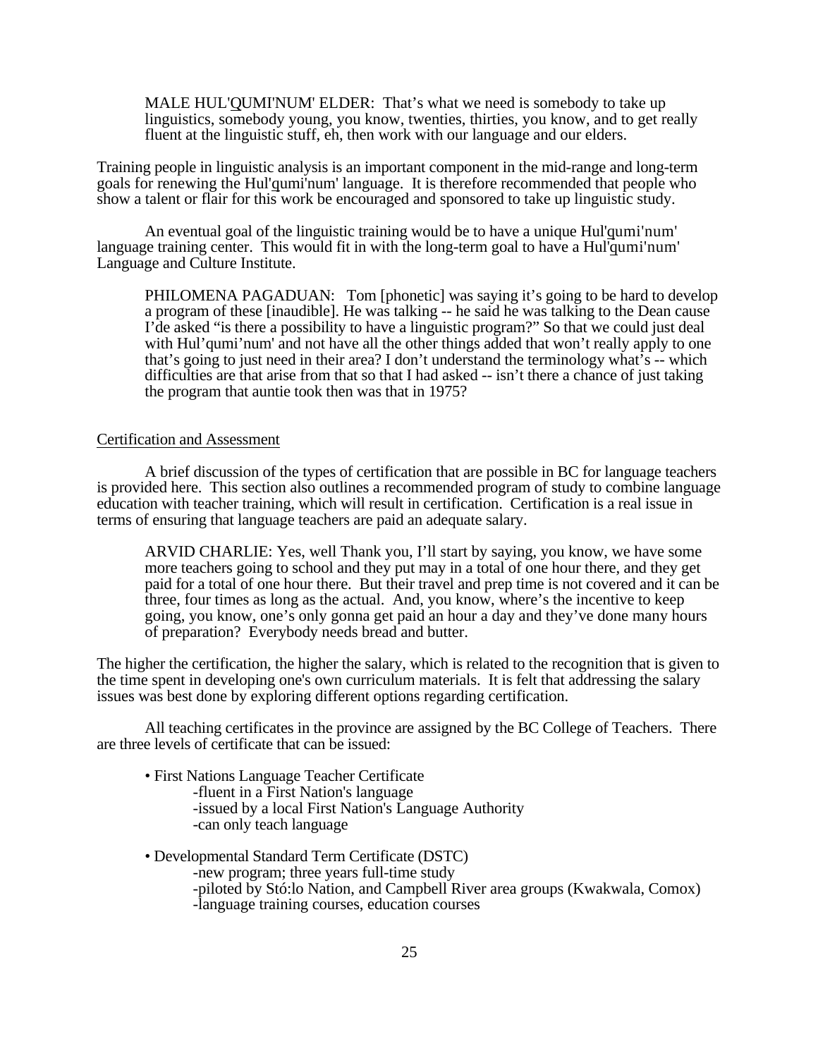MALE HUL'QUMI'NUM' ELDER: That's what we need is somebody to take up linguistics, somebody young, you know, twenties, thirties, you know, and to get really fluent at the linguistic stuff, eh, then work with our language and our elders.

Training people in linguistic analysis is an important component in the mid-range and long-term goals for renewing the Hul'qumi'num' language. It is therefore recommended that people who show a talent or flair for this work be encouraged and sponsored to take up linguistic study.

An eventual goal of the linguistic training would be to have a unique Hul'qumi'num' language training center. This would fit in with the long-term goal to have a Hul'qumi'num' Language and Culture Institute.

PHILOMENA PAGADUAN: Tom [phonetic] was saying it's going to be hard to develop a program of these [inaudible]. He was talking -- he said he was talking to the Dean cause I'de asked "is there a possibility to have a linguistic program?" So that we could just deal with Hul'qumi'num' and not have all the other things added that won't really apply to one that's going to just need in their area? I don't understand the terminology what's -- which difficulties are that arise from that so that I had asked -- isn't there a chance of just taking the program that auntie took then was that in 1975?

## Certification and Assessment

A brief discussion of the types of certification that are possible in BC for language teachers is provided here. This section also outlines a recommended program of study to combine language education with teacher training, which will result in certification. Certification is a real issue in terms of ensuring that language teachers are paid an adequate salary.

ARVID CHARLIE: Yes, well Thank you, I'll start by saying, you know, we have some more teachers going to school and they put may in a total of one hour there, and they get paid for a total of one hour there. But their travel and prep time is not covered and it can be three, four times as long as the actual. And, you know, where's the incentive to keep going, you know, one's only gonna get paid an hour a day and they've done many hours of preparation? Everybody needs bread and butter.

The higher the certification, the higher the salary, which is related to the recognition that is given to the time spent in developing one's own curriculum materials. It is felt that addressing the salary issues was best done by exploring different options regarding certification.

All teaching certificates in the province are assigned by the BC College of Teachers. There are three levels of certificate that can be issued:

- First Nations Language Teacher Certificate
  - fluent in a First Nation's language
  - issued by a local First Nation's Language Authority
  - can only teach language
- Developmental Standard Term Certificate (DSTC)
  - new program; three years full-time study
  - piloted by Stó:lo Nation, and Campbell River area groups (Kwakwala, Comox)
  - language training courses, education courses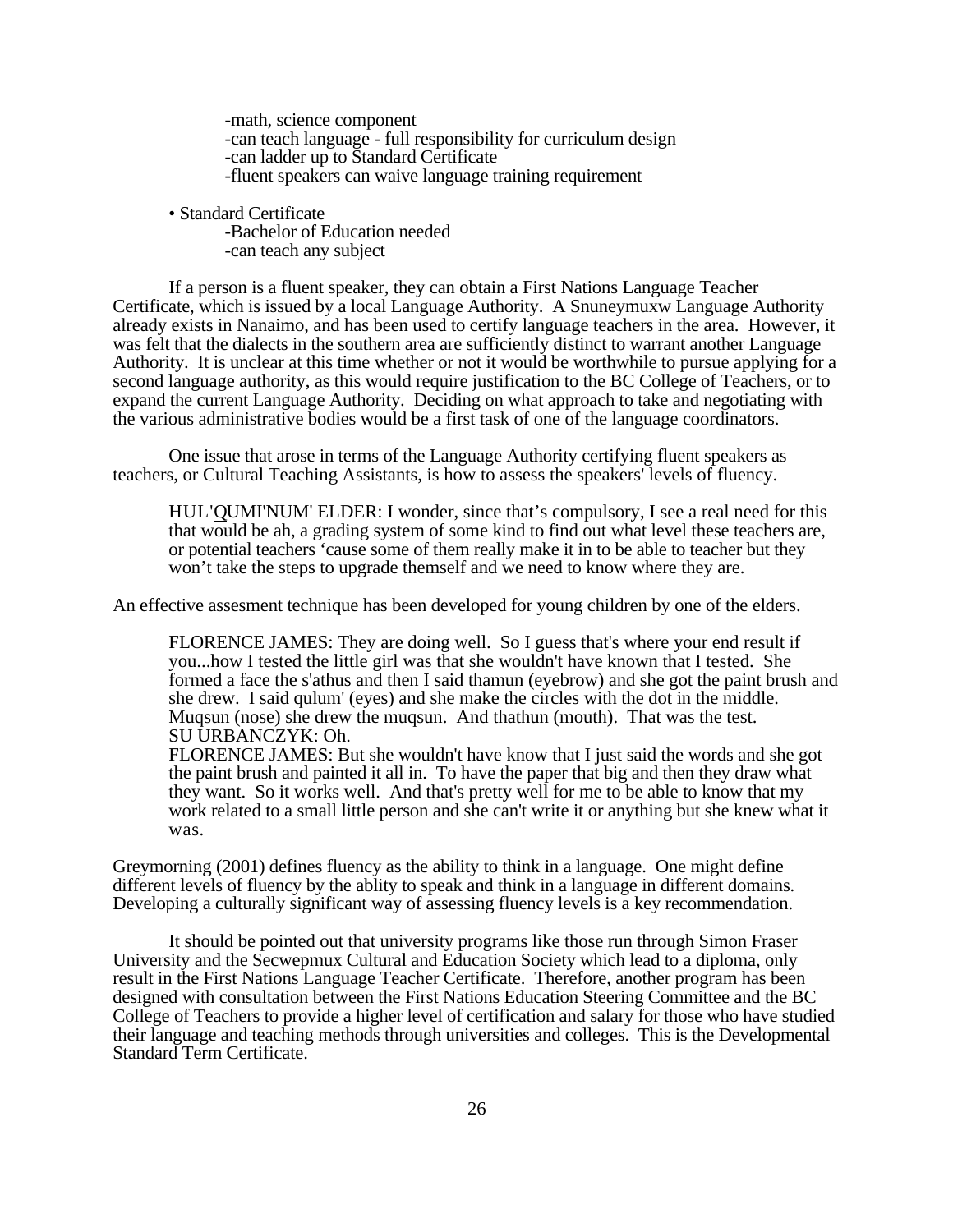-math, science component
-can teach language - full responsibility for curriculum design
-can ladder up to Standard Certificate
-fluent speakers can waive language training requirement

- Standard Certificate
  - -Bachelor of Education needed
  - -can teach any subject

If a person is a fluent speaker, they can obtain a First Nations Language Teacher Certificate, which is issued by a local Language Authority. A Snuneymuxw Language Authority already exists in Nanaimo, and has been used to certify language teachers in the area. However, it was felt that the dialects in the southern area are sufficiently distinct to warrant another Language Authority. It is unclear at this time whether or not it would be worthwhile to pursue applying for a second language authority, as this would require justification to the BC College of Teachers, or to expand the current Language Authority. Deciding on what approach to take and negotiating with the various administrative bodies would be a first task of one of the language coordinators.

One issue that arose in terms of the Language Authority certifying fluent speakers as teachers, or Cultural Teaching Assistants, is how to assess the speakers' levels of fluency.

> HUL'QUMI'NUM' ELDER: I wonder, since that's compulsory, I see a real need for this that would be ah, a grading system of some kind to find out what level these teachers are, or potential teachers 'cause some of them really make it in to be able to teacher but they won't take the steps to upgrade themself and we need to know where they are.

An effective assesment technique has been developed for young children by one of the elders.

> FLORENCE JAMES: They are doing well. So I guess that's where your end result if you...how I tested the little girl was that she wouldn't have known that I tested. She formed a face the s'athus and then I said thamun (eyebrow) and she got the paint brush and she drew. I said qulum' (eyes) and she make the circles with the dot in the middle. Muqsun (nose) she drew the muqsun. And thathun (mouth). That was the test.
> SU URBANCZYK: Oh.
> FLORENCE JAMES: But she wouldn't have know that I just said the words and she got the paint brush and painted it all in. To have the paper that big and then they draw what they want. So it works well. And that's pretty well for me to be able to know that my work related to a small little person and she can't write it or anything but she knew what it was.

Greymorning (2001) defines fluency as the ability to think in a language. One might define different levels of fluency by the ablity to speak and think in a language in different domains. Developing a culturally significant way of assessing fluency levels is a key recommendation.

It should be pointed out that university programs like those run through Simon Fraser University and the Secwepmux Cultural and Education Society which lead to a diploma, only result in the First Nations Language Teacher Certificate. Therefore, another program has been designed with consultation between the First Nations Education Steering Committee and the BC College of Teachers to provide a higher level of certification and salary for those who have studied their language and teaching methods through universities and colleges. This is the Developmental Standard Term Certificate.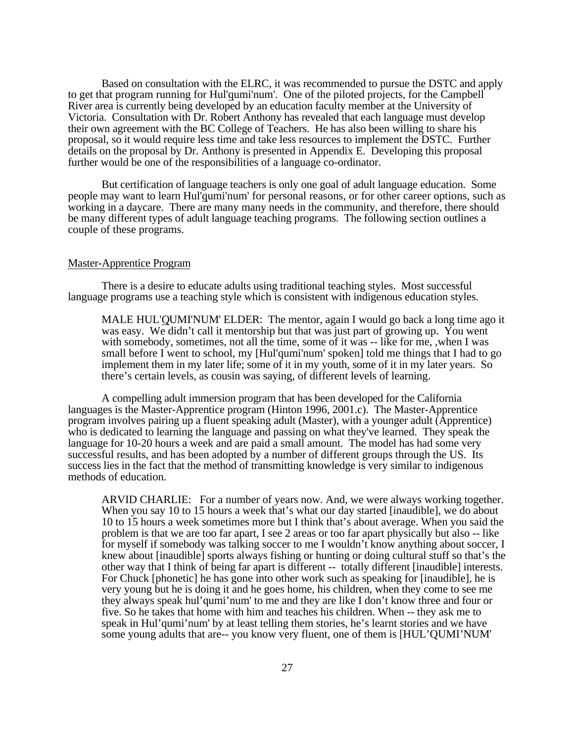Based on consultation with the ELRC, it was recommended to pursue the DSTC and apply to get that program running for Hul'q̱umi'num'. One of the piloted projects, for the Campbell River area is currently being developed by an education faculty member at the University of Victoria. Consultation with Dr. Robert Anthony has revealed that each language must develop their own agreement with the BC College of Teachers. He has also been willing to share his proposal, so it would require less time and take less resources to implement the DSTC. Further details on the proposal by Dr. Anthony is presented in Appendix E. Developing this proposal further would be one of the responsibilities of a language co-ordinator.

But certification of language teachers is only one goal of adult language education. Some people may want to learn Hul'q̱umi'num' for personal reasons, or for other career options, such as working in a daycare. There are many many needs in the community, and therefore, there should be many different types of adult language teaching programs. The following section outlines a couple of these programs.

<u>Master-Apprentice Program</u>

There is a desire to educate adults using traditional teaching styles. Most successful language programs use a teaching style which is consistent with indigenous education styles.

> MALE HUL'Q̱UMI'NUM' ELDER: The mentor, again I would go back a long time ago it was easy. We didn't call it mentorship but that was just part of growing up. You went with somebody, sometimes, not all the time, some of it was -- like for me, ,when I was small before I went to school, my [Hul'qumi'num' spoken] told me things that I had to go implement them in my later life; some of it in my youth, some of it in my later years. So there's certain levels, as cousin was saying, of different levels of learning.

A compelling adult immersion program that has been developed for the California languages is the Master-Apprentice program (Hinton 1996, 2001.c). The Master-Apprentice program involves pairing up a fluent speaking adult (Master), with a younger adult (Apprentice) who is dedicated to learning the language and passing on what they've learned. They speak the language for 10-20 hours a week and are paid a small amount. The model has had some very successful results, and has been adopted by a number of different groups through the US. Its success lies in the fact that the method of transmitting knowledge is very similar to indigenous methods of education.

> ARVID CHARLIE: For a number of years now. And, we were always working together. When you say 10 to 15 hours a week that's what our day started [inaudible], we do about 10 to 15 hours a week sometimes more but I think that's about average. When you said the problem is that we are too far apart, I see 2 areas or too far apart physically but also -- like for myself if somebody was talking soccer to me I wouldn't know anything about soccer, I knew about [inaudible] sports always fishing or hunting or doing cultural stuff so that's the other way that I think of being far apart is different -- totally different [inaudible] interests. For Chuck [phonetic] he has gone into other work such as speaking for [inaudible], he is very young but he is doing it and he goes home, his children, when they come to see me they always speak hul'qumi'num' to me and they are like I don't know three and four or five. So he takes that home with him and teaches his children. When -- they ask me to speak in Hul'qumi'num' by at least telling them stories, he's learnt stories and we have some young adults that are-- you know very fluent, one of them is [HUL'QUMI'NUM'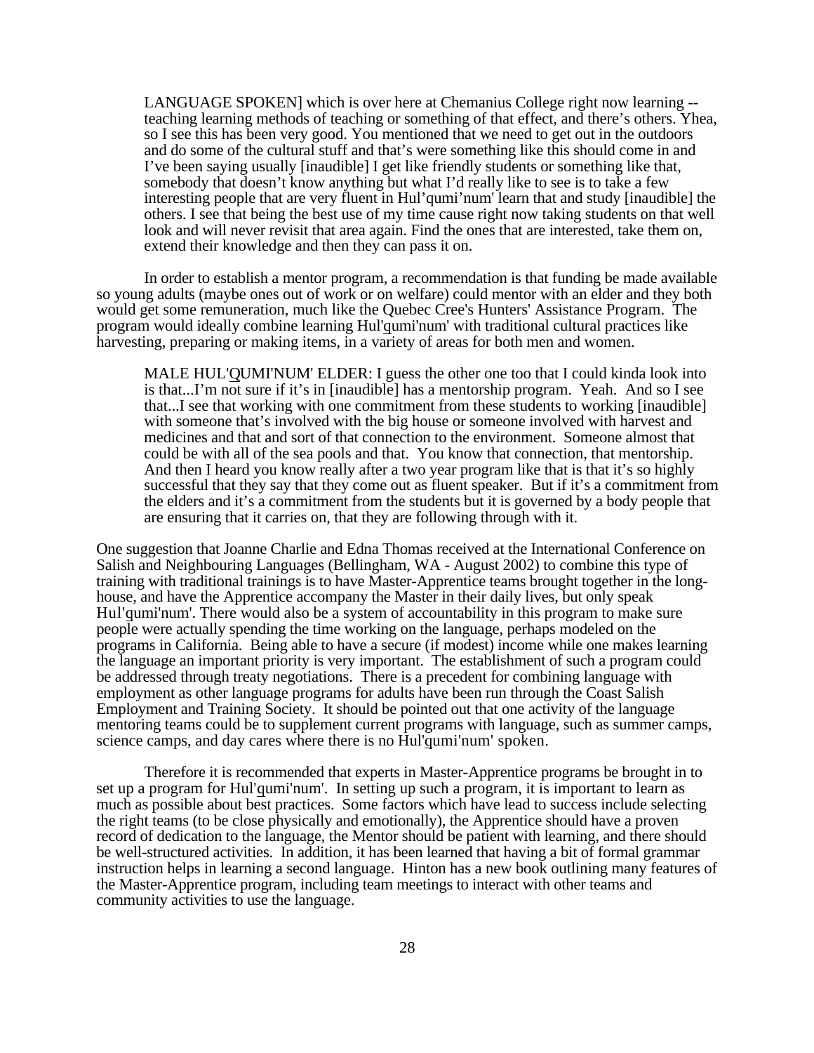> LANGUAGE SPOKEN] which is over here at Chemanius College right now learning -- teaching learning methods of teaching or something of that effect, and there's others. Yhea, so I see this has been very good. You mentioned that we need to get out in the outdoors and do some of the cultural stuff and that's were something like this should come in and I've been saying usually [inaudible] I get like friendly students or something like that, somebody that doesn't know anything but what I'd really like to see is to take a few interesting people that are very fluent in Hul'qumi'num' learn that and study [inaudible] the others. I see that being the best use of my time cause right now taking students on that well look and will never revisit that area again. Find the ones that are interested, take them on, extend their knowledge and then they can pass it on.

In order to establish a mentor program, a recommendation is that funding be made available so young adults (maybe ones out of work or on welfare) could mentor with an elder and they both would get some remuneration, much like the Quebec Cree's Hunters' Assistance Program. The program would ideally combine learning Hul'q̲umi'num' with traditional cultural practices like harvesting, preparing or making items, in a variety of areas for both men and women.

> MALE HUL'Q̲UMI'NUM' ELDER: I guess the other one too that I could kinda look into is that...I'm not sure if it's in [inaudible] has a mentorship program. Yeah. And so I see that...I see that working with one commitment from these students to working [inaudible] with someone that's involved with the big house or someone involved with harvest and medicines and that and sort of that connection to the environment. Someone almost that could be with all of the sea pools and that. You know that connection, that mentorship. And then I heard you know really after a two year program like that is that it's so highly successful that they say that they come out as fluent speaker. But if it's a commitment from the elders and it's a commitment from the students but it is governed by a body people that are ensuring that it carries on, that they are following through with it.

One suggestion that Joanne Charlie and Edna Thomas received at the International Conference on Salish and Neighbouring Languages (Bellingham, WA - August 2002) to combine this type of training with traditional trainings is to have Master-Apprentice teams brought together in the long-house, and have the Apprentice accompany the Master in their daily lives, but only speak Hul'qumi'num'. There would also be a system of accountability in this program to make sure people were actually spending the time working on the language, perhaps modeled on the programs in California. Being able to have a secure (if modest) income while one makes learning the language an important priority is very important. The establishment of such a program could be addressed through treaty negotiations. There is a precedent for combining language with employment as other language programs for adults have been run through the Coast Salish Employment and Training Society. It should be pointed out that one activity of the language mentoring teams could be to supplement current programs with language, such as summer camps, science camps, and day cares where there is no Hul'q̲umi'num' spoken.

Therefore it is recommended that experts in Master-Apprentice programs be brought in to set up a program for Hul'q̲umi'num'. In setting up such a program, it is important to learn as much as possible about best practices. Some factors which have lead to success include selecting the right teams (to be close physically and emotionally), the Apprentice should have a proven record of dedication to the language, the Mentor should be patient with learning, and there should be well-structured activities. In addition, it has been learned that having a bit of formal grammar instruction helps in learning a second language. Hinton has a new book outlining many features of the Master-Apprentice program, including team meetings to interact with other teams and community activities to use the language.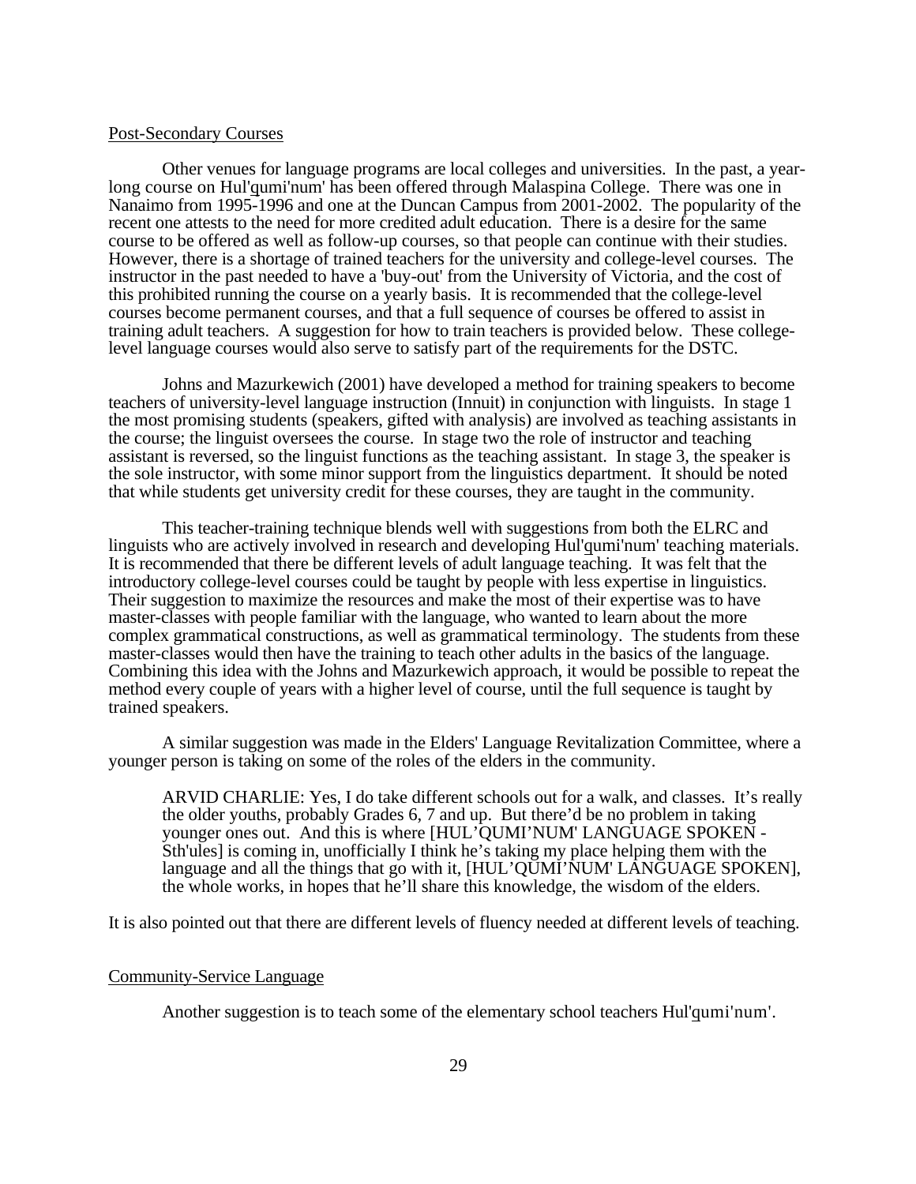Post-Secondary Courses

Other venues for language programs are local colleges and universities. In the past, a year-long course on Hul'q̱umi'num' has been offered through Malaspina College. There was one in Nanaimo from 1995-1996 and one at the Duncan Campus from 2001-2002. The popularity of the recent one attests to the need for more credited adult education. There is a desire for the same course to be offered as well as follow-up courses, so that people can continue with their studies. However, there is a shortage of trained teachers for the university and college-level courses. The instructor in the past needed to have a 'buy-out' from the University of Victoria, and the cost of this prohibited running the course on a yearly basis. It is recommended that the college-level courses become permanent courses, and that a full sequence of courses be offered to assist in training adult teachers. A suggestion for how to train teachers is provided below. These college-level language courses would also serve to satisfy part of the requirements for the DSTC.

Johns and Mazurkewich (2001) have developed a method for training speakers to become teachers of university-level language instruction (Innuit) in conjunction with linguists. In stage 1 the most promising students (speakers, gifted with analysis) are involved as teaching assistants in the course; the linguist oversees the course. In stage two the role of instructor and teaching assistant is reversed, so the linguist functions as the teaching assistant. In stage 3, the speaker is the sole instructor, with some minor support from the linguistics department. It should be noted that while students get university credit for these courses, they are taught in the community.

This teacher-training technique blends well with suggestions from both the ELRC and linguists who are actively involved in research and developing Hul'q̱umi'num' teaching materials. It is recommended that there be different levels of adult language teaching. It was felt that the introductory college-level courses could be taught by people with less expertise in linguistics. Their suggestion to maximize the resources and make the most of their expertise was to have master-classes with people familiar with the language, who wanted to learn about the more complex grammatical constructions, as well as grammatical terminology. The students from these master-classes would then have the training to teach other adults in the basics of the language. Combining this idea with the Johns and Mazurkewich approach, it would be possible to repeat the method every couple of years with a higher level of course, until the full sequence is taught by trained speakers.

A similar suggestion was made in the Elders' Language Revitalization Committee, where a younger person is taking on some of the roles of the elders in the community.

> ARVID CHARLIE: Yes, I do take different schools out for a walk, and classes. It's really the older youths, probably Grades 6, 7 and up. But there'd be no problem in taking younger ones out. And this is where [HUL'QUMI'NUM' LANGUAGE SPOKEN - Sth'ules] is coming in, unofficially I think he's taking my place helping them with the language and all the things that go with it, [HUL'QUMI'NUM' LANGUAGE SPOKEN], the whole works, in hopes that he'll share this knowledge, the wisdom of the elders.

It is also pointed out that there are different levels of fluency needed at different levels of teaching.

Community-Service Language

Another suggestion is to teach some of the elementary school teachers Hul'q̱umi'num'.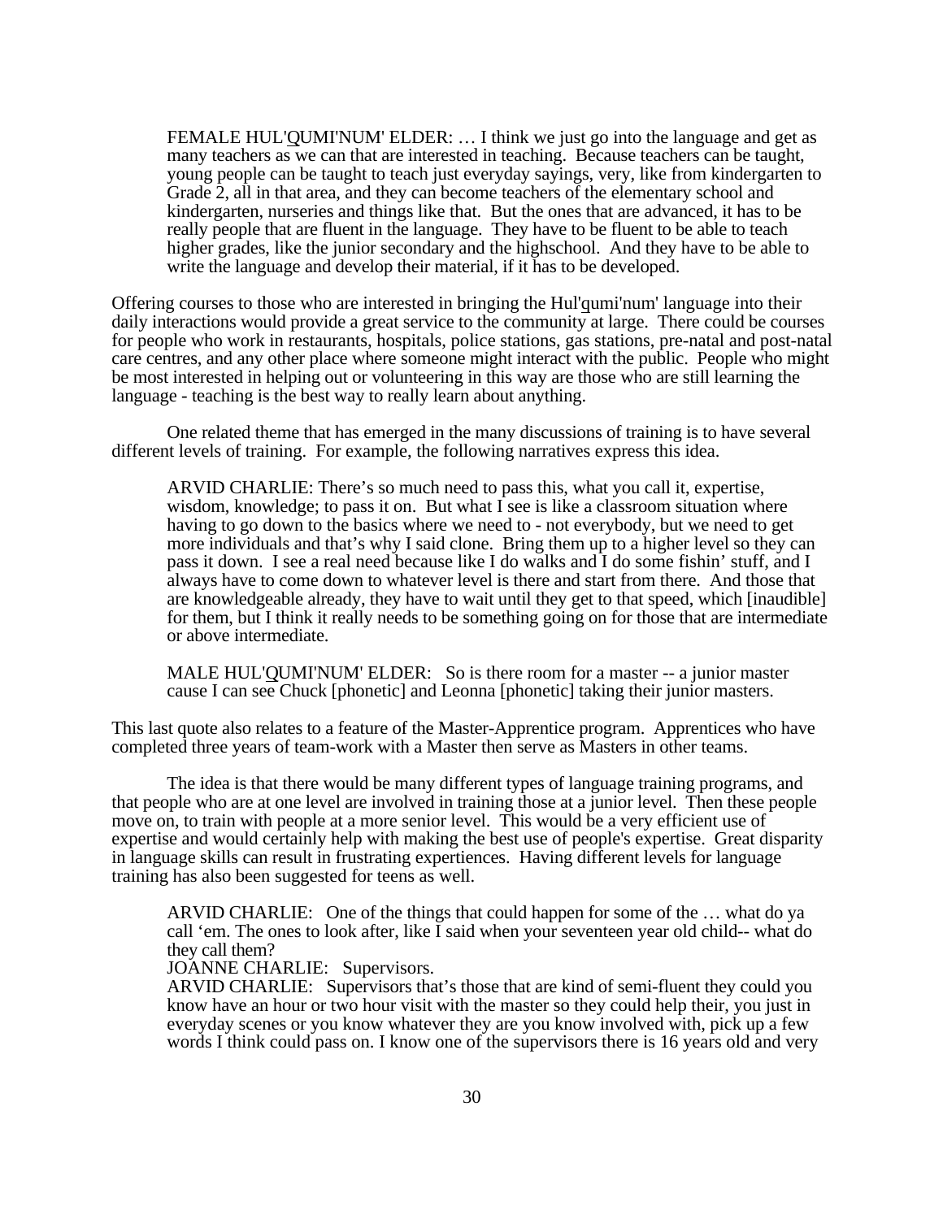> FEMALE HUL'QUMI'NUM' ELDER: … I think we just go into the language and get as many teachers as we can that are interested in teaching. Because teachers can be taught, young people can be taught to teach just everyday sayings, very, like from kindergarten to Grade 2, all in that area, and they can become teachers of the elementary school and kindergarten, nurseries and things like that. But the ones that are advanced, it has to be really people that are fluent in the language. They have to be fluent to be able to teach higher grades, like the junior secondary and the highschool. And they have to be able to write the language and develop their material, if it has to be developed.

Offering courses to those who are interested in bringing the Hul'qumi'num' language into their daily interactions would provide a great service to the community at large. There could be courses for people who work in restaurants, hospitals, police stations, gas stations, pre-natal and post-natal care centres, and any other place where someone might interact with the public. People who might be most interested in helping out or volunteering in this way are those who are still learning the language - teaching is the best way to really learn about anything.

One related theme that has emerged in the many discussions of training is to have several different levels of training. For example, the following narratives express this idea.

> ARVID CHARLIE: There's so much need to pass this, what you call it, expertise, wisdom, knowledge; to pass it on. But what I see is like a classroom situation where having to go down to the basics where we need to - not everybody, but we need to get more individuals and that's why I said clone. Bring them up to a higher level so they can pass it down. I see a real need because like I do walks and I do some fishin' stuff, and I always have to come down to whatever level is there and start from there. And those that are knowledgeable already, they have to wait until they get to that speed, which [inaudible] for them, but I think it really needs to be something going on for those that are intermediate or above intermediate.
>
> MALE HUL'QUMI'NUM' ELDER: So is there room for a master -- a junior master cause I can see Chuck [phonetic] and Leonna [phonetic] taking their junior masters.

This last quote also relates to a feature of the Master-Apprentice program. Apprentices who have completed three years of team-work with a Master then serve as Masters in other teams.

The idea is that there would be many different types of language training programs, and that people who are at one level are involved in training those at a junior level. Then these people move on, to train with people at a more senior level. This would be a very efficient use of expertise and would certainly help with making the best use of people's expertise. Great disparity in language skills can result in frustrating expertiences. Having different levels for language training has also been suggested for teens as well.

> ARVID CHARLIE: One of the things that could happen for some of the … what do ya call 'em. The ones to look after, like I said when your seventeen year old child-- what do they call them?
> JOANNE CHARLIE: Supervisors.
> ARVID CHARLIE: Supervisors that's those that are kind of semi-fluent they could you know have an hour or two hour visit with the master so they could help their, you just in everyday scenes or you know whatever they are you know involved with, pick up a few words I think could pass on. I know one of the supervisors there is 16 years old and very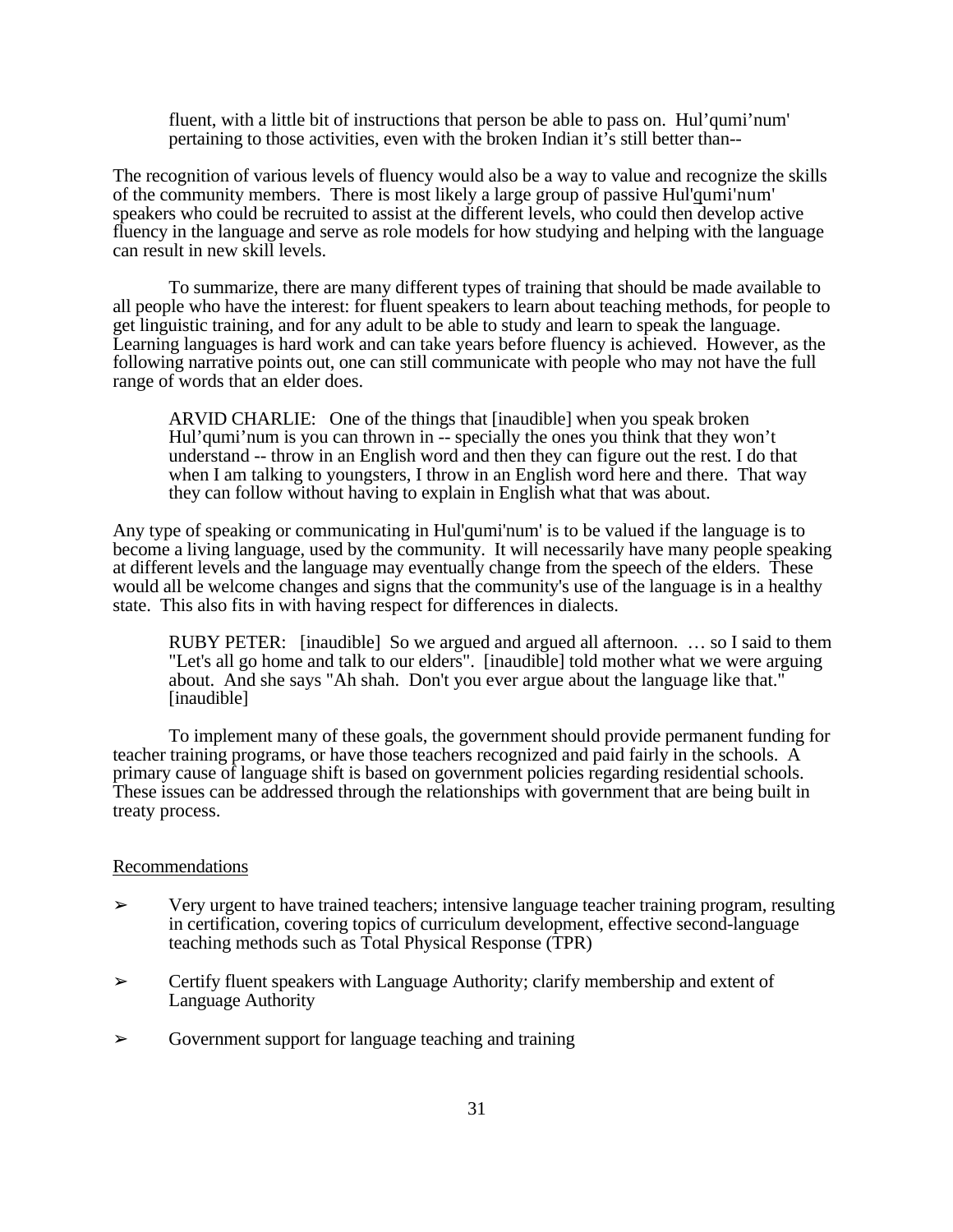> fluent, with a little bit of instructions that person be able to pass on. Hul'qumi'num' pertaining to those activities, even with the broken Indian it's still better than--

The recognition of various levels of fluency would also be a way to value and recognize the skills of the community members. There is most likely a large group of passive Hul'qumi'num' speakers who could be recruited to assist at the different levels, who could then develop active fluency in the language and serve as role models for how studying and helping with the language can result in new skill levels.

To summarize, there are many different types of training that should be made available to all people who have the interest: for fluent speakers to learn about teaching methods, for people to get linguistic training, and for any adult to be able to study and learn to speak the language. Learning languages is hard work and can take years before fluency is achieved. However, as the following narrative points out, one can still communicate with people who may not have the full range of words that an elder does.

> ARVID CHARLIE: One of the things that [inaudible] when you speak broken Hul'qumi'num is you can thrown in -- specially the ones you think that they won't understand -- throw in an English word and then they can figure out the rest. I do that when I am talking to youngsters, I throw in an English word here and there. That way they can follow without having to explain in English what that was about.

Any type of speaking or communicating in Hul'qumi'num' is to be valued if the language is to become a living language, used by the community. It will necessarily have many people speaking at different levels and the language may eventually change from the speech of the elders. These would all be welcome changes and signs that the community's use of the language is in a healthy state. This also fits in with having respect for differences in dialects.

> RUBY PETER: [inaudible] So we argued and argued all afternoon. … so I said to them "Let's all go home and talk to our elders". [inaudible] told mother what we were arguing about. And she says "Ah shah. Don't you ever argue about the language like that." [inaudible]

To implement many of these goals, the government should provide permanent funding for teacher training programs, or have those teachers recognized and paid fairly in the schools. A primary cause of language shift is based on government policies regarding residential schools. These issues can be addressed through the relationships with government that are being built in treaty process.

Recommendations

- ➢ Very urgent to have trained teachers; intensive language teacher training program, resulting in certification, covering topics of curriculum development, effective second-language teaching methods such as Total Physical Response (TPR)
- ➢ Certify fluent speakers with Language Authority; clarify membership and extent of Language Authority
- ➢ Government support for language teaching and training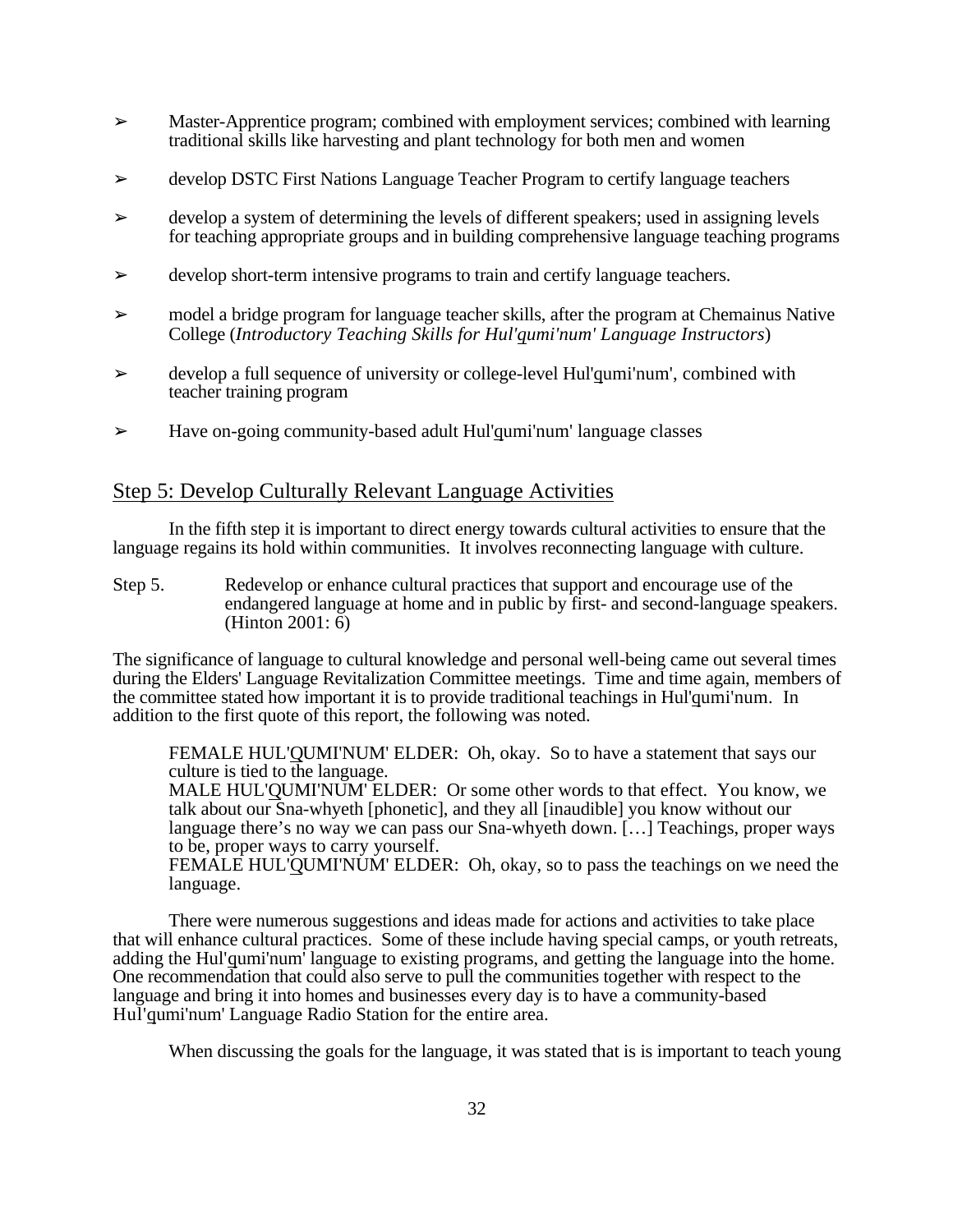- ➢ Master-Apprentice program; combined with employment services; combined with learning traditional skills like harvesting and plant technology for both men and women
- ➢ develop DSTC First Nations Language Teacher Program to certify language teachers
- ➢ develop a system of determining the levels of different speakers; used in assigning levels for teaching appropriate groups and in building comprehensive language teaching programs
- ➢ develop short-term intensive programs to train and certify language teachers.
- ➢ model a bridge program for language teacher skills, after the program at Chemainus Native College (*Introductory Teaching Skills for Hul'q̱umi'num' Language Instructors*)
- ➢ develop a full sequence of university or college-level Hul'q̱umi'num', combined with teacher training program
- ➢ Have on-going community-based adult Hul'q̱umi'num' language classes

## Step 5: Develop Culturally Relevant Language Activities

In the fifth step it is important to direct energy towards cultural activities to ensure that the language regains its hold within communities. It involves reconnecting language with culture.

Step 5. Redevelop or enhance cultural practices that support and encourage use of the endangered language at home and in public by first- and second-language speakers. (Hinton 2001: 6)

The significance of language to cultural knowledge and personal well-being came out several times during the Elders' Language Revitalization Committee meetings. Time and time again, members of the committee stated how important it is to provide traditional teachings in Hul'q̱umi'num. In addition to the first quote of this report, the following was noted.

> FEMALE HUL'Q̱UMI'NUM' ELDER: Oh, okay. So to have a statement that says our culture is tied to the language.
> MALE HUL'Q̱UMI'NUM' ELDER: Or some other words to that effect. You know, we talk about our Sna-whyeth [phonetic], and they all [inaudible] you know without our language there's no way we can pass our Sna-whyeth down. […] Teachings, proper ways to be, proper ways to carry yourself.
> FEMALE HUL'Q̱UMI'NUM' ELDER: Oh, okay, so to pass the teachings on we need the language.

There were numerous suggestions and ideas made for actions and activities to take place that will enhance cultural practices. Some of these include having special camps, or youth retreats, adding the Hul'q̱umi'num' language to existing programs, and getting the language into the home. One recommendation that could also serve to pull the communities together with respect to the language and bring it into homes and businesses every day is to have a community-based Hul'q̱umi'num' Language Radio Station for the entire area.

When discussing the goals for the language, it was stated that is is important to teach young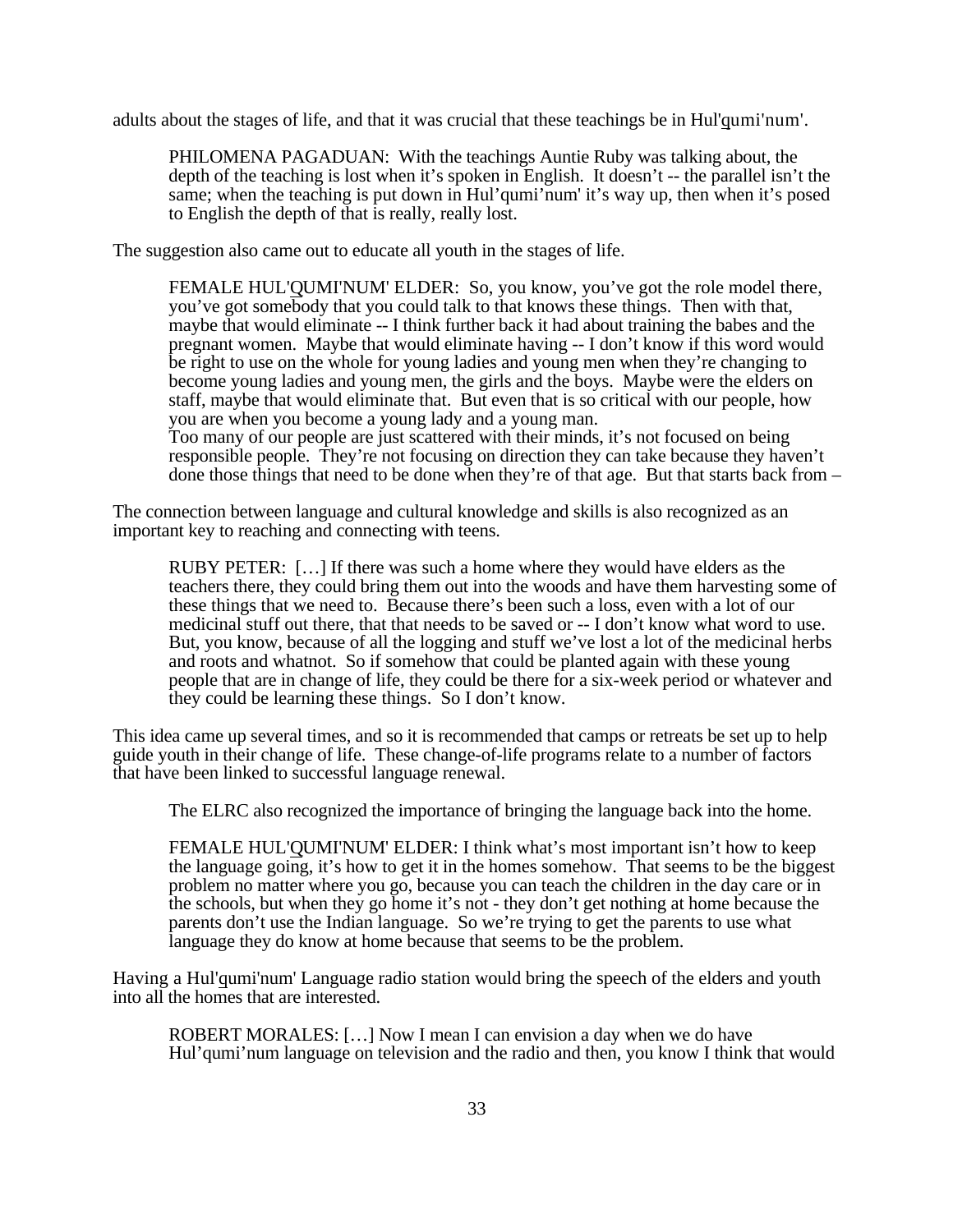adults about the stages of life, and that it was crucial that these teachings be in Hul'q̱umi'num'.

> PHILOMENA PAGADUAN: With the teachings Auntie Ruby was talking about, the depth of the teaching is lost when it's spoken in English. It doesn't -- the parallel isn't the same; when the teaching is put down in Hul'qumi'num' it's way up, then when it's posed to English the depth of that is really, really lost.

The suggestion also came out to educate all youth in the stages of life.

> FEMALE HUL'Q̱UMI'NUM' ELDER: So, you know, you've got the role model there, you've got somebody that you could talk to that knows these things. Then with that, maybe that would eliminate -- I think further back it had about training the babes and the pregnant women. Maybe that would eliminate having -- I don't know if this word would be right to use on the whole for young ladies and young men when they're changing to become young ladies and young men, the girls and the boys. Maybe were the elders on staff, maybe that would eliminate that. But even that is so critical with our people, how you are when you become a young lady and a young man.
> Too many of our people are just scattered with their minds, it's not focused on being responsible people. They're not focusing on direction they can take because they haven't done those things that need to be done when they're of that age. But that starts back from –

The connection between language and cultural knowledge and skills is also recognized as an important key to reaching and connecting with teens.

> RUBY PETER: […] If there was such a home where they would have elders as the teachers there, they could bring them out into the woods and have them harvesting some of these things that we need to. Because there's been such a loss, even with a lot of our medicinal stuff out there, that that needs to be saved or -- I don't know what word to use. But, you know, because of all the logging and stuff we've lost a lot of the medicinal herbs and roots and whatnot. So if somehow that could be planted again with these young people that are in change of life, they could be there for a six-week period or whatever and they could be learning these things. So I don't know.

This idea came up several times, and so it is recommended that camps or retreats be set up to help guide youth in their change of life. These change-of-life programs relate to a number of factors that have been linked to successful language renewal.

The ELRC also recognized the importance of bringing the language back into the home.

> FEMALE HUL'Q̱UMI'NUM' ELDER: I think what's most important isn't how to keep the language going, it's how to get it in the homes somehow. That seems to be the biggest problem no matter where you go, because you can teach the children in the day care or in the schools, but when they go home it's not - they don't get nothing at home because the parents don't use the Indian language. So we're trying to get the parents to use what language they do know at home because that seems to be the problem.

Having a Hul'q̱umi'num' Language radio station would bring the speech of the elders and youth into all the homes that are interested.

> ROBERT MORALES: […] Now I mean I can envision a day when we do have Hul'qumi'num language on television and the radio and then, you know I think that would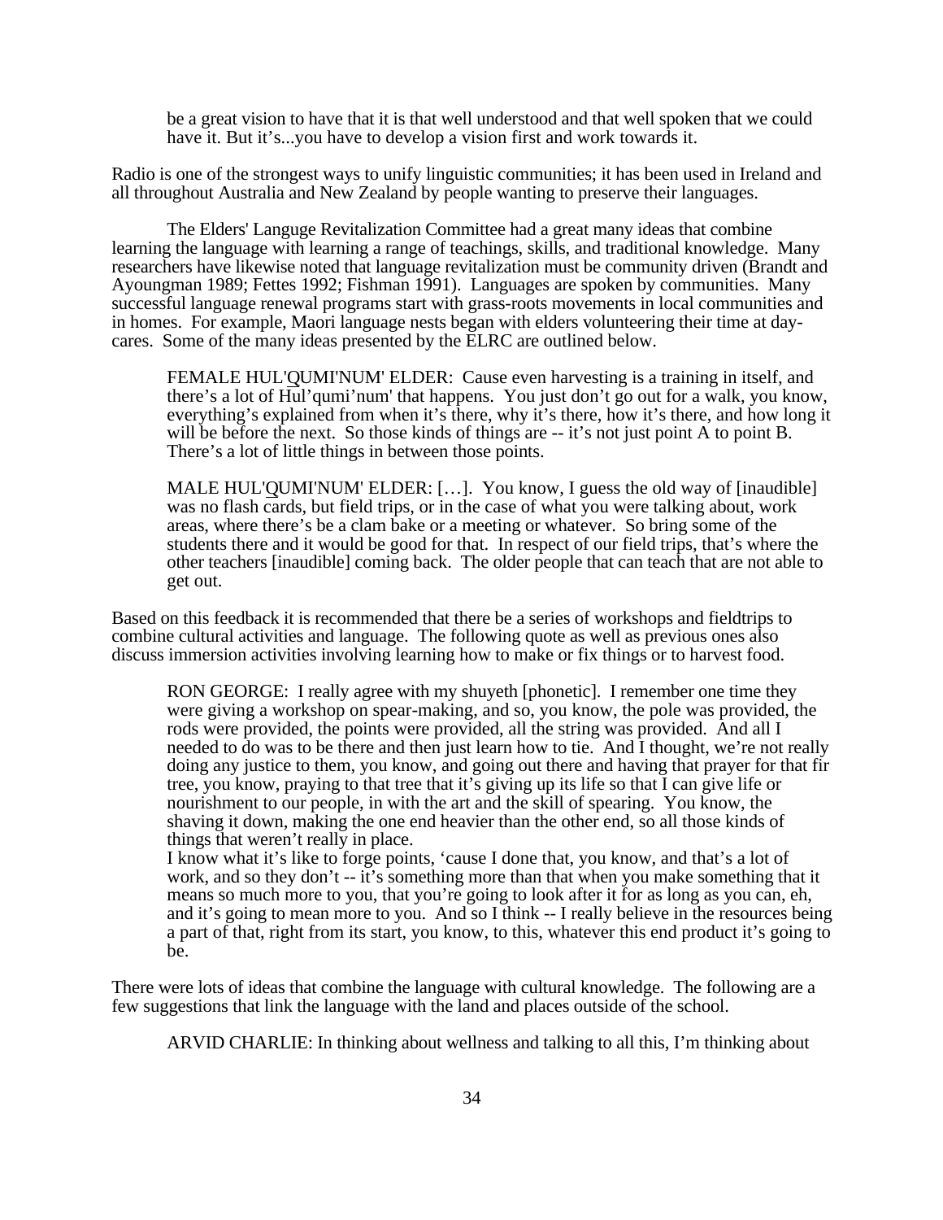> be a great vision to have that it is that well understood and that well spoken that we could have it. But it's...you have to develop a vision first and work towards it.

Radio is one of the strongest ways to unify linguistic communities; it has been used in Ireland and all throughout Australia and New Zealand by people wanting to preserve their languages.

The Elders' Languge Revitalization Committee had a great many ideas that combine learning the language with learning a range of teachings, skills, and traditional knowledge. Many researchers have likewise noted that language revitalization must be community driven (Brandt and Ayoungman 1989; Fettes 1992; Fishman 1991). Languages are spoken by communities. Many successful language renewal programs start with grass-roots movements in local communities and in homes. For example, Maori language nests began with elders volunteering their time at day-cares. Some of the many ideas presented by the ELRC are outlined below.

> FEMALE HUL'QUMI'NUM' ELDER: Cause even harvesting is a training in itself, and there's a lot of Hul'qumi'num' that happens. You just don't go out for a walk, you know, everything's explained from when it's there, why it's there, how it's there, and how long it will be before the next. So those kinds of things are -- it's not just point A to point B. There's a lot of little things in between those points.

> MALE HUL'QUMI'NUM' ELDER: […]. You know, I guess the old way of [inaudible] was no flash cards, but field trips, or in the case of what you were talking about, work areas, where there's be a clam bake or a meeting or whatever. So bring some of the students there and it would be good for that. In respect of our field trips, that's where the other teachers [inaudible] coming back. The older people that can teach that are not able to get out.

Based on this feedback it is recommended that there be a series of workshops and fieldtrips to combine cultural activities and language. The following quote as well as previous ones also discuss immersion activities involving learning how to make or fix things or to harvest food.

> RON GEORGE: I really agree with my shuyeth [phonetic]. I remember one time they were giving a workshop on spear-making, and so, you know, the pole was provided, the rods were provided, the points were provided, all the string was provided. And all I needed to do was to be there and then just learn how to tie. And I thought, we're not really doing any justice to them, you know, and going out there and having that prayer for that fir tree, you know, praying to that tree that it's giving up its life so that I can give life or nourishment to our people, in with the art and the skill of spearing. You know, the shaving it down, making the one end heavier than the other end, so all those kinds of things that weren't really in place.
> I know what it's like to forge points, 'cause I done that, you know, and that's a lot of work, and so they don't -- it's something more than that when you make something that it means so much more to you, that you're going to look after it for as long as you can, eh, and it's going to mean more to you. And so I think -- I really believe in the resources being a part of that, right from its start, you know, to this, whatever this end product it's going to be.

There were lots of ideas that combine the language with cultural knowledge. The following are a few suggestions that link the language with the land and places outside of the school.

> ARVID CHARLIE: In thinking about wellness and talking to all this, I'm thinking about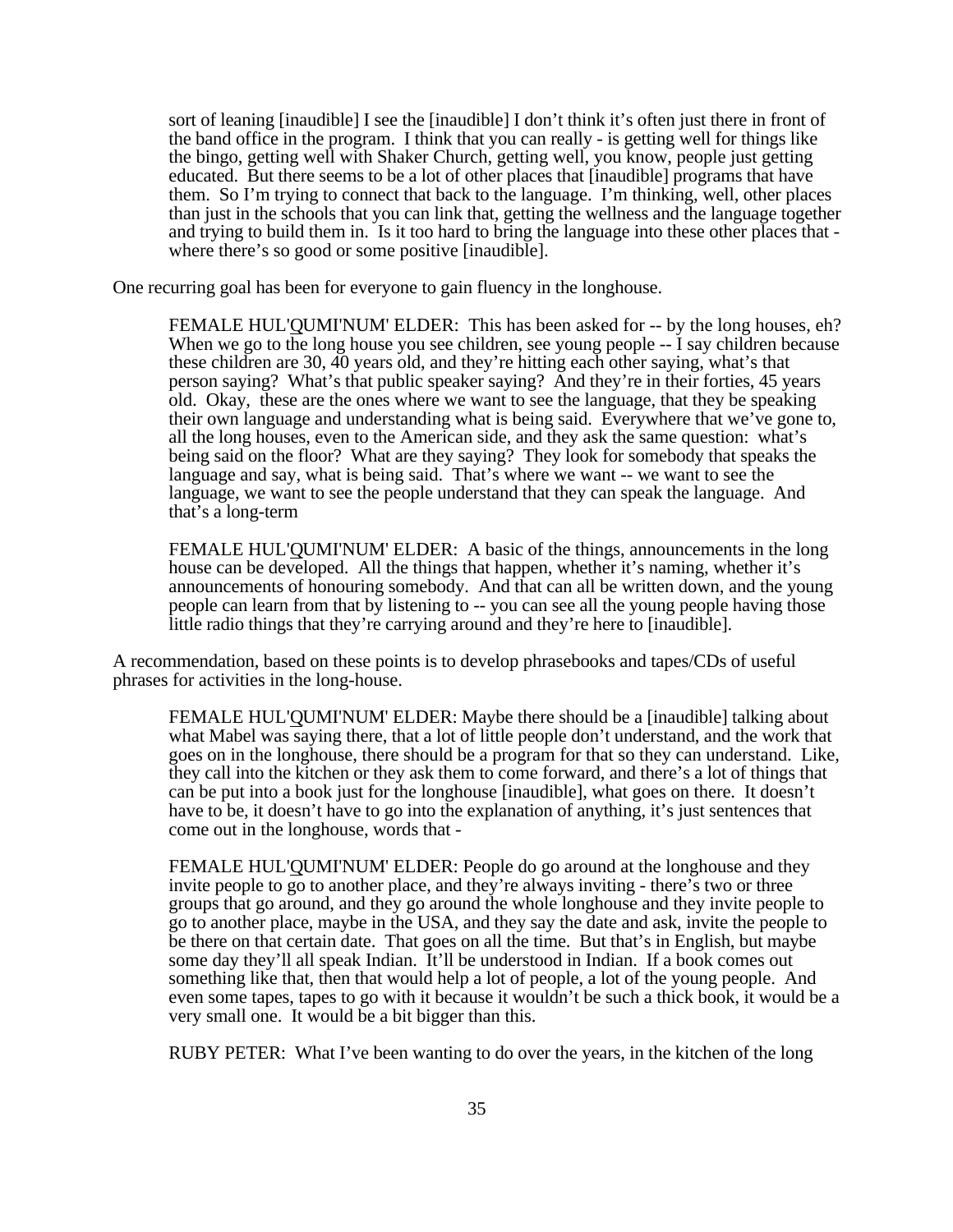> sort of leaning [inaudible] I see the [inaudible] I don't think it's often just there in front of the band office in the program. I think that you can really - is getting well for things like the bingo, getting well with Shaker Church, getting well, you know, people just getting educated. But there seems to be a lot of other places that [inaudible] programs that have them. So I'm trying to connect that back to the language. I'm thinking, well, other places than just in the schools that you can link that, getting the wellness and the language together and trying to build them in. Is it too hard to bring the language into these other places that - where there's so good or some positive [inaudible].

One recurring goal has been for everyone to gain fluency in the longhouse.

> FEMALE HUL'QUMI'NUM' ELDER: This has been asked for -- by the long houses, eh? When we go to the long house you see children, see young people -- I say children because these children are 30, 40 years old, and they're hitting each other saying, what's that person saying? What's that public speaker saying? And they're in their forties, 45 years old. Okay, these are the ones where we want to see the language, that they be speaking their own language and understanding what is being said. Everywhere that we've gone to, all the long houses, even to the American side, and they ask the same question: what's being said on the floor? What are they saying? They look for somebody that speaks the language and say, what is being said. That's where we want -- we want to see the language, we want to see the people understand that they can speak the language. And that's a long-term
>
> FEMALE HUL'QUMI'NUM' ELDER: A basic of the things, announcements in the long house can be developed. All the things that happen, whether it's naming, whether it's announcements of honouring somebody. And that can all be written down, and the young people can learn from that by listening to -- you can see all the young people having those little radio things that they're carrying around and they're here to [inaudible].

A recommendation, based on these points is to develop phrasebooks and tapes/CDs of useful phrases for activities in the long-house.

> FEMALE HUL'QUMI'NUM' ELDER: Maybe there should be a [inaudible] talking about what Mabel was saying there, that a lot of little people don't understand, and the work that goes on in the longhouse, there should be a program for that so they can understand. Like, they call into the kitchen or they ask them to come forward, and there's a lot of things that can be put into a book just for the longhouse [inaudible], what goes on there. It doesn't have to be, it doesn't have to go into the explanation of anything, it's just sentences that come out in the longhouse, words that -
>
> FEMALE HUL'QUMI'NUM' ELDER: People do go around at the longhouse and they invite people to go to another place, and they're always inviting - there's two or three groups that go around, and they go around the whole longhouse and they invite people to go to another place, maybe in the USA, and they say the date and ask, invite the people to be there on that certain date. That goes on all the time. But that's in English, but maybe some day they'll all speak Indian. It'll be understood in Indian. If a book comes out something like that, then that would help a lot of people, a lot of the young people. And even some tapes, tapes to go with it because it wouldn't be such a thick book, it would be a very small one. It would be a bit bigger than this.
>
> RUBY PETER: What I've been wanting to do over the years, in the kitchen of the long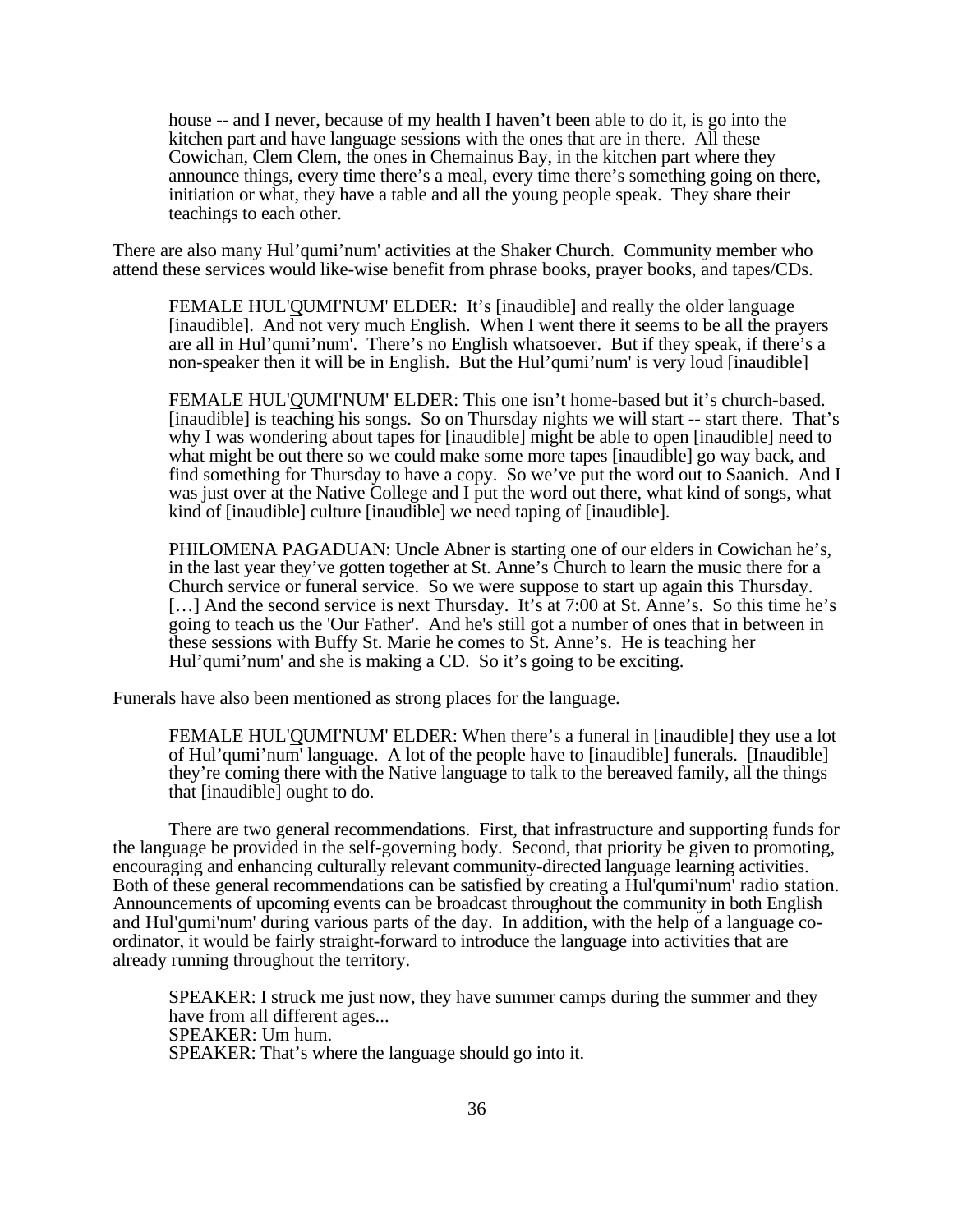house -- and I never, because of my health I haven't been able to do it, is go into the kitchen part and have language sessions with the ones that are in there. All these Cowichan, Clem Clem, the ones in Chemainus Bay, in the kitchen part where they announce things, every time there's a meal, every time there's something going on there, initiation or what, they have a table and all the young people speak. They share their teachings to each other.

There are also many Hul'qumi'num' activities at the Shaker Church. Community member who attend these services would like-wise benefit from phrase books, prayer books, and tapes/CDs.

> FEMALE HUL'QUMI'NUM' ELDER: It's [inaudible] and really the older language [inaudible]. And not very much English. When I went there it seems to be all the prayers are all in Hul'qumi'num'. There's no English whatsoever. But if they speak, if there's a non-speaker then it will be in English. But the Hul'qumi'num' is very loud [inaudible]
>
> FEMALE HUL'QUMI'NUM' ELDER: This one isn't home-based but it's church-based. [inaudible] is teaching his songs. So on Thursday nights we will start -- start there. That's why I was wondering about tapes for [inaudible] might be able to open [inaudible] need to what might be out there so we could make some more tapes [inaudible] go way back, and find something for Thursday to have a copy. So we've put the word out to Saanich. And I was just over at the Native College and I put the word out there, what kind of songs, what kind of [inaudible] culture [inaudible] we need taping of [inaudible].
>
> PHILOMENA PAGADUAN: Uncle Abner is starting one of our elders in Cowichan he's, in the last year they've gotten together at St. Anne's Church to learn the music there for a Church service or funeral service. So we were suppose to start up again this Thursday. […] And the second service is next Thursday. It's at 7:00 at St. Anne's. So this time he's going to teach us the 'Our Father'. And he's still got a number of ones that in between in these sessions with Buffy St. Marie he comes to St. Anne's. He is teaching her Hul'qumi'num' and she is making a CD. So it's going to be exciting.

Funerals have also been mentioned as strong places for the language.

> FEMALE HUL'QUMI'NUM' ELDER: When there's a funeral in [inaudible] they use a lot of Hul'qumi'num' language. A lot of the people have to [inaudible] funerals. [Inaudible] they're coming there with the Native language to talk to the bereaved family, all the things that [inaudible] ought to do.

There are two general recommendations. First, that infrastructure and supporting funds for the language be provided in the self-governing body. Second, that priority be given to promoting, encouraging and enhancing culturally relevant community-directed language learning activities. Both of these general recommendations can be satisfied by creating a Hul'qumi'num' radio station. Announcements of upcoming events can be broadcast throughout the community in both English and Hul'qumi'num' during various parts of the day. In addition, with the help of a language co-ordinator, it would be fairly straight-forward to introduce the language into activities that are already running throughout the territory.

> SPEAKER: I struck me just now, they have summer camps during the summer and they have from all different ages...
> SPEAKER: Um hum.
> SPEAKER: That's where the language should go into it.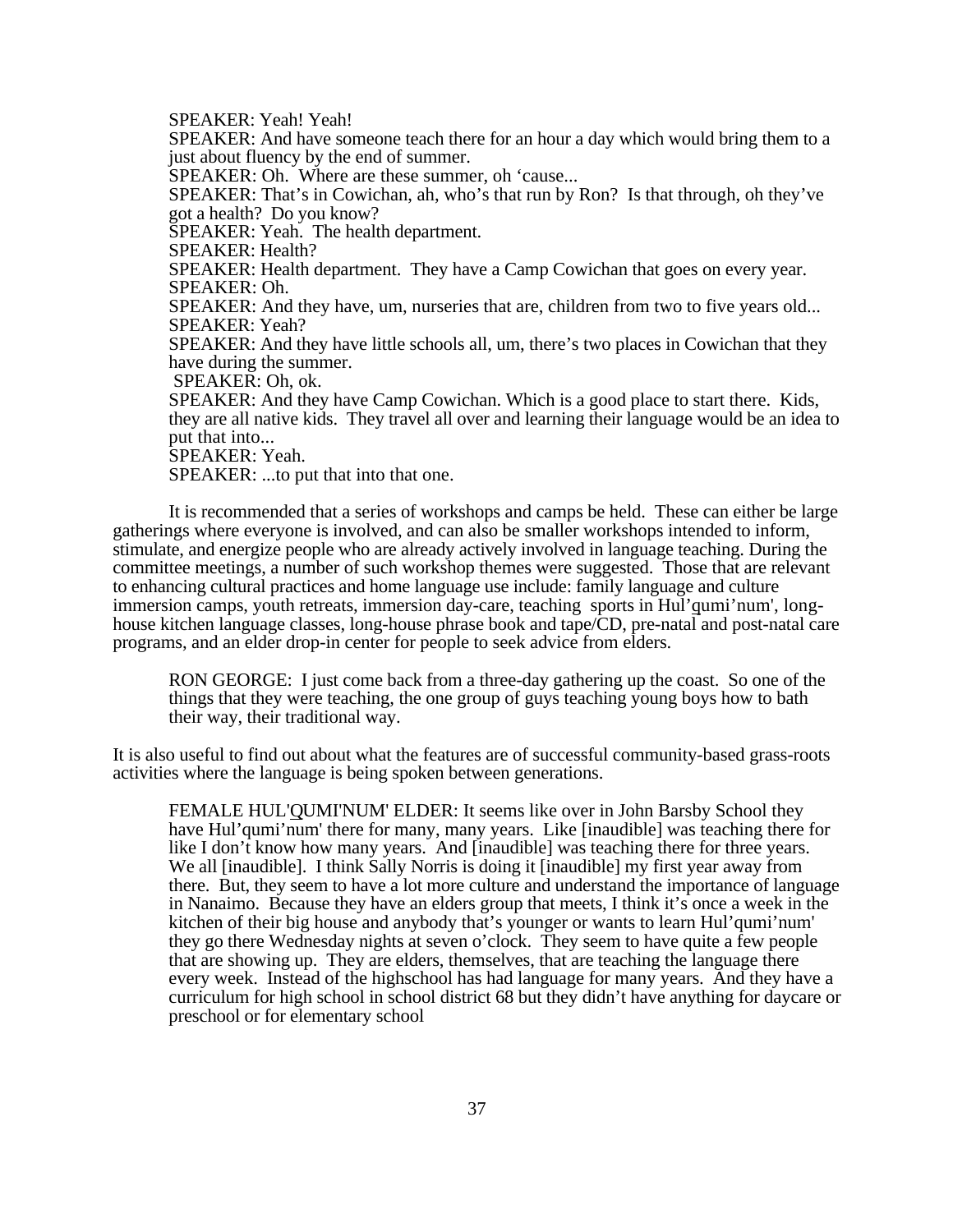SPEAKER: Yeah! Yeah!
SPEAKER: And have someone teach there for an hour a day which would bring them to a just about fluency by the end of summer.
SPEAKER: Oh. Where are these summer, oh 'cause...
SPEAKER: That's in Cowichan, ah, who's that run by Ron? Is that through, oh they've got a health? Do you know?
SPEAKER: Yeah. The health department.
SPEAKER: Health?
SPEAKER: Health department. They have a Camp Cowichan that goes on every year.
SPEAKER: Oh.
SPEAKER: And they have, um, nurseries that are, children from two to five years old...
SPEAKER: Yeah?
SPEAKER: And they have little schools all, um, there's two places in Cowichan that they have during the summer.
SPEAKER: Oh, ok.
SPEAKER: And they have Camp Cowichan. Which is a good place to start there. Kids, they are all native kids. They travel all over and learning their language would be an idea to put that into...
SPEAKER: Yeah.
SPEAKER: ...to put that into that one.

It is recommended that a series of workshops and camps be held. These can either be large gatherings where everyone is involved, and can also be smaller workshops intended to inform, stimulate, and energize people who are already actively involved in language teaching. During the committee meetings, a number of such workshop themes were suggested. Those that are relevant to enhancing cultural practices and home language use include: family language and culture immersion camps, youth retreats, immersion day-care, teaching sports in Hul'q̱umi'num', long-house kitchen language classes, long-house phrase book and tape/CD, pre-natal and post-natal care programs, and an elder drop-in center for people to seek advice from elders.

> RON GEORGE: I just come back from a three-day gathering up the coast. So one of the things that they were teaching, the one group of guys teaching young boys how to bath their way, their traditional way.

It is also useful to find out about what the features are of successful community-based grass-roots activities where the language is being spoken between generations.

> FEMALE HUL'Q̱UMI'NUM' ELDER: It seems like over in John Barsby School they have Hul'qumi'num' there for many, many years. Like [inaudible] was teaching there for like I don't know how many years. And [inaudible] was teaching there for three years. We all [inaudible]. I think Sally Norris is doing it [inaudible] my first year away from there. But, they seem to have a lot more culture and understand the importance of language in Nanaimo. Because they have an elders group that meets, I think it's once a week in the kitchen of their big house and anybody that's younger or wants to learn Hul'qumi'num' they go there Wednesday nights at seven o'clock. They seem to have quite a few people that are showing up. They are elders, themselves, that are teaching the language there every week. Instead of the highschool has had language for many years. And they have a curriculum for high school in school district 68 but they didn't have anything for daycare or preschool or for elementary school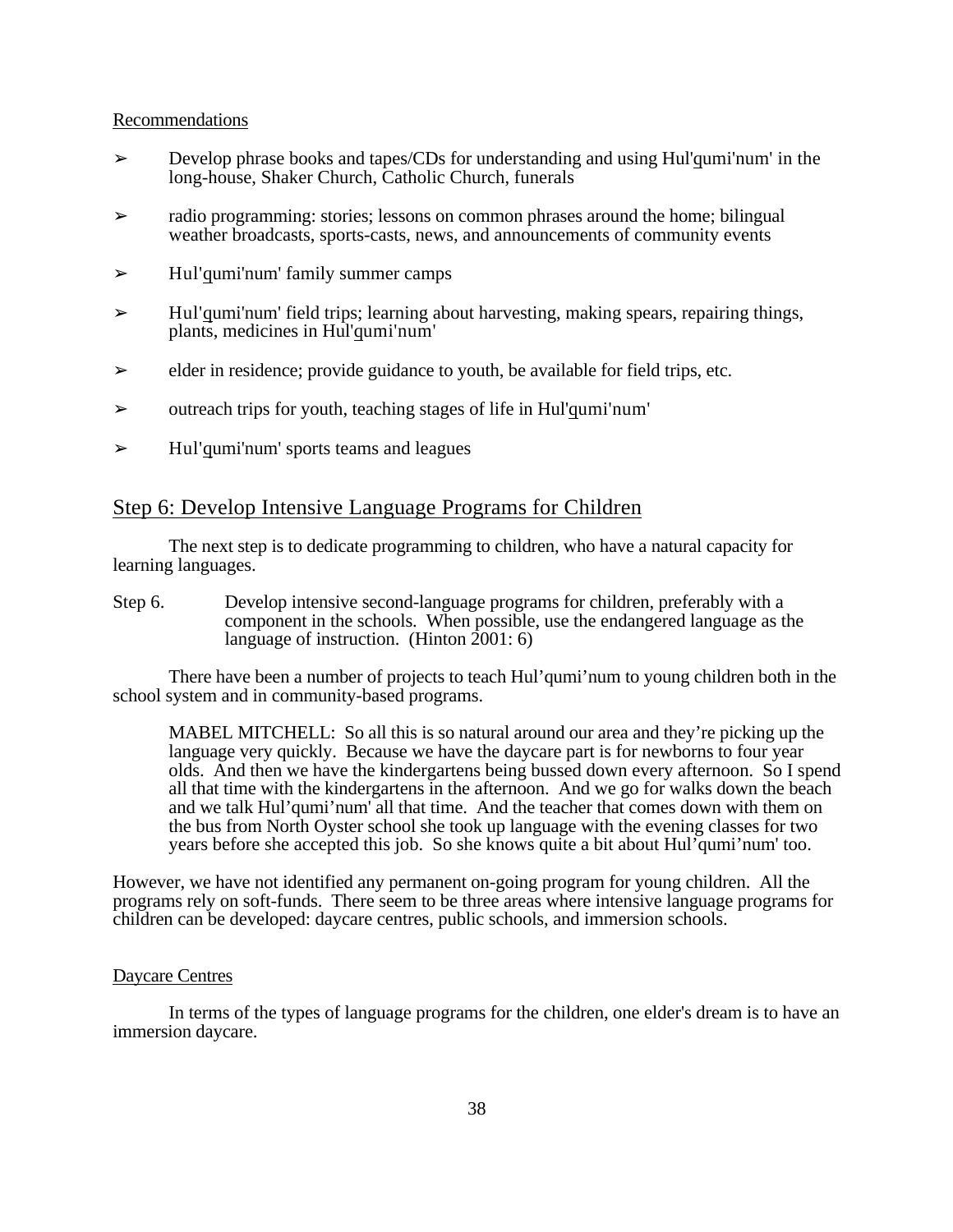Recommendations

- ➢ Develop phrase books and tapes/CDs for understanding and using Hul'q̱umi'num' in the long-house, Shaker Church, Catholic Church, funerals
- ➢ radio programming: stories; lessons on common phrases around the home; bilingual weather broadcasts, sports-casts, news, and announcements of community events
- ➢ Hul'q̱umi'num' family summer camps
- ➢ Hul'q̱umi'num' field trips; learning about harvesting, making spears, repairing things, plants, medicines in Hul'q̱umi'num'
- ➢ elder in residence; provide guidance to youth, be available for field trips, etc.
- ➢ outreach trips for youth, teaching stages of life in Hul'q̱umi'num'
- ➢ Hul'q̱umi'num' sports teams and leagues

## Step 6: Develop Intensive Language Programs for Children

The next step is to dedicate programming to children, who have a natural capacity for learning languages.

Step 6. Develop intensive second-language programs for children, preferably with a component in the schools. When possible, use the endangered language as the language of instruction. (Hinton 2001: 6)

There have been a number of projects to teach Hul'qumi'num to young children both in the school system and in community-based programs.

> MABEL MITCHELL: So all this is so natural around our area and they're picking up the language very quickly. Because we have the daycare part is for newborns to four year olds. And then we have the kindergartens being bussed down every afternoon. So I spend all that time with the kindergartens in the afternoon. And we go for walks down the beach and we talk Hul'qumi'num' all that time. And the teacher that comes down with them on the bus from North Oyster school she took up language with the evening classes for two years before she accepted this job. So she knows quite a bit about Hul'qumi'num' too.

However, we have not identified any permanent on-going program for young children. All the programs rely on soft-funds. There seem to be three areas where intensive language programs for children can be developed: daycare centres, public schools, and immersion schools.

Daycare Centres

In terms of the types of language programs for the children, one elder's dream is to have an immersion daycare.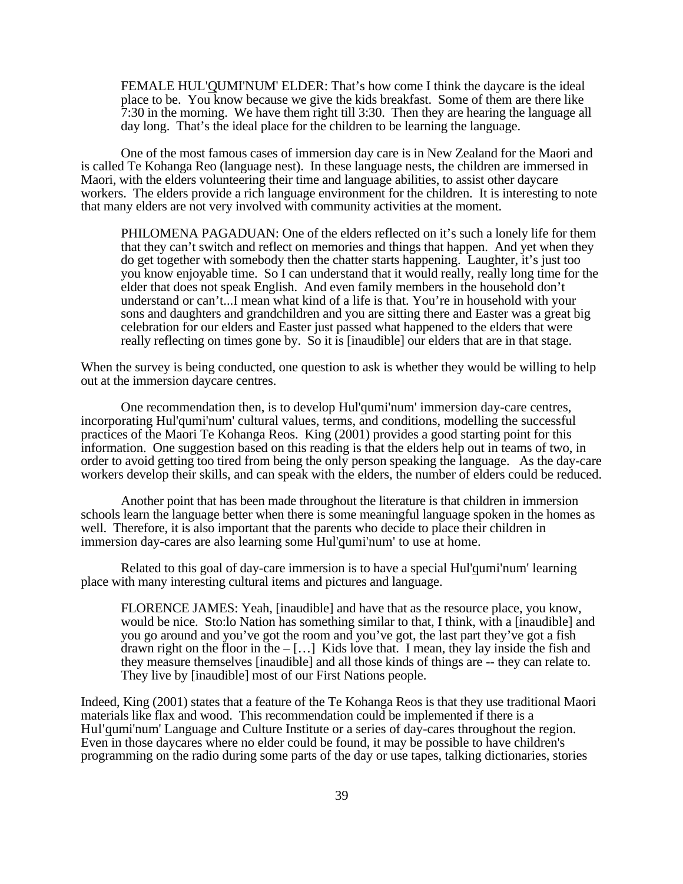> FEMALE HUL'QUMI'NUM' ELDER: That's how come I think the daycare is the ideal place to be. You know because we give the kids breakfast. Some of them are there like 7:30 in the morning. We have them right till 3:30. Then they are hearing the language all day long. That's the ideal place for the children to be learning the language.

One of the most famous cases of immersion day care is in New Zealand for the Maori and is called Te Kohanga Reo (language nest). In these language nests, the children are immersed in Maori, with the elders volunteering their time and language abilities, to assist other daycare workers. The elders provide a rich language environment for the children. It is interesting to note that many elders are not very involved with community activities at the moment.

> PHILOMENA PAGADUAN: One of the elders reflected on it's such a lonely life for them that they can't switch and reflect on memories and things that happen. And yet when they do get together with somebody then the chatter starts happening. Laughter, it's just too you know enjoyable time. So I can understand that it would really, really long time for the elder that does not speak English. And even family members in the household don't understand or can't...I mean what kind of a life is that. You're in household with your sons and daughters and grandchildren and you are sitting there and Easter was a great big celebration for our elders and Easter just passed what happened to the elders that were really reflecting on times gone by. So it is [inaudible] our elders that are in that stage.

When the survey is being conducted, one question to ask is whether they would be willing to help out at the immersion daycare centres.

One recommendation then, is to develop Hul'qumi'num' immersion day-care centres, incorporating Hul'qumi'num' cultural values, terms, and conditions, modelling the successful practices of the Maori Te Kohanga Reos. King (2001) provides a good starting point for this information. One suggestion based on this reading is that the elders help out in teams of two, in order to avoid getting too tired from being the only person speaking the language. As the day-care workers develop their skills, and can speak with the elders, the number of elders could be reduced.

Another point that has been made throughout the literature is that children in immersion schools learn the language better when there is some meaningful language spoken in the homes as well. Therefore, it is also important that the parents who decide to place their children in immersion day-cares are also learning some Hul'qumi'num' to use at home.

Related to this goal of day-care immersion is to have a special Hul'qumi'num' learning place with many interesting cultural items and pictures and language.

> FLORENCE JAMES: Yeah, [inaudible] and have that as the resource place, you know, would be nice. Sto:lo Nation has something similar to that, I think, with a [inaudible] and you go around and you've got the room and you've got, the last part they've got a fish drawn right on the floor in the – […] Kids love that. I mean, they lay inside the fish and they measure themselves [inaudible] and all those kinds of things are -- they can relate to. They live by [inaudible] most of our First Nations people.

Indeed, King (2001) states that a feature of the Te Kohanga Reos is that they use traditional Maori materials like flax and wood. This recommendation could be implemented if there is a Hul'qumi'num' Language and Culture Institute or a series of day-cares throughout the region. Even in those daycares where no elder could be found, it may be possible to have children's programming on the radio during some parts of the day or use tapes, talking dictionaries, stories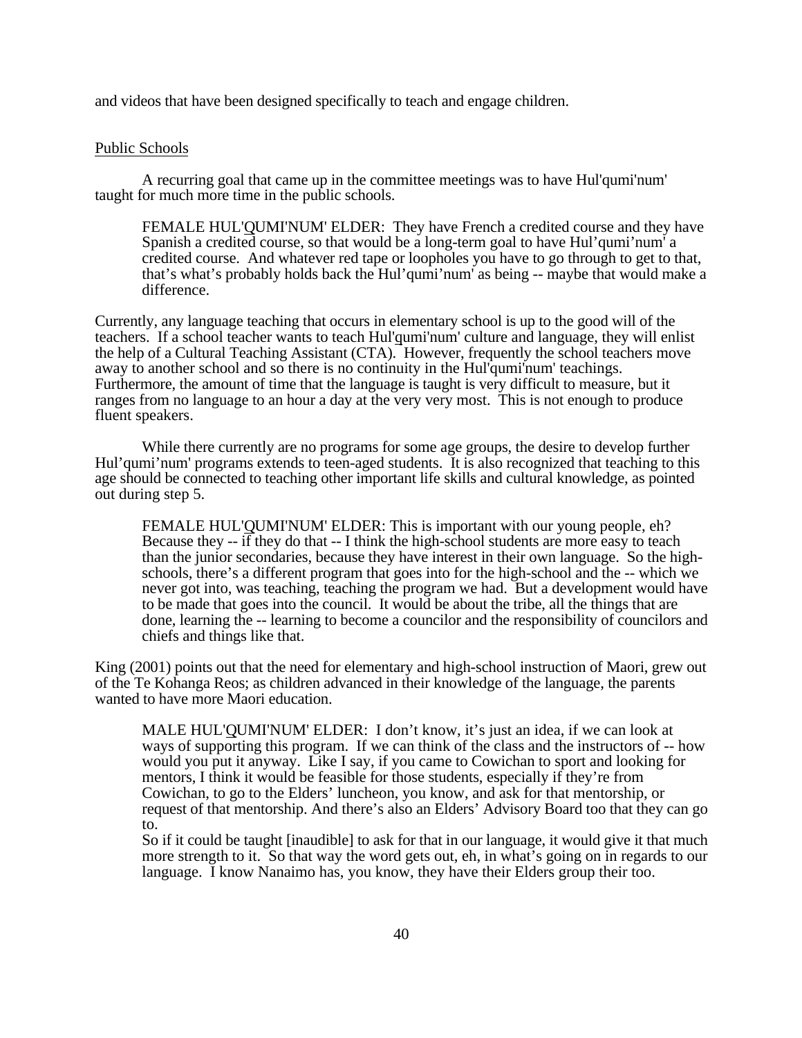and videos that have been designed specifically to teach and engage children.

Public Schools

A recurring goal that came up in the committee meetings was to have Hul'qumi'num' taught for much more time in the public schools.

> FEMALE HUL'QUMI'NUM' ELDER: They have French a credited course and they have Spanish a credited course, so that would be a long-term goal to have Hul’qumi’num' a credited course. And whatever red tape or loopholes you have to go through to get to that, that’s what’s probably holds back the Hul’qumi’num' as being -- maybe that would make a difference.

Currently, any language teaching that occurs in elementary school is up to the good will of the teachers. If a school teacher wants to teach Hul'qumi'num' culture and language, they will enlist the help of a Cultural Teaching Assistant (CTA). However, frequently the school teachers move away to another school and so there is no continuity in the Hul'qumi'num' teachings. Furthermore, the amount of time that the language is taught is very difficult to measure, but it ranges from no language to an hour a day at the very very most. This is not enough to produce fluent speakers.

While there currently are no programs for some age groups, the desire to develop further Hul’qumi’num' programs extends to teen-aged students. It is also recognized that teaching to this age should be connected to teaching other important life skills and cultural knowledge, as pointed out during step 5.

> FEMALE HUL'QUMI'NUM' ELDER: This is important with our young people, eh? Because they -- if they do that -- I think the high-school students are more easy to teach than the junior secondaries, because they have interest in their own language. So the high-schools, there’s a different program that goes into for the high-school and the -- which we never got into, was teaching, teaching the program we had. But a development would have to be made that goes into the council. It would be about the tribe, all the things that are done, learning the -- learning to become a councilor and the responsibility of councilors and chiefs and things like that.

King (2001) points out that the need for elementary and high-school instruction of Maori, grew out of the Te Kohanga Reos; as children advanced in their knowledge of the language, the parents wanted to have more Maori education.

> MALE HUL'QUMI'NUM' ELDER: I don’t know, it’s just an idea, if we can look at ways of supporting this program. If we can think of the class and the instructors of -- how would you put it anyway. Like I say, if you came to Cowichan to sport and looking for mentors, I think it would be feasible for those students, especially if they’re from Cowichan, to go to the Elders’ luncheon, you know, and ask for that mentorship, or request of that mentorship. And there’s also an Elders’ Advisory Board too that they can go to.
>
> So if it could be taught [inaudible] to ask for that in our language, it would give it that much more strength to it. So that way the word gets out, eh, in what’s going on in regards to our language. I know Nanaimo has, you know, they have their Elders group their too.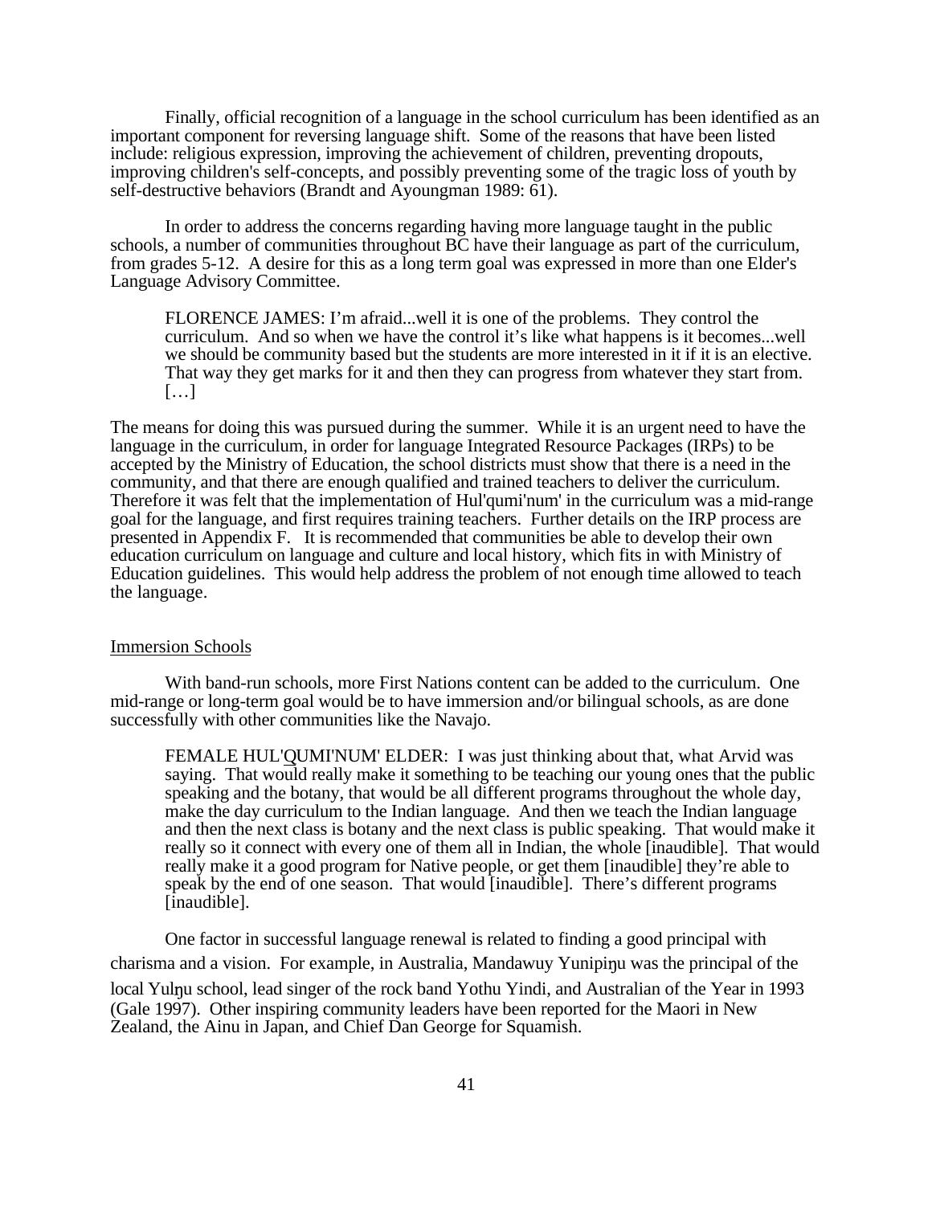Finally, official recognition of a language in the school curriculum has been identified as an important component for reversing language shift. Some of the reasons that have been listed include: religious expression, improving the achievement of children, preventing dropouts, improving children's self-concepts, and possibly preventing some of the tragic loss of youth by self-destructive behaviors (Brandt and Ayoungman 1989: 61).

In order to address the concerns regarding having more language taught in the public schools, a number of communities throughout BC have their language as part of the curriculum, from grades 5-12. A desire for this as a long term goal was expressed in more than one Elder's Language Advisory Committee.

> FLORENCE JAMES: I'm afraid...well it is one of the problems. They control the curriculum. And so when we have the control it's like what happens is it becomes...well we should be community based but the students are more interested in it if it is an elective. That way they get marks for it and then they can progress from whatever they start from. […]

The means for doing this was pursued during the summer. While it is an urgent need to have the language in the curriculum, in order for language Integrated Resource Packages (IRPs) to be accepted by the Ministry of Education, the school districts must show that there is a need in the community, and that there are enough qualified and trained teachers to deliver the curriculum. Therefore it was felt that the implementation of Hul'qumi'num' in the curriculum was a mid-range goal for the language, and first requires training teachers. Further details on the IRP process are presented in Appendix F. It is recommended that communities be able to develop their own education curriculum on language and culture and local history, which fits in with Ministry of Education guidelines. This would help address the problem of not enough time allowed to teach the language.

## Immersion Schools

With band-run schools, more First Nations content can be added to the curriculum. One mid-range or long-term goal would be to have immersion and/or bilingual schools, as are done successfully with other communities like the Navajo.

> FEMALE HUL'QUMI'NUM' ELDER: I was just thinking about that, what Arvid was saying. That would really make it something to be teaching our young ones that the public speaking and the botany, that would be all different programs throughout the whole day, make the day curriculum to the Indian language. And then we teach the Indian language and then the next class is botany and the next class is public speaking. That would make it really so it connect with every one of them all in Indian, the whole [inaudible]. That would really make it a good program for Native people, or get them [inaudible] they're able to speak by the end of one season. That would [inaudible]. There's different programs [inaudible].

One factor in successful language renewal is related to finding a good principal with charisma and a vision. For example, in Australia, Mandawuy Yunupiŋu was the principal of the local Yulŋu school, lead singer of the rock band Yothu Yindi, and Australian of the Year in 1993 (Gale 1997). Other inspiring community leaders have been reported for the Maori in New Zealand, the Ainu in Japan, and Chief Dan George for Squamish.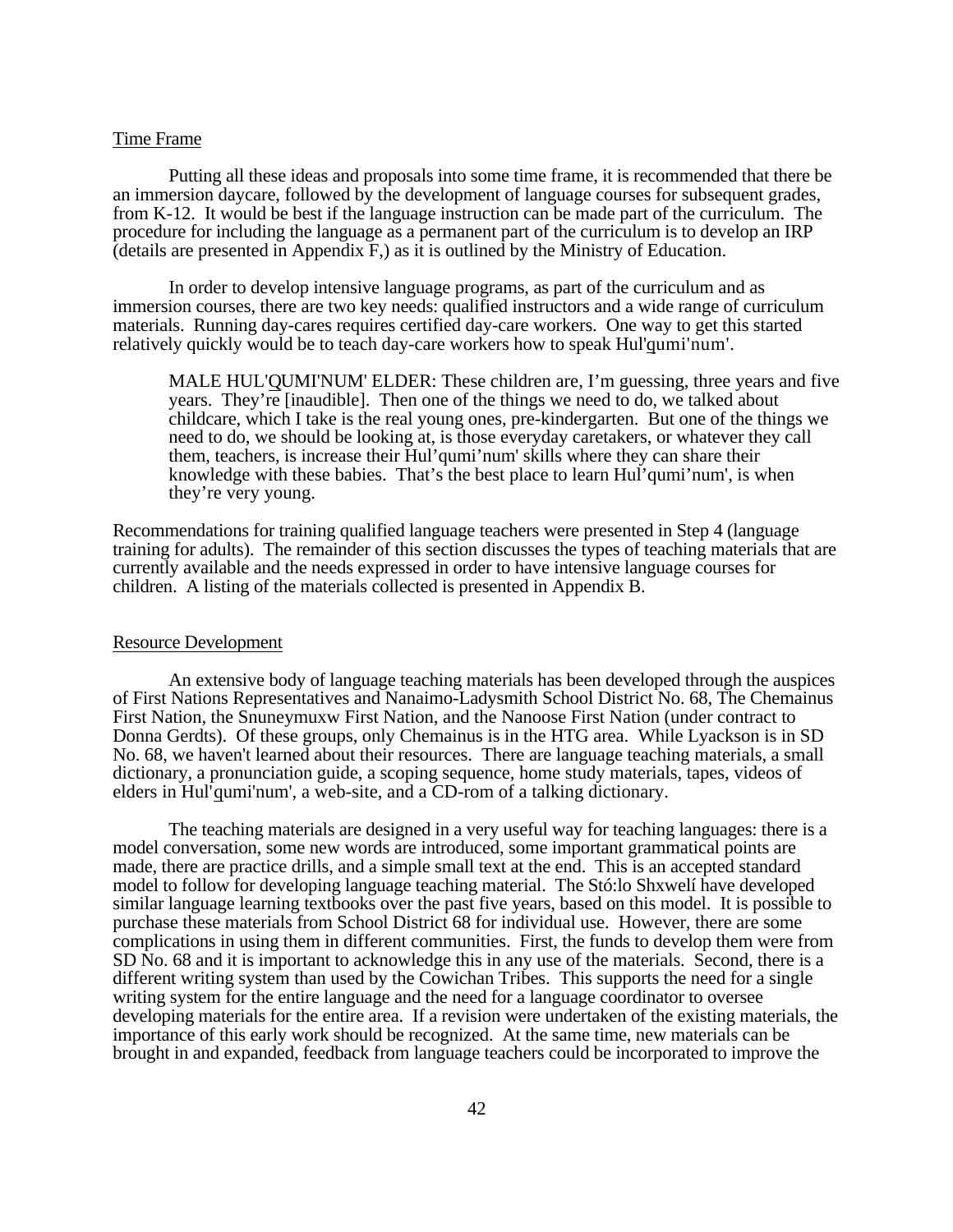## Time Frame

Putting all these ideas and proposals into some time frame, it is recommended that there be an immersion daycare, followed by the development of language courses for subsequent grades, from K-12. It would be best if the language instruction can be made part of the curriculum. The procedure for including the language as a permanent part of the curriculum is to develop an IRP (details are presented in Appendix F,) as it is outlined by the Ministry of Education.

In order to develop intensive language programs, as part of the curriculum and as immersion courses, there are two key needs: qualified instructors and a wide range of curriculum materials. Running day-cares requires certified day-care workers. One way to get this started relatively quickly would be to teach day-care workers how to speak Hul'qumi'num'.

> MALE HUL'QUMI'NUM' ELDER: These children are, I'm guessing, three years and five years. They're [inaudible]. Then one of the things we need to do, we talked about childcare, which I take is the real young ones, pre-kindergarten. But one of the things we need to do, we should be looking at, is those everyday caretakers, or whatever they call them, teachers, is increase their Hul'qumi'num' skills where they can share their knowledge with these babies. That's the best place to learn Hul'qumi'num', is when they're very young.

Recommendations for training qualified language teachers were presented in Step 4 (language training for adults). The remainder of this section discusses the types of teaching materials that are currently available and the needs expressed in order to have intensive language courses for children. A listing of the materials collected is presented in Appendix B.

## Resource Development

An extensive body of language teaching materials has been developed through the auspices of First Nations Representatives and Nanaimo-Ladysmith School District No. 68, The Chemainus First Nation, the Snuneymuxw First Nation, and the Nanoose First Nation (under contract to Donna Gerdts). Of these groups, only Chemainus is in the HTG area. While Lyackson is in SD No. 68, we haven't learned about their resources. There are language teaching materials, a small dictionary, a pronunciation guide, a scoping sequence, home study materials, tapes, videos of elders in Hul'qumi'num', a web-site, and a CD-rom of a talking dictionary.

The teaching materials are designed in a very useful way for teaching languages: there is a model conversation, some new words are introduced, some important grammatical points are made, there are practice drills, and a simple small text at the end. This is an accepted standard model to follow for developing language teaching material. The Stó:lo Shxwelí have developed similar language learning textbooks over the past five years, based on this model. It is possible to purchase these materials from School District 68 for individual use. However, there are some complications in using them in different communities. First, the funds to develop them were from SD No. 68 and it is important to acknowledge this in any use of the materials. Second, there is a different writing system than used by the Cowichan Tribes. This supports the need for a single writing system for the entire language and the need for a language coordinator to oversee developing materials for the entire area. If a revision were undertaken of the existing materials, the importance of this early work should be recognized. At the same time, new materials can be brought in and expanded, feedback from language teachers could be incorporated to improve the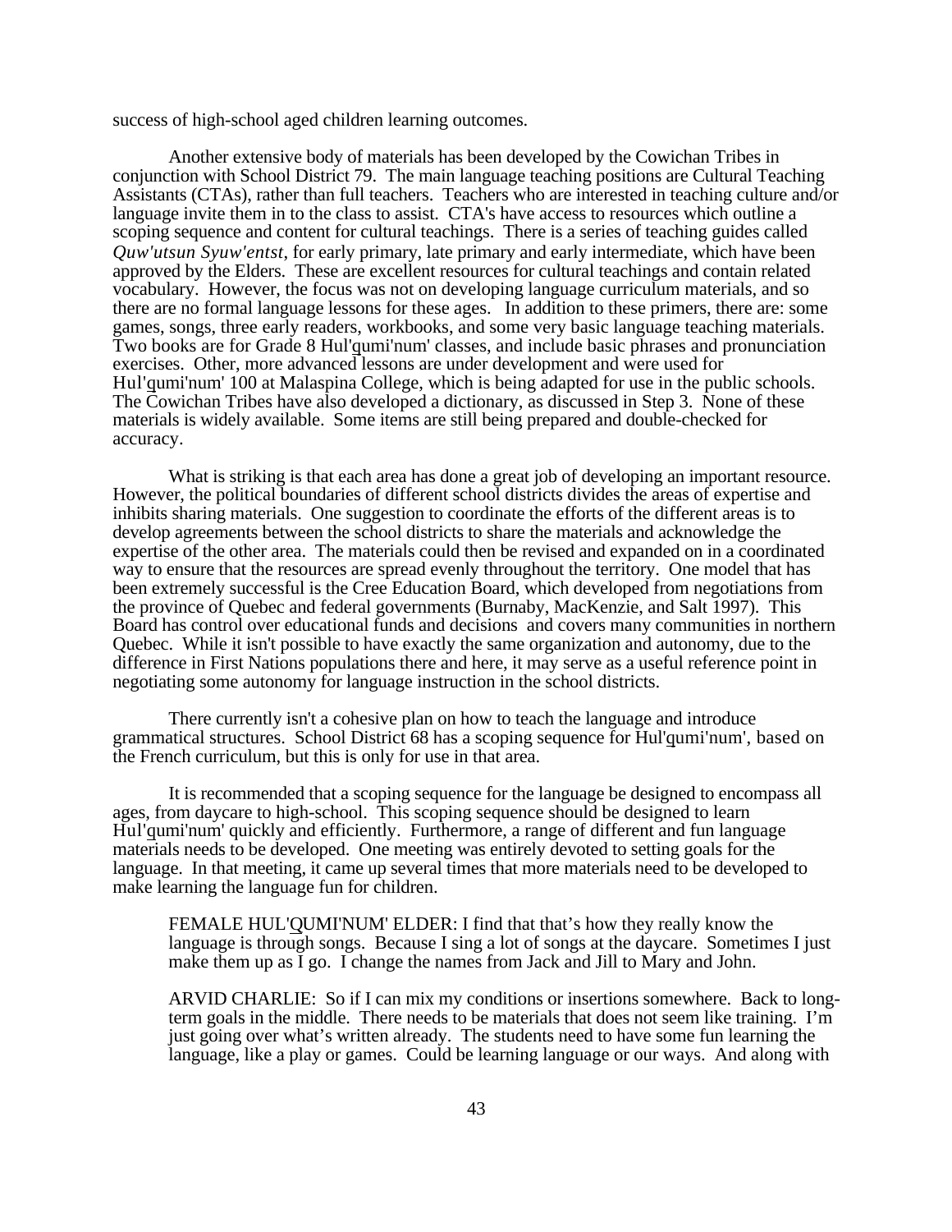success of high-school aged children learning outcomes.

Another extensive body of materials has been developed by the Cowichan Tribes in conjunction with School District 79. The main language teaching positions are Cultural Teaching Assistants (CTAs), rather than full teachers. Teachers who are interested in teaching culture and/or language invite them in to the class to assist. CTA's have access to resources which outline a scoping sequence and content for cultural teachings. There is a series of teaching guides called *Quw'utsun Syuw'entst*, for early primary, late primary and early intermediate, which have been approved by the Elders. These are excellent resources for cultural teachings and contain related vocabulary. However, the focus was not on developing language curriculum materials, and so there are no formal language lessons for these ages. In addition to these primers, there are: some games, songs, three early readers, workbooks, and some very basic language teaching materials. Two books are for Grade 8 Hul'qumi'num' classes, and include basic phrases and pronunciation exercises. Other, more advanced lessons are under development and were used for Hul'qumi'num' 100 at Malaspina College, which is being adapted for use in the public schools. The Cowichan Tribes have also developed a dictionary, as discussed in Step 3. None of these materials is widely available. Some items are still being prepared and double-checked for accuracy.

What is striking is that each area has done a great job of developing an important resource. However, the political boundaries of different school districts divides the areas of expertise and inhibits sharing materials. One suggestion to coordinate the efforts of the different areas is to develop agreements between the school districts to share the materials and acknowledge the expertise of the other area. The materials could then be revised and expanded on in a coordinated way to ensure that the resources are spread evenly throughout the territory. One model that has been extremely successful is the Cree Education Board, which developed from negotiations from the province of Quebec and federal governments (Burnaby, MacKenzie, and Salt 1997). This Board has control over educational funds and decisions and covers many communities in northern Quebec. While it isn't possible to have exactly the same organization and autonomy, due to the difference in First Nations populations there and here, it may serve as a useful reference point in negotiating some autonomy for language instruction in the school districts.

There currently isn't a cohesive plan on how to teach the language and introduce grammatical structures. School District 68 has a scoping sequence for Hul'qumi'num', based on the French curriculum, but this is only for use in that area.

It is recommended that a scoping sequence for the language be designed to encompass all ages, from daycare to high-school. This scoping sequence should be designed to learn Hul'qumi'num' quickly and efficiently. Furthermore, a range of different and fun language materials needs to be developed. One meeting was entirely devoted to setting goals for the language. In that meeting, it came up several times that more materials need to be developed to make learning the language fun for children.

> FEMALE HUL'QUMI'NUM' ELDER: I find that that's how they really know the language is through songs. Because I sing a lot of songs at the daycare. Sometimes I just make them up as I go. I change the names from Jack and Jill to Mary and John.
>
> ARVID CHARLIE: So if I can mix my conditions or insertions somewhere. Back to long-term goals in the middle. There needs to be materials that does not seem like training. I'm just going over what's written already. The students need to have some fun learning the language, like a play or games. Could be learning language or our ways. And along with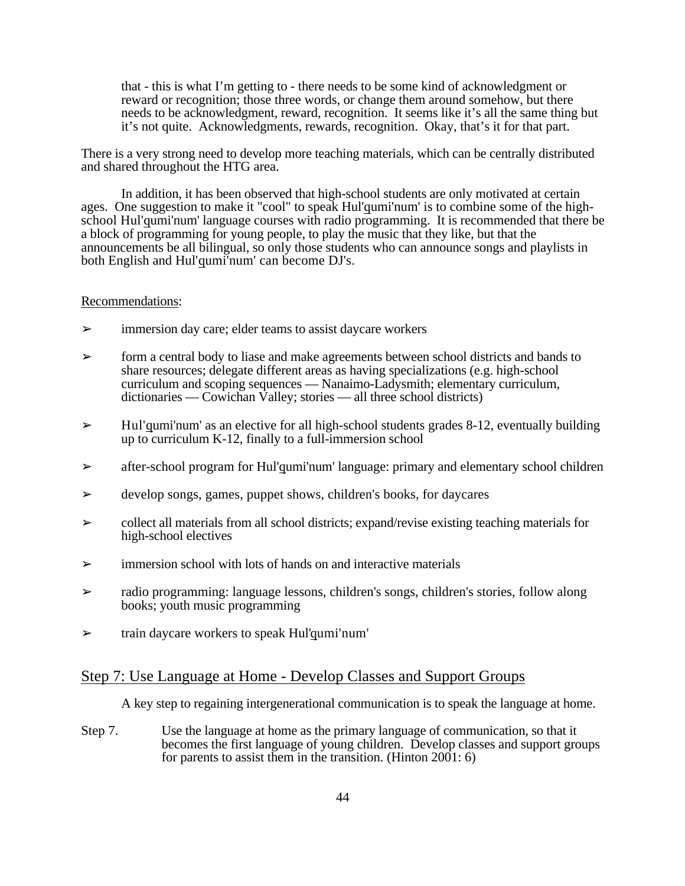> that - this is what I'm getting to - there needs to be some kind of acknowledgment or reward or recognition; those three words, or change them around somehow, but there needs to be acknowledgment, reward, recognition. It seems like it's all the same thing but it's not quite. Acknowledgments, rewards, recognition. Okay, that's it for that part.

There is a very strong need to develop more teaching materials, which can be centrally distributed and shared throughout the HTG area.

In addition, it has been observed that high-school students are only motivated at certain ages. One suggestion to make it "cool" to speak Hul'q̱umi'num' is to combine some of the high-school Hul'q̱umi'num' language courses with radio programming. It is recommended that there be a block of programming for young people, to play the music that they like, but that the announcements be all bilingual, so only those students who can announce songs and playlists in both English and Hul'q̱umi'num' can become DJ's.

Recommendations:

- ➢ immersion day care; elder teams to assist daycare workers
- ➢ form a central body to liase and make agreements between school districts and bands to share resources; delegate different areas as having specializations (e.g. high-school curriculum and scoping sequences — Nanaimo-Ladysmith; elementary curriculum, dictionaries — Cowichan Valley; stories — all three school districts)
- ➢ Hul'q̱umi'num' as an elective for all high-school students grades 8-12, eventually building up to curriculum K-12, finally to a full-immersion school
- ➢ after-school program for Hul'q̱umi'num' language: primary and elementary school children
- ➢ develop songs, games, puppet shows, children's books, for daycares
- ➢ collect all materials from all school districts; expand/revise existing teaching materials for high-school electives
- ➢ immersion school with lots of hands on and interactive materials
- ➢ radio programming: language lessons, children's songs, children's stories, follow along books; youth music programming
- ➢ train daycare workers to speak Hul'q̱umi'num'

## Step 7: Use Language at Home - Develop Classes and Support Groups

A key step to regaining intergenerational communication is to speak the language at home.

Step 7. Use the language at home as the primary language of communication, so that it becomes the first language of young children. Develop classes and support groups for parents to assist them in the transition. (Hinton 2001: 6)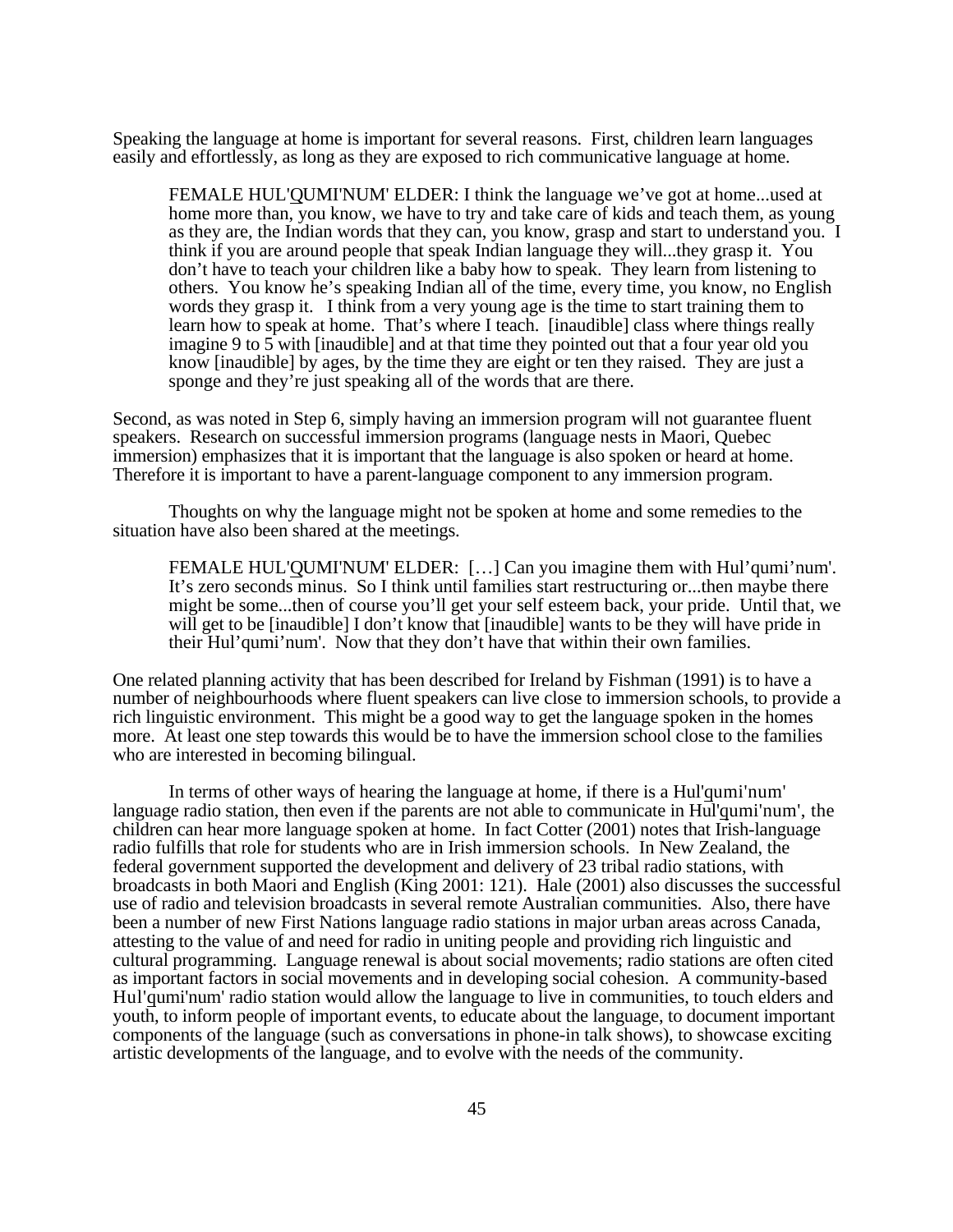Speaking the language at home is important for several reasons. First, children learn languages easily and effortlessly, as long as they are exposed to rich communicative language at home.

> FEMALE HUL'Q̱UMI'NUM' ELDER: I think the language we've got at home...used at home more than, you know, we have to try and take care of kids and teach them, as young as they are, the Indian words that they can, you know, grasp and start to understand you. I think if you are around people that speak Indian language they will...they grasp it. You don't have to teach your children like a baby how to speak. They learn from listening to others. You know he's speaking Indian all of the time, every time, you know, no English words they grasp it. I think from a very young age is the time to start training them to learn how to speak at home. That's where I teach. [inaudible] class where things really imagine 9 to 5 with [inaudible] and at that time they pointed out that a four year old you know [inaudible] by ages, by the time they are eight or ten they raised. They are just a sponge and they're just speaking all of the words that are there.

Second, as was noted in Step 6, simply having an immersion program will not guarantee fluent speakers. Research on successful immersion programs (language nests in Maori, Quebec immersion) emphasizes that it is important that the language is also spoken or heard at home. Therefore it is important to have a parent-language component to any immersion program.

Thoughts on why the language might not be spoken at home and some remedies to the situation have also been shared at the meetings.

> FEMALE HUL'Q̱UMI'NUM' ELDER: [...] Can you imagine them with Hul'qumi'num'. It's zero seconds minus. So I think until families start restructuring or...then maybe there might be some...then of course you'll get your self esteem back, your pride. Until that, we will get to be [inaudible] I don't know that [inaudible] wants to be they will have pride in their Hul'qumi'num'. Now that they don't have that within their own families.

One related planning activity that has been described for Ireland by Fishman (1991) is to have a number of neighbourhoods where fluent speakers can live close to immersion schools, to provide a rich linguistic environment. This might be a good way to get the language spoken in the homes more. At least one step towards this would be to have the immersion school close to the families who are interested in becoming bilingual.

In terms of other ways of hearing the language at home, if there is a Hul'q̱umi'num' language radio station, then even if the parents are not able to communicate in Hul'q̱umi'num', the children can hear more language spoken at home. In fact Cotter (2001) notes that Irish-language radio fulfills that role for students who are in Irish immersion schools. In New Zealand, the federal government supported the development and delivery of 23 tribal radio stations, with broadcasts in both Maori and English (King 2001: 121). Hale (2001) also discusses the successful use of radio and television broadcasts in several remote Australian communities. Also, there have been a number of new First Nations language radio stations in major urban areas across Canada, attesting to the value of and need for radio in uniting people and providing rich linguistic and cultural programming. Language renewal is about social movements; radio stations are often cited as important factors in social movements and in developing social cohesion. A community-based Hul'q̱umi'num' radio station would allow the language to live in communities, to touch elders and youth, to inform people of important events, to educate about the language, to document important components of the language (such as conversations in phone-in talk shows), to showcase exciting artistic developments of the language, and to evolve with the needs of the community.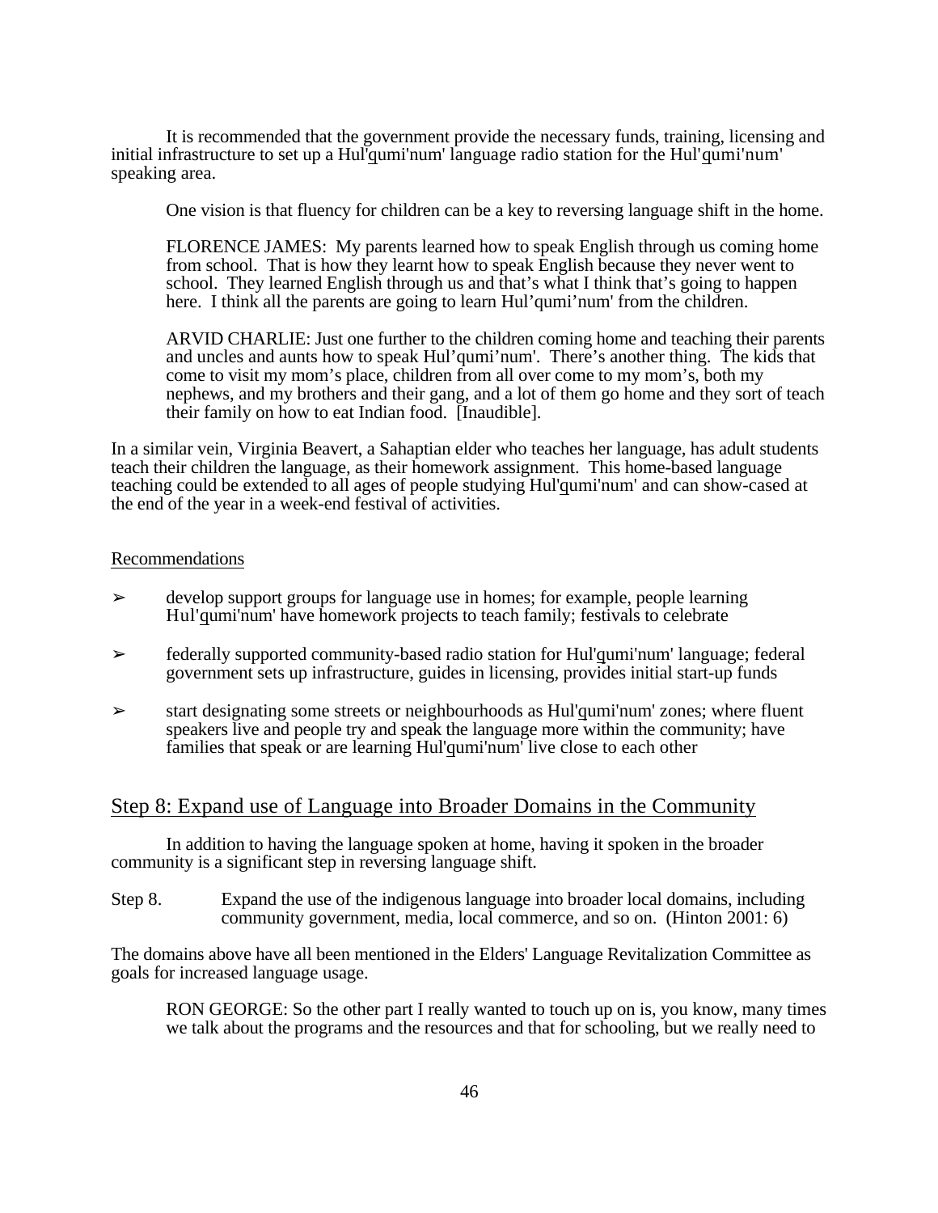It is recommended that the government provide the necessary funds, training, licensing and initial infrastructure to set up a Hul'qumi'num' language radio station for the Hul'qumi'num' speaking area.

> One vision is that fluency for children can be a key to reversing language shift in the home.
>
> FLORENCE JAMES: My parents learned how to speak English through us coming home from school. That is how they learnt how to speak English because they never went to school. They learned English through us and that's what I think that's going to happen here. I think all the parents are going to learn Hul'qumi'num' from the children.
>
> ARVID CHARLIE: Just one further to the children coming home and teaching their parents and uncles and aunts how to speak Hul'qumi'num'. There's another thing. The kids that come to visit my mom's place, children from all over come to my mom's, both my nephews, and my brothers and their gang, and a lot of them go home and they sort of teach their family on how to eat Indian food. [Inaudible].

In a similar vein, Virginia Beavert, a Sahaptian elder who teaches her language, has adult students teach their children the language, as their homework assignment. This home-based language teaching could be extended to all ages of people studying Hul'qumi'num' and can show-cased at the end of the year in a week-end festival of activities.

Recommendations

- develop support groups for language use in homes; for example, people learning Hul'qumi'num' have homework projects to teach family; festivals to celebrate
- federally supported community-based radio station for Hul'qumi'num' language; federal government sets up infrastructure, guides in licensing, provides initial start-up funds
- start designating some streets or neighbourhoods as Hul'qumi'num' zones; where fluent speakers live and people try and speak the language more within the community; have families that speak or are learning Hul'qumi'num' live close to each other

## Step 8: Expand use of Language into Broader Domains in the Community

In addition to having the language spoken at home, having it spoken in the broader community is a significant step in reversing language shift.

Step 8. Expand the use of the indigenous language into broader local domains, including community government, media, local commerce, and so on. (Hinton 2001: 6)

The domains above have all been mentioned in the Elders' Language Revitalization Committee as goals for increased language usage.

> RON GEORGE: So the other part I really wanted to touch up on is, you know, many times we talk about the programs and the resources and that for schooling, but we really need to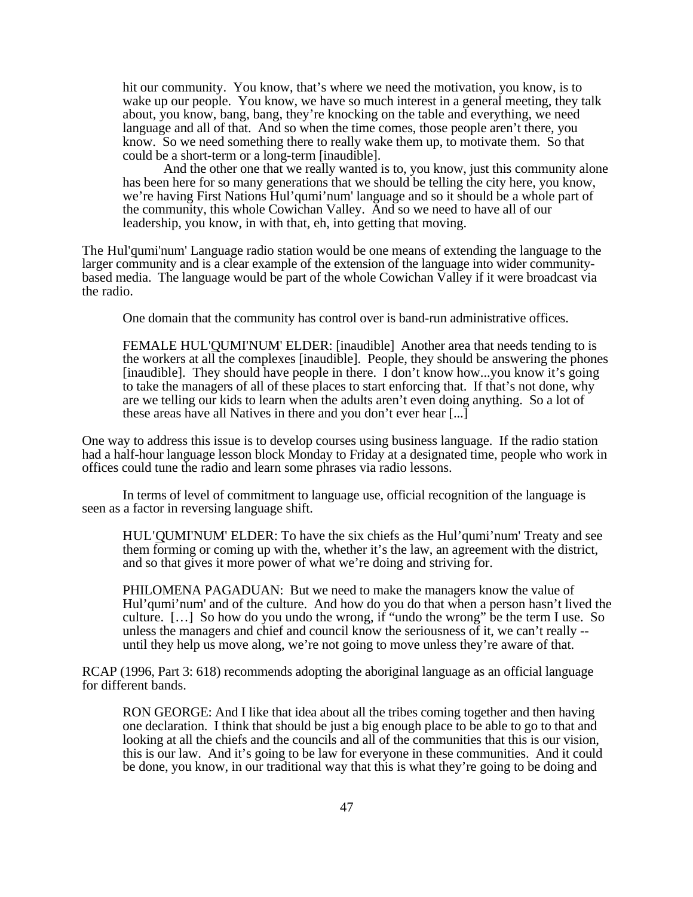> hit our community. You know, that's where we need the motivation, you know, is to wake up our people. You know, we have so much interest in a general meeting, they talk about, you know, bang, bang, they're knocking on the table and everything, we need language and all of that. And so when the time comes, those people aren't there, you know. So we need something there to really wake them up, to motivate them. So that could be a short-term or a long-term [inaudible].
>
> And the other one that we really wanted is to, you know, just this community alone has been here for so many generations that we should be telling the city here, you know, we're having First Nations Hul'qumi'num' language and so it should be a whole part of the community, this whole Cowichan Valley. And so we need to have all of our leadership, you know, in with that, eh, into getting that moving.

The Hul'qumi'num' Language radio station would be one means of extending the language to the larger community and is a clear example of the extension of the language into wider community-based media. The language would be part of the whole Cowichan Valley if it were broadcast via the radio.

One domain that the community has control over is band-run administrative offices.

> FEMALE HUL'QUMI'NUM' ELDER: [inaudible] Another area that needs tending to is the workers at all the complexes [inaudible]. People, they should be answering the phones [inaudible]. They should have people in there. I don't know how...you know it's going to take the managers of all of these places to start enforcing that. If that's not done, why are we telling our kids to learn when the adults aren't even doing anything. So a lot of these areas have all Natives in there and you don't ever hear [...]

One way to address this issue is to develop courses using business language. If the radio station had a half-hour language lesson block Monday to Friday at a designated time, people who work in offices could tune the radio and learn some phrases via radio lessons.

In terms of level of commitment to language use, official recognition of the language is seen as a factor in reversing language shift.

> HUL'QUMI'NUM' ELDER: To have the six chiefs as the Hul'qumi'num' Treaty and see them forming or coming up with the, whether it's the law, an agreement with the district, and so that gives it more power of what we're doing and striving for.
>
> PHILOMENA PAGADUAN: But we need to make the managers know the value of Hul'qumi'num' and of the culture. And how do you do that when a person hasn't lived the culture. […] So how do you undo the wrong, if "undo the wrong" be the term I use. So unless the managers and chief and council know the seriousness of it, we can't really -- until they help us move along, we're not going to move unless they're aware of that.

RCAP (1996, Part 3: 618) recommends adopting the aboriginal language as an official language for different bands.

> RON GEORGE: And I like that idea about all the tribes coming together and then having one declaration. I think that should be just a big enough place to be able to go to that and looking at all the chiefs and the councils and all of the communities that this is our vision, this is our law. And it's going to be law for everyone in these communities. And it could be done, you know, in our traditional way that this is what they're going to be doing and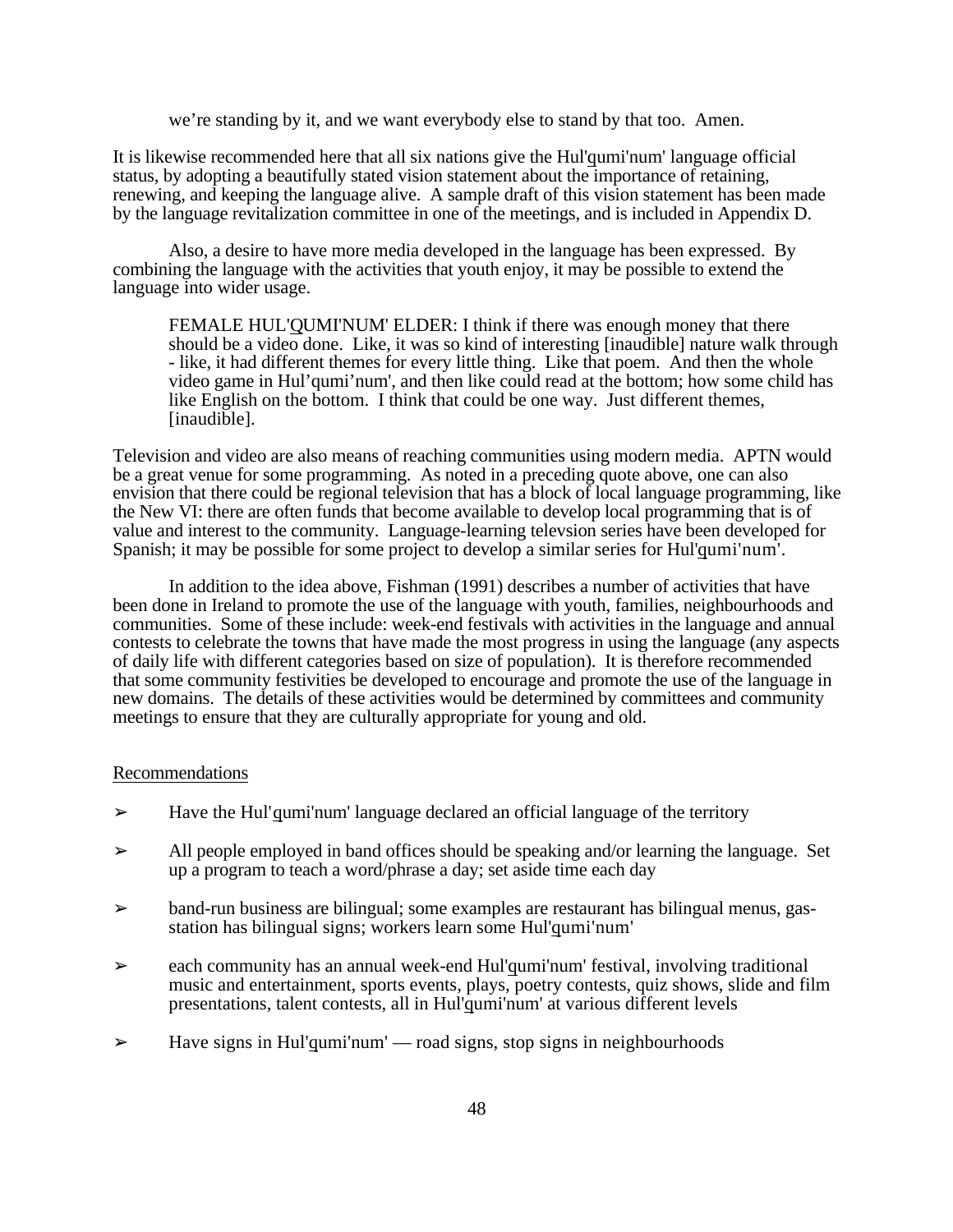> we're standing by it, and we want everybody else to stand by that too. Amen.

It is likewise recommended here that all six nations give the Hul'q̱umi'num' language official status, by adopting a beautifully stated vision statement about the importance of retaining, renewing, and keeping the language alive. A sample draft of this vision statement has been made by the language revitalization committee in one of the meetings, and is included in Appendix D.

Also, a desire to have more media developed in the language has been expressed. By combining the language with the activities that youth enjoy, it may be possible to extend the language into wider usage.

> FEMALE HUL'Q̱UMI'NUM' ELDER: I think if there was enough money that there should be a video done. Like, it was so kind of interesting [inaudible] nature walk through - like, it had different themes for every little thing. Like that poem. And then the whole video game in Hul'qumi'num', and then like could read at the bottom; how some child has like English on the bottom. I think that could be one way. Just different themes, [inaudible].

Television and video are also means of reaching communities using modern media. APTN would be a great venue for some programming. As noted in a preceding quote above, one can also envision that there could be regional television that has a block of local language programming, like the New VI: there are often funds that become available to develop local programming that is of value and interest to the community. Language-learning televsion series have been developed for Spanish; it may be possible for some project to develop a similar series for Hul'q̱umi'num'.

In addition to the idea above, Fishman (1991) describes a number of activities that have been done in Ireland to promote the use of the language with youth, families, neighbourhoods and communities. Some of these include: week-end festivals with activities in the language and annual contests to celebrate the towns that have made the most progress in using the language (any aspects of daily life with different categories based on size of population). It is therefore recommended that some community festivities be developed to encourage and promote the use of the language in new domains. The details of these activities would be determined by committees and community meetings to ensure that they are culturally appropriate for young and old.

<u>Recommendations</u>

- Have the Hul'q̱umi'num' language declared an official language of the territory
- All people employed in band offices should be speaking and/or learning the language. Set up a program to teach a word/phrase a day; set aside time each day
- band-run business are bilingual; some examples are restaurant has bilingual menus, gas-station has bilingual signs; workers learn some Hul'q̱umi'num'
- each community has an annual week-end Hul'q̱umi'num' festival, involving traditional music and entertainment, sports events, plays, poetry contests, quiz shows, slide and film presentations, talent contests, all in Hul'q̱umi'num' at various different levels
- Have signs in Hul'q̱umi'num' — road signs, stop signs in neighbourhoods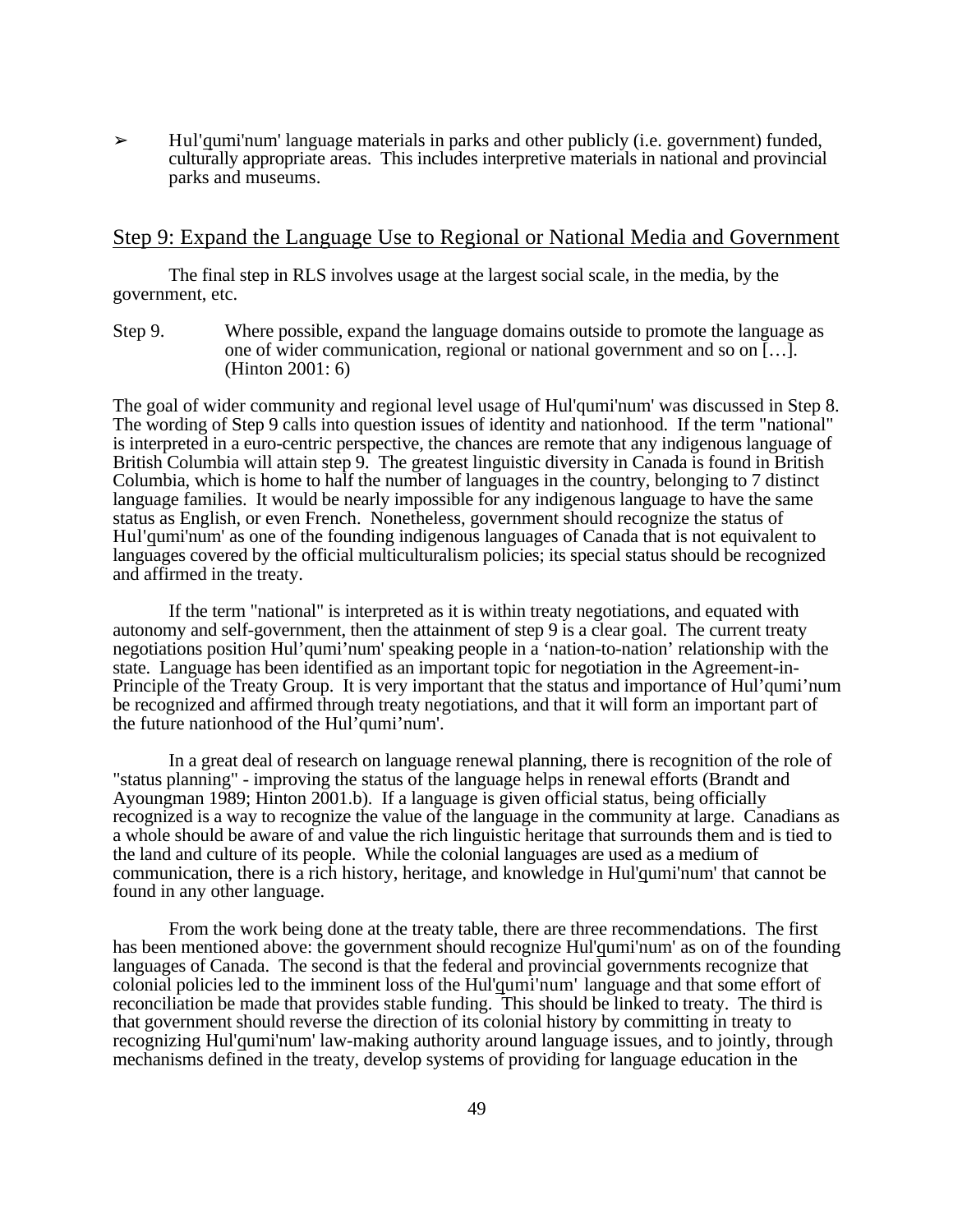- ➢ Hul'q̱umi'num' language materials in parks and other publicly (i.e. government) funded, culturally appropriate areas. This includes interpretive materials in national and provincial parks and museums.

## Step 9: Expand the Language Use to Regional or National Media and Government

The final step in RLS involves usage at the largest social scale, in the media, by the government, etc.

Step 9. Where possible, expand the language domains outside to promote the language as one of wider communication, regional or national government and so on […]. (Hinton 2001: 6)

The goal of wider community and regional level usage of Hul'qumi'num' was discussed in Step 8. The wording of Step 9 calls into question issues of identity and nationhood. If the term "national" is interpreted in a euro-centric perspective, the chances are remote that any indigenous language of British Columbia will attain step 9. The greatest linguistic diversity in Canada is found in British Columbia, which is home to half the number of languages in the country, belonging to 7 distinct language families. It would be nearly impossible for any indigenous language to have the same status as English, or even French. Nonetheless, government should recognize the status of Hul'q̱umi'num' as one of the founding indigenous languages of Canada that is not equivalent to languages covered by the official multiculturalism policies; its special status should be recognized and affirmed in the treaty.

If the term "national" is interpreted as it is within treaty negotiations, and equated with autonomy and self-government, then the attainment of step 9 is a clear goal. The current treaty negotiations position Hul'qumi'num' speaking people in a 'nation-to-nation' relationship with the state. Language has been identified as an important topic for negotiation in the Agreement-in-Principle of the Treaty Group. It is very important that the status and importance of Hul'qumi'num be recognized and affirmed through treaty negotiations, and that it will form an important part of the future nationhood of the Hul'qumi'num'.

In a great deal of research on language renewal planning, there is recognition of the role of "status planning" - improving the status of the language helps in renewal efforts (Brandt and Ayoungman 1989; Hinton 2001.b). If a language is given official status, being officially recognized is a way to recognize the value of the language in the community at large. Canadians as a whole should be aware of and value the rich linguistic heritage that surrounds them and is tied to the land and culture of its people. While the colonial languages are used as a medium of communication, there is a rich history, heritage, and knowledge in Hul'q̱umi'num' that cannot be found in any other language.

From the work being done at the treaty table, there are three recommendations. The first has been mentioned above: the government should recognize Hul'q̱umi'num' as on of the founding languages of Canada. The second is that the federal and provincial governments recognize that colonial policies led to the imminent loss of the Hul'q̱umi'num' language and that some effort of reconciliation be made that provides stable funding. This should be linked to treaty. The third is that government should reverse the direction of its colonial history by committing in treaty to recognizing Hul'qumi'num' law-making authority around language issues, and to jointly, through mechanisms defined in the treaty, develop systems of providing for language education in the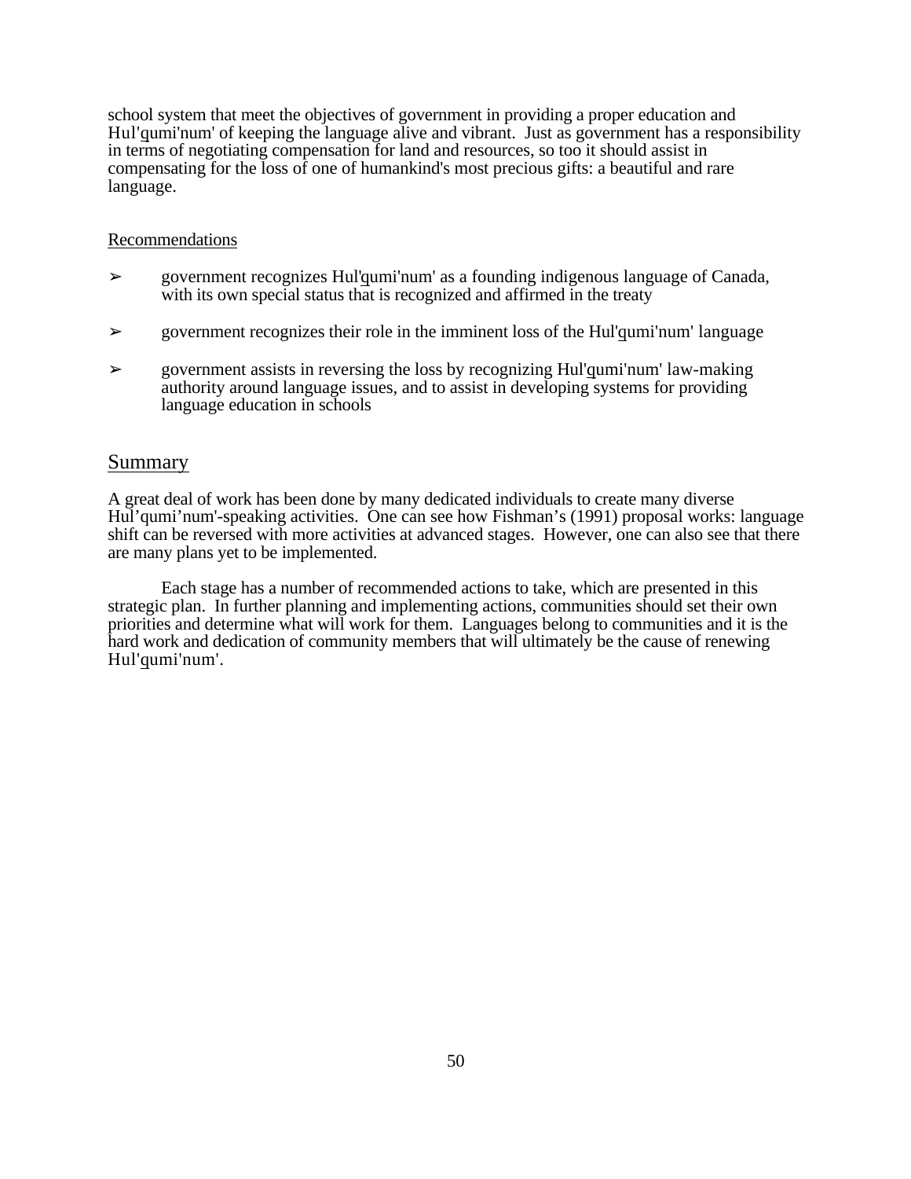school system that meet the objectives of government in providing a proper education and Hul'qumi'num' of keeping the language alive and vibrant. Just as government has a responsibility in terms of negotiating compensation for land and resources, so too it should assist in compensating for the loss of one of humankind's most precious gifts: a beautiful and rare language.

Recommendations

- government recognizes Hul'qumi'num' as a founding indigenous language of Canada, with its own special status that is recognized and affirmed in the treaty
- government recognizes their role in the imminent loss of the Hul'qumi'num' language
- government assists in reversing the loss by recognizing Hul'qumi'num' law-making authority around language issues, and to assist in developing systems for providing language education in schools

## Summary

A great deal of work has been done by many dedicated individuals to create many diverse Hul'qumi'num'-speaking activities. One can see how Fishman's (1991) proposal works: language shift can be reversed with more activities at advanced stages. However, one can also see that there are many plans yet to be implemented.

Each stage has a number of recommended actions to take, which are presented in this strategic plan. In further planning and implementing actions, communities should set their own priorities and determine what will work for them. Languages belong to communities and it is the hard work and dedication of community members that will ultimately be the cause of renewing Hul'qumi'num'.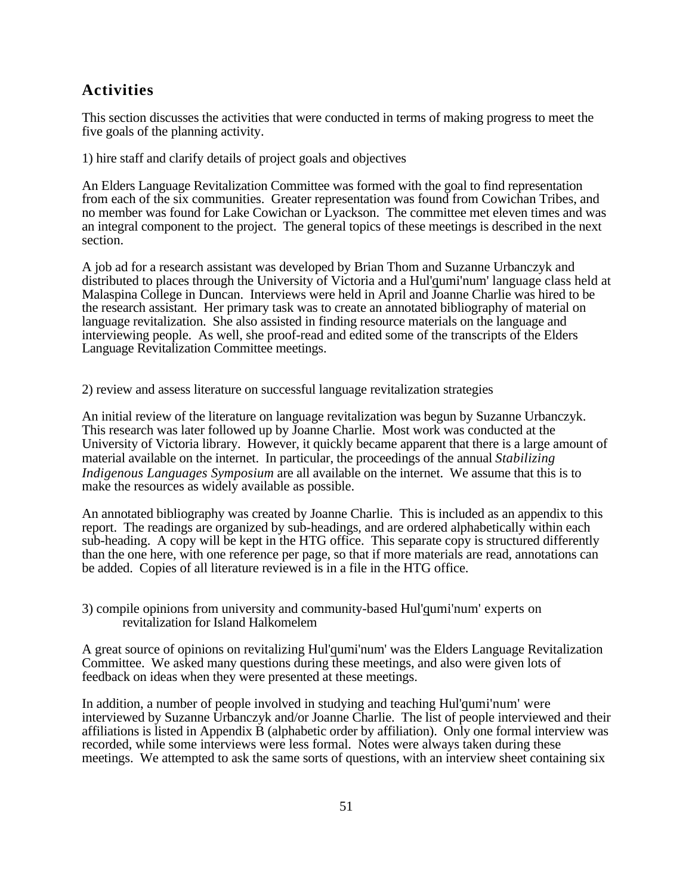## Activities

This section discusses the activities that were conducted in terms of making progress to meet the five goals of the planning activity.

1) hire staff and clarify details of project goals and objectives

An Elders Language Revitalization Committee was formed with the goal to find representation from each of the six communities. Greater representation was found from Cowichan Tribes, and no member was found for Lake Cowichan or Lyackson. The committee met eleven times and was an integral component to the project. The general topics of these meetings is described in the next section.

A job ad for a research assistant was developed by Brian Thom and Suzanne Urbanczyk and distributed to places through the University of Victoria and a Hul'q̱umi'num' language class held at Malaspina College in Duncan. Interviews were held in April and Joanne Charlie was hired to be the research assistant. Her primary task was to create an annotated bibliography of material on language revitalization. She also assisted in finding resource materials on the language and interviewing people. As well, she proof-read and edited some of the transcripts of the Elders Language Revitalization Committee meetings.

2) review and assess literature on successful language revitalization strategies

An initial review of the literature on language revitalization was begun by Suzanne Urbanczyk. This research was later followed up by Joanne Charlie. Most work was conducted at the University of Victoria library. However, it quickly became apparent that there is a large amount of material available on the internet. In particular, the proceedings of the annual *Stabilizing Indigenous Languages Symposium* are all available on the internet. We assume that this is to make the resources as widely available as possible.

An annotated bibliography was created by Joanne Charlie. This is included as an appendix to this report. The readings are organized by sub-headings, and are ordered alphabetically within each sub-heading. A copy will be kept in the HTG office. This separate copy is structured differently than the one here, with one reference per page, so that if more materials are read, annotations can be added. Copies of all literature reviewed is in a file in the HTG office.

3) compile opinions from university and community-based Hul'q̱umi'num' experts on revitalization for Island Halkomelem

A great source of opinions on revitalizing Hul'q̱umi'num' was the Elders Language Revitalization Committee. We asked many questions during these meetings, and also were given lots of feedback on ideas when they were presented at these meetings.

In addition, a number of people involved in studying and teaching Hul'q̱umi'num' were interviewed by Suzanne Urbanczyk and/or Joanne Charlie. The list of people interviewed and their affiliations is listed in Appendix B (alphabetic order by affiliation). Only one formal interview was recorded, while some interviews were less formal. Notes were always taken during these meetings. We attempted to ask the same sorts of questions, with an interview sheet containing six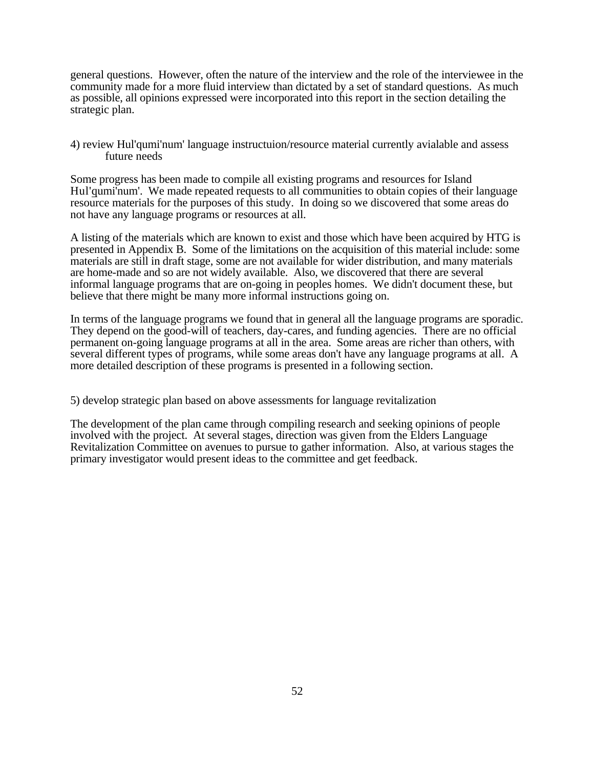general questions. However, often the nature of the interview and the role of the interviewee in the community made for a more fluid interview than dictated by a set of standard questions. As much as possible, all opinions expressed were incorporated into this report in the section detailing the strategic plan.

4) review Hul'qumi'num' language instructuion/resource material currently avialable and assess future needs

Some progress has been made to compile all existing programs and resources for Island Hul'qumi'num'. We made repeated requests to all communities to obtain copies of their language resource materials for the purposes of this study. In doing so we discovered that some areas do not have any language programs or resources at all.

A listing of the materials which are known to exist and those which have been acquired by HTG is presented in Appendix B. Some of the limitations on the acquisition of this material include: some materials are still in draft stage, some are not available for wider distribution, and many materials are home-made and so are not widely available. Also, we discovered that there are several informal language programs that are on-going in peoples homes. We didn't document these, but believe that there might be many more informal instructions going on.

In terms of the language programs we found that in general all the language programs are sporadic. They depend on the good-will of teachers, day-cares, and funding agencies. There are no official permanent on-going language programs at all in the area. Some areas are richer than others, with several different types of programs, while some areas don't have any language programs at all. A more detailed description of these programs is presented in a following section.

5) develop strategic plan based on above assessments for language revitalization

The development of the plan came through compiling research and seeking opinions of people involved with the project. At several stages, direction was given from the Elders Language Revitalization Committee on avenues to pursue to gather information. Also, at various stages the primary investigator would present ideas to the committee and get feedback.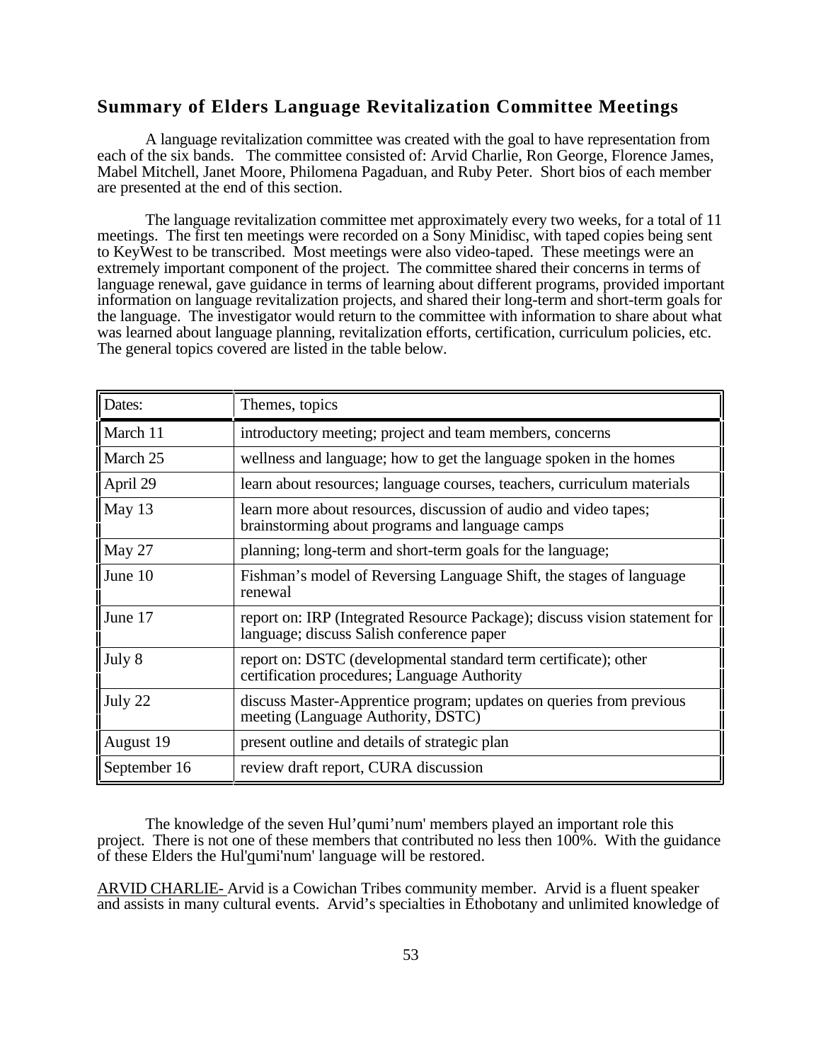## Summary of Elders Language Revitalization Committee Meetings

A language revitalization committee was created with the goal to have representation from each of the six bands. The committee consisted of: Arvid Charlie, Ron George, Florence James, Mabel Mitchell, Janet Moore, Philomena Pagaduan, and Ruby Peter. Short bios of each member are presented at the end of this section.

The language revitalization committee met approximately every two weeks, for a total of 11 meetings. The first ten meetings were recorded on a Sony Minidisc, with taped copies being sent to KeyWest to be transcribed. Most meetings were also video-taped. These meetings were an extremely important component of the project. The committee shared their concerns in terms of language renewal, gave guidance in terms of learning about different programs, provided important information on language revitalization projects, and shared their long-term and short-term goals for the language. The investigator would return to the committee with information to share about what was learned about language planning, revitalization efforts, certification, curriculum policies, etc. The general topics covered are listed in the table below.

| Dates: | Themes, topics |
|---|---|
| March 11 | introductory meeting; project and team members, concerns |
| March 25 | wellness and language; how to get the language spoken in the homes |
| April 29 | learn about resources; language courses, teachers, curriculum materials |
| May 13 | learn more about resources, discussion of audio and video tapes; brainstorming about programs and language camps |
| May 27 | planning; long-term and short-term goals for the language; |
| June 10 | Fishman's model of Reversing Language Shift, the stages of language renewal |
| June 17 | report on: IRP (Integrated Resource Package); discuss vision statement for language; discuss Salish conference paper |
| July 8 | report on: DSTC (developmental standard term certificate); other certification procedures; Language Authority |
| July 22 | discuss Master-Apprentice program; updates on queries from previous meeting (Language Authority, DSTC) |
| August 19 | present outline and details of strategic plan |
| September 16 | review draft report, CURA discussion |

The knowledge of the seven Hul'qumi'num' members played an important role this project. There is not one of these members that contributed no less then 100%. With the guidance of these Elders the Hul'q̱umi'num' language will be restored.

ARVID CHARLIE- Arvid is a Cowichan Tribes community member. Arvid is a fluent speaker and assists in many cultural events. Arvid's specialties in Ethobotany and unlimited knowledge of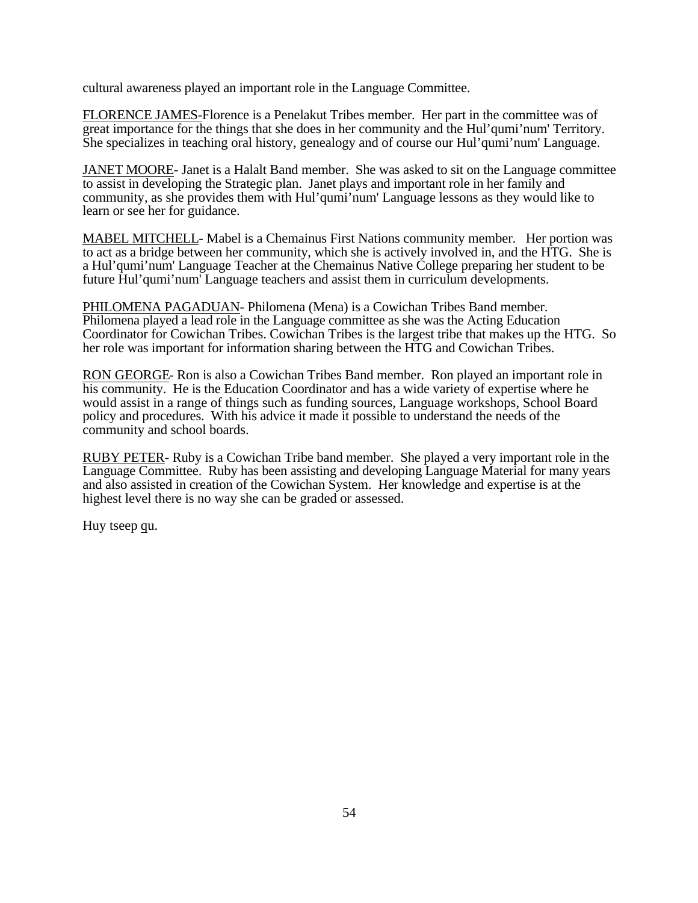cultural awareness played an important role in the Language Committee.

<u>FLORENCE JAMES-</u>Florence is a Penelakut Tribes member. Her part in the committee was of great importance for the things that she does in her community and the Hul'qumi'num' Territory. She specializes in teaching oral history, genealogy and of course our Hul'qumi'num' Language.

<u>JANET MOORE</u>- Janet is a Halalt Band member. She was asked to sit on the Language committee to assist in developing the Strategic plan. Janet plays and important role in her family and community, as she provides them with Hul'qumi'num' Language lessons as they would like to learn or see her for guidance.

<u>MABEL MITCHELL</u>- Mabel is a Chemainus First Nations community member. Her portion was to act as a bridge between her community, which she is actively involved in, and the HTG. She is a Hul'qumi'num' Language Teacher at the Chemainus Native College preparing her student to be future Hul'qumi'num' Language teachers and assist them in curriculum developments.

<u>PHILOMENA PAGADUAN</u>- Philomena (Mena) is a Cowichan Tribes Band member. Philomena played a lead role in the Language committee as she was the Acting Education Coordinator for Cowichan Tribes. Cowichan Tribes is the largest tribe that makes up the HTG. So her role was important for information sharing between the HTG and Cowichan Tribes.

<u>RON GEORGE</u>- Ron is also a Cowichan Tribes Band member. Ron played an important role in his community. He is the Education Coordinator and has a wide variety of expertise where he would assist in a range of things such as funding sources, Language workshops, School Board policy and procedures. With his advice it made it possible to understand the needs of the community and school boards.

<u>RUBY PETER</u>- Ruby is a Cowichan Tribe band member. She played a very important role in the Language Committee. Ruby has been assisting and developing Language Material for many years and also assisted in creation of the Cowichan System. Her knowledge and expertise is at the highest level there is no way she can be graded or assessed.

Huy tseep <u>q</u>u.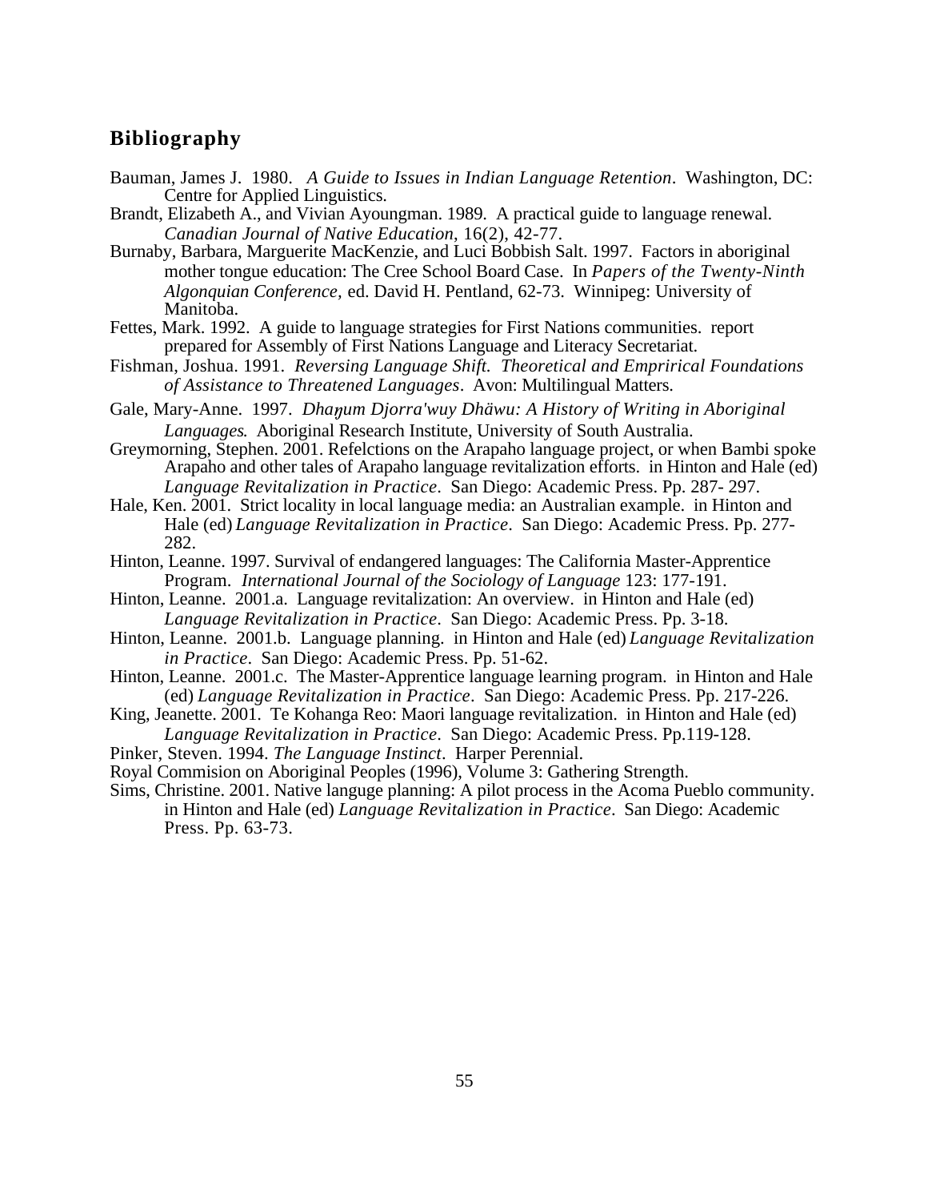## Bibliography

Bauman, James J. 1980. *A Guide to Issues in Indian Language Retention*. Washington, DC: Centre for Applied Linguistics.

Brandt, Elizabeth A., and Vivian Ayoungman. 1989. A practical guide to language renewal. *Canadian Journal of Native Education*, 16(2), 42-77.

Burnaby, Barbara, Marguerite MacKenzie, and Luci Bobbish Salt. 1997. Factors in aboriginal mother tongue education: The Cree School Board Case. In *Papers of the Twenty-Ninth Algonquian Conference,* ed. David H. Pentland, 62-73. Winnipeg: University of Manitoba.

Fettes, Mark. 1992. A guide to language strategies for First Nations communities. report prepared for Assembly of First Nations Language and Literacy Secretariat.

Fishman, Joshua. 1991. *Reversing Language Shift. Theoretical and Emprirical Foundations of Assistance to Threatened Languages*. Avon: Multilingual Matters.

Gale, Mary-Anne. 1997. *Dhaŋum Djorra'wuy Dhäwu: A History of Writing in Aboriginal Languages*. Aboriginal Research Institute, University of South Australia.

Greymorning, Stephen. 2001. Refelctions on the Arapaho language project, or when Bambi spoke Arapaho and other tales of Arapaho language revitalization efforts. in Hinton and Hale (ed) *Language Revitalization in Practice*. San Diego: Academic Press. Pp. 287- 297.

Hale, Ken. 2001. Strict locality in local language media: an Australian example. in Hinton and Hale (ed) *Language Revitalization in Practice*. San Diego: Academic Press. Pp. 277-282.

Hinton, Leanne. 1997. Survival of endangered languages: The California Master-Apprentice Program. *International Journal of the Sociology of Language* 123: 177-191.

Hinton, Leanne. 2001.a. Language revitalization: An overview. in Hinton and Hale (ed) *Language Revitalization in Practice*. San Diego: Academic Press. Pp. 3-18.

Hinton, Leanne. 2001.b. Language planning. in Hinton and Hale (ed) *Language Revitalization in Practice*. San Diego: Academic Press. Pp. 51-62.

Hinton, Leanne. 2001.c. The Master-Apprentice language learning program. in Hinton and Hale (ed) *Language Revitalization in Practice*. San Diego: Academic Press. Pp. 217-226.

King, Jeanette. 2001. Te Kohanga Reo: Maori language revitalization. in Hinton and Hale (ed) *Language Revitalization in Practice*. San Diego: Academic Press. Pp.119-128.

Pinker, Steven. 1994. *The Language Instinct*. Harper Perennial.

Royal Commision on Aboriginal Peoples (1996), Volume 3: Gathering Strength.

Sims, Christine. 2001. Native languge planning: A pilot process in the Acoma Pueblo community. in Hinton and Hale (ed) *Language Revitalization in Practice*. San Diego: Academic Press. Pp. 63-73.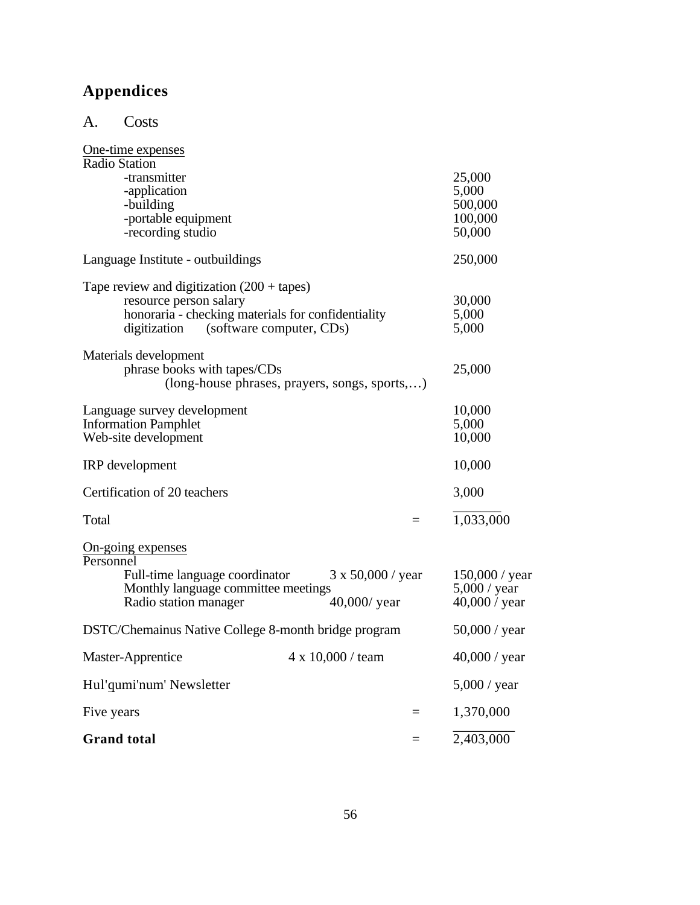# Appendices

## A. Costs

| One-time expenses | | |
|---|---|---|
| **Radio Station** | | |
| -transmitter | | 25,000 |
| -application | | 5,000 |
| -building | | 500,000 |
| -portable equipment | | 100,000 |
| -recording studio | | 50,000 |
| Language Institute - outbuildings | | 250,000 |
| Tape review and digitization (200 + tapes) | | |
| resource person salary | | 30,000 |
| honoraria - checking materials for confidentiality | | 5,000 |
| digitization (software computer, CDs) | | 5,000 |
| Materials development | | |
| phrase books with tapes/CDs (long-house phrases, prayers, songs, sports,…) | | 25,000 |
| Language survey development | | 10,000 |
| Information Pamphlet | | 5,000 |
| Web-site development | | 10,000 |
| IRP development | | 10,000 |
| Certification of 20 teachers | | 3,000 |
| Total | = | 1,033,000 |

| On-going expenses | | |
|---|---|---|
| **Personnel** | | |
| Full-time language coordinator | 3 x 50,000 / year | 150,000 / year |
| Monthly language committee meetings | | 5,000 / year |
| Radio station manager | 40,000/ year | 40,000 / year |
| DSTC/Chemainus Native College 8-month bridge program | | 50,000 / year |
| Master-Apprentice | 4 x 10,000 / team | 40,000 / year |
| Hul'qumi'num' Newsletter | | 5,000 / year |
| Five years | = | 1,370,000 |
| **Grand total** | = | 2,403,000 |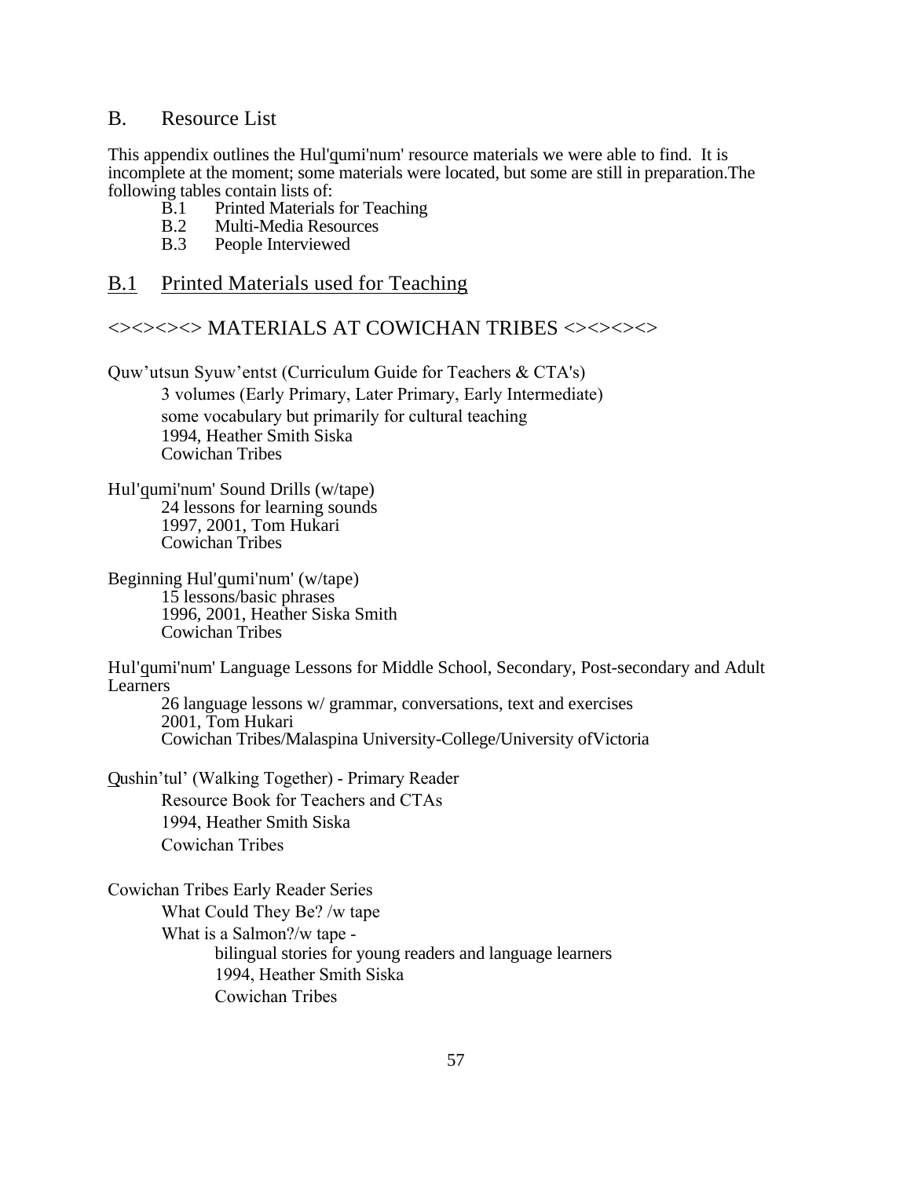## B. Resource List

This appendix outlines the Hul'q̲umi'num' resource materials we were able to find. It is incomplete at the moment; some materials were located, but some are still in preparation.The following tables contain lists of:

- B.1 Printed Materials for Teaching
- B.2 Multi-Media Resources
- B.3 People Interviewed

### B.1 Printed Materials used for Teaching

<><><><> MATERIALS AT COWICHAN TRIBES <><><><>

Quw'utsun Syuw'entst (Curriculum Guide for Teachers & CTA's)
 3 volumes (Early Primary, Later Primary, Early Intermediate)
 some vocabulary but primarily for cultural teaching
 1994, Heather Smith Siska
 Cowichan Tribes

Hul'q̲umi'num' Sound Drills (w/tape)
 24 lessons for learning sounds
 1997, 2001, Tom Hukari
 Cowichan Tribes

Beginning Hul'q̲umi'num' (w/tape)
 15 lessons/basic phrases
 1996, 2001, Heather Siska Smith
 Cowichan Tribes

Hul'q̲umi'num' Language Lessons for Middle School, Secondary, Post-secondary and Adult Learners
 26 language lessons w/ grammar, conversations, text and exercises
 2001, Tom Hukari
 Cowichan Tribes/Malaspina University-College/University ofVictoria

Q̲ushin'tul' (Walking Together) - Primary Reader
 Resource Book for Teachers and CTAs
 1994, Heather Smith Siska
 Cowichan Tribes

Cowichan Tribes Early Reader Series
 What Could They Be? /w tape
 What is a Salmon?/w tape -
  bilingual stories for young readers and language learners
  1994, Heather Smith Siska
  Cowichan Tribes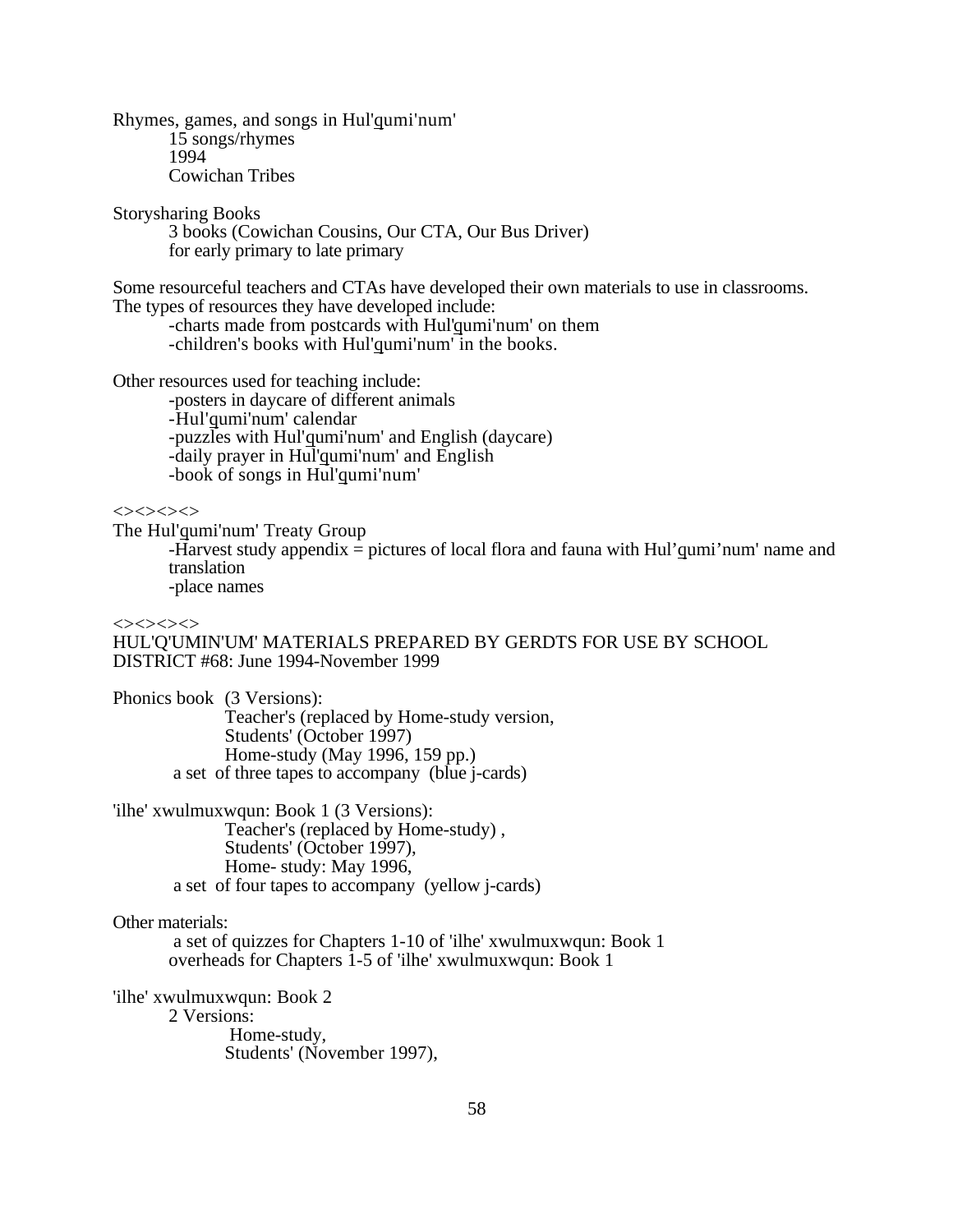Rhymes, games, and songs in Hul'q̲umi'num'

15 songs/rhymes
1994
Cowichan Tribes

Storysharing Books

3 books (Cowichan Cousins, Our CTA, Our Bus Driver)
for early primary to late primary

Some resourceful teachers and CTAs have developed their own materials to use in classrooms. The types of resources they have developed include:

-charts made from postcards with Hul'q̲umi'num' on them
-children's books with Hul'q̲umi'num' in the books.

Other resources used for teaching include:

-posters in daycare of different animals
-Hul'q̲umi'num' calendar
-puzzles with Hul'q̲umi'num' and English (daycare)
-daily prayer in Hul'q̲umi'num' and English
-book of songs in Hul'q̲umi'num'

<><><><>

The Hul'q̲umi'num' Treaty Group

-Harvest study appendix = pictures of local flora and fauna with Hul'q̲umi'num' name and translation
-place names

<><><><>

HUL'Q'UMIN'UM' MATERIALS PREPARED BY GERDTS FOR USE BY SCHOOL DISTRICT #68: June 1994-November 1999

Phonics book (3 Versions):

Teacher's (replaced by Home-study version,
Students' (October 1997)
Home-study (May 1996, 159 pp.)

a set of three tapes to accompany (blue j-cards)

'ilhe' xwulmuxwqun: Book 1 (3 Versions):

Teacher's (replaced by Home-study) ,
Students' (October 1997),
Home- study: May 1996,

a set of four tapes to accompany (yellow j-cards)

Other materials:

a set of quizzes for Chapters 1-10 of 'ilhe' xwulmuxwqun: Book 1
overheads for Chapters 1-5 of 'ilhe' xwulmuxwqun: Book 1

'ilhe' xwulmuxwqun: Book 2

2 Versions:

Home-study,
Students' (November 1997),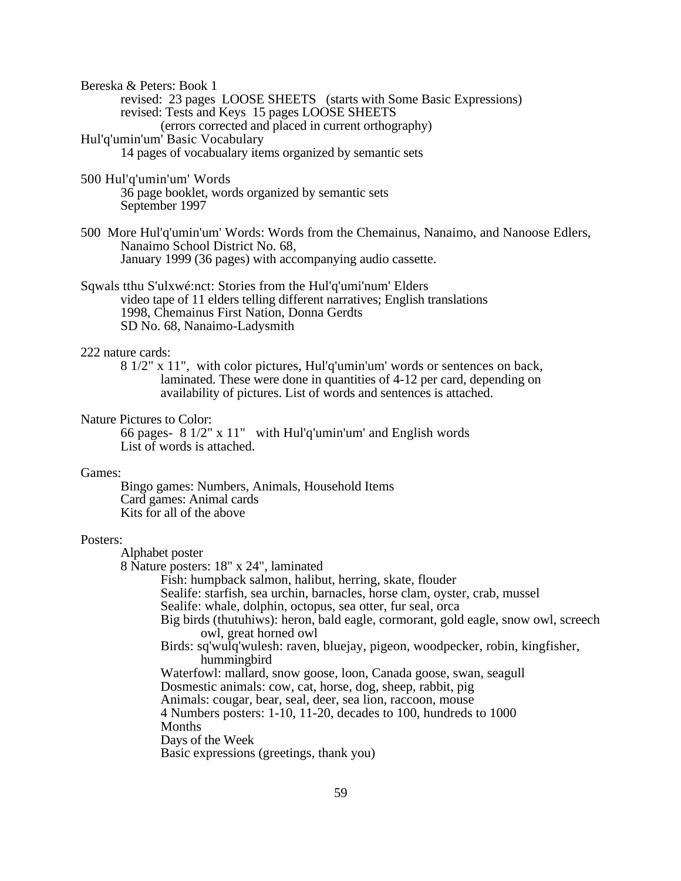Bereska & Peters: Book 1

- revised: 23 pages LOOSE SHEETS (starts with Some Basic Expressions)
- revised: Tests and Keys 15 pages LOOSE SHEETS
  - (errors corrected and placed in current orthography)

Hul'q'umin'um' Basic Vocabulary

- 14 pages of vocabualary items organized by semantic sets

500 Hul'q'umin'um' Words

- 36 page booklet, words organized by semantic sets
- September 1997

500 More Hul'q'umin'um' Words: Words from the Chemainus, Nanaimo, and Nanoose Edlers, Nanaimo School District No. 68, January 1999 (36 pages) with accompanying audio cassette.

Sqwals tthu S'ulxwé:nct: Stories from the Hul'q'umi'num' Elders

- video tape of 11 elders telling different narratives; English translations
- 1998, Chemainus First Nation, Donna Gerdts
- SD No. 68, Nanaimo-Ladysmith

222 nature cards:

- 8 1/2" x 11", with color pictures, Hul'q'umin'um' words or sentences on back, laminated. These were done in quantities of 4-12 per card, depending on availability of pictures. List of words and sentences is attached.

Nature Pictures to Color:

- 66 pages- 8 1/2" x 11" with Hul'q'umin'um' and English words
- List of words is attached.

Games:

- Bingo games: Numbers, Animals, Household Items
- Card games: Animal cards
- Kits for all of the above

Posters:

- Alphabet poster
- 8 Nature posters: 18" x 24", laminated
  - Fish: humpback salmon, halibut, herring, skate, flouder
  - Sealife: starfish, sea urchin, barnacles, horse clam, oyster, crab, mussel
  - Sealife: whale, dolphin, octopus, sea otter, fur seal, orca
  - Big birds (thutuhiws): heron, bald eagle, cormorant, gold eagle, snow owl, screech owl, great horned owl
  - Birds: sq'wulq'wulesh: raven, bluejay, pigeon, woodpecker, robin, kingfisher, hummingbird
  - Waterfowl: mallard, snow goose, loon, Canada goose, swan, seagull
  - Dosmestic animals: cow, cat, horse, dog, sheep, rabbit, pig
  - Animals: cougar, bear, seal, deer, sea lion, raccoon, mouse
  - 4 Numbers posters: 1-10, 11-20, decades to 100, hundreds to 1000
  - Months
  - Days of the Week
  - Basic expressions (greetings, thank you)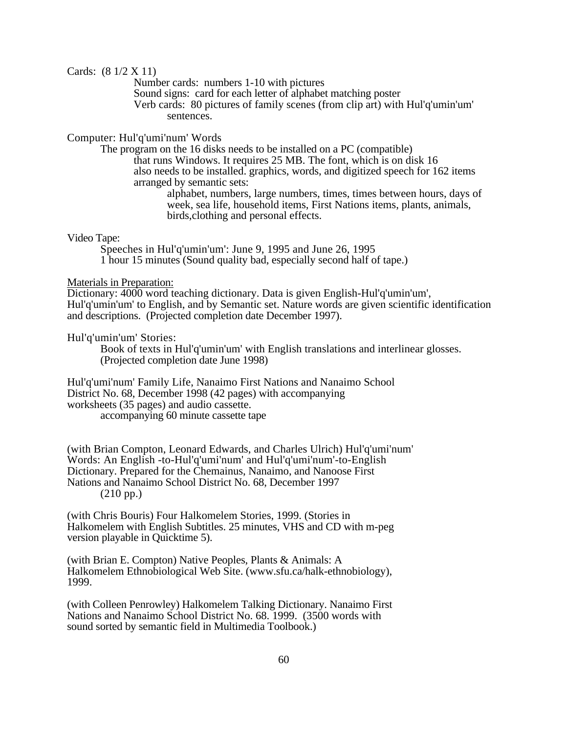Cards: (8 1/2 X 11)

Number cards: numbers 1-10 with pictures
Sound signs: card for each letter of alphabet matching poster
Verb cards: 80 pictures of family scenes (from clip art) with Hul'q'umin'um' sentences.

Computer: Hul'q'umi'num' Words

The program on the 16 disks needs to be installed on a PC (compatible) that runs Windows. It requires 25 MB. The font, which is on disk 16 also needs to be installed. graphics, words, and digitized speech for 162 items arranged by semantic sets:

alphabet, numbers, large numbers, times, times between hours, days of week, sea life, household items, First Nations items, plants, animals, birds,clothing and personal effects.

Video Tape:

Speeches in Hul'q'umin'um': June 9, 1995 and June 26, 1995
1 hour 15 minutes (Sound quality bad, especially second half of tape.)

<u>Materials in Preparation:</u>
Dictionary: 4000 word teaching dictionary. Data is given English-Hul'q'umin'um', Hul'q'umin'um' to English, and by Semantic set. Nature words are given scientific identification and descriptions. (Projected completion date December 1997).

Hul'q'umin'um' Stories:

Book of texts in Hul'q'umin'um' with English translations and interlinear glosses. (Projected completion date June 1998)

Hul'q'umi'num' Family Life, Nanaimo First Nations and Nanaimo School District No. 68, December 1998 (42 pages) with accompanying worksheets (35 pages) and audio cassette.

accompanying 60 minute cassette tape

(with Brian Compton, Leonard Edwards, and Charles Ulrich) Hul'q'umi'num' Words: An English -to-Hul'q'umi'num' and Hul'q'umi'num'-to-English Dictionary. Prepared for the Chemainus, Nanaimo, and Nanoose First Nations and Nanaimo School District No. 68, December 1997

(210 pp.)

(with Chris Bouris) Four Halkomelem Stories, 1999. (Stories in Halkomelem with English Subtitles. 25 minutes, VHS and CD with m-peg version playable in Quicktime 5).

(with Brian E. Compton) Native Peoples, Plants & Animals: A Halkomelem Ethnobiological Web Site. (www.sfu.ca/halk-ethnobiology), 1999.

(with Colleen Penrowley) Halkomelem Talking Dictionary. Nanaimo First Nations and Nanaimo School District No. 68. 1999. (3500 words with sound sorted by semantic field in Multimedia Toolbook.)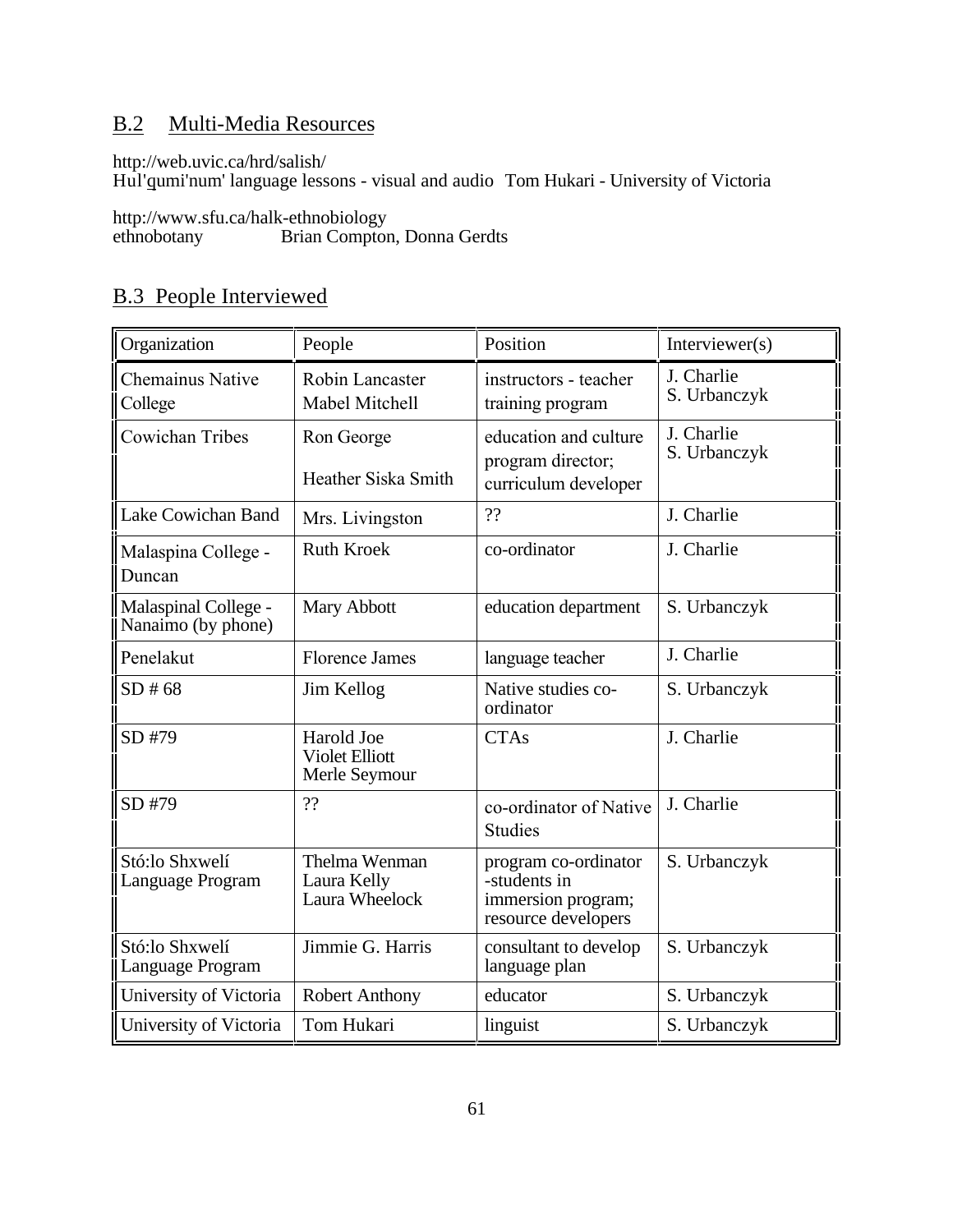## B.2 Multi-Media Resources

http://web.uvic.ca/hrd/salish/
Hul'qumi'num' language lessons - visual and audio Tom Hukari - University of Victoria

http://www.sfu.ca/halk-ethnobiology
ethnobotany Brian Compton, Donna Gerdts

## B.3 People Interviewed

| Organization | People | Position | Interviewer(s) |
|---|---|---|---|
| Chemainus Native College | Robin Lancaster<br>Mabel Mitchell | instructors - teacher training program | J. Charlie<br>S. Urbanczyk |
| Cowichan Tribes | Ron George<br>Heather Siska Smith | education and culture program director;<br>curriculum developer | J. Charlie<br>S. Urbanczyk |
| Lake Cowichan Band | Mrs. Livingston | ?? | J. Charlie |
| Malaspina College - Duncan | Ruth Kroek | co-ordinator | J. Charlie |
| Malaspinal College - Nanaimo (by phone) | Mary Abbott | education department | S. Urbanczyk |
| Penelakut | Florence James | language teacher | J. Charlie |
| SD # 68 | Jim Kellog | Native studies co-ordinator | S. Urbanczyk |
| SD #79 | Harold Joe<br>Violet Elliott<br>Merle Seymour | CTAs | J. Charlie |
| SD #79 | ?? | co-ordinator of Native Studies | J. Charlie |
| Stó:lo Shxwelí Language Program | Thelma Wenman<br>Laura Kelly<br>Laura Wheelock | program co-ordinator<br>-students in immersion program;<br>resource developers | S. Urbanczyk |
| Stó:lo Shxwelí Language Program | Jimmie G. Harris | consultant to develop language plan | S. Urbanczyk |
| University of Victoria | Robert Anthony | educator | S. Urbanczyk |
| University of Victoria | Tom Hukari | linguist | S. Urbanczyk |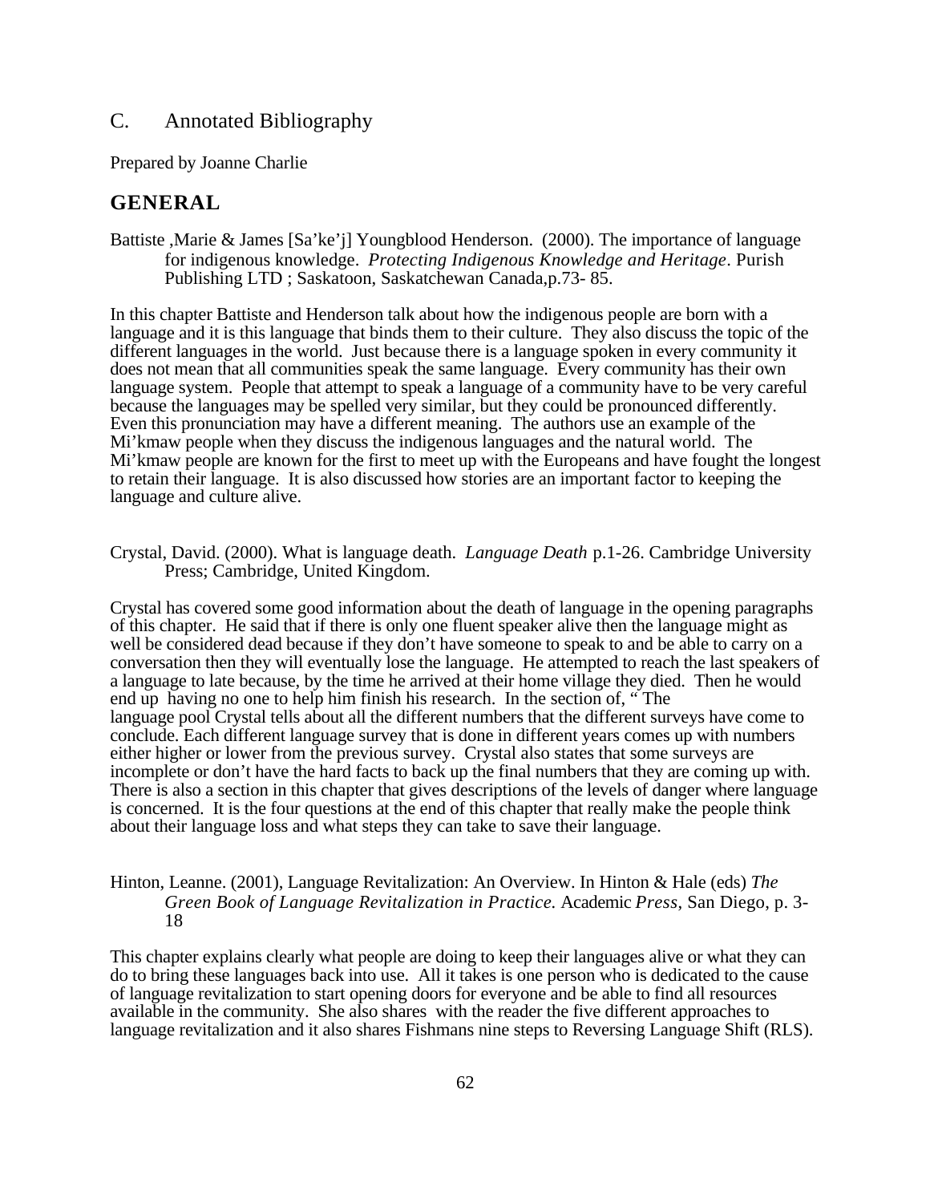## C. Annotated Bibliography

Prepared by Joanne Charlie

# GENERAL

Battiste ,Marie & James [Sa'ke'j] Youngblood Henderson. (2000). The importance of language for indigenous knowledge. *Protecting Indigenous Knowledge and Heritage*. Purish Publishing LTD ; Saskatoon, Saskatchewan Canada,p.73- 85.

In this chapter Battiste and Henderson talk about how the indigenous people are born with a language and it is this language that binds them to their culture. They also discuss the topic of the different languages in the world. Just because there is a language spoken in every community it does not mean that all communities speak the same language. Every community has their own language system. People that attempt to speak a language of a community have to be very careful because the languages may be spelled very similar, but they could be pronounced differently. Even this pronunciation may have a different meaning. The authors use an example of the Mi'kmaw people when they discuss the indigenous languages and the natural world. The Mi'kmaw people are known for the first to meet up with the Europeans and have fought the longest to retain their language. It is also discussed how stories are an important factor to keeping the language and culture alive.

Crystal, David. (2000). What is language death. *Language Death* p.1-26. Cambridge University Press; Cambridge, United Kingdom.

Crystal has covered some good information about the death of language in the opening paragraphs of this chapter. He said that if there is only one fluent speaker alive then the language might as well be considered dead because if they don't have someone to speak to and be able to carry on a conversation then they will eventually lose the language. He attempted to reach the last speakers of a language to late because, by the time he arrived at their home village they died. Then he would end up having no one to help him finish his research. In the section of, " The language pool Crystal tells about all the different numbers that the different surveys have come to conclude. Each different language survey that is done in different years comes up with numbers either higher or lower from the previous survey. Crystal also states that some surveys are incomplete or don't have the hard facts to back up the final numbers that they are coming up with. There is also a section in this chapter that gives descriptions of the levels of danger where language is concerned. It is the four questions at the end of this chapter that really make the people think about their language loss and what steps they can take to save their language.

Hinton, Leanne. (2001), Language Revitalization: An Overview. In Hinton & Hale (eds) *The Green Book of Language Revitalization in Practice.* Academic *Press*, San Diego, p. 3-18

This chapter explains clearly what people are doing to keep their languages alive or what they can do to bring these languages back into use. All it takes is one person who is dedicated to the cause of language revitalization to start opening doors for everyone and be able to find all resources available in the community. She also shares with the reader the five different approaches to language revitalization and it also shares Fishmans nine steps to Reversing Language Shift (RLS).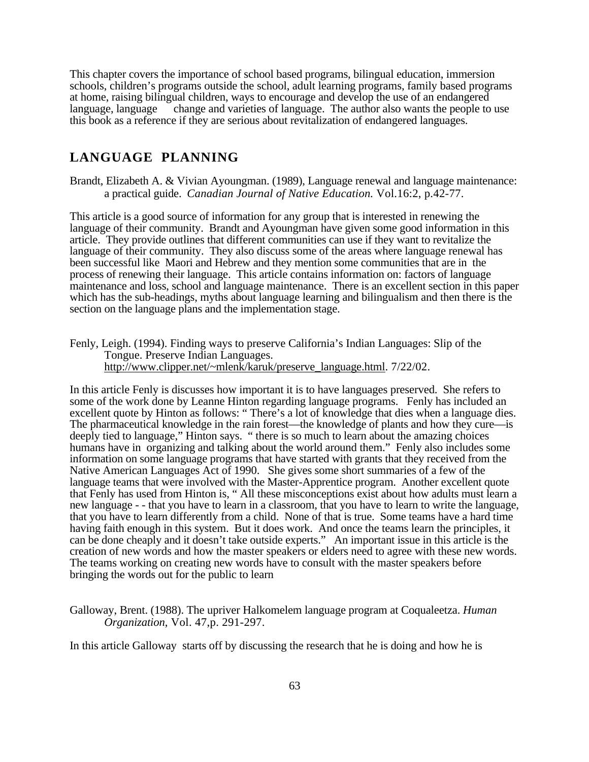This chapter covers the importance of school based programs, bilingual education, immersion schools, children's programs outside the school, adult learning programs, family based programs at home, raising bilingual children, ways to encourage and develop the use of an endangered language, language change and varieties of language. The author also wants the people to use this book as a reference if they are serious about revitalization of endangered languages.

## LANGUAGE PLANNING

Brandt, Elizabeth A. & Vivian Ayoungman. (1989), Language renewal and language maintenance: a practical guide. *Canadian Journal of Native Education.* Vol.16:2, p.42-77.

This article is a good source of information for any group that is interested in renewing the language of their community. Brandt and Ayoungman have given some good information in this article. They provide outlines that different communities can use if they want to revitalize the language of their community. They also discuss some of the areas where language renewal has been successful like Maori and Hebrew and they mention some communities that are in the process of renewing their language. This article contains information on: factors of language maintenance and loss, school and language maintenance. There is an excellent section in this paper which has the sub-headings, myths about language learning and bilingualism and then there is the section on the language plans and the implementation stage.

Fenly, Leigh. (1994). Finding ways to preserve California's Indian Languages: Slip of the Tongue. Preserve Indian Languages. http://www.clipper.net/~mlenk/karuk/preserve_language.html. 7/22/02.

In this article Fenly is discusses how important it is to have languages preserved. She refers to some of the work done by Leanne Hinton regarding language programs. Fenly has included an excellent quote by Hinton as follows: " There's a lot of knowledge that dies when a language dies. The pharmaceutical knowledge in the rain forest—the knowledge of plants and how they cure—is deeply tied to language," Hinton says. " there is so much to learn about the amazing choices humans have in organizing and talking about the world around them." Fenly also includes some information on some language programs that have started with grants that they received from the Native American Languages Act of 1990. She gives some short summaries of a few of the language teams that were involved with the Master-Apprentice program. Another excellent quote that Fenly has used from Hinton is, " All these misconceptions exist about how adults must learn a new language - - that you have to learn in a classroom, that you have to learn to write the language, that you have to learn differently from a child. None of that is true. Some teams have a hard time having faith enough in this system. But it does work. And once the teams learn the principles, it can be done cheaply and it doesn't take outside experts." An important issue in this article is the creation of new words and how the master speakers or elders need to agree with these new words. The teams working on creating new words have to consult with the master speakers before bringing the words out for the public to learn

Galloway, Brent. (1988). The upriver Halkomelem language program at Coqualeetza. *Human Organization*, Vol. 47,p. 291-297.

In this article Galloway starts off by discussing the research that he is doing and how he is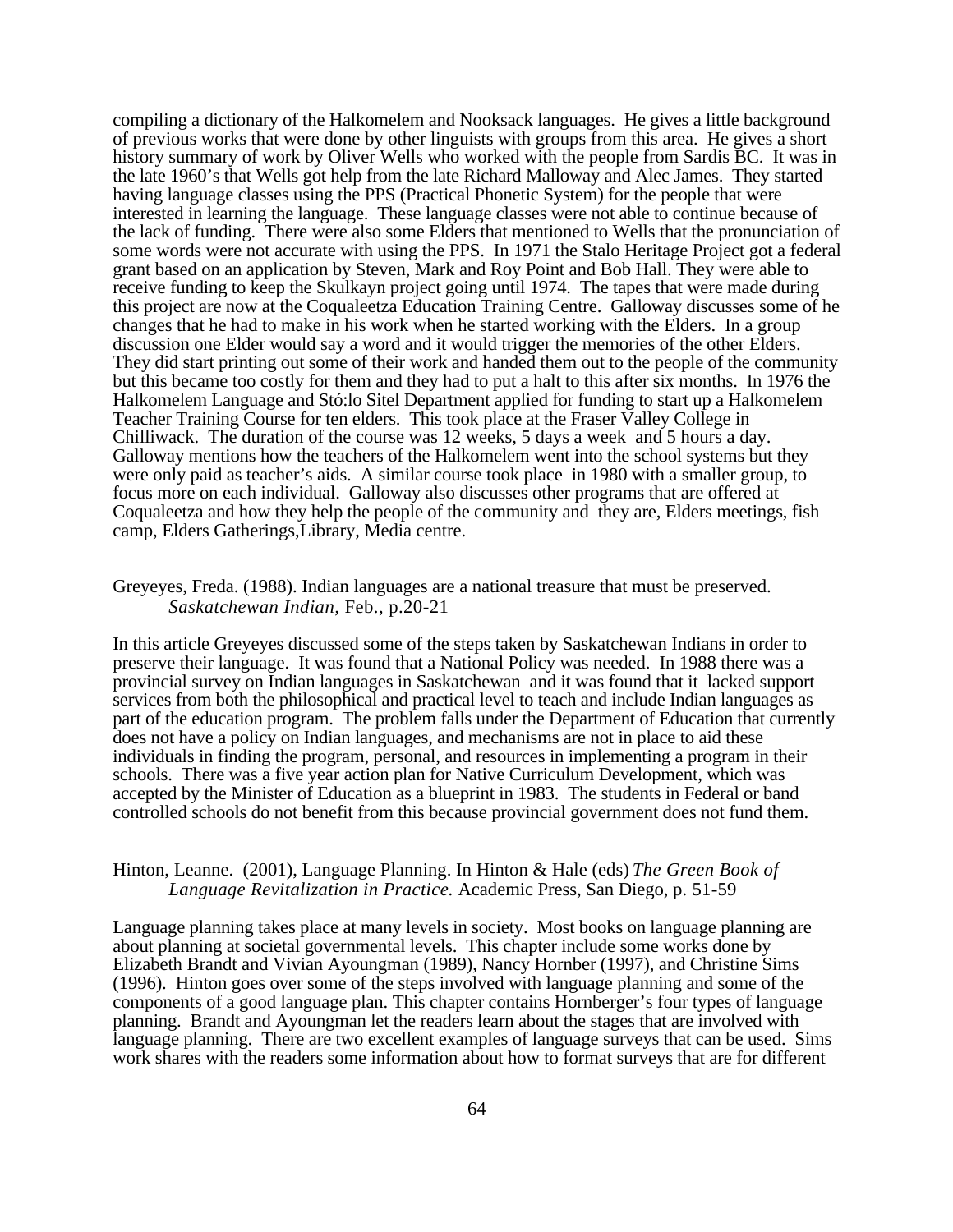compiling a dictionary of the Halkomelem and Nooksack languages. He gives a little background of previous works that were done by other linguists with groups from this area. He gives a short history summary of work by Oliver Wells who worked with the people from Sardis BC. It was in the late 1960's that Wells got help from the late Richard Malloway and Alec James. They started having language classes using the PPS (Practical Phonetic System) for the people that were interested in learning the language. These language classes were not able to continue because of the lack of funding. There were also some Elders that mentioned to Wells that the pronunciation of some words were not accurate with using the PPS. In 1971 the Stalo Heritage Project got a federal grant based on an application by Steven, Mark and Roy Point and Bob Hall. They were able to receive funding to keep the Skulkayn project going until 1974. The tapes that were made during this project are now at the Coqualeetza Education Training Centre. Galloway discusses some of he changes that he had to make in his work when he started working with the Elders. In a group discussion one Elder would say a word and it would trigger the memories of the other Elders. They did start printing out some of their work and handed them out to the people of the community but this became too costly for them and they had to put a halt to this after six months. In 1976 the Halkomelem Language and Stó:lo Sitel Department applied for funding to start up a Halkomelem Teacher Training Course for ten elders. This took place at the Fraser Valley College in Chilliwack. The duration of the course was 12 weeks, 5 days a week and 5 hours a day. Galloway mentions how the teachers of the Halkomelem went into the school systems but they were only paid as teacher's aids. A similar course took place in 1980 with a smaller group, to focus more on each individual. Galloway also discusses other programs that are offered at Coqualeetza and how they help the people of the community and they are, Elders meetings, fish camp, Elders Gatherings,Library, Media centre.

Greyeyes, Freda. (1988). Indian languages are a national treasure that must be preserved. *Saskatchewan Indian,* Feb., p.20-21

In this article Greyeyes discussed some of the steps taken by Saskatchewan Indians in order to preserve their language. It was found that a National Policy was needed. In 1988 there was a provincial survey on Indian languages in Saskatchewan and it was found that it lacked support services from both the philosophical and practical level to teach and include Indian languages as part of the education program. The problem falls under the Department of Education that currently does not have a policy on Indian languages, and mechanisms are not in place to aid these individuals in finding the program, personal, and resources in implementing a program in their schools. There was a five year action plan for Native Curriculum Development, which was accepted by the Minister of Education as a blueprint in 1983. The students in Federal or band controlled schools do not benefit from this because provincial government does not fund them.

Hinton, Leanne. (2001), Language Planning. In Hinton & Hale (eds) *The Green Book of Language Revitalization in Practice.* Academic Press, San Diego, p. 51-59

Language planning takes place at many levels in society. Most books on language planning are about planning at societal governmental levels. This chapter include some works done by Elizabeth Brandt and Vivian Ayoungman (1989), Nancy Hornber (1997), and Christine Sims (1996). Hinton goes over some of the steps involved with language planning and some of the components of a good language plan. This chapter contains Hornberger's four types of language planning. Brandt and Ayoungman let the readers learn about the stages that are involved with language planning. There are two excellent examples of language surveys that can be used. Sims work shares with the readers some information about how to format surveys that are for different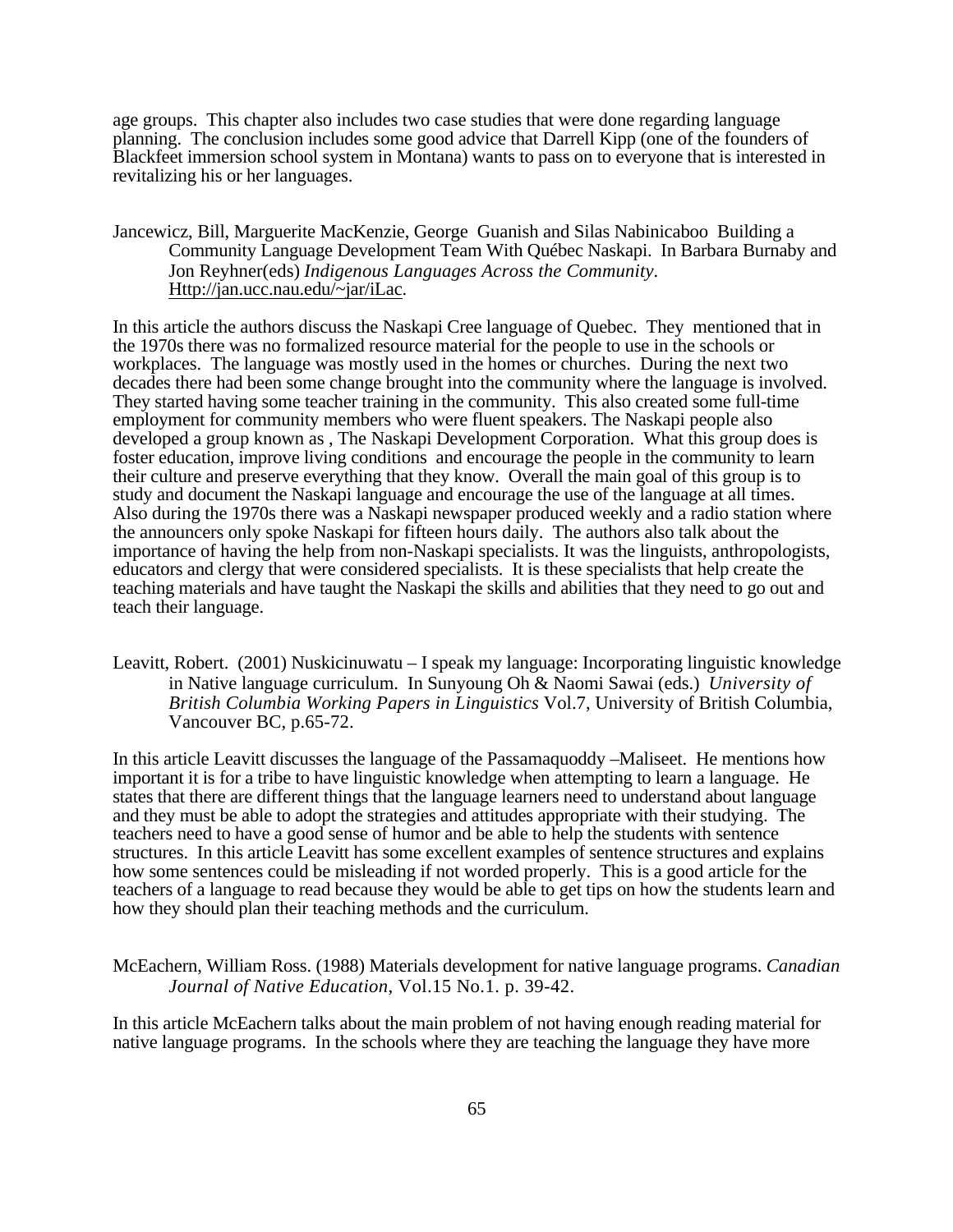age groups. This chapter also includes two case studies that were done regarding language planning. The conclusion includes some good advice that Darrell Kipp (one of the founders of Blackfeet immersion school system in Montana) wants to pass on to everyone that is interested in revitalizing his or her languages.

Jancewicz, Bill, Marguerite MacKenzie, George Guanish and Silas Nabinicaboo Building a Community Language Development Team With Québec Naskapi. In Barbara Burnaby and Jon Reyhner(eds) *Indigenous Languages Across the Community*. Http://jan.ucc.nau.edu/~jar/iLac.

In this article the authors discuss the Naskapi Cree language of Quebec. They mentioned that in the 1970s there was no formalized resource material for the people to use in the schools or workplaces. The language was mostly used in the homes or churches. During the next two decades there had been some change brought into the community where the language is involved. They started having some teacher training in the community. This also created some full-time employment for community members who were fluent speakers. The Naskapi people also developed a group known as , The Naskapi Development Corporation. What this group does is foster education, improve living conditions and encourage the people in the community to learn their culture and preserve everything that they know. Overall the main goal of this group is to study and document the Naskapi language and encourage the use of the language at all times. Also during the 1970s there was a Naskapi newspaper produced weekly and a radio station where the announcers only spoke Naskapi for fifteen hours daily. The authors also talk about the importance of having the help from non-Naskapi specialists. It was the linguists, anthropologists, educators and clergy that were considered specialists. It is these specialists that help create the teaching materials and have taught the Naskapi the skills and abilities that they need to go out and teach their language.

Leavitt, Robert. (2001) Nuskicinuwatu – I speak my language: Incorporating linguistic knowledge in Native language curriculum. In Sunyoung Oh & Naomi Sawai (eds.) *University of British Columbia Working Papers in Linguistics* Vol.7, University of British Columbia, Vancouver BC, p.65-72.

In this article Leavitt discusses the language of the Passamaquoddy –Maliseet. He mentions how important it is for a tribe to have linguistic knowledge when attempting to learn a language. He states that there are different things that the language learners need to understand about language and they must be able to adopt the strategies and attitudes appropriate with their studying. The teachers need to have a good sense of humor and be able to help the students with sentence structures. In this article Leavitt has some excellent examples of sentence structures and explains how some sentences could be misleading if not worded properly. This is a good article for the teachers of a language to read because they would be able to get tips on how the students learn and how they should plan their teaching methods and the curriculum.

McEachern, William Ross. (1988) Materials development for native language programs. *Canadian Journal of Native Education*, Vol.15 No.1. p. 39-42.

In this article McEachern talks about the main problem of not having enough reading material for native language programs. In the schools where they are teaching the language they have more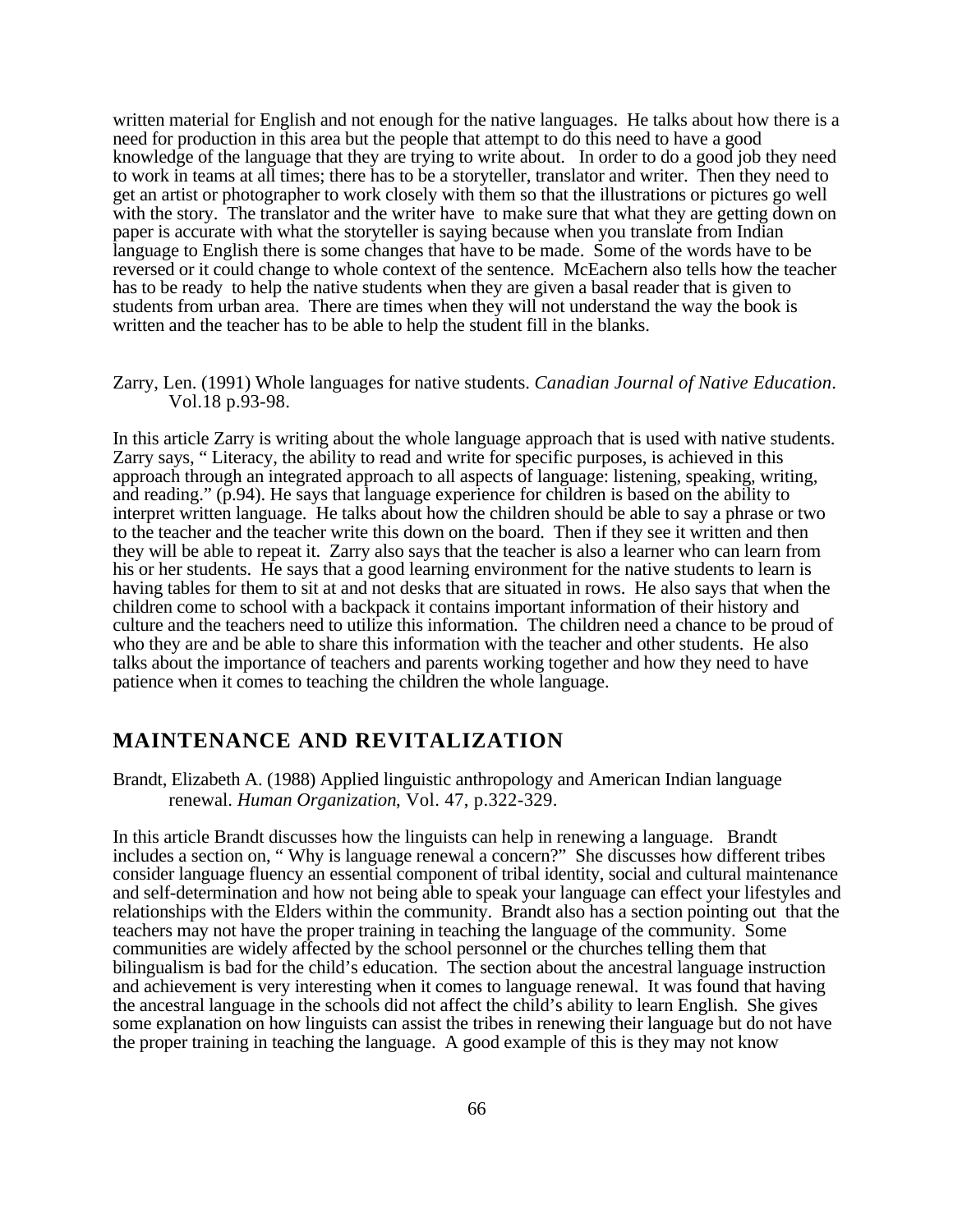written material for English and not enough for the native languages. He talks about how there is a need for production in this area but the people that attempt to do this need to have a good knowledge of the language that they are trying to write about. In order to do a good job they need to work in teams at all times; there has to be a storyteller, translator and writer. Then they need to get an artist or photographer to work closely with them so that the illustrations or pictures go well with the story. The translator and the writer have to make sure that what they are getting down on paper is accurate with what the storyteller is saying because when you translate from Indian language to English there is some changes that have to be made. Some of the words have to be reversed or it could change to whole context of the sentence. McEachern also tells how the teacher has to be ready to help the native students when they are given a basal reader that is given to students from urban area. There are times when they will not understand the way the book is written and the teacher has to be able to help the student fill in the blanks.

Zarry, Len. (1991) Whole languages for native students. *Canadian Journal of Native Education*. Vol.18 p.93-98.

In this article Zarry is writing about the whole language approach that is used with native students. Zarry says, " Literacy, the ability to read and write for specific purposes, is achieved in this approach through an integrated approach to all aspects of language: listening, speaking, writing, and reading." (p.94). He says that language experience for children is based on the ability to interpret written language. He talks about how the children should be able to say a phrase or two to the teacher and the teacher write this down on the board. Then if they see it written and then they will be able to repeat it. Zarry also says that the teacher is also a learner who can learn from his or her students. He says that a good learning environment for the native students to learn is having tables for them to sit at and not desks that are situated in rows. He also says that when the children come to school with a backpack it contains important information of their history and culture and the teachers need to utilize this information. The children need a chance to be proud of who they are and be able to share this information with the teacher and other students. He also talks about the importance of teachers and parents working together and how they need to have patience when it comes to teaching the children the whole language.

## MAINTENANCE AND REVITALIZATION

Brandt, Elizabeth A. (1988) Applied linguistic anthropology and American Indian language renewal. *Human Organization*, Vol. 47, p.322-329.

In this article Brandt discusses how the linguists can help in renewing a language. Brandt includes a section on, " Why is language renewal a concern?" She discusses how different tribes consider language fluency an essential component of tribal identity, social and cultural maintenance and self-determination and how not being able to speak your language can effect your lifestyles and relationships with the Elders within the community. Brandt also has a section pointing out that the teachers may not have the proper training in teaching the language of the community. Some communities are widely affected by the school personnel or the churches telling them that bilingualism is bad for the child's education. The section about the ancestral language instruction and achievement is very interesting when it comes to language renewal. It was found that having the ancestral language in the schools did not affect the child's ability to learn English. She gives some explanation on how linguists can assist the tribes in renewing their language but do not have the proper training in teaching the language. A good example of this is they may not know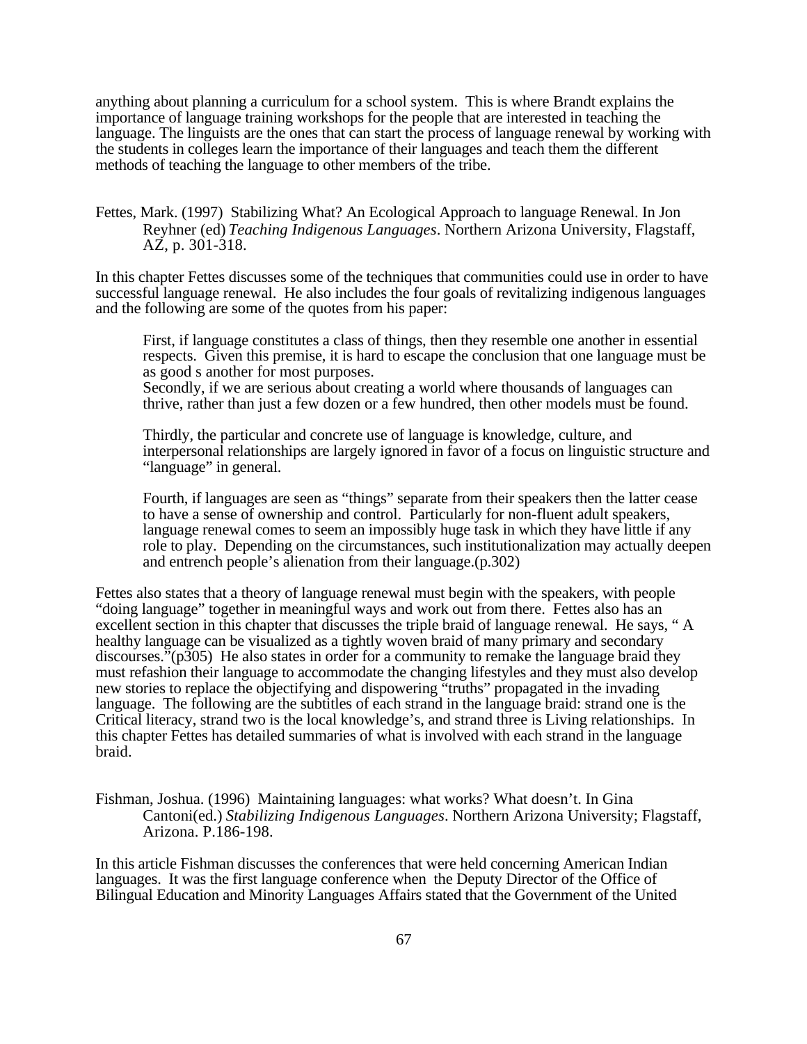anything about planning a curriculum for a school system. This is where Brandt explains the importance of language training workshops for the people that are interested in teaching the language. The linguists are the ones that can start the process of language renewal by working with the students in colleges learn the importance of their languages and teach them the different methods of teaching the language to other members of the tribe.

Fettes, Mark. (1997) Stabilizing What? An Ecological Approach to language Renewal. In Jon Reyhner (ed) *Teaching Indigenous Languages*. Northern Arizona University, Flagstaff, AZ, p. 301-318.

In this chapter Fettes discusses some of the techniques that communities could use in order to have successful language renewal. He also includes the four goals of revitalizing indigenous languages and the following are some of the quotes from his paper:

> First, if language constitutes a class of things, then they resemble one another in essential respects. Given this premise, it is hard to escape the conclusion that one language must be as good s another for most purposes.
> Secondly, if we are serious about creating a world where thousands of languages can thrive, rather than just a few dozen or a few hundred, then other models must be found.
>
> Thirdly, the particular and concrete use of language is knowledge, culture, and interpersonal relationships are largely ignored in favor of a focus on linguistic structure and "language" in general.
>
> Fourth, if languages are seen as "things" separate from their speakers then the latter cease to have a sense of ownership and control. Particularly for non-fluent adult speakers, language renewal comes to seem an impossibly huge task in which they have little if any role to play. Depending on the circumstances, such institutionalization may actually deepen and entrench people's alienation from their language.(p.302)

Fettes also states that a theory of language renewal must begin with the speakers, with people "doing language" together in meaningful ways and work out from there. Fettes also has an excellent section in this chapter that discusses the triple braid of language renewal. He says, " A healthy language can be visualized as a tightly woven braid of many primary and secondary discourses."(p305) He also states in order for a community to remake the language braid they must refashion their language to accommodate the changing lifestyles and they must also develop new stories to replace the objectifying and dispowering "truths" propagated in the invading language. The following are the subtitles of each strand in the language braid: strand one is the Critical literacy, strand two is the local knowledge's, and strand three is Living relationships. In this chapter Fettes has detailed summaries of what is involved with each strand in the language braid.

Fishman, Joshua. (1996) Maintaining languages: what works? What doesn't. In Gina Cantoni(ed.) *Stabilizing Indigenous Languages*. Northern Arizona University; Flagstaff, Arizona. P.186-198.

In this article Fishman discusses the conferences that were held concerning American Indian languages. It was the first language conference when the Deputy Director of the Office of Bilingual Education and Minority Languages Affairs stated that the Government of the United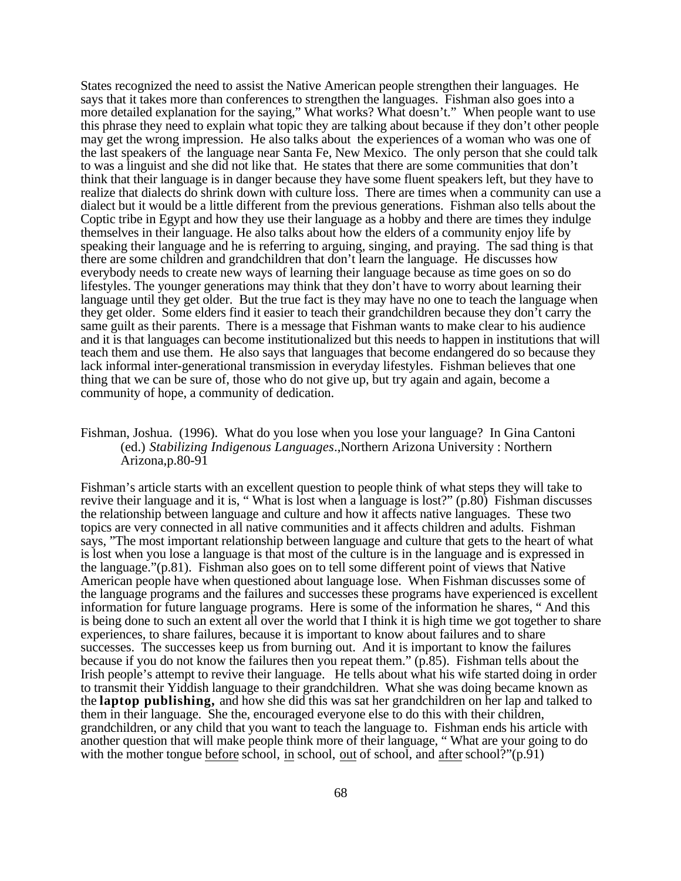States recognized the need to assist the Native American people strengthen their languages. He says that it takes more than conferences to strengthen the languages. Fishman also goes into a more detailed explanation for the saying," What works? What doesn't." When people want to use this phrase they need to explain what topic they are talking about because if they don't other people may get the wrong impression. He also talks about the experiences of a woman who was one of the last speakers of the language near Santa Fe, New Mexico. The only person that she could talk to was a linguist and she did not like that. He states that there are some communities that don't think that their language is in danger because they have some fluent speakers left, but they have to realize that dialects do shrink down with culture loss. There are times when a community can use a dialect but it would be a little different from the previous generations. Fishman also tells about the Coptic tribe in Egypt and how they use their language as a hobby and there are times they indulge themselves in their language. He also talks about how the elders of a community enjoy life by speaking their language and he is referring to arguing, singing, and praying. The sad thing is that there are some children and grandchildren that don't learn the language. He discusses how everybody needs to create new ways of learning their language because as time goes on so do lifestyles. The younger generations may think that they don't have to worry about learning their language until they get older. But the true fact is they may have no one to teach the language when they get older. Some elders find it easier to teach their grandchildren because they don't carry the same guilt as their parents. There is a message that Fishman wants to make clear to his audience and it is that languages can become institutionalized but this needs to happen in institutions that will teach them and use them. He also says that languages that become endangered do so because they lack informal inter-generational transmission in everyday lifestyles. Fishman believes that one thing that we can be sure of, those who do not give up, but try again and again, become a community of hope, a community of dedication.

Fishman, Joshua. (1996). What do you lose when you lose your language? In Gina Cantoni (ed.) *Stabilizing Indigenous Languages*.,Northern Arizona University : Northern Arizona,p.80-91

Fishman's article starts with an excellent question to people think of what steps they will take to revive their language and it is, " What is lost when a language is lost?" (p.80) Fishman discusses the relationship between language and culture and how it affects native languages. These two topics are very connected in all native communities and it affects children and adults. Fishman says, "The most important relationship between language and culture that gets to the heart of what is lost when you lose a language is that most of the culture is in the language and is expressed in the language."(p.81). Fishman also goes on to tell some different point of views that Native American people have when questioned about language lose. When Fishman discusses some of the language programs and the failures and successes these programs have experienced is excellent information for future language programs. Here is some of the information he shares, " And this is being done to such an extent all over the world that I think it is high time we got together to share experiences, to share failures, because it is important to know about failures and to share successes. The successes keep us from burning out. And it is important to know the failures because if you do not know the failures then you repeat them." (p.85). Fishman tells about the Irish people's attempt to revive their language. He tells about what his wife started doing in order to transmit their Yiddish language to their grandchildren. What she was doing became known as the **laptop publishing,** and how she did this was sat her grandchildren on her lap and talked to them in their language. She the, encouraged everyone else to do this with their children, grandchildren, or any child that you want to teach the language to. Fishman ends his article with another question that will make people think more of their language, " What are your going to do with the mother tongue <u>before</u> school, <u>in</u> school, <u>out</u> of school, and <u>after</u> school?"(p.91)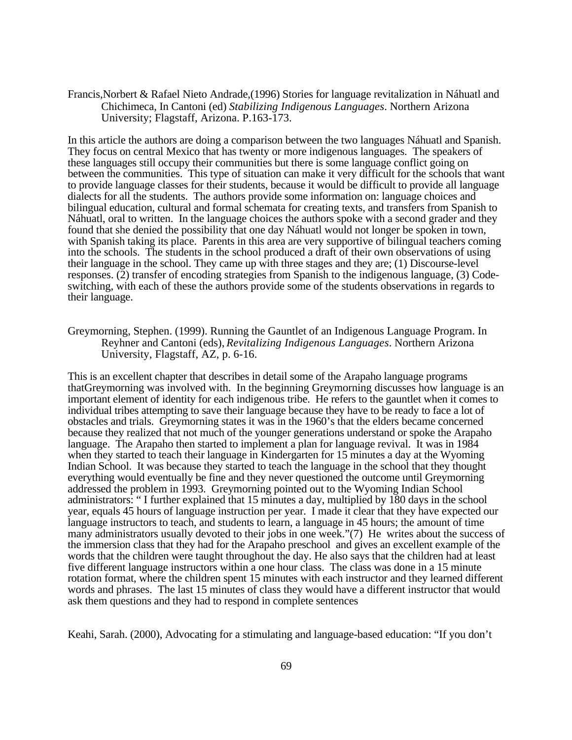Francis,Norbert & Rafael Nieto Andrade,(1996) Stories for language revitalization in Náhuatl and Chichimeca, In Cantoni (ed) *Stabilizing Indigenous Languages*. Northern Arizona University; Flagstaff, Arizona. P.163-173.

In this article the authors are doing a comparison between the two languages Náhuatl and Spanish. They focus on central Mexico that has twenty or more indigenous languages. The speakers of these languages still occupy their communities but there is some language conflict going on between the communities. This type of situation can make it very difficult for the schools that want to provide language classes for their students, because it would be difficult to provide all language dialects for all the students. The authors provide some information on: language choices and bilingual education, cultural and formal schemata for creating texts, and transfers from Spanish to Náhuatl, oral to written. In the language choices the authors spoke with a second grader and they found that she denied the possibility that one day Náhuatl would not longer be spoken in town, with Spanish taking its place. Parents in this area are very supportive of bilingual teachers coming into the schools. The students in the school produced a draft of their own observations of using their language in the school. They came up with three stages and they are; (1) Discourse-level responses. (2) transfer of encoding strategies from Spanish to the indigenous language, (3) Code-switching, with each of these the authors provide some of the students observations in regards to their language.

Greymorning, Stephen. (1999). Running the Gauntlet of an Indigenous Language Program. In Reyhner and Cantoni (eds), *Revitalizing Indigenous Languages*. Northern Arizona University, Flagstaff, AZ, p. 6-16.

This is an excellent chapter that describes in detail some of the Arapaho language programs thatGreymorning was involved with. In the beginning Greymorning discusses how language is an important element of identity for each indigenous tribe. He refers to the gauntlet when it comes to individual tribes attempting to save their language because they have to be ready to face a lot of obstacles and trials. Greymorning states it was in the 1960's that the elders became concerned because they realized that not much of the younger generations understand or spoke the Arapaho language. The Arapaho then started to implement a plan for language revival. It was in 1984 when they started to teach their language in Kindergarten for 15 minutes a day at the Wyoming Indian School. It was because they started to teach the language in the school that they thought everything would eventually be fine and they never questioned the outcome until Greymorning addressed the problem in 1993. Greymorning pointed out to the Wyoming Indian School administrators: " I further explained that 15 minutes a day, multiplied by 180 days in the school year, equals 45 hours of language instruction per year. I made it clear that they have expected our language instructors to teach, and students to learn, a language in 45 hours; the amount of time many administrators usually devoted to their jobs in one week."(7) He writes about the success of the immersion class that they had for the Arapaho preschool and gives an excellent example of the words that the children were taught throughout the day. He also says that the children had at least five different language instructors within a one hour class. The class was done in a 15 minute rotation format, where the children spent 15 minutes with each instructor and they learned different words and phrases. The last 15 minutes of class they would have a different instructor that would ask them questions and they had to respond in complete sentences

Keahi, Sarah. (2000), Advocating for a stimulating and language-based education: "If you don't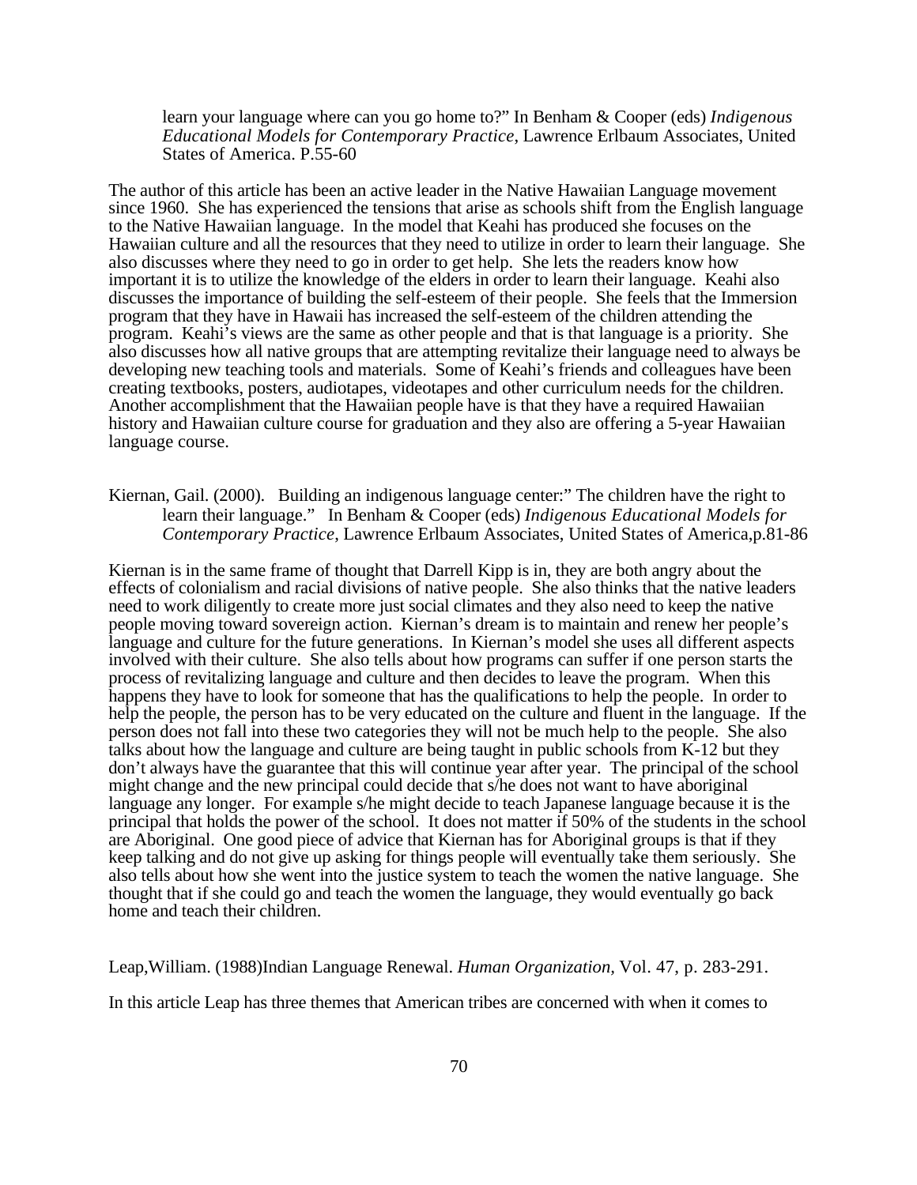learn your language where can you go home to?" In Benham & Cooper (eds) *Indigenous Educational Models for Contemporary Practice*, Lawrence Erlbaum Associates, United States of America. P.55-60

The author of this article has been an active leader in the Native Hawaiian Language movement since 1960. She has experienced the tensions that arise as schools shift from the English language to the Native Hawaiian language. In the model that Keahi has produced she focuses on the Hawaiian culture and all the resources that they need to utilize in order to learn their language. She also discusses where they need to go in order to get help. She lets the readers know how important it is to utilize the knowledge of the elders in order to learn their language. Keahi also discusses the importance of building the self-esteem of their people. She feels that the Immersion program that they have in Hawaii has increased the self-esteem of the children attending the program. Keahi's views are the same as other people and that is that language is a priority. She also discusses how all native groups that are attempting revitalize their language need to always be developing new teaching tools and materials. Some of Keahi's friends and colleagues have been creating textbooks, posters, audiotapes, videotapes and other curriculum needs for the children. Another accomplishment that the Hawaiian people have is that they have a required Hawaiian history and Hawaiian culture course for graduation and they also are offering a 5-year Hawaiian language course.

Kiernan, Gail. (2000). Building an indigenous language center:" The children have the right to learn their language." In Benham & Cooper (eds) *Indigenous Educational Models for Contemporary Practice*, Lawrence Erlbaum Associates, United States of America,p.81-86

Kiernan is in the same frame of thought that Darrell Kipp is in, they are both angry about the effects of colonialism and racial divisions of native people. She also thinks that the native leaders need to work diligently to create more just social climates and they also need to keep the native people moving toward sovereign action. Kiernan's dream is to maintain and renew her people's language and culture for the future generations. In Kiernan's model she uses all different aspects involved with their culture. She also tells about how programs can suffer if one person starts the process of revitalizing language and culture and then decides to leave the program. When this happens they have to look for someone that has the qualifications to help the people. In order to help the people, the person has to be very educated on the culture and fluent in the language. If the person does not fall into these two categories they will not be much help to the people. She also talks about how the language and culture are being taught in public schools from K-12 but they don't always have the guarantee that this will continue year after year. The principal of the school might change and the new principal could decide that s/he does not want to have aboriginal language any longer. For example s/he might decide to teach Japanese language because it is the principal that holds the power of the school. It does not matter if 50% of the students in the school are Aboriginal. One good piece of advice that Kiernan has for Aboriginal groups is that if they keep talking and do not give up asking for things people will eventually take them seriously. She also tells about how she went into the justice system to teach the women the native language. She thought that if she could go and teach the women the language, they would eventually go back home and teach their children.

Leap,William. (1988)Indian Language Renewal. *Human Organization*, Vol. 47, p. 283-291.

In this article Leap has three themes that American tribes are concerned with when it comes to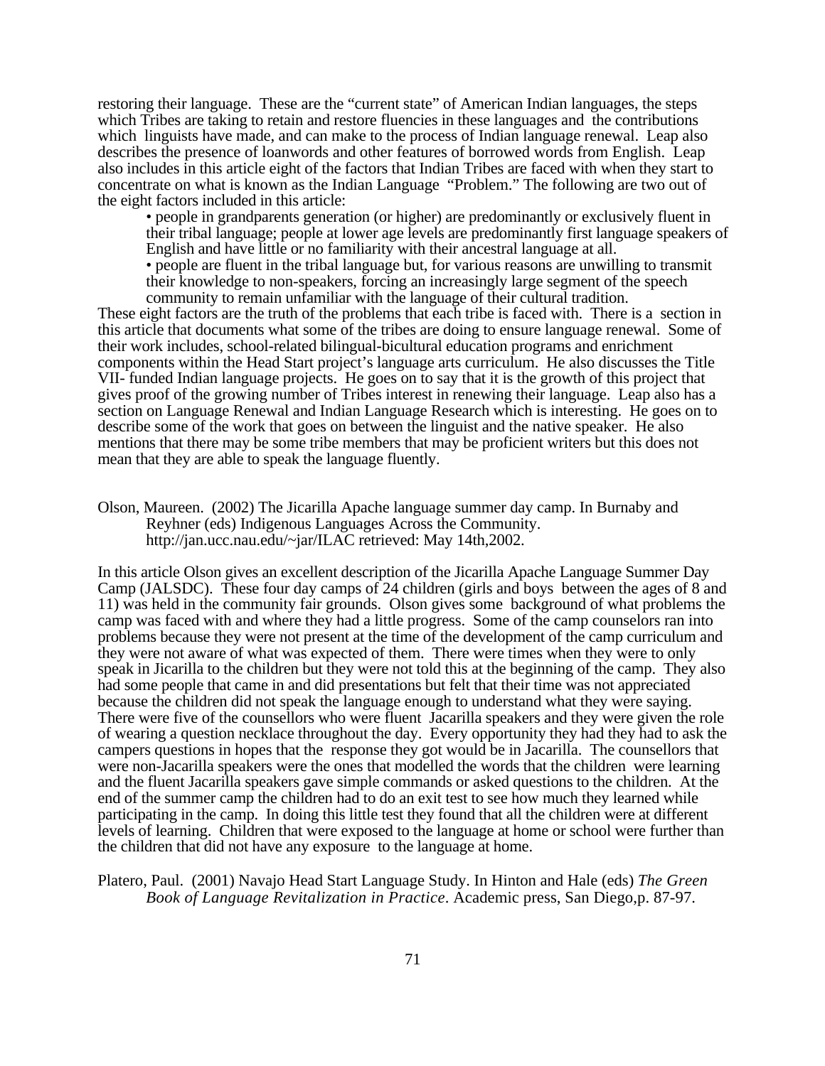restoring their language. These are the "current state" of American Indian languages, the steps which Tribes are taking to retain and restore fluencies in these languages and the contributions which linguists have made, and can make to the process of Indian language renewal. Leap also describes the presence of loanwords and other features of borrowed words from English. Leap also includes in this article eight of the factors that Indian Tribes are faced with when they start to concentrate on what is known as the Indian Language "Problem." The following are two out of the eight factors included in this article:

> • people in grandparents generation (or higher) are predominantly or exclusively fluent in their tribal language; people at lower age levels are predominantly first language speakers of English and have little or no familiarity with their ancestral language at all.
>
> • people are fluent in the tribal language but, for various reasons are unwilling to transmit their knowledge to non-speakers, forcing an increasingly large segment of the speech community to remain unfamiliar with the language of their cultural tradition.

These eight factors are the truth of the problems that each tribe is faced with. There is a section in this article that documents what some of the tribes are doing to ensure language renewal. Some of their work includes, school-related bilingual-bicultural education programs and enrichment components within the Head Start project's language arts curriculum. He also discusses the Title VII- funded Indian language projects. He goes on to say that it is the growth of this project that gives proof of the growing number of Tribes interest in renewing their language. Leap also has a section on Language Renewal and Indian Language Research which is interesting. He goes on to describe some of the work that goes on between the linguist and the native speaker. He also mentions that there may be some tribe members that may be proficient writers but this does not mean that they are able to speak the language fluently.

Olson, Maureen. (2002) The Jicarilla Apache language summer day camp. In Burnaby and Reyhner (eds) Indigenous Languages Across the Community. http://jan.ucc.nau.edu/~jar/ILAC retrieved: May 14th,2002.

In this article Olson gives an excellent description of the Jicarilla Apache Language Summer Day Camp (JALSDC). These four day camps of 24 children (girls and boys between the ages of 8 and 11) was held in the community fair grounds. Olson gives some background of what problems the camp was faced with and where they had a little progress. Some of the camp counselors ran into problems because they were not present at the time of the development of the camp curriculum and they were not aware of what was expected of them. There were times when they were to only speak in Jicarilla to the children but they were not told this at the beginning of the camp. They also had some people that came in and did presentations but felt that their time was not appreciated because the children did not speak the language enough to understand what they were saying. There were five of the counsellors who were fluent Jacarilla speakers and they were given the role of wearing a question necklace throughout the day. Every opportunity they had they had to ask the campers questions in hopes that the response they got would be in Jacarilla. The counsellors that were non-Jacarilla speakers were the ones that modelled the words that the children were learning and the fluent Jacarilla speakers gave simple commands or asked questions to the children. At the end of the summer camp the children had to do an exit test to see how much they learned while participating in the camp. In doing this little test they found that all the children were at different levels of learning. Children that were exposed to the language at home or school were further than the children that did not have any exposure to the language at home.

Platero, Paul. (2001) Navajo Head Start Language Study. In Hinton and Hale (eds) *The Green Book of Language Revitalization in Practice*. Academic press, San Diego,p. 87-97.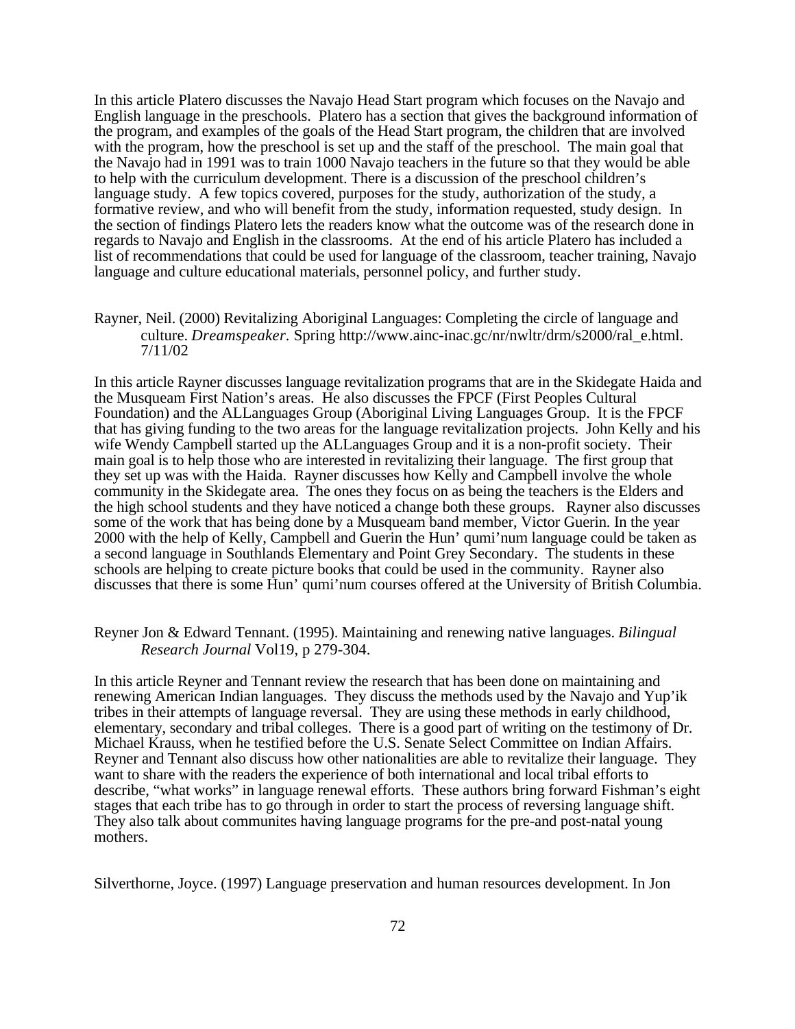In this article Platero discusses the Navajo Head Start program which focuses on the Navajo and English language in the preschools. Platero has a section that gives the background information of the program, and examples of the goals of the Head Start program, the children that are involved with the program, how the preschool is set up and the staff of the preschool. The main goal that the Navajo had in 1991 was to train 1000 Navajo teachers in the future so that they would be able to help with the curriculum development. There is a discussion of the preschool children's language study. A few topics covered, purposes for the study, authorization of the study, a formative review, and who will benefit from the study, information requested, study design. In the section of findings Platero lets the readers know what the outcome was of the research done in regards to Navajo and English in the classrooms. At the end of his article Platero has included a list of recommendations that could be used for language of the classroom, teacher training, Navajo language and culture educational materials, personnel policy, and further study.

Rayner, Neil. (2000) Revitalizing Aboriginal Languages: Completing the circle of language and culture. *Dreamspeaker*. Spring http://www.ainc-inac.gc/nr/nwltr/drm/s2000/ral_e.html. 7/11/02

In this article Rayner discusses language revitalization programs that are in the Skidegate Haida and the Musqueam First Nation's areas. He also discusses the FPCF (First Peoples Cultural Foundation) and the ALLanguages Group (Aboriginal Living Languages Group. It is the FPCF that has giving funding to the two areas for the language revitalization projects. John Kelly and his wife Wendy Campbell started up the ALLanguages Group and it is a non-profit society. Their main goal is to help those who are interested in revitalizing their language. The first group that they set up was with the Haida. Rayner discusses how Kelly and Campbell involve the whole community in the Skidegate area. The ones they focus on as being the teachers is the Elders and the high school students and they have noticed a change both these groups. Rayner also discusses some of the work that has being done by a Musqueam band member, Victor Guerin. In the year 2000 with the help of Kelly, Campbell and Guerin the Hun' qumi'num language could be taken as a second language in Southlands Elementary and Point Grey Secondary. The students in these schools are helping to create picture books that could be used in the community. Rayner also discusses that there is some Hun' qumi'num courses offered at the University of British Columbia.

Reyner Jon & Edward Tennant. (1995). Maintaining and renewing native languages. *Bilingual Research Journal* Vol19, p 279-304.

In this article Reyner and Tennant review the research that has been done on maintaining and renewing American Indian languages. They discuss the methods used by the Navajo and Yup'ik tribes in their attempts of language reversal. They are using these methods in early childhood, elementary, secondary and tribal colleges. There is a good part of writing on the testimony of Dr. Michael Krauss, when he testified before the U.S. Senate Select Committee on Indian Affairs. Reyner and Tennant also discuss how other nationalities are able to revitalize their language. They want to share with the readers the experience of both international and local tribal efforts to describe, "what works" in language renewal efforts. These authors bring forward Fishman's eight stages that each tribe has to go through in order to start the process of reversing language shift. They also talk about communites having language programs for the pre-and post-natal young mothers.

Silverthorne, Joyce. (1997) Language preservation and human resources development. In Jon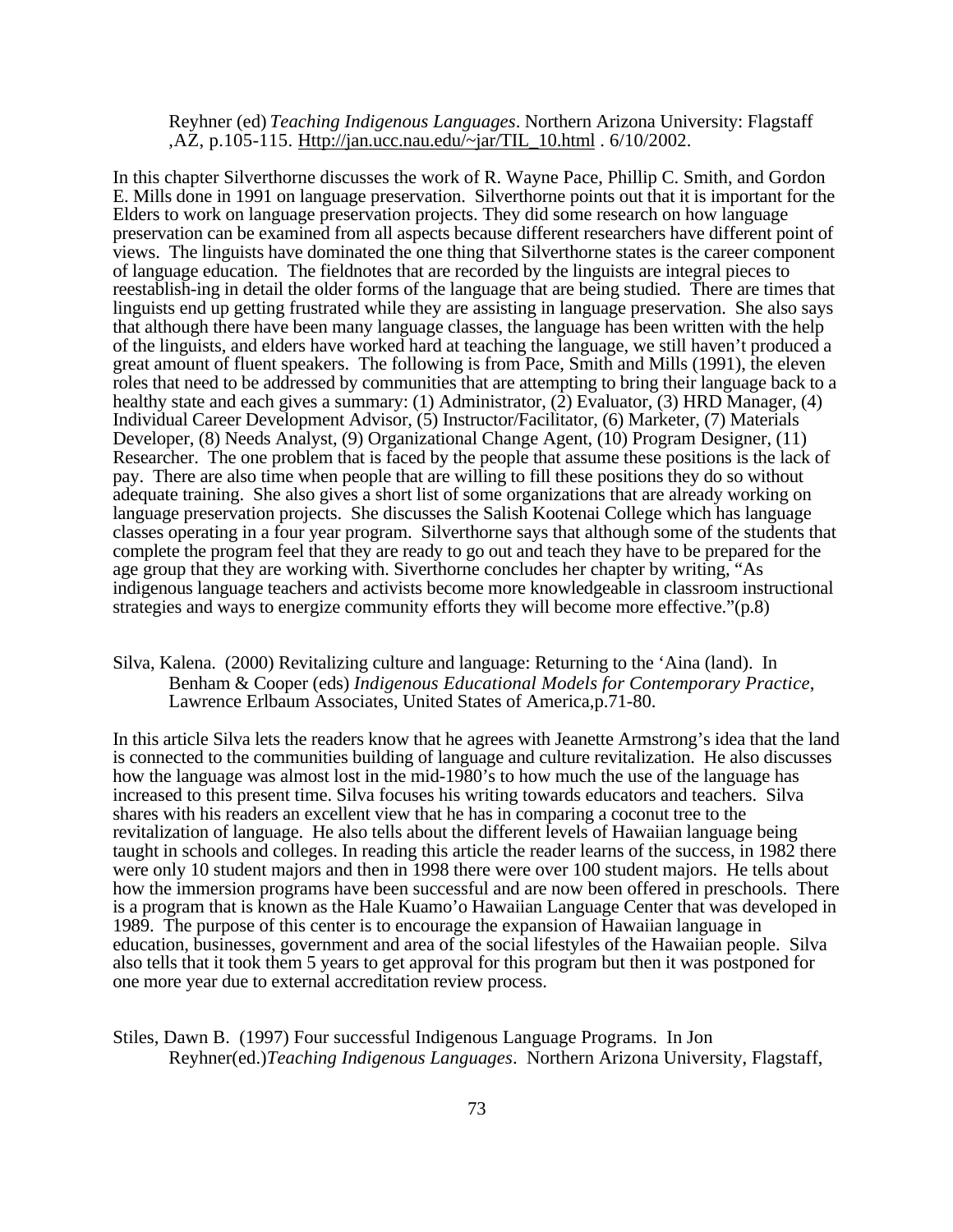Reyhner (ed) *Teaching Indigenous Languages*. Northern Arizona University: Flagstaff ,AZ, p.105-115. Http://jan.ucc.nau.edu/~jar/TIL_10.html . 6/10/2002.

In this chapter Silverthorne discusses the work of R. Wayne Pace, Phillip C. Smith, and Gordon E. Mills done in 1991 on language preservation. Silverthorne points out that it is important for the Elders to work on language preservation projects. They did some research on how language preservation can be examined from all aspects because different researchers have different point of views. The linguists have dominated the one thing that Silverthorne states is the career component of language education. The fieldnotes that are recorded by the linguists are integral pieces to reestablish-ing in detail the older forms of the language that are being studied. There are times that linguists end up getting frustrated while they are assisting in language preservation. She also says that although there have been many language classes, the language has been written with the help of the linguists, and elders have worked hard at teaching the language, we still haven't produced a great amount of fluent speakers. The following is from Pace, Smith and Mills (1991), the eleven roles that need to be addressed by communities that are attempting to bring their language back to a healthy state and each gives a summary: (1) Administrator, (2) Evaluator, (3) HRD Manager, (4) Individual Career Development Advisor, (5) Instructor/Facilitator, (6) Marketer, (7) Materials Developer, (8) Needs Analyst, (9) Organizational Change Agent, (10) Program Designer, (11) Researcher. The one problem that is faced by the people that assume these positions is the lack of pay. There are also time when people that are willing to fill these positions they do so without adequate training. She also gives a short list of some organizations that are already working on language preservation projects. She discusses the Salish Kootenai College which has language classes operating in a four year program. Silverthorne says that although some of the students that complete the program feel that they are ready to go out and teach they have to be prepared for the age group that they are working with. Siverthorne concludes her chapter by writing, "As indigenous language teachers and activists become more knowledgeable in classroom instructional strategies and ways to energize community efforts they will become more effective."(p.8)

Silva, Kalena. (2000) Revitalizing culture and language: Returning to the 'Aina (land). In Benham & Cooper (eds) *Indigenous Educational Models for Contemporary Practice*, Lawrence Erlbaum Associates, United States of America,p.71-80.

In this article Silva lets the readers know that he agrees with Jeanette Armstrong's idea that the land is connected to the communities building of language and culture revitalization. He also discusses how the language was almost lost in the mid-1980's to how much the use of the language has increased to this present time. Silva focuses his writing towards educators and teachers. Silva shares with his readers an excellent view that he has in comparing a coconut tree to the revitalization of language. He also tells about the different levels of Hawaiian language being taught in schools and colleges. In reading this article the reader learns of the success, in 1982 there were only 10 student majors and then in 1998 there were over 100 student majors. He tells about how the immersion programs have been successful and are now been offered in preschools. There is a program that is known as the Hale Kuamo'o Hawaiian Language Center that was developed in 1989. The purpose of this center is to encourage the expansion of Hawaiian language in education, businesses, government and area of the social lifestyles of the Hawaiian people. Silva also tells that it took them 5 years to get approval for this program but then it was postponed for one more year due to external accreditation review process.

Stiles, Dawn B. (1997) Four successful Indigenous Language Programs. In Jon Reyhner(ed.)*Teaching Indigenous Languages*. Northern Arizona University, Flagstaff,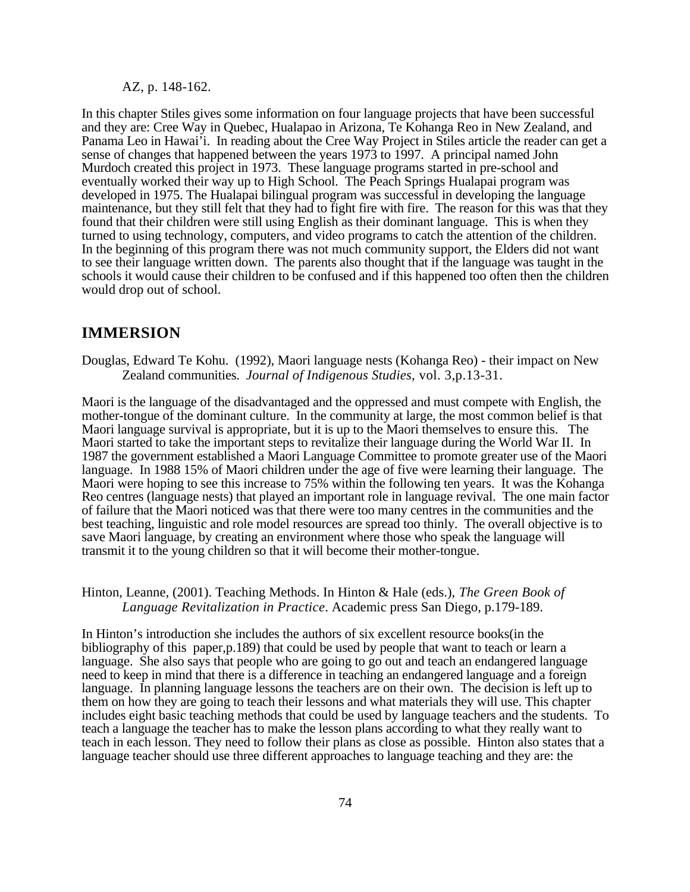AZ, p. 148-162.

In this chapter Stiles gives some information on four language projects that have been successful and they are: Cree Way in Quebec, Hualapao in Arizona, Te Kohanga Reo in New Zealand, and Panama Leo in Hawai'i. In reading about the Cree Way Project in Stiles article the reader can get a sense of changes that happened between the years 1973 to 1997. A principal named John Murdoch created this project in 1973. These language programs started in pre-school and eventually worked their way up to High School. The Peach Springs Hualapai program was developed in 1975. The Hualapai bilingual program was successful in developing the language maintenance, but they still felt that they had to fight fire with fire. The reason for this was that they found that their children were still using English as their dominant language. This is when they turned to using technology, computers, and video programs to catch the attention of the children. In the beginning of this program there was not much community support, the Elders did not want to see their language written down. The parents also thought that if the language was taught in the schools it would cause their children to be confused and if this happened too often then the children would drop out of school.

## IMMERSION

Douglas, Edward Te Kohu. (1992), Maori language nests (Kohanga Reo) - their impact on New Zealand communities. *Journal of Indigenous Studies*, vol. 3,p.13-31.

Maori is the language of the disadvantaged and the oppressed and must compete with English, the mother-tongue of the dominant culture. In the community at large, the most common belief is that Maori language survival is appropriate, but it is up to the Maori themselves to ensure this. The Maori started to take the important steps to revitalize their language during the World War II. In 1987 the government established a Maori Language Committee to promote greater use of the Maori language. In 1988 15% of Maori children under the age of five were learning their language. The Maori were hoping to see this increase to 75% within the following ten years. It was the Kohanga Reo centres (language nests) that played an important role in language revival. The one main factor of failure that the Maori noticed was that there were too many centres in the communities and the best teaching, linguistic and role model resources are spread too thinly. The overall objective is to save Maori language, by creating an environment where those who speak the language will transmit it to the young children so that it will become their mother-tongue.

Hinton, Leanne, (2001). Teaching Methods. In Hinton & Hale (eds.), *The Green Book of Language Revitalization in Practice*. Academic press San Diego, p.179-189.

In Hinton's introduction she includes the authors of six excellent resource books(in the bibliography of this paper,p.189) that could be used by people that want to teach or learn a language. She also says that people who are going to go out and teach an endangered language need to keep in mind that there is a difference in teaching an endangered language and a foreign language. In planning language lessons the teachers are on their own. The decision is left up to them on how they are going to teach their lessons and what materials they will use. This chapter includes eight basic teaching methods that could be used by language teachers and the students. To teach a language the teacher has to make the lesson plans according to what they really want to teach in each lesson. They need to follow their plans as close as possible. Hinton also states that a language teacher should use three different approaches to language teaching and they are: the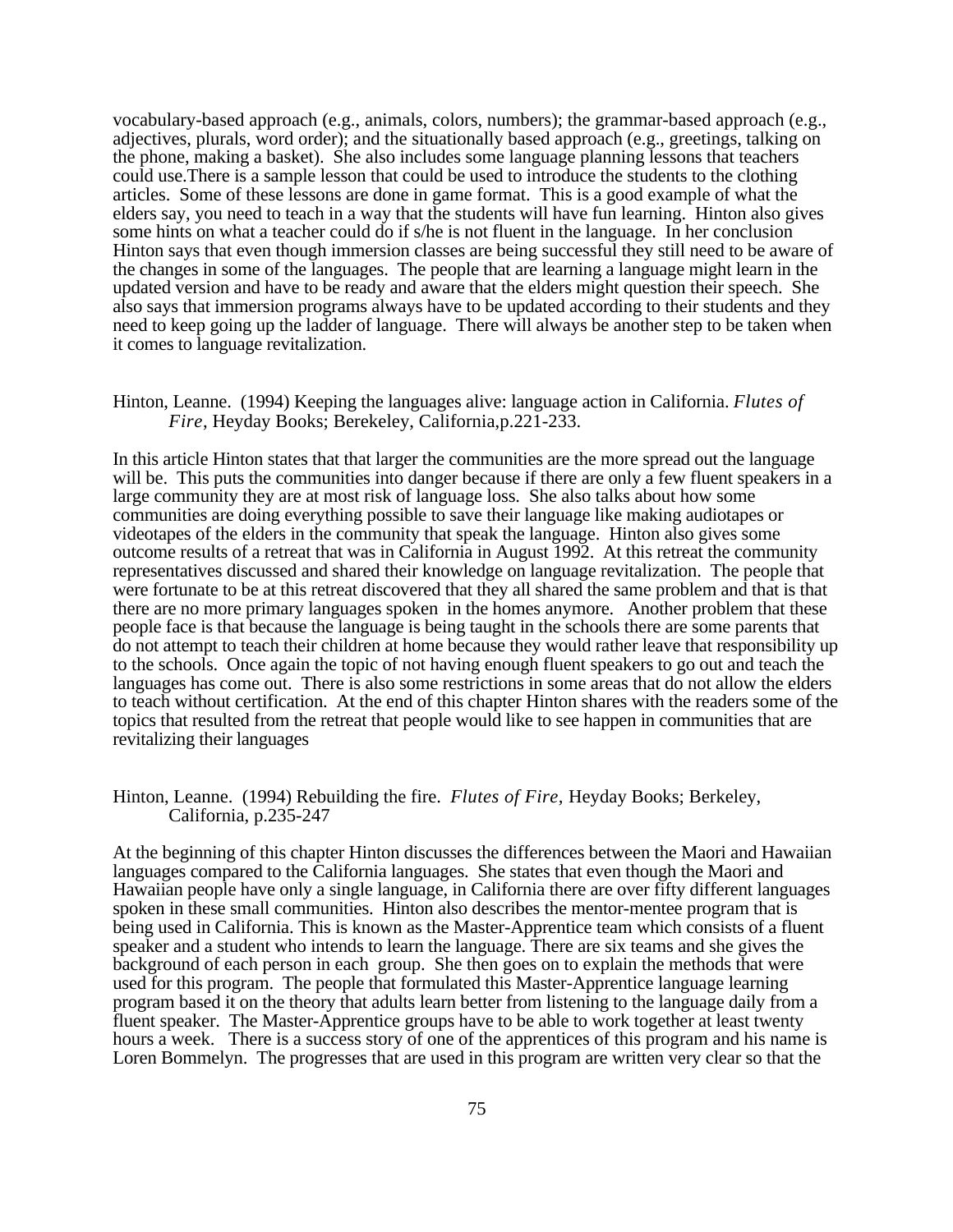vocabulary-based approach (e.g., animals, colors, numbers); the grammar-based approach (e.g., adjectives, plurals, word order); and the situationally based approach (e.g., greetings, talking on the phone, making a basket). She also includes some language planning lessons that teachers could use.There is a sample lesson that could be used to introduce the students to the clothing articles. Some of these lessons are done in game format. This is a good example of what the elders say, you need to teach in a way that the students will have fun learning. Hinton also gives some hints on what a teacher could do if s/he is not fluent in the language. In her conclusion Hinton says that even though immersion classes are being successful they still need to be aware of the changes in some of the languages. The people that are learning a language might learn in the updated version and have to be ready and aware that the elders might question their speech. She also says that immersion programs always have to be updated according to their students and they need to keep going up the ladder of language. There will always be another step to be taken when it comes to language revitalization.

Hinton, Leanne. (1994) Keeping the languages alive: language action in California. *Flutes of Fire*, Heyday Books; Berekeley, California,p.221-233.

In this article Hinton states that that larger the communities are the more spread out the language will be. This puts the communities into danger because if there are only a few fluent speakers in a large community they are at most risk of language loss. She also talks about how some communities are doing everything possible to save their language like making audiotapes or videotapes of the elders in the community that speak the language. Hinton also gives some outcome results of a retreat that was in California in August 1992. At this retreat the community representatives discussed and shared their knowledge on language revitalization. The people that were fortunate to be at this retreat discovered that they all shared the same problem and that is that there are no more primary languages spoken in the homes anymore. Another problem that these people face is that because the language is being taught in the schools there are some parents that do not attempt to teach their children at home because they would rather leave that responsibility up to the schools. Once again the topic of not having enough fluent speakers to go out and teach the languages has come out. There is also some restrictions in some areas that do not allow the elders to teach without certification. At the end of this chapter Hinton shares with the readers some of the topics that resulted from the retreat that people would like to see happen in communities that are revitalizing their languages

Hinton, Leanne. (1994) Rebuilding the fire. *Flutes of Fire,* Heyday Books; Berkeley, California, p.235-247

At the beginning of this chapter Hinton discusses the differences between the Maori and Hawaiian languages compared to the California languages. She states that even though the Maori and Hawaiian people have only a single language, in California there are over fifty different languages spoken in these small communities. Hinton also describes the mentor-mentee program that is being used in California. This is known as the Master-Apprentice team which consists of a fluent speaker and a student who intends to learn the language. There are six teams and she gives the background of each person in each group. She then goes on to explain the methods that were used for this program. The people that formulated this Master-Apprentice language learning program based it on the theory that adults learn better from listening to the language daily from a fluent speaker. The Master-Apprentice groups have to be able to work together at least twenty hours a week. There is a success story of one of the apprentices of this program and his name is Loren Bommelyn. The progresses that are used in this program are written very clear so that the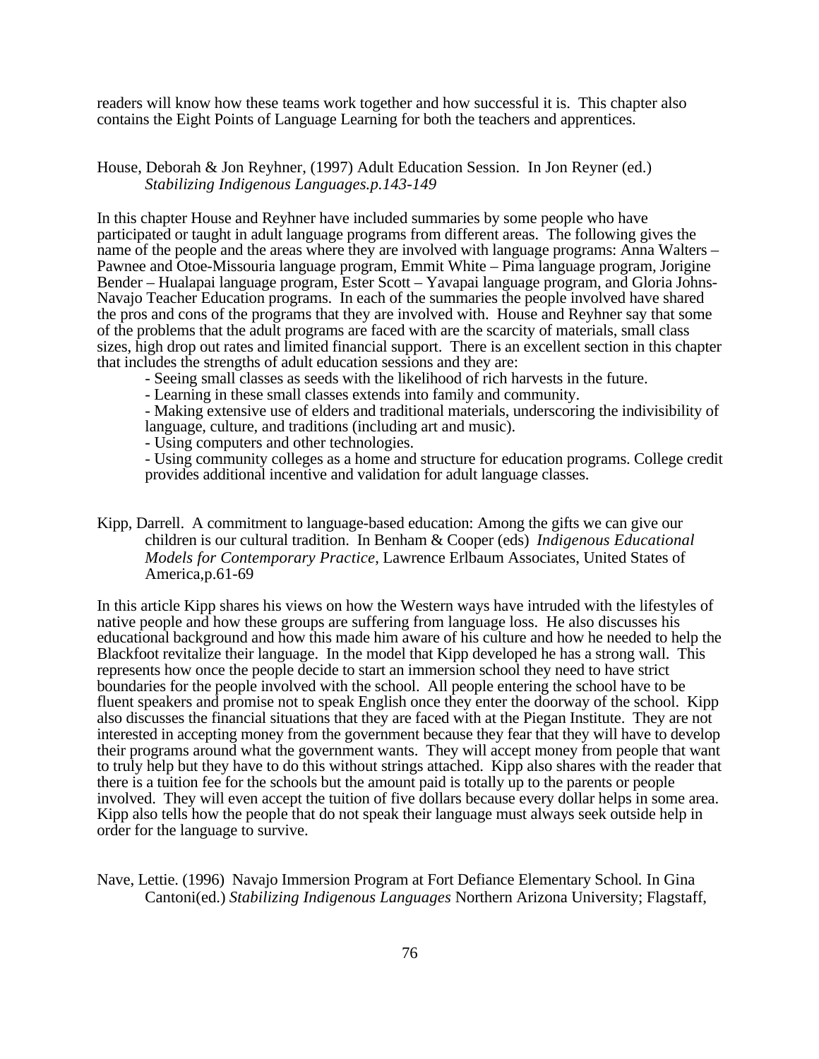readers will know how these teams work together and how successful it is. This chapter also contains the Eight Points of Language Learning for both the teachers and apprentices.

House, Deborah & Jon Reyhner, (1997) Adult Education Session. In Jon Reyner (ed.) *Stabilizing Indigenous Languages.p.143-149*

In this chapter House and Reyhner have included summaries by some people who have participated or taught in adult language programs from different areas. The following gives the name of the people and the areas where they are involved with language programs: Anna Walters – Pawnee and Otoe-Missouria language program, Emmit White – Pima language program, Jorigine Bender – Hualapai language programs, Ester Scott – Yavapai language program, and Gloria Johns-Navajo Teacher Education programs. In each of the summaries the people involved have shared the pros and cons of the programs that they are involved with. House and Reyhner say that some of the problems that the adult programs are faced with are the scarcity of materials, small class sizes, high drop out rates and limited financial support. There is an excellent section in this chapter that includes the strengths of adult education sessions and they are:

- Seeing small classes as seeds with the likelihood of rich harvests in the future.
- Learning in these small classes extends into family and community.
- Making extensive use of elders and traditional materials, underscoring the indivisibility of language, culture, and traditions (including art and music).
- Using computers and other technologies.
- Using community colleges as a home and structure for education programs. College credit provides additional incentive and validation for adult language classes.

Kipp, Darrell. A commitment to language-based education: Among the gifts we can give our children is our cultural tradition. In Benham & Cooper (eds) *Indigenous Educational Models for Contemporary Practice*, Lawrence Erlbaum Associates, United States of America,p.61-69

In this article Kipp shares his views on how the Western ways have intruded with the lifestyles of native people and how these groups are suffering from language loss. He also discusses his educational background and how this made him aware of his culture and how he needed to help the Blackfoot revitalize their language. In the model that Kipp developed he has a strong wall. This represents how once the people decide to start an immersion school they need to have strict boundaries for the people involved with the school. All people entering the school have to be fluent speakers and promise not to speak English once they enter the doorway of the school. Kipp also discusses the financial situations that they are faced with at the Piegan Institute. They are not interested in accepting money from the government because they fear that they will have to develop their programs around what the government wants. They will accept money from people that want to truly help but they have to do this without strings attached. Kipp also shares with the reader that there is a tuition fee for the schools but the amount paid is totally up to the parents or people involved. They will even accept the tuition of five dollars because every dollar helps in some area. Kipp also tells how the people that do not speak their language must always seek outside help in order for the language to survive.

Nave, Lettie. (1996) Navajo Immersion Program at Fort Defiance Elementary School. In Gina Cantoni(ed.) *Stabilizing Indigenous Languages* Northern Arizona University; Flagstaff,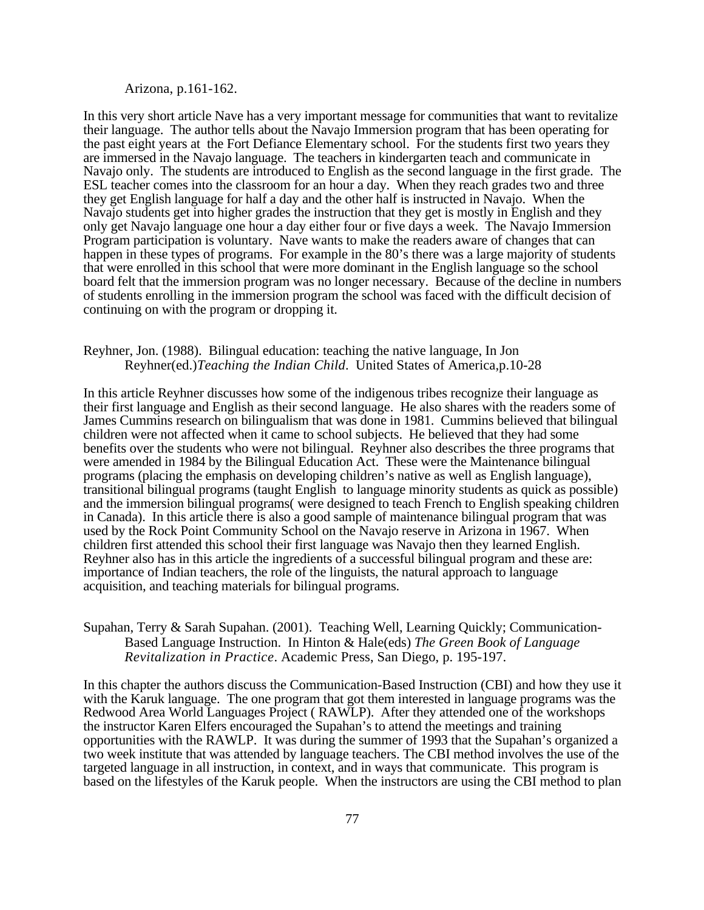Arizona, p.161-162.

In this very short article Nave has a very important message for communities that want to revitalize their language. The author tells about the Navajo Immersion program that has been operating for the past eight years at the Fort Defiance Elementary school. For the students first two years they are immersed in the Navajo language. The teachers in kindergarten teach and communicate in Navajo only. The students are introduced to English as the second language in the first grade. The ESL teacher comes into the classroom for an hour a day. When they reach grades two and three they get English language for half a day and the other half is instructed in Navajo. When the Navajo students get into higher grades the instruction that they get is mostly in English and they only get Navajo language one hour a day either four or five days a week. The Navajo Immersion Program participation is voluntary. Nave wants to make the readers aware of changes that can happen in these types of programs. For example in the 80's there was a large majority of students that were enrolled in this school that were more dominant in the English language so the school board felt that the immersion program was no longer necessary. Because of the decline in numbers of students enrolling in the immersion program the school was faced with the difficult decision of continuing on with the program or dropping it.

Reyhner, Jon. (1988). Bilingual education: teaching the native language, In Jon Reyhner(ed.)*Teaching the Indian Child*. United States of America,p.10-28

In this article Reyhner discusses how some of the indigenous tribes recognize their language as their first language and English as their second language. He also shares with the readers some of James Cummins research on bilingualism that was done in 1981. Cummins believed that bilingual children were not affected when it came to school subjects. He believed that they had some benefits over the students who were not bilingual. Reyhner also describes the three programs that were amended in 1984 by the Bilingual Education Act. These were the Maintenance bilingual programs (placing the emphasis on developing children's native as well as English language), transitional bilingual programs (taught English to language minority students as quick as possible) and the immersion bilingual programs( were designed to teach French to English speaking children in Canada). In this article there is also a good sample of maintenance bilingual program that was used by the Rock Point Community School on the Navajo reserve in Arizona in 1967. When children first attended this school their first language was Navajo then they learned English. Reyhner also has in this article the ingredients of a successful bilingual program and these are: importance of Indian teachers, the role of the linguists, the natural approach to language acquisition, and teaching materials for bilingual programs.

Supahan, Terry & Sarah Supahan. (2001). Teaching Well, Learning Quickly; Communication-Based Language Instruction. In Hinton & Hale(eds) *The Green Book of Language Revitalization in Practice*. Academic Press, San Diego, p. 195-197.

In this chapter the authors discuss the Communication-Based Instruction (CBI) and how they use it with the Karuk language. The one program that got them interested in language programs was the Redwood Area World Languages Project ( RAWLP). After they attended one of the workshops the instructor Karen Elfers encouraged the Supahan's to attend the meetings and training opportunities with the RAWLP. It was during the summer of 1993 that the Supahan's organized a two week institute that was attended by language teachers. The CBI method involves the use of the targeted language in all instruction, in context, and in ways that communicate. This program is based on the lifestyles of the Karuk people. When the instructors are using the CBI method to plan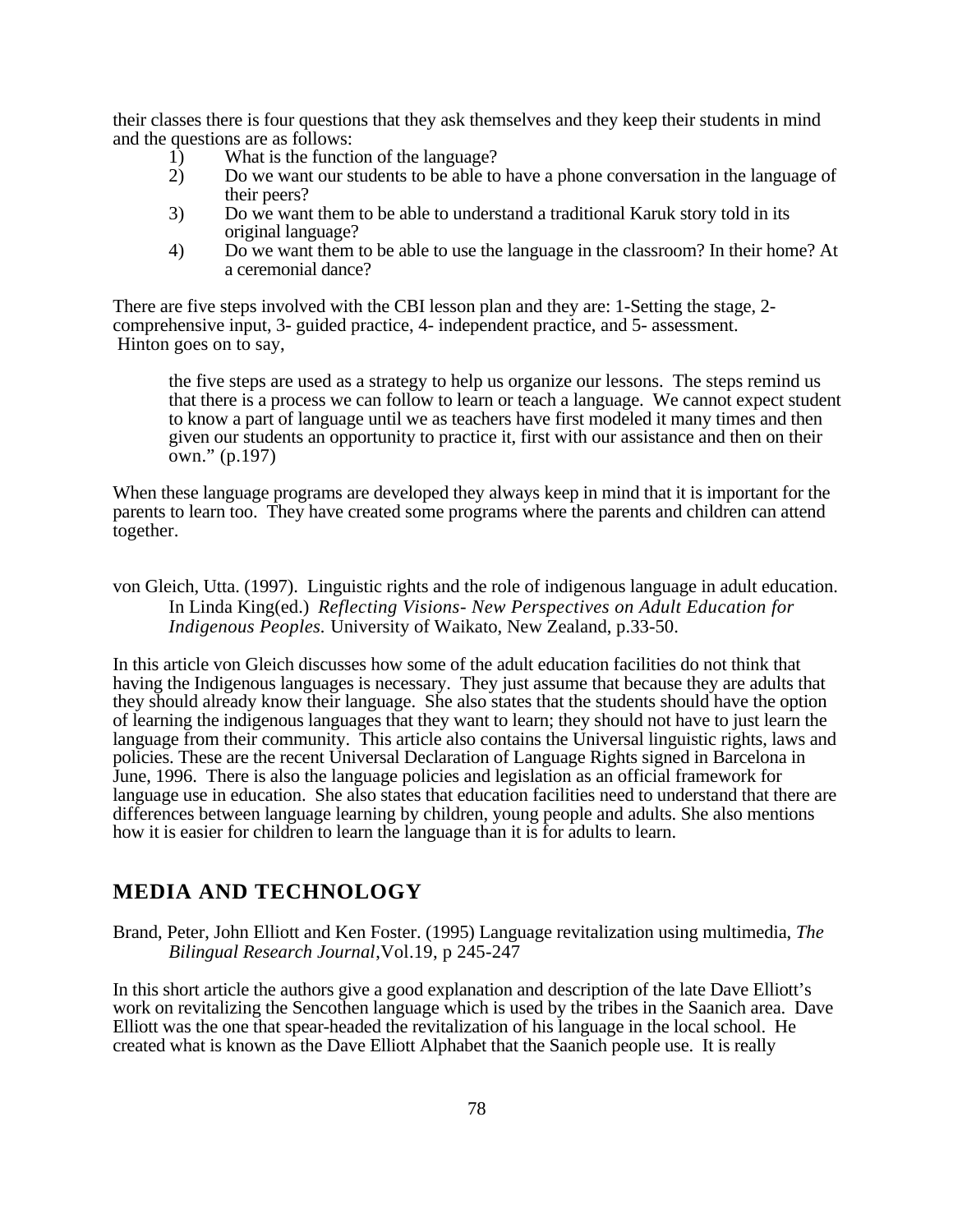their classes there is four questions that they ask themselves and they keep their students in mind and the questions are as follows:

1) What is the function of the language?
2) Do we want our students to be able to have a phone conversation in the language of their peers?
3) Do we want them to be able to understand a traditional Karuk story told in its original language?
4) Do we want them to be able to use the language in the classroom? In their home? At a ceremonial dance?

There are five steps involved with the CBI lesson plan and they are: 1-Setting the stage, 2- comprehensive input, 3- guided practice, 4- independent practice, and 5- assessment. Hinton goes on to say,

> the five steps are used as a strategy to help us organize our lessons. The steps remind us that there is a process we can follow to learn or teach a language. We cannot expect student to know a part of language until we as teachers have first modeled it many times and then given our students an opportunity to practice it, first with our assistance and then on their own." (p.197)

When these language programs are developed they always keep in mind that it is important for the parents to learn too. They have created some programs where the parents and children can attend together.

von Gleich, Utta. (1997). Linguistic rights and the role of indigenous language in adult education. In Linda King(ed.) *Reflecting Visions- New Perspectives on Adult Education for Indigenous Peoples.* University of Waikato, New Zealand, p.33-50.

In this article von Gleich discusses how some of the adult education facilities do not think that having the Indigenous languages is necessary. They just assume that because they are adults that they should already know their language. She also states that the students should have the option of learning the indigenous languages that they want to learn; they should not have to just learn the language from their community. This article also contains the Universal linguistic rights, laws and policies. These are the recent Universal Declaration of Language Rights signed in Barcelona in June, 1996. There is also the language policies and legislation as an official framework for language use in education. She also states that education facilities need to understand that there are differences between language learning by children, young people and adults. She also mentions how it is easier for children to learn the language than it is for adults to learn.

## MEDIA AND TECHNOLOGY

Brand, Peter, John Elliott and Ken Foster. (1995) Language revitalization using multimedia, *The Bilingual Research Journal*,Vol.19, p 245-247

In this short article the authors give a good explanation and description of the late Dave Elliott's work on revitalizing the Sencothen language which is used by the tribes in the Saanich area. Dave Elliott was the one that spear-headed the revitalization of his language in the local school. He created what is known as the Dave Elliott Alphabet that the Saanich people use. It is really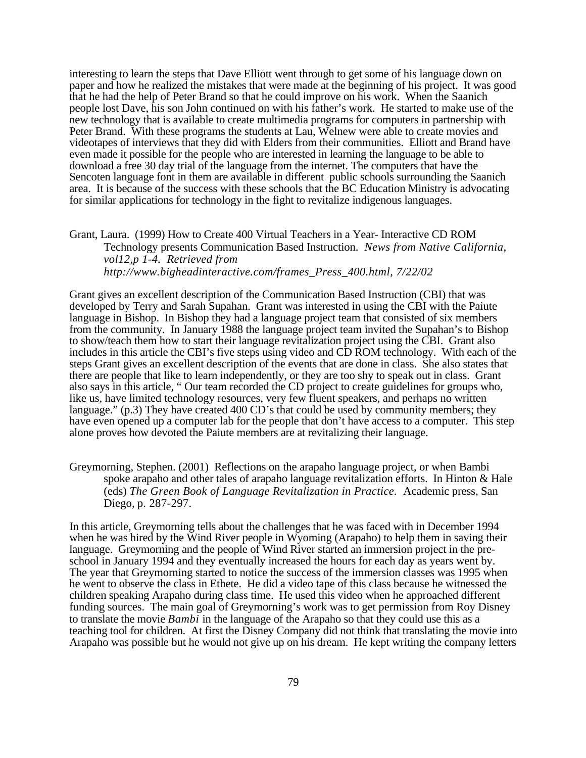interesting to learn the steps that Dave Elliott went through to get some of his language down on paper and how he realized the mistakes that were made at the beginning of his project. It was good that he had the help of Peter Brand so that he could improve on his work. When the Saanich people lost Dave, his son John continued on with his father's work. He started to make use of the new technology that is available to create multimedia programs for computers in partnership with Peter Brand. With these programs the students at Lau, Welnew were able to create movies and videotapes of interviews that they did with Elders from their communities. Elliott and Brand have even made it possible for the people who are interested in learning the language to be able to download a free 30 day trial of the language from the internet. The computers that have the Sencoten language font in them are available in different public schools surrounding the Saanich area. It is because of the success with these schools that the BC Education Ministry is advocating for similar applications for technology in the fight to revitalize indigenous languages.

Grant, Laura. (1999) How to Create 400 Virtual Teachers in a Year- Interactive CD ROM Technology presents Communication Based Instruction. *News from Native California, vol12,p 1-4. Retrieved from http://www.bigheadinteractive.com/frames_Press_400.html, 7/22/02*

Grant gives an excellent description of the Communication Based Instruction (CBI) that was developed by Terry and Sarah Supahan. Grant was interested in using the CBI with the Paiute language in Bishop. In Bishop they had a language project team that consisted of six members from the community. In January 1988 the language project team invited the Supahan's to Bishop to show/teach them how to start their language revitalization project using the CBI. Grant also includes in this article the CBI's five steps using video and CD ROM technology. With each of the steps Grant gives an excellent description of the events that are done in class. She also states that there are people that like to learn independently, or they are too shy to speak out in class. Grant also says in this article, " Our team recorded the CD project to create guidelines for groups who, like us, have limited technology resources, very few fluent speakers, and perhaps no written language." (p.3) They have created 400 CD's that could be used by community members; they have even opened up a computer lab for the people that don't have access to a computer. This step alone proves how devoted the Paiute members are at revitalizing their language.

Greymorning, Stephen. (2001) Reflections on the arapaho language project, or when Bambi spoke arapaho and other tales of arapaho language revitalization efforts. In Hinton & Hale (eds) *The Green Book of Language Revitalization in Practice.* Academic press, San Diego, p. 287-297.

In this article, Greymorning tells about the challenges that he was faced with in December 1994 when he was hired by the Wind River people in Wyoming (Arapaho) to help them in saving their language. Greymorning and the people of Wind River started an immersion project in the pre-school in January 1994 and they eventually increased the hours for each day as years went by. The year that Greymorning started to notice the success of the immersion classes was 1995 when he went to observe the class in Ethete. He did a video tape of this class because he witnessed the children speaking Arapaho during class time. He used this video when he approached different funding sources. The main goal of Greymorning's work was to get permission from Roy Disney to translate the movie *Bambi* in the language of the Arapaho so that they could use this as a teaching tool for children. At first the Disney Company did not think that translating the movie into Arapaho was possible but he would not give up on his dream. He kept writing the company letters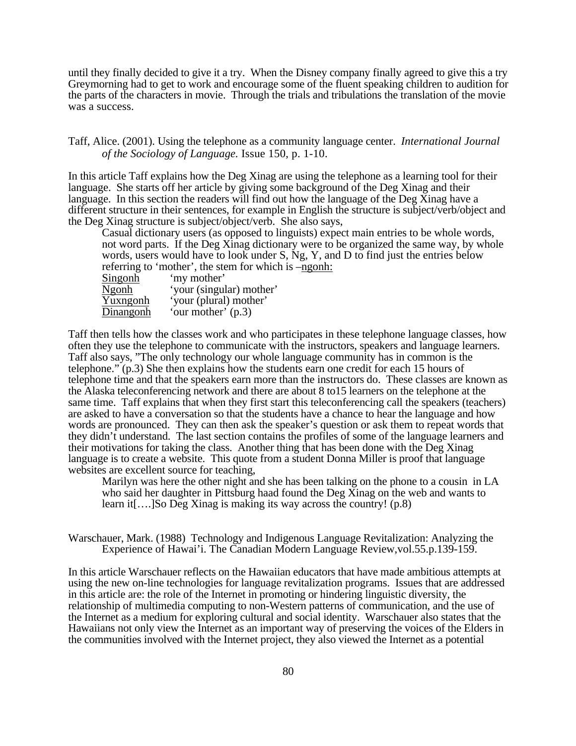until they finally decided to give it a try. When the Disney company finally agreed to give this a try Greymorning had to get to work and encourage some of the fluent speaking children to audition for the parts of the characters in movie. Through the trials and tribulations the translation of the movie was a success.

Taff, Alice. (2001). Using the telephone as a community language center. *International Journal of the Sociology of Language.* Issue 150, p. 1-10.

In this article Taff explains how the Deg Xinag are using the telephone as a learning tool for their language. She starts off her article by giving some background of the Deg Xinag and their language. In this section the readers will find out how the language of the Deg Xinag have a different structure in their sentences, for example in English the structure is subject/verb/object and the Deg Xinag structure is subject/object/verb. She also says,

> Casual dictionary users (as opposed to linguists) expect main entries to be whole words, not word parts. If the Deg Xinag dictionary were to be organized the same way, by whole words, users would have to look under S, Ng, Y, and D to find just the entries below referring to 'mother', the stem for which is –<u>ngonh:</u>
>
> <u>Singonh</u> 'my mother'
> <u>Ngonh</u> 'your (singular) mother'
> <u>Yuxngonh</u> 'your (plural) mother'
> <u>Dinangonh</u> 'our mother' (p.3)

Taff then tells how the classes work and who participates in these telephone language classes, how often they use the telephone to communicate with the instructors, speakers and language learners. Taff also says, "The only technology our whole language community has in common is the telephone." (p.3) She then explains how the students earn one credit for each 15 hours of telephone time and that the speakers earn more than the instructors do. These classes are known as the Alaska teleconferencing network and there are about 8 to15 learners on the telephone at the same time. Taff explains that when they first start this teleconferencing call the speakers (teachers) are asked to have a conversation so that the students have a chance to hear the language and how words are pronounced. They can then ask the speaker's question or ask them to repeat words that they didn't understand. The last section contains the profiles of some of the language learners and their motivations for taking the class. Another thing that has been done with the Deg Xinag language is to create a website. This quote from a student Donna Miller is proof that language websites are excellent source for teaching,

> Marilyn was here the other night and she has been talking on the phone to a cousin in LA who said her daughter in Pittsburg haad found the Deg Xinag on the web and wants to learn it[….]So Deg Xinag is making its way across the country! (p.8)

Warschauer, Mark. (1988) Technology and Indigenous Language Revitalization: Analyzing the Experience of Hawai'i. The Canadian Modern Language Review,vol.55.p.139-159.

In this article Warschauer reflects on the Hawaiian educators that have made ambitious attempts at using the new on-line technologies for language revitalization programs. Issues that are addressed in this article are: the role of the Internet in promoting or hindering linguistic diversity, the relationship of multimedia computing to non-Western patterns of communication, and the use of the Internet as a medium for exploring cultural and social identity. Warschauer also states that the Hawaiians not only view the Internet as an important way of preserving the voices of the Elders in the communities involved with the Internet project, they also viewed the Internet as a potential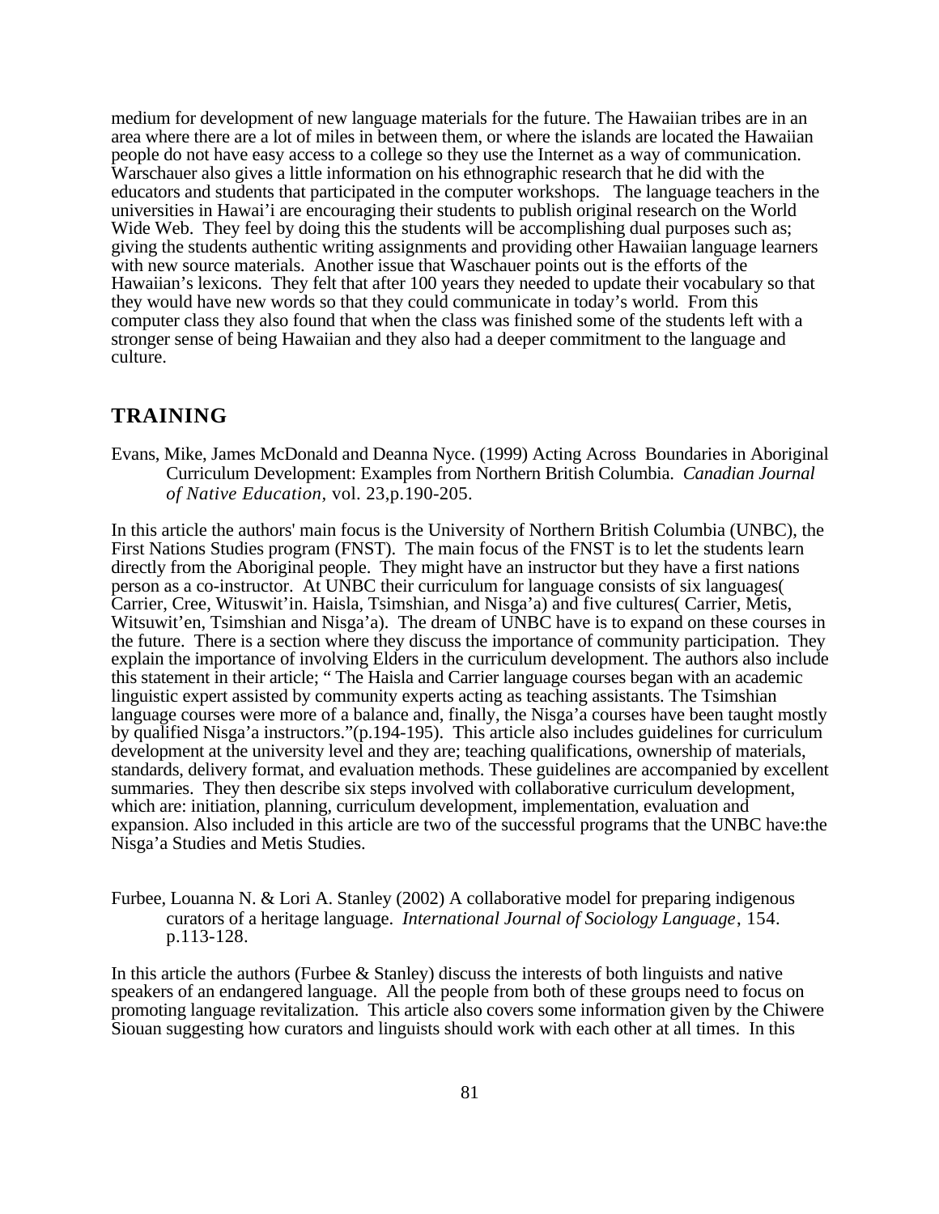medium for development of new language materials for the future. The Hawaiian tribes are in an area where there are a lot of miles in between them, or where the islands are located the Hawaiian people do not have easy access to a college so they use the Internet as a way of communication. Warschauer also gives a little information on his ethnographic research that he did with the educators and students that participated in the computer workshops. The language teachers in the universities in Hawai'i are encouraging their students to publish original research on the World Wide Web. They feel by doing this the students will be accomplishing dual purposes such as; giving the students authentic writing assignments and providing other Hawaiian language learners with new source materials. Another issue that Waschauer points out is the efforts of the Hawaiian's lexicons. They felt that after 100 years they needed to update their vocabulary so that they would have new words so that they could communicate in today's world. From this computer class they also found that when the class was finished some of the students left with a stronger sense of being Hawaiian and they also had a deeper commitment to the language and culture.

## TRAINING

Evans, Mike, James McDonald and Deanna Nyce. (1999) Acting Across Boundaries in Aboriginal Curriculum Development: Examples from Northern British Columbia. *Canadian Journal of Native Education,* vol. 23,p.190-205.

In this article the authors' main focus is the University of Northern British Columbia (UNBC), the First Nations Studies program (FNST). The main focus of the FNST is to let the students learn directly from the Aboriginal people. They might have an instructor but they have a first nations person as a co-instructor. At UNBC their curriculum for language consists of six languages( Carrier, Cree, Wituswit'in. Haisla, Tsimshian, and Nisga'a) and five cultures( Carrier, Metis, Witsuwit'en, Tsimshian and Nisga'a). The dream of UNBC have is to expand on these courses in the future. There is a section where they discuss the importance of community participation. They explain the importance of involving Elders in the curriculum development. The authors also include this statement in their article; " The Haisla and Carrier language courses began with an academic linguistic expert assisted by community experts acting as teaching assistants. The Tsimshian language courses were more of a balance and, finally, the Nisga'a courses have been taught mostly by qualified Nisga'a instructors."(p.194-195). This article also includes guidelines for curriculum development at the university level and they are; teaching qualifications, ownership of materials, standards, delivery format, and evaluation methods. These guidelines are accompanied by excellent summaries. They then describe six steps involved with collaborative curriculum development, which are: initiation, planning, curriculum development, implementation, evaluation and expansion. Also included in this article are two of the successful programs that the UNBC have:the Nisga'a Studies and Metis Studies.

Furbee, Louanna N. & Lori A. Stanley (2002) A collaborative model for preparing indigenous curators of a heritage language. *International Journal of Sociology Language*, 154. p.113-128.

In this article the authors (Furbee & Stanley) discuss the interests of both linguists and native speakers of an endangered language. All the people from both of these groups need to focus on promoting language revitalization. This article also covers some information given by the Chiwere Siouan suggesting how curators and linguists should work with each other at all times. In this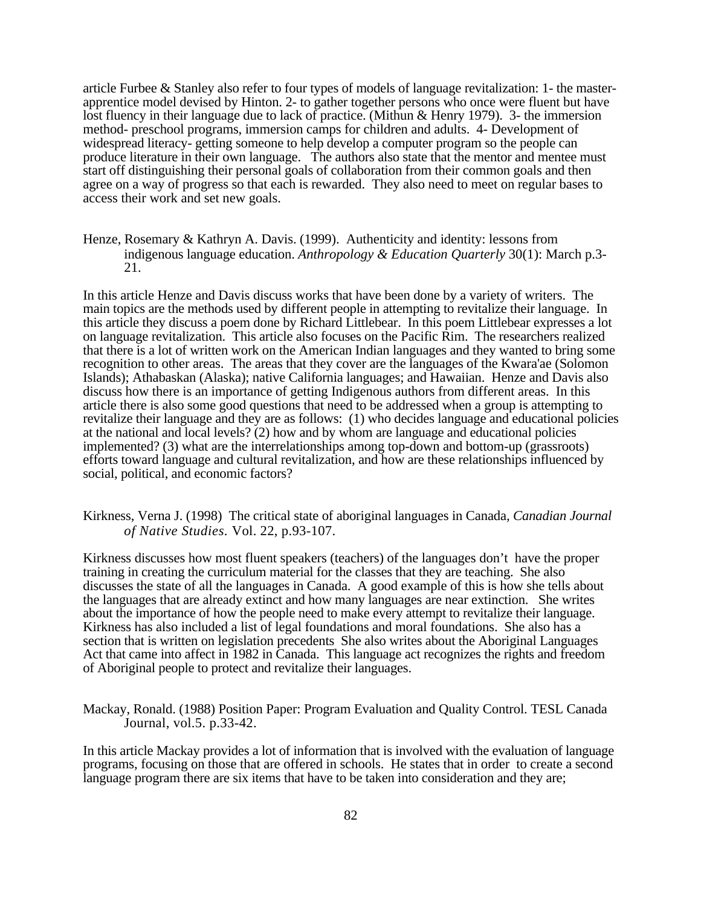article Furbee & Stanley also refer to four types of models of language revitalization: 1- the master-apprentice model devised by Hinton. 2- to gather together persons who once were fluent but have lost fluency in their language due to lack of practice. (Mithun & Henry 1979). 3- the immersion method- preschool programs, immersion camps for children and adults. 4- Development of widespread literacy- getting someone to help develop a computer program so the people can produce literature in their own language. The authors also state that the mentor and mentee must start off distinguishing their personal goals of collaboration from their common goals and then agree on a way of progress so that each is rewarded. They also need to meet on regular bases to access their work and set new goals.

Henze, Rosemary & Kathryn A. Davis. (1999). Authenticity and identity: lessons from indigenous language education. *Anthropology & Education Quarterly* 30(1): March p.3-21.

In this article Henze and Davis discuss works that have been done by a variety of writers. The main topics are the methods used by different people in attempting to revitalize their language. In this article they discuss a poem done by Richard Littlebear. In this poem Littlebear expresses a lot on language revitalization. This article also focuses on the Pacific Rim. The researchers realized that there is a lot of written work on the American Indian languages and they wanted to bring some recognition to other areas. The areas that they cover are the languages of the Kwara'ae (Solomon Islands); Athabaskan (Alaska); native California languages; and Hawaiian. Henze and Davis also discuss how there is an importance of getting Indigenous authors from different areas. In this article there is also some good questions that need to be addressed when a group is attempting to revitalize their language and they are as follows: (1) who decides language and educational policies at the national and local levels? (2) how and by whom are language and educational policies implemented? (3) what are the interrelationships among top-down and bottom-up (grassroots) efforts toward language and cultural revitalization, and how are these relationships influenced by social, political, and economic factors?

Kirkness, Verna J. (1998) The critical state of aboriginal languages in Canada, *Canadian Journal of Native Studies.* Vol. 22, p.93-107.

Kirkness discusses how most fluent speakers (teachers) of the languages don't have the proper training in creating the curriculum material for the classes that they are teaching. She also discusses the state of all the languages in Canada. A good example of this is how she tells about the languages that are already extinct and how many languages are near extinction. She writes about the importance of how the people need to make every attempt to revitalize their language. Kirkness has also included a list of legal foundations and moral foundations. She also has a section that is written on legislation precedents She also writes about the Aboriginal Languages Act that came into affect in 1982 in Canada. This language act recognizes the rights and freedom of Aboriginal people to protect and revitalize their languages.

Mackay, Ronald. (1988) Position Paper: Program Evaluation and Quality Control. TESL Canada Journal, vol.5. p.33-42.

In this article Mackay provides a lot of information that is involved with the evaluation of language programs, focusing on those that are offered in schools. He states that in order to create a second language program there are six items that have to be taken into consideration and they are;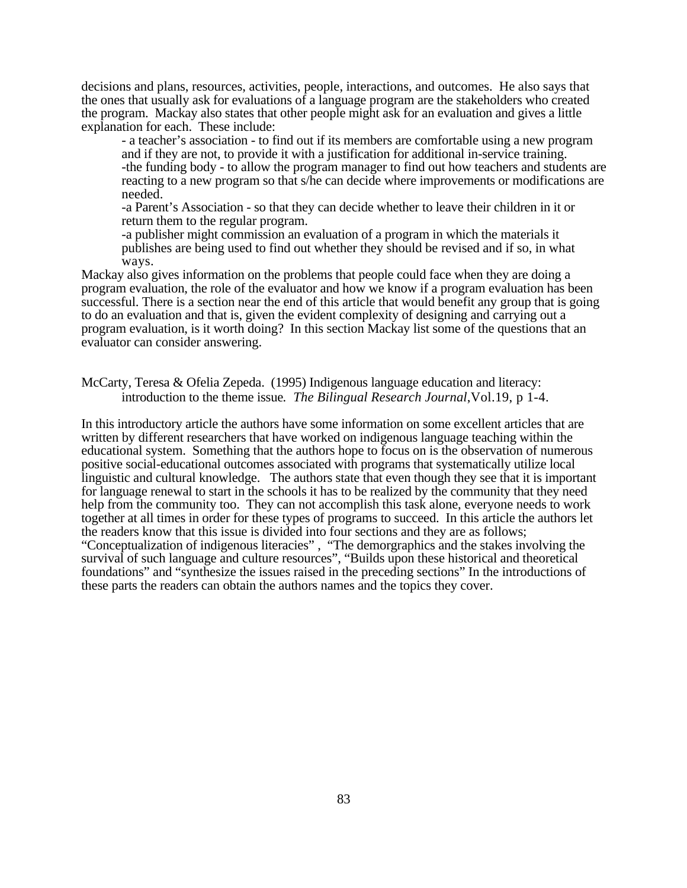decisions and plans, resources, activities, people, interactions, and outcomes. He also says that the ones that usually ask for evaluations of a language program are the stakeholders who created the program. Mackay also states that other people might ask for an evaluation and gives a little explanation for each. These include:

- a teacher's association - to find out if its members are comfortable using a new program and if they are not, to provide it with a justification for additional in-service training.
- the funding body - to allow the program manager to find out how teachers and students are reacting to a new program so that s/he can decide where improvements or modifications are needed.
- a Parent's Association - so that they can decide whether to leave their children in it or return them to the regular program.
- a publisher might commission an evaluation of a program in which the materials it publishes are being used to find out whether they should be revised and if so, in what ways.

Mackay also gives information on the problems that people could face when they are doing a program evaluation, the role of the evaluator and how we know if a program evaluation has been successful. There is a section near the end of this article that would benefit any group that is going to do an evaluation and that is, given the evident complexity of designing and carrying out a program evaluation, is it worth doing? In this section Mackay list some of the questions that an evaluator can consider answering.

McCarty, Teresa & Ofelia Zepeda. (1995) Indigenous language education and literacy: introduction to the theme issue. *The Bilingual Research Journal*,Vol.19, p 1-4.

In this introductory article the authors have some information on some excellent articles that are written by different researchers that have worked on indigenous language teaching within the educational system. Something that the authors hope to focus on is the observation of numerous positive social-educational outcomes associated with programs that systematically utilize local linguistic and cultural knowledge. The authors state that even though they see that it is important for language renewal to start in the schools it has to be realized by the community that they need help from the community too. They can not accomplish this task alone, everyone needs to work together at all times in order for these types of programs to succeed. In this article the authors let the readers know that this issue is divided into four sections and they are as follows; "Conceptualization of indigenous literacies" , "The demorgraphics and the stakes involving the survival of such language and culture resources", "Builds upon these historical and theoretical foundations" and "synthesize the issues raised in the preceding sections" In the introductions of these parts the readers can obtain the authors names and the topics they cover.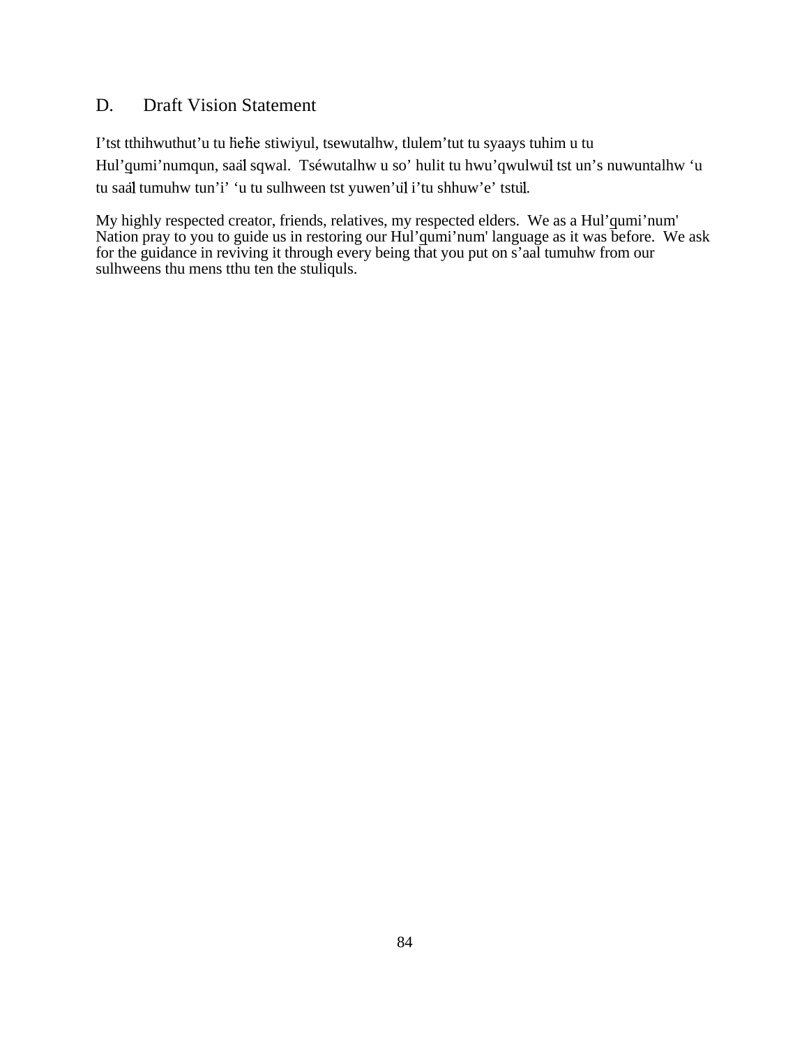## D. Draft Vision Statement

I’tst tthihwuthut’u tu ĥeĥe stiwiyul, tsewutalhw, tlulem’tut tu syaays tuhim u tu Hul’q̱umi’numqun, saa̓l sqwal. Tsé̓wutalhw u so’ hulit tu hwu’qwulwu̓l tst un’s nuwuntalhw ‘u tu saa̓l tumuhw tun’i’ ‘u tu sulhween tst yuwen’u̓l i’tu shhuw’e’ tstu̓l.

My highly respected creator, friends, relatives, my respected elders. We as a Hul’q̱umi’num' Nation pray to you to guide us in restoring our Hul’q̱umi’num' language as it was before. We ask for the guidance in reviving it through every being that you put on s’aal tumuhw from our sulhweens thu mens tthu ten the stuliquls.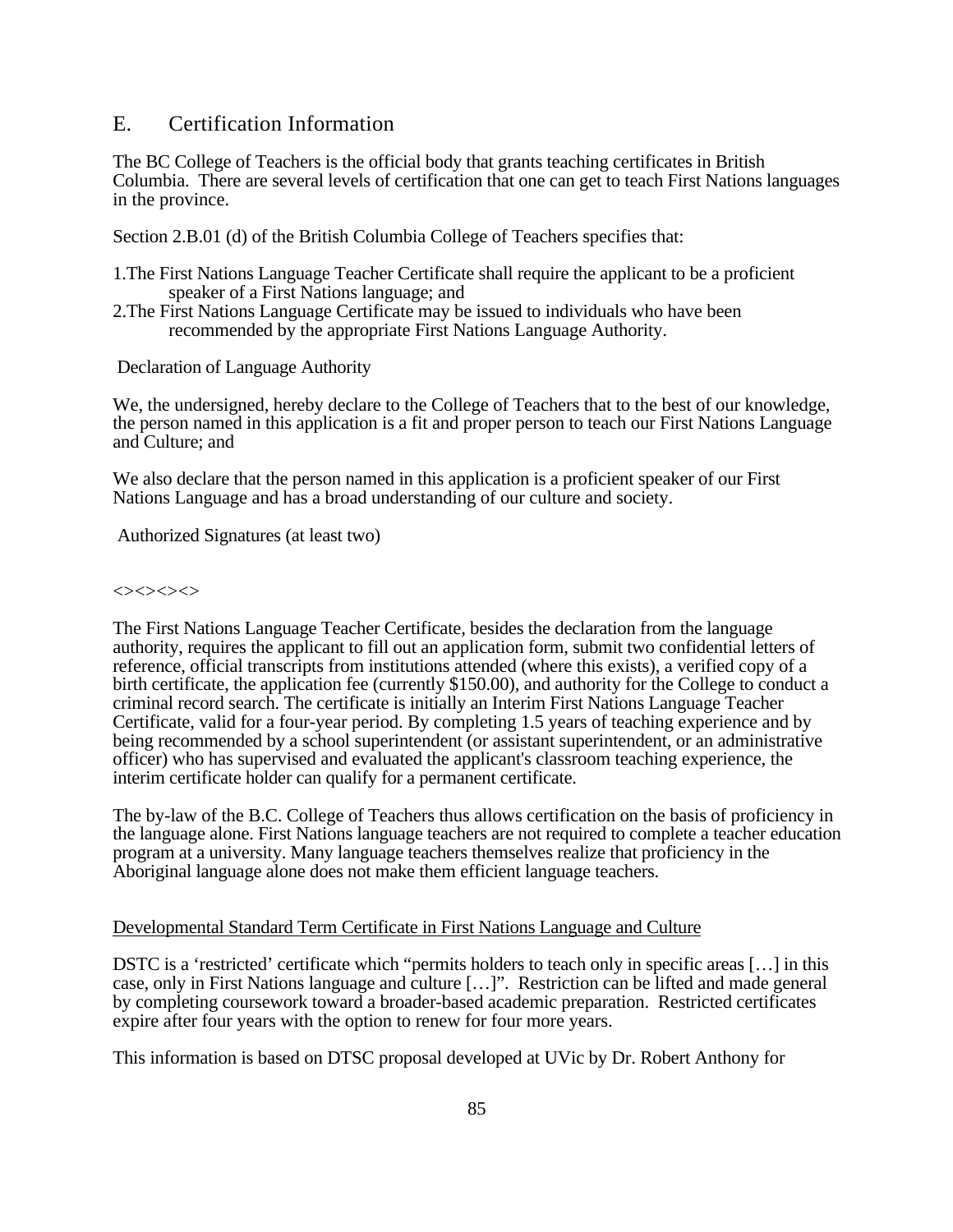## E. Certification Information

The BC College of Teachers is the official body that grants teaching certificates in British Columbia. There are several levels of certification that one can get to teach First Nations languages in the province.

Section 2.B.01 (d) of the British Columbia College of Teachers specifies that:

1. The First Nations Language Teacher Certificate shall require the applicant to be a proficient speaker of a First Nations language; and
2. The First Nations Language Certificate may be issued to individuals who have been recommended by the appropriate First Nations Language Authority.

Declaration of Language Authority

We, the undersigned, hereby declare to the College of Teachers that to the best of our knowledge, the person named in this application is a fit and proper person to teach our First Nations Language and Culture; and

We also declare that the person named in this application is a proficient speaker of our First Nations Language and has a broad understanding of our culture and society.

Authorized Signatures (at least two)

<><><><>

The First Nations Language Teacher Certificate, besides the declaration from the language authority, requires the applicant to fill out an application form, submit two confidential letters of reference, official transcripts from institutions attended (where this exists), a verified copy of a birth certificate, the application fee (currently $150.00), and authority for the College to conduct a criminal record search. The certificate is initially an Interim First Nations Language Teacher Certificate, valid for a four-year period. By completing 1.5 years of teaching experience and by being recommended by a school superintendent (or assistant superintendent, or an administrative officer) who has supervised and evaluated the applicant's classroom teaching experience, the interim certificate holder can qualify for a permanent certificate.

The by-law of the B.C. College of Teachers thus allows certification on the basis of proficiency in the language alone. First Nations language teachers are not required to complete a teacher education program at a university. Many language teachers themselves realize that proficiency in the Aboriginal language alone does not make them efficient language teachers.

<u>Developmental Standard Term Certificate in First Nations Language and Culture</u>

DSTC is a 'restricted' certificate which "permits holders to teach only in specific areas […] in this case, only in First Nations language and culture […]". Restriction can be lifted and made general by completing coursework toward a broader-based academic preparation. Restricted certificates expire after four years with the option to renew for four more years.

This information is based on DTSC proposal developed at UVic by Dr. Robert Anthony for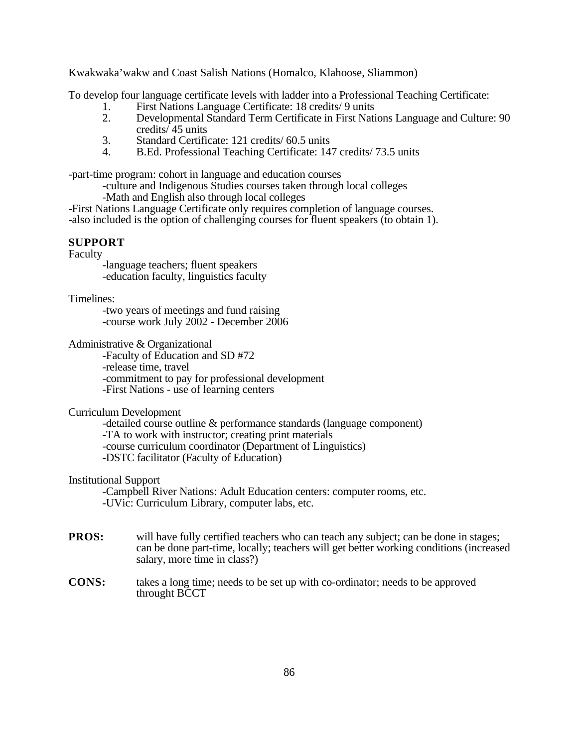Kwakwaka'wakw and Coast Salish Nations (Homalco, Klahoose, Sliammon)

To develop four language certificate levels with ladder into a Professional Teaching Certificate:

1. First Nations Language Certificate: 18 credits/ 9 units
2. Developmental Standard Term Certificate in First Nations Language and Culture: 90 credits/ 45 units
3. Standard Certificate: 121 credits/ 60.5 units
4. B.Ed. Professional Teaching Certificate: 147 credits/ 73.5 units

-part-time program: cohort in language and education courses
  -culture and Indigenous Studies courses taken through local colleges
  -Math and English also through local colleges
-First Nations Language Certificate only requires completion of language courses.
-also included is the option of challenging courses for fluent speakers (to obtain 1).

**SUPPORT**

Faculty
  -language teachers; fluent speakers
  -education faculty, linguistics faculty

Timelines:
  -two years of meetings and fund raising
  -course work July 2002 - December 2006

Administrative & Organizational
  -Faculty of Education and SD #72
  -release time, travel
  -commitment to pay for professional development
  -First Nations - use of learning centers

Curriculum Development
  -detailed course outline & performance standards (language component)
  -TA to work with instructor; creating print materials
  -course curriculum coordinator (Department of Linguistics)
  -DSTC facilitator (Faculty of Education)

Institutional Support
  -Campbell River Nations: Adult Education centers: computer rooms, etc.
  -UVic: Curriculum Library, computer labs, etc.

**PROS:** will have fully certified teachers who can teach any subject; can be done in stages; can be done part-time, locally; teachers will get better working conditions (increased salary, more time in class?)

**CONS:** takes a long time; needs to be set up with co-ordinator; needs to be approved throught BCCT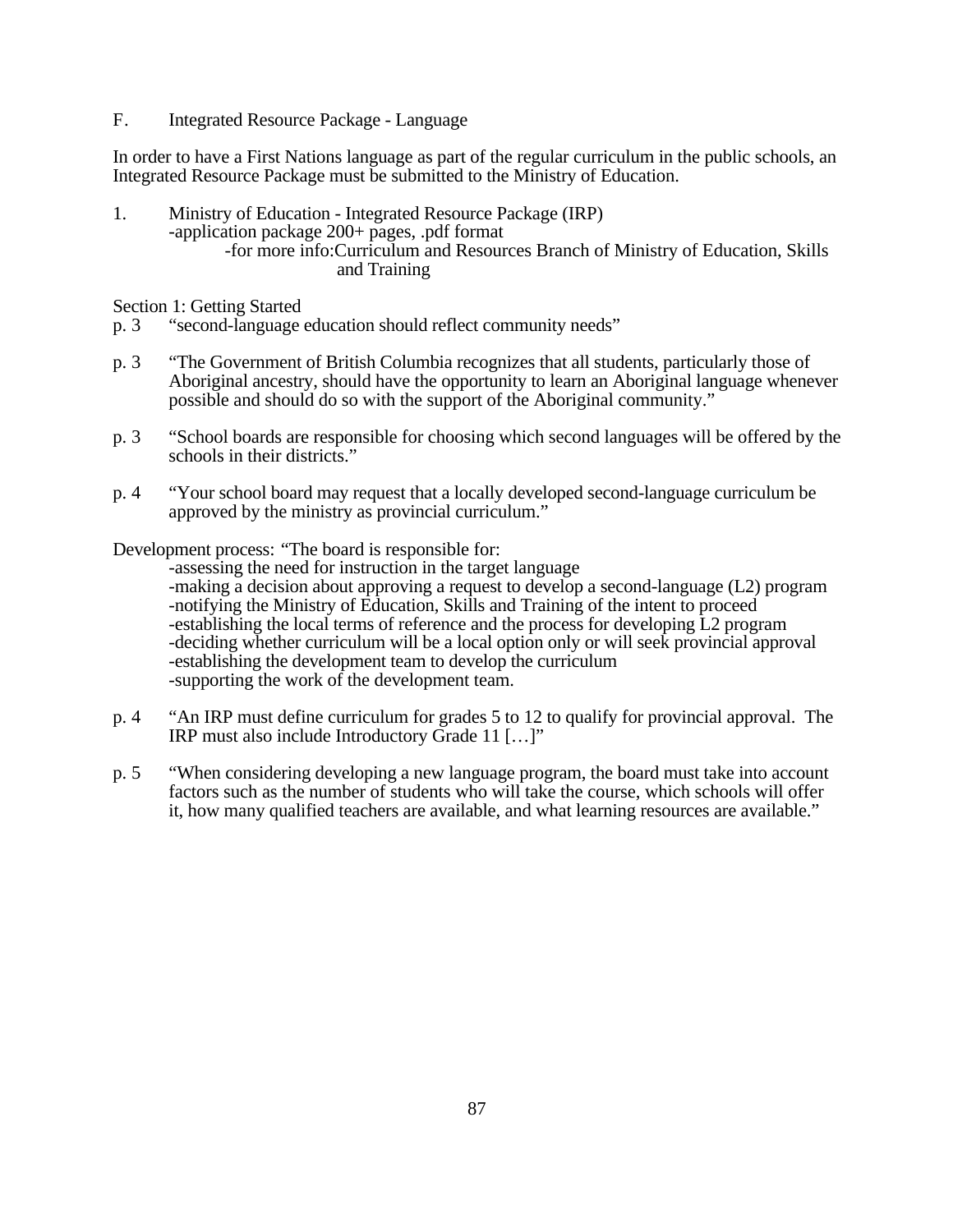F. Integrated Resource Package - Language

In order to have a First Nations language as part of the regular curriculum in the public schools, an Integrated Resource Package must be submitted to the Ministry of Education.

1. Ministry of Education - Integrated Resource Package (IRP)
   - -application package 200+ pages, .pdf format
     - -for more info:Curriculum and Resources Branch of Ministry of Education, Skills and Training

Section 1: Getting Started

p. 3 "second-language education should reflect community needs"

p. 3 "The Government of British Columbia recognizes that all students, particularly those of Aboriginal ancestry, should have the opportunity to learn an Aboriginal language whenever possible and should do so with the support of the Aboriginal community."

p. 3 "School boards are responsible for choosing which second languages will be offered by the schools in their districts."

p. 4 "Your school board may request that a locally developed second-language curriculum be approved by the ministry as provincial curriculum."

Development process: "The board is responsible for:

- -assessing the need for instruction in the target language
- -making a decision about approving a request to develop a second-language (L2) program
- -notifying the Ministry of Education, Skills and Training of the intent to proceed
- -establishing the local terms of reference and the process for developing L2 program
- -deciding whether curriculum will be a local option only or will seek provincial approval
- -establishing the development team to develop the curriculum
- -supporting the work of the development team.

p. 4 "An IRP must define curriculum for grades 5 to 12 to qualify for provincial approval. The IRP must also include Introductory Grade 11 […]"

p. 5 "When considering developing a new language program, the board must take into account factors such as the number of students who will take the course, which schools will offer it, how many qualified teachers are available, and what learning resources are available."